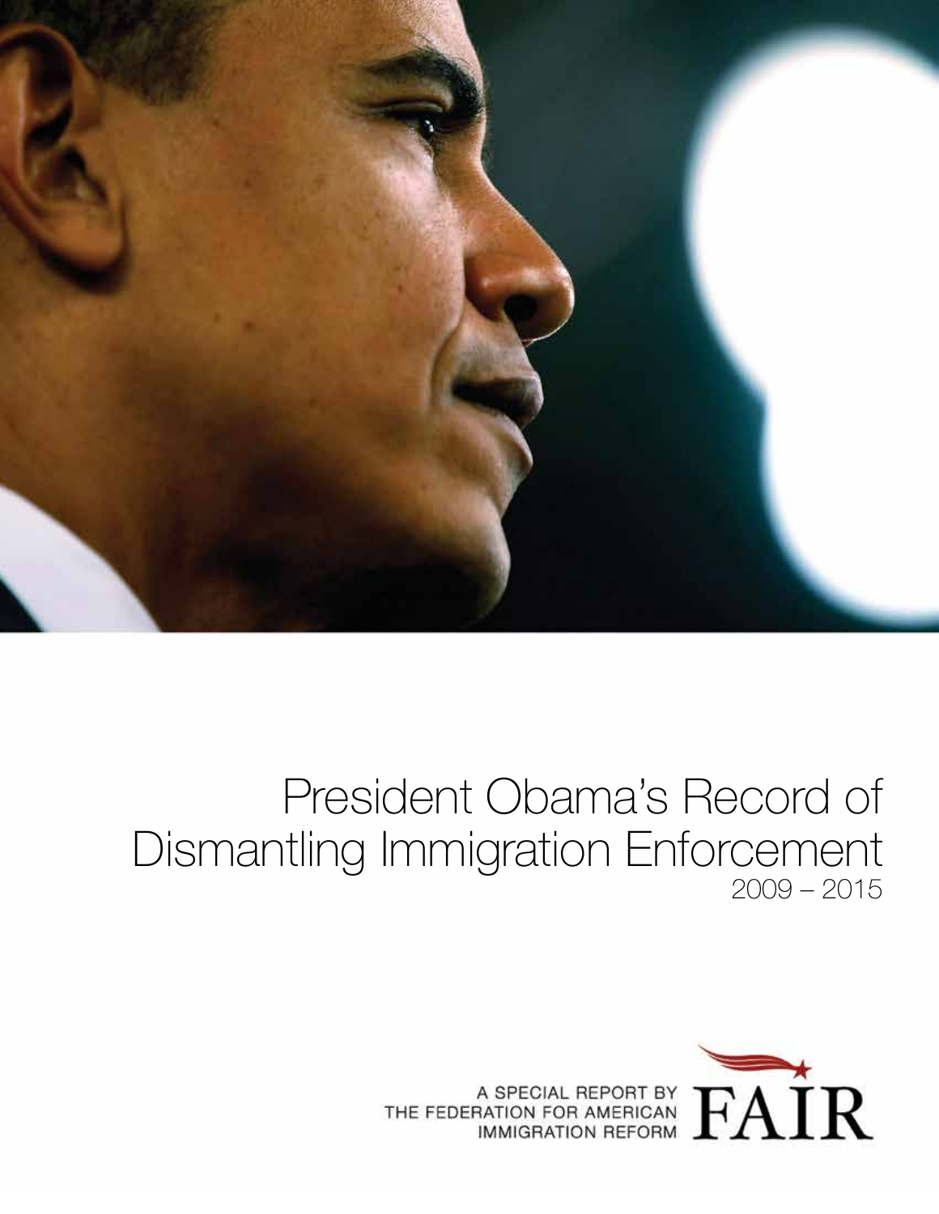# President Obama's Record of Dismantling Immigration Enforcement

2009 – 2015

A SPECIAL REPORT BY THE FEDERATION FOR AMERICAN IMMIGRATION REFORM

FAIR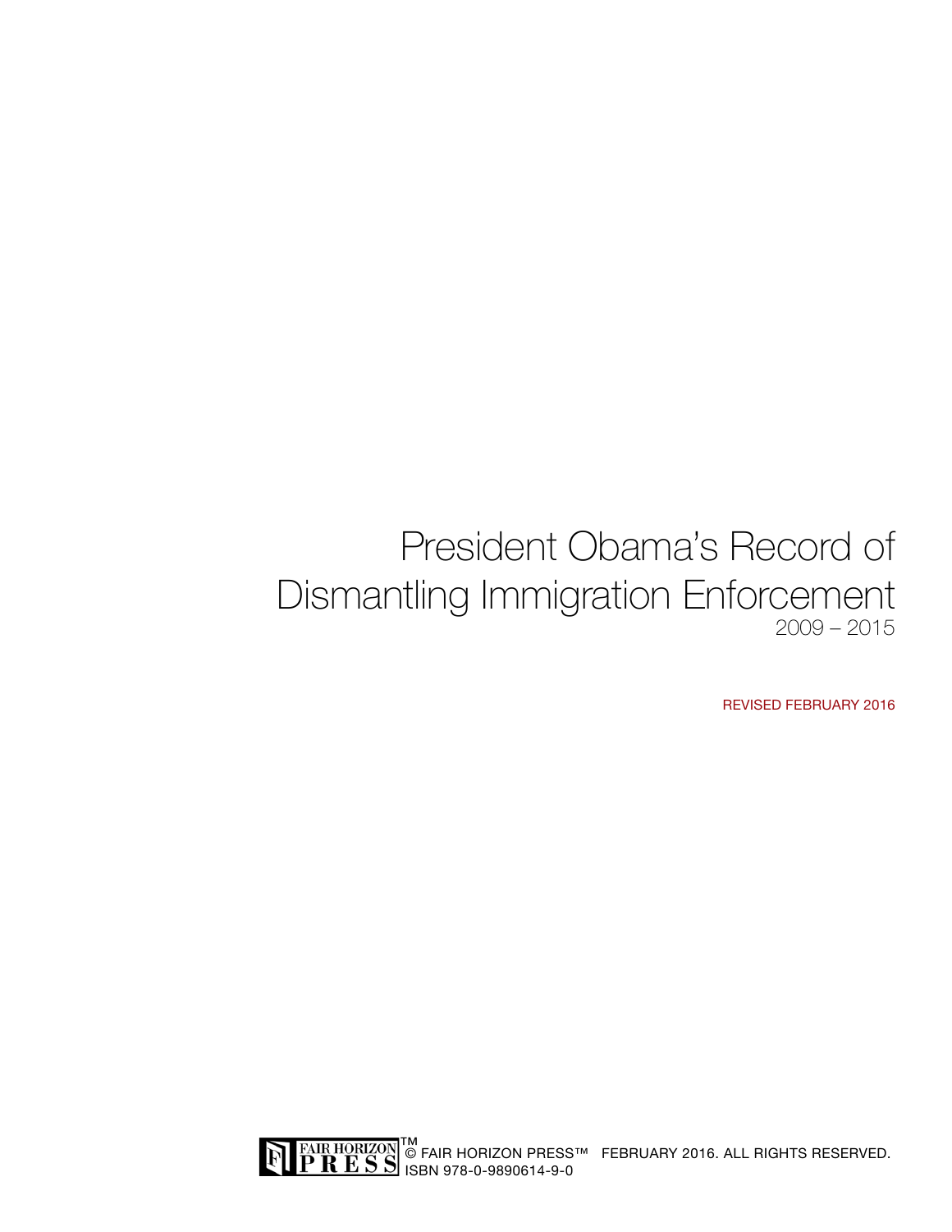# President Obama's Record of Dismantling Immigration Enforcement

2009 – 2015

REVISED FEBRUARY 2016

FAIR HORIZON PRESS™

© FAIR HORIZON PRESS™ FEBRUARY 2016. ALL RIGHTS RESERVED.
ISBN 978-0-9890614-9-0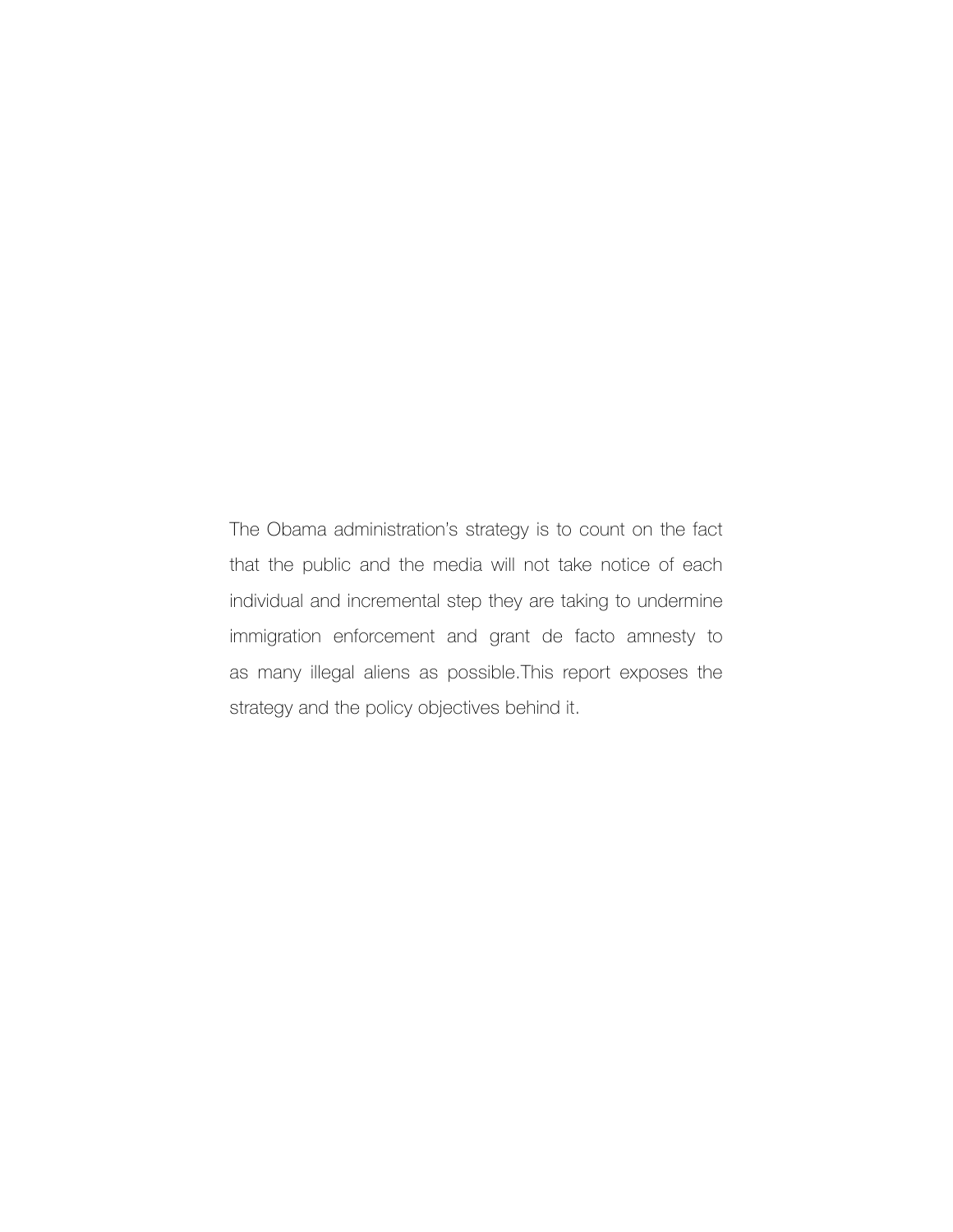The Obama administration's strategy is to count on the fact that the public and the media will not take notice of each individual and incremental step they are taking to undermine immigration enforcement and grant de facto amnesty to as many illegal aliens as possible.This report exposes the strategy and the policy objectives behind it.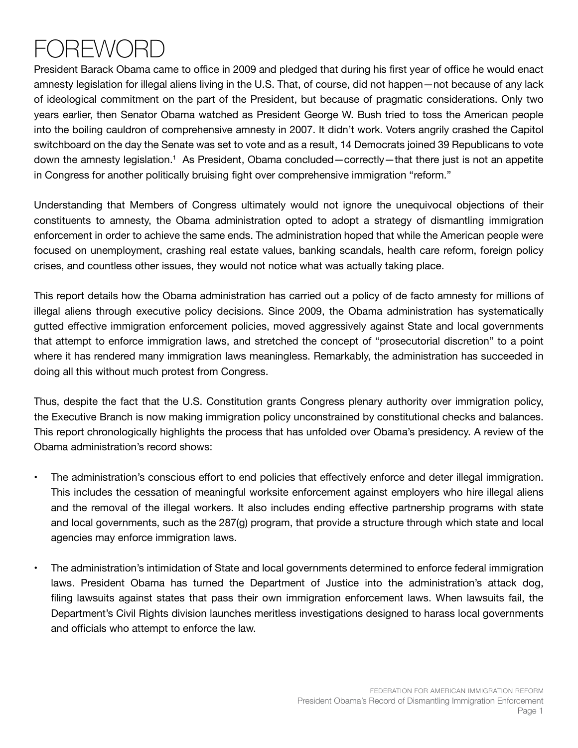# FOREWORD

President Barack Obama came to office in 2009 and pledged that during his first year of office he would enact amnesty legislation for illegal aliens living in the U.S. That, of course, did not happen—not because of any lack of ideological commitment on the part of the President, but because of pragmatic considerations. Only two years earlier, then Senator Obama watched as President George W. Bush tried to toss the American people into the boiling cauldron of comprehensive amnesty in 2007. It didn't work. Voters angrily crashed the Capitol switchboard on the day the Senate was set to vote and as a result, 14 Democrats joined 39 Republicans to vote down the amnesty legislation.[1] As President, Obama concluded—correctly—that there just is not an appetite in Congress for another politically bruising fight over comprehensive immigration "reform."

Understanding that Members of Congress ultimately would not ignore the unequivocal objections of their constituents to amnesty, the Obama administration opted to adopt a strategy of dismantling immigration enforcement in order to achieve the same ends. The administration hoped that while the American people were focused on unemployment, crashing real estate values, banking scandals, health care reform, foreign policy crises, and countless other issues, they would not notice what was actually taking place.

This report details how the Obama administration has carried out a policy of de facto amnesty for millions of illegal aliens through executive policy decisions. Since 2009, the Obama administration has systematically gutted effective immigration enforcement policies, moved aggressively against State and local governments that attempt to enforce immigration laws, and stretched the concept of "prosecutorial discretion" to a point where it has rendered many immigration laws meaningless. Remarkably, the administration has succeeded in doing all this without much protest from Congress.

Thus, despite the fact that the U.S. Constitution grants Congress plenary authority over immigration policy, the Executive Branch is now making immigration policy unconstrained by constitutional checks and balances. This report chronologically highlights the process that has unfolded over Obama's presidency. A review of the Obama administration's record shows:

- The administration's conscious effort to end policies that effectively enforce and deter illegal immigration. This includes the cessation of meaningful worksite enforcement against employers who hire illegal aliens and the removal of the illegal workers. It also includes ending effective partnership programs with state and local governments, such as the 287(g) program, that provide a structure through which state and local agencies may enforce immigration laws.

- The administration's intimidation of State and local governments determined to enforce federal immigration laws. President Obama has turned the Department of Justice into the administration's attack dog, filing lawsuits against states that pass their own immigration enforcement laws. When lawsuits fail, the Department's Civil Rights division launches meritless investigations designed to harass local governments and officials who attempt to enforce the law.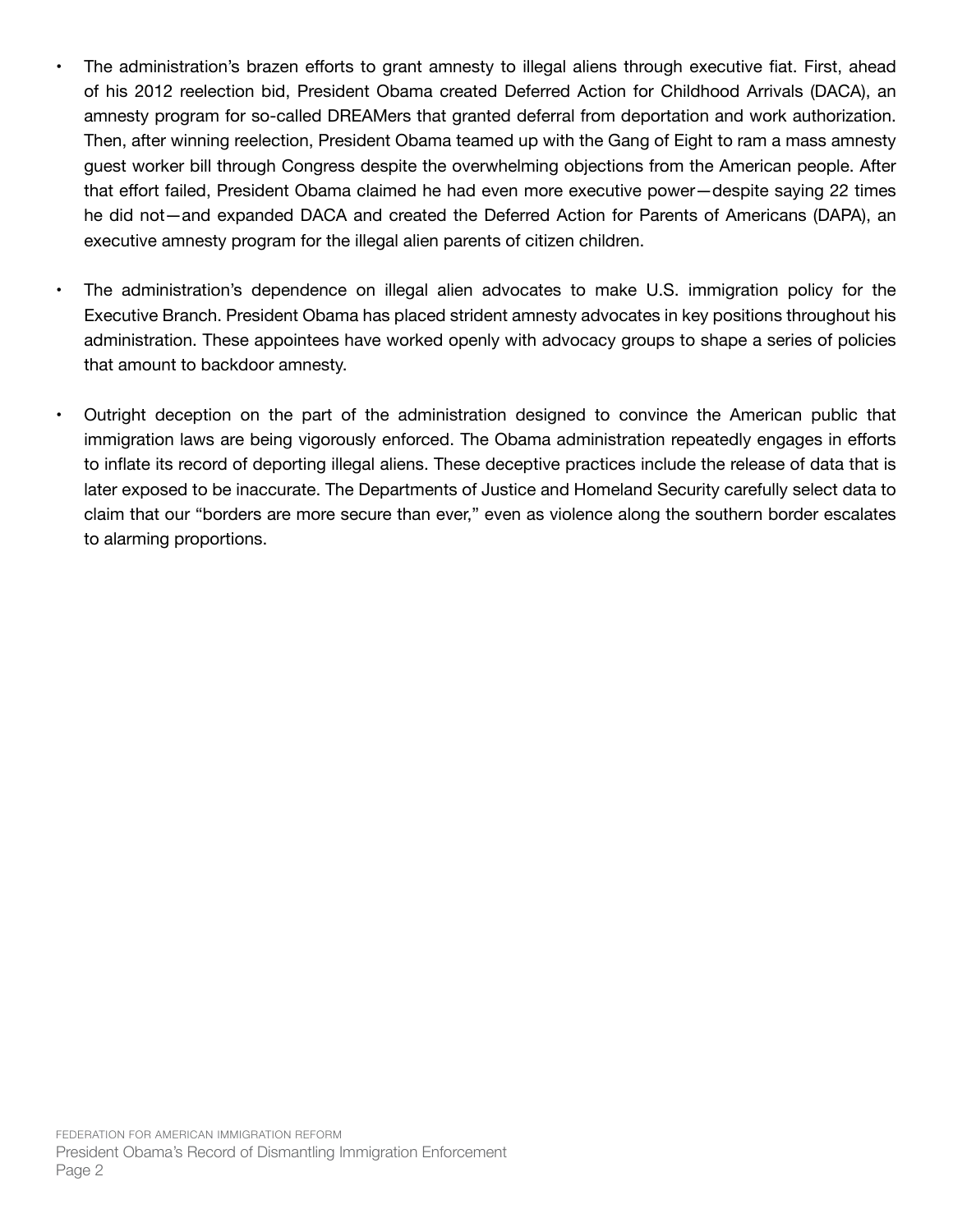- The administration's brazen efforts to grant amnesty to illegal aliens through executive fiat. First, ahead of his 2012 reelection bid, President Obama created Deferred Action for Childhood Arrivals (DACA), an amnesty program for so-called DREAMers that granted deferral from deportation and work authorization. Then, after winning reelection, President Obama teamed up with the Gang of Eight to ram a mass amnesty guest worker bill through Congress despite the overwhelming objections from the American people. After that effort failed, President Obama claimed he had even more executive power—despite saying 22 times he did not—and expanded DACA and created the Deferred Action for Parents of Americans (DAPA), an executive amnesty program for the illegal alien parents of citizen children.

- The administration's dependence on illegal alien advocates to make U.S. immigration policy for the Executive Branch. President Obama has placed strident amnesty advocates in key positions throughout his administration. These appointees have worked openly with advocacy groups to shape a series of policies that amount to backdoor amnesty.

- Outright deception on the part of the administration designed to convince the American public that immigration laws are being vigorously enforced. The Obama administration repeatedly engages in efforts to inflate its record of deporting illegal aliens. These deceptive practices include the release of data that is later exposed to be inaccurate. The Departments of Justice and Homeland Security carefully select data to claim that our "borders are more secure than ever," even as violence along the southern border escalates to alarming proportions.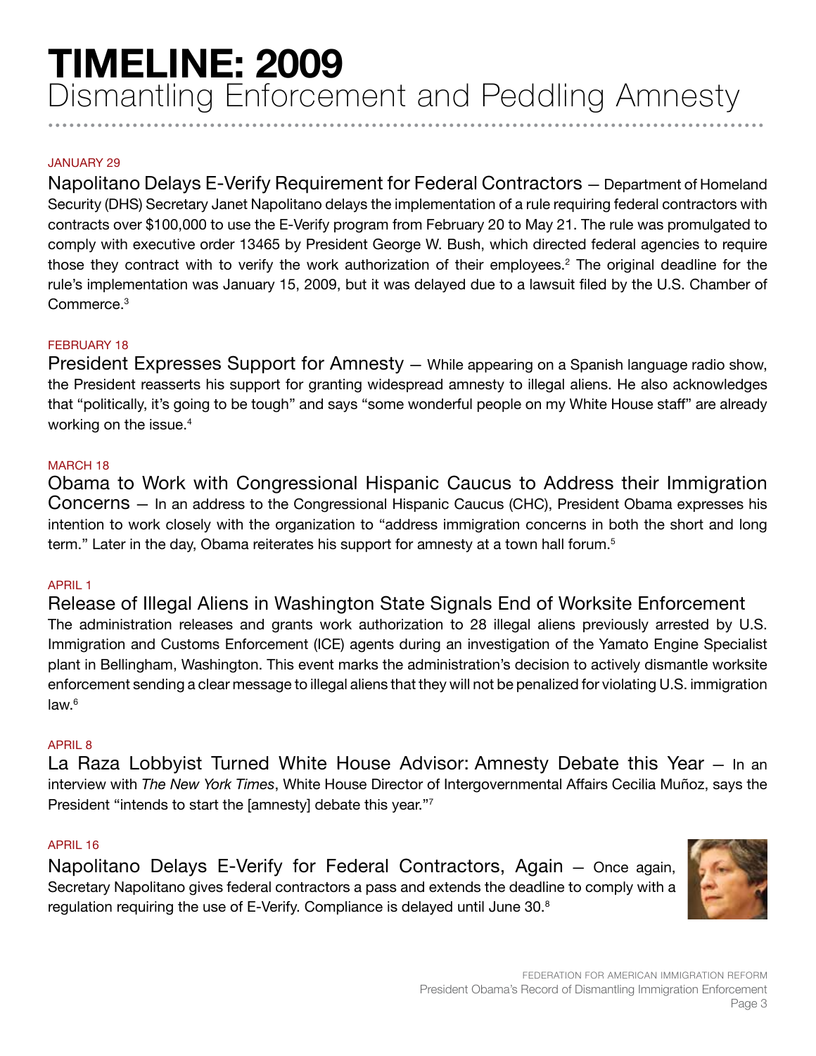# TIMELINE: 2009

## Dismantling Enforcement and Peddling Amnesty

JANUARY 29

**Napolitano Delays E-Verify Requirement for Federal Contractors** — Department of Homeland Security (DHS) Secretary Janet Napolitano delays the implementation of a rule requiring federal contractors with contracts over $100,000 to use the E-Verify program from February 20 to May 21. The rule was promulgated to comply with executive order 13465 by President George W. Bush, which directed federal agencies to require those they contract with to verify the work authorization of their employees.[2] The original deadline for the rule's implementation was January 15, 2009, but it was delayed due to a lawsuit filed by the U.S. Chamber of Commerce.[3]

FEBRUARY 18

**President Expresses Support for Amnesty** — While appearing on a Spanish language radio show, the President reasserts his support for granting widespread amnesty to illegal aliens. He also acknowledges that "politically, it's going to be tough" and says "some wonderful people on my White House staff" are already working on the issue.[4]

MARCH 18

**Obama to Work with Congressional Hispanic Caucus to Address their Immigration Concerns** — In an address to the Congressional Hispanic Caucus (CHC), President Obama expresses his intention to work closely with the organization to "address immigration concerns in both the short and long term." Later in the day, Obama reiterates his support for amnesty at a town hall forum.[5]

APRIL 1

**Release of Illegal Aliens in Washington State Signals End of Worksite Enforcement**

The administration releases and grants work authorization to 28 illegal aliens previously arrested by U.S. Immigration and Customs Enforcement (ICE) agents during an investigation of the Yamato Engine Specialist plant in Bellingham, Washington. This event marks the administration's decision to actively dismantle worksite enforcement sending a clear message to illegal aliens that they will not be penalized for violating U.S. immigration law.[6]

APRIL 8

**La Raza Lobbyist Turned White House Advisor: Amnesty Debate this Year** — In an interview with *The New York Times*, White House Director of Intergovernmental Affairs Cecilia Muñoz, says the President "intends to start the [amnesty] debate this year."[7]

APRIL 16

**Napolitano Delays E-Verify for Federal Contractors, Again** — Once again, Secretary Napolitano gives federal contractors a pass and extends the deadline to comply with a regulation requiring the use of E-Verify. Compliance is delayed until June 30.[8]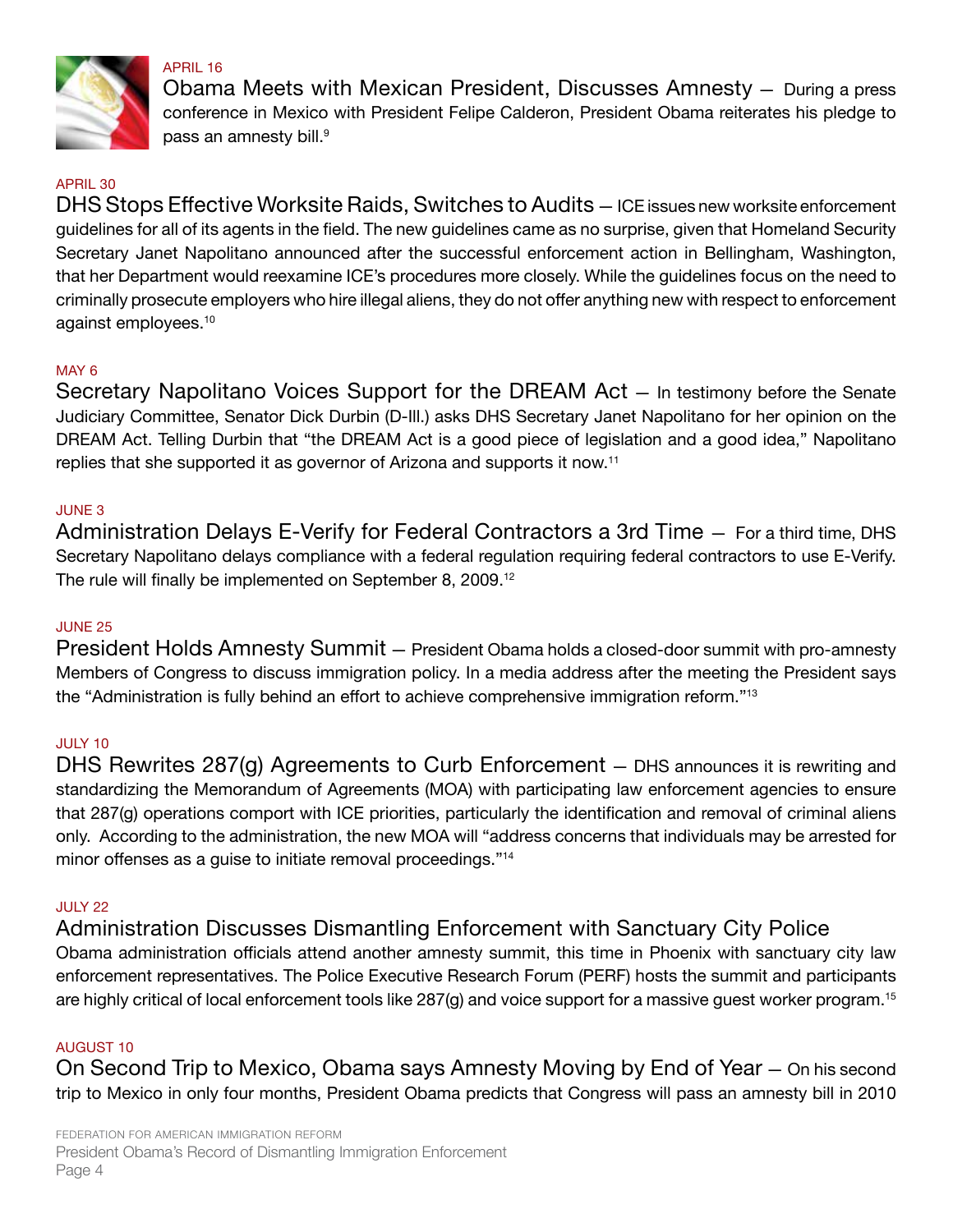APRIL 16

**Obama Meets with Mexican President, Discusses Amnesty** — During a press conference in Mexico with President Felipe Calderon, President Obama reiterates his pledge to pass an amnesty bill.[9]

APRIL 30

**DHS Stops Effective Worksite Raids, Switches to Audits** — ICE issues new worksite enforcement guidelines for all of its agents in the field. The new guidelines came as no surprise, given that Homeland Security Secretary Janet Napolitano announced after the successful enforcement action in Bellingham, Washington, that her Department would reexamine ICE's procedures more closely. While the guidelines focus on the need to criminally prosecute employers who hire illegal aliens, they do not offer anything new with respect to enforcement against employees.[10]

MAY 6

**Secretary Napolitano Voices Support for the DREAM Act** — In testimony before the Senate Judiciary Committee, Senator Dick Durbin (D-Ill.) asks DHS Secretary Janet Napolitano for her opinion on the DREAM Act. Telling Durbin that "the DREAM Act is a good piece of legislation and a good idea," Napolitano replies that she supported it as governor of Arizona and supports it now.[11]

JUNE 3

**Administration Delays E-Verify for Federal Contractors a 3rd Time** — For a third time, DHS Secretary Napolitano delays compliance with a federal regulation requiring federal contractors to use E-Verify. The rule will finally be implemented on September 8, 2009.[12]

JUNE 25

**President Holds Amnesty Summit** — President Obama holds a closed-door summit with pro-amnesty Members of Congress to discuss immigration policy. In a media address after the meeting the President says the "Administration is fully behind an effort to achieve comprehensive immigration reform."[13]

JULY 10

**DHS Rewrites 287(g) Agreements to Curb Enforcement** — DHS announces it is rewriting and standardizing the Memorandum of Agreements (MOA) with participating law enforcement agencies to ensure that 287(g) operations comport with ICE priorities, particularly the identification and removal of criminal aliens only. According to the administration, the new MOA will "address concerns that individuals may be arrested for minor offenses as a guise to initiate removal proceedings."[14]

JULY 22

**Administration Discusses Dismantling Enforcement with Sanctuary City Police**

Obama administration officials attend another amnesty summit, this time in Phoenix with sanctuary city law enforcement representatives. The Police Executive Research Forum (PERF) hosts the summit and participants are highly critical of local enforcement tools like 287(g) and voice support for a massive guest worker program.[15]

AUGUST 10

**On Second Trip to Mexico, Obama says Amnesty Moving by End of Year** — On his second trip to Mexico in only four months, President Obama predicts that Congress will pass an amnesty bill in 2010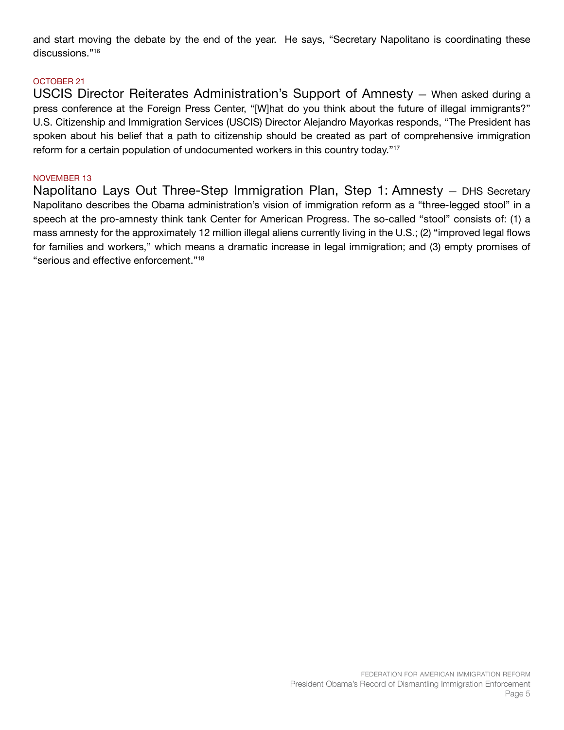and start moving the debate by the end of the year. He says, "Secretary Napolitano is coordinating these discussions."[16]

OCTOBER 21

USCIS Director Reiterates Administration's Support of Amnesty — When asked during a press conference at the Foreign Press Center, "[W]hat do you think about the future of illegal immigrants?" U.S. Citizenship and Immigration Services (USCIS) Director Alejandro Mayorkas responds, "The President has spoken about his belief that a path to citizenship should be created as part of comprehensive immigration reform for a certain population of undocumented workers in this country today."[17]

NOVEMBER 13

Napolitano Lays Out Three-Step Immigration Plan, Step 1: Amnesty — DHS Secretary Napolitano describes the Obama administration's vision of immigration reform as a "three-legged stool" in a speech at the pro-amnesty think tank Center for American Progress. The so-called "stool" consists of: (1) a mass amnesty for the approximately 12 million illegal aliens currently living in the U.S.; (2) "improved legal flows for families and workers," which means a dramatic increase in legal immigration; and (3) empty promises of "serious and effective enforcement."[18]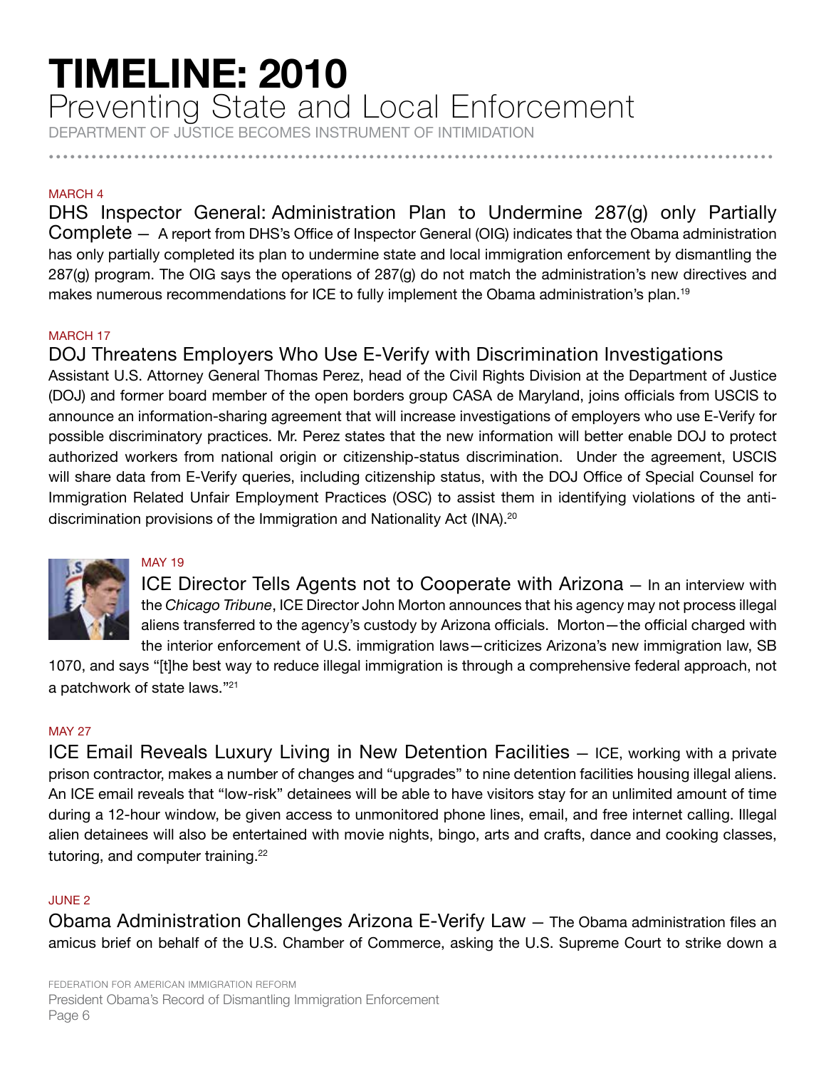# TIMELINE: 2010

## Preventing State and Local Enforcement

DEPARTMENT OF JUSTICE BECOMES INSTRUMENT OF INTIMIDATION

MARCH 4

### DHS Inspector General: Administration Plan to Undermine 287(g) only Partially Complete

— A report from DHS's Office of Inspector General (OIG) indicates that the Obama administration has only partially completed its plan to undermine state and local immigration enforcement by dismantling the 287(g) program. The OIG says the operations of 287(g) do not match the administration's new directives and makes numerous recommendations for ICE to fully implement the Obama administration's plan.[19]

MARCH 17

### DOJ Threatens Employers Who Use E-Verify with Discrimination Investigations

Assistant U.S. Attorney General Thomas Perez, head of the Civil Rights Division at the Department of Justice (DOJ) and former board member of the open borders group CASA de Maryland, joins officials from USCIS to announce an information-sharing agreement that will increase investigations of employers who use E-Verify for possible discriminatory practices. Mr. Perez states that the new information will better enable DOJ to protect authorized workers from national origin or citizenship-status discrimination. Under the agreement, USCIS will share data from E-Verify queries, including citizenship status, with the DOJ Office of Special Counsel for Immigration Related Unfair Employment Practices (OSC) to assist them in identifying violations of the anti-discrimination provisions of the Immigration and Nationality Act (INA).[20]

MAY 19

### ICE Director Tells Agents not to Cooperate with Arizona

— In an interview with the *Chicago Tribune*, ICE Director John Morton announces that his agency may not process illegal aliens transferred to the agency's custody by Arizona officials. Morton—the official charged with the interior enforcement of U.S. immigration laws—criticizes Arizona's new immigration law, SB 1070, and says "[t]he best way to reduce illegal immigration is through a comprehensive federal approach, not a patchwork of state laws."[21]

MAY 27

### ICE Email Reveals Luxury Living in New Detention Facilities

— ICE, working with a private prison contractor, makes a number of changes and "upgrades" to nine detention facilities housing illegal aliens. An ICE email reveals that "low-risk" detainees will be able to have visitors stay for an unlimited amount of time during a 12-hour window, be given access to unmonitored phone lines, email, and free internet calling. Illegal alien detainees will also be entertained with movie nights, bingo, arts and crafts, dance and cooking classes, tutoring, and computer training.[22]

JUNE 2

### Obama Administration Challenges Arizona E-Verify Law

— The Obama administration files an amicus brief on behalf of the U.S. Chamber of Commerce, asking the U.S. Supreme Court to strike down a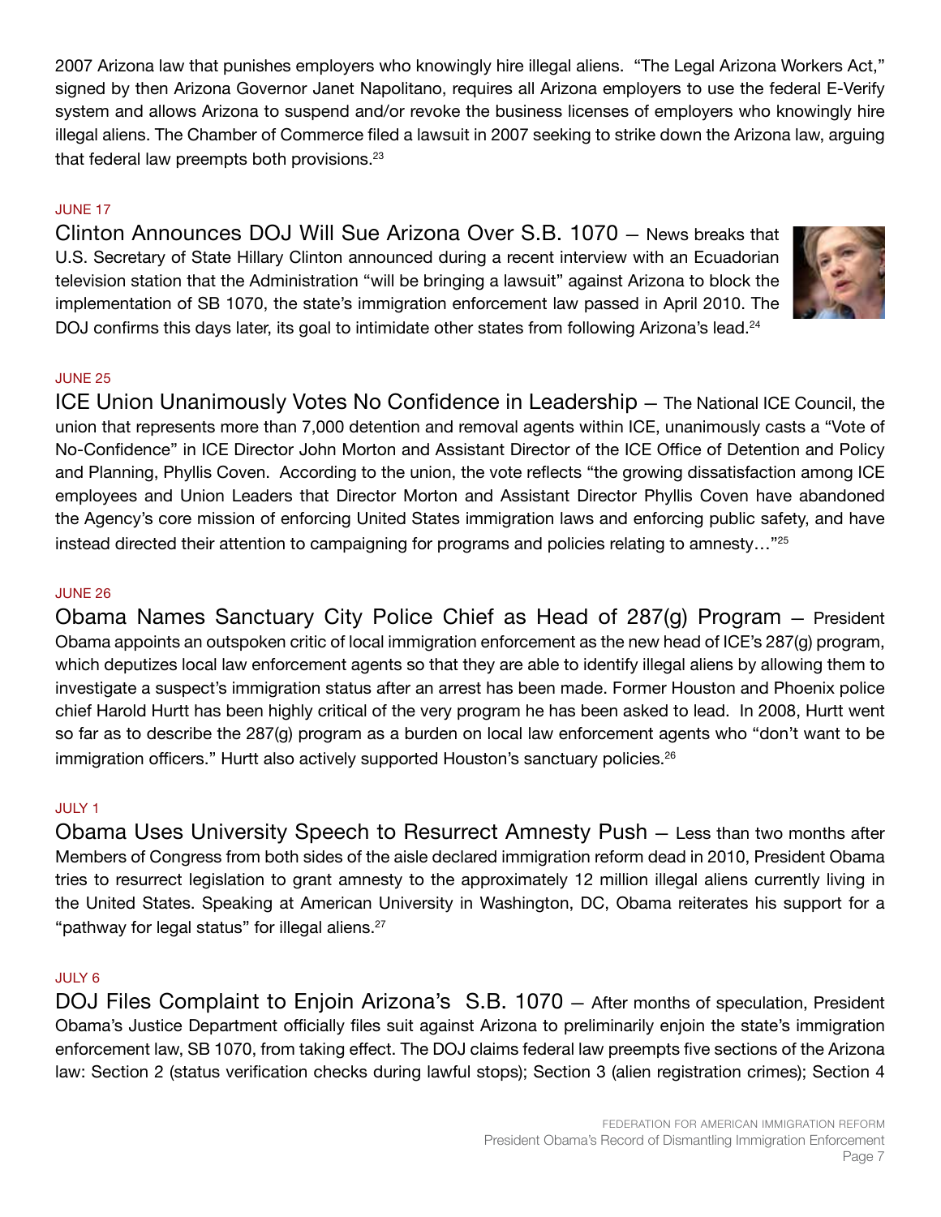2007 Arizona law that punishes employers who knowingly hire illegal aliens. "The Legal Arizona Workers Act," signed by then Arizona Governor Janet Napolitano, requires all Arizona employers to use the federal E-Verify system and allows Arizona to suspend and/or revoke the business licenses of employers who knowingly hire illegal aliens. The Chamber of Commerce filed a lawsuit in 2007 seeking to strike down the Arizona law, arguing that federal law preempts both provisions.[23]

JUNE 17

Clinton Announces DOJ Will Sue Arizona Over S.B. 1070 — News breaks that U.S. Secretary of State Hillary Clinton announced during a recent interview with an Ecuadorian television station that the Administration "will be bringing a lawsuit" against Arizona to block the implementation of SB 1070, the state's immigration enforcement law passed in April 2010. The DOJ confirms this days later, its goal to intimidate other states from following Arizona's lead.[24]

JUNE 25

ICE Union Unanimously Votes No Confidence in Leadership — The National ICE Council, the union that represents more than 7,000 detention and removal agents within ICE, unanimously casts a "Vote of No-Confidence" in ICE Director John Morton and Assistant Director of the ICE Office of Detention and Policy and Planning, Phyllis Coven. According to the union, the vote reflects "the growing dissatisfaction among ICE employees and Union Leaders that Director Morton and Assistant Director Phyllis Coven have abandoned the Agency's core mission of enforcing United States immigration laws and enforcing public safety, and have instead directed their attention to campaigning for programs and policies relating to amnesty…"[25]

JUNE 26

Obama Names Sanctuary City Police Chief as Head of 287(g) Program — President Obama appoints an outspoken critic of local immigration enforcement as the new head of ICE's 287(g) program, which deputizes local law enforcement agents so that they are able to identify illegal aliens by allowing them to investigate a suspect's immigration status after an arrest has been made. Former Houston and Phoenix police chief Harold Hurtt has been highly critical of the very program he has been asked to lead. In 2008, Hurtt went so far as to describe the 287(g) program as a burden on local law enforcement agents who "don't want to be immigration officers." Hurtt also actively supported Houston's sanctuary policies.[26]

JULY 1

Obama Uses University Speech to Resurrect Amnesty Push — Less than two months after Members of Congress from both sides of the aisle declared immigration reform dead in 2010, President Obama tries to resurrect legislation to grant amnesty to the approximately 12 million illegal aliens currently living in the United States. Speaking at American University in Washington, DC, Obama reiterates his support for a "pathway for legal status" for illegal aliens.[27]

JULY 6

DOJ Files Complaint to Enjoin Arizona's S.B. 1070 — After months of speculation, President Obama's Justice Department officially files suit against Arizona to preliminarily enjoin the state's immigration enforcement law, SB 1070, from taking effect. The DOJ claims federal law preempts five sections of the Arizona law: Section 2 (status verification checks during lawful stops); Section 3 (alien registration crimes); Section 4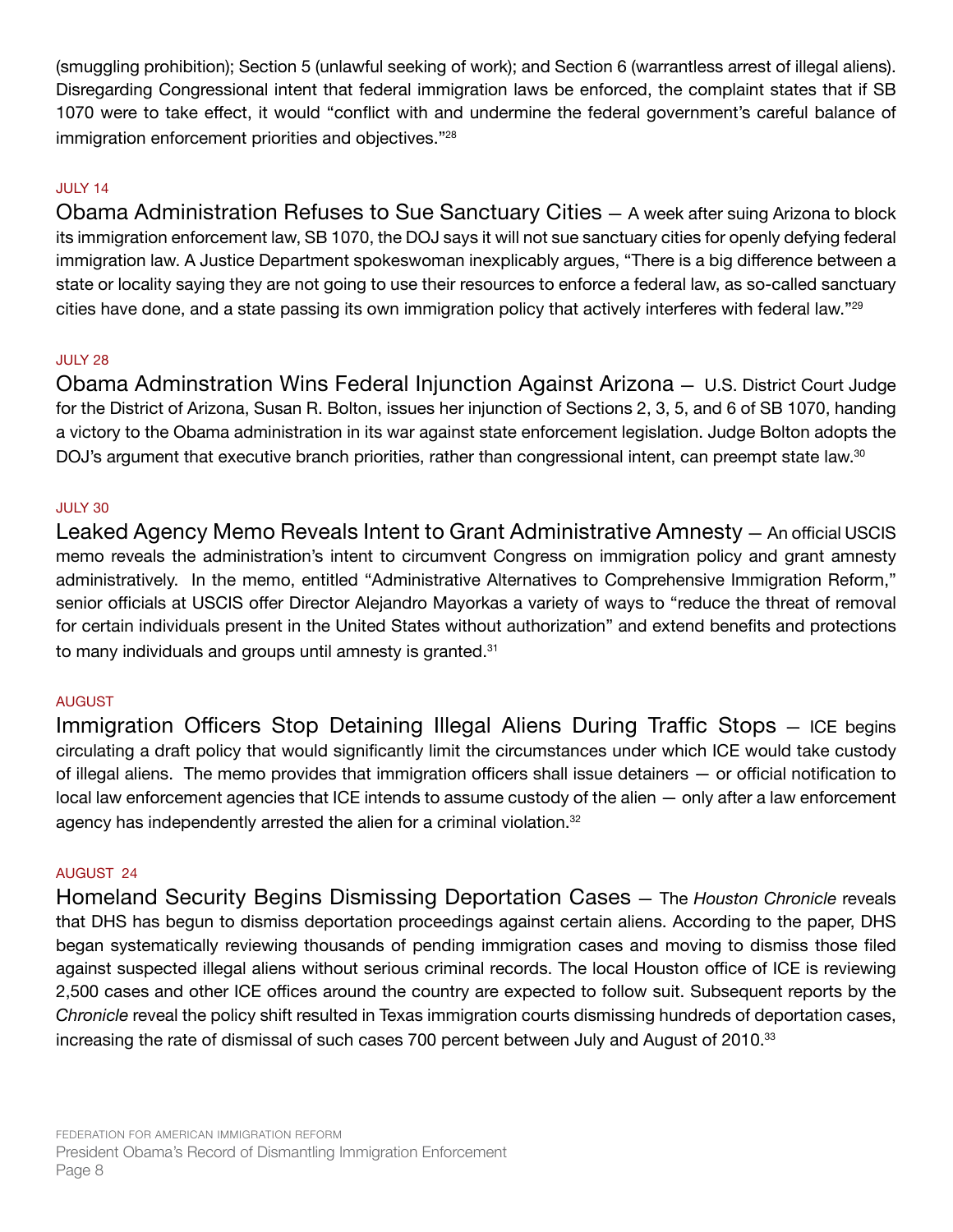(smuggling prohibition); Section 5 (unlawful seeking of work); and Section 6 (warrantless arrest of illegal aliens). Disregarding Congressional intent that federal immigration laws be enforced, the complaint states that if SB 1070 were to take effect, it would "conflict with and undermine the federal government's careful balance of immigration enforcement priorities and objectives."[28]

JULY 14

**Obama Administration Refuses to Sue Sanctuary Cities** — A week after suing Arizona to block its immigration enforcement law, SB 1070, the DOJ says it will not sue sanctuary cities for openly defying federal immigration law. A Justice Department spokeswoman inexplicably argues, "There is a big difference between a state or locality saying they are not going to use their resources to enforce a federal law, as so-called sanctuary cities have done, and a state passing its own immigration policy that actively interferes with federal law."[29]

JULY 28

**Obama Adminstration Wins Federal Injunction Against Arizona** — U.S. District Court Judge for the District of Arizona, Susan R. Bolton, issues her injunction of Sections 2, 3, 5, and 6 of SB 1070, handing a victory to the Obama administration in its war against state enforcement legislation. Judge Bolton adopts the DOJ's argument that executive branch priorities, rather than congressional intent, can preempt state law.[30]

JULY 30

**Leaked Agency Memo Reveals Intent to Grant Administrative Amnesty** — An official USCIS memo reveals the administration's intent to circumvent Congress on immigration policy and grant amnesty administratively. In the memo, entitled "Administrative Alternatives to Comprehensive Immigration Reform," senior officials at USCIS offer Director Alejandro Mayorkas a variety of ways to "reduce the threat of removal for certain individuals present in the United States without authorization" and extend benefits and protections to many individuals and groups until amnesty is granted.[31]

AUGUST

**Immigration Officers Stop Detaining Illegal Aliens During Traffic Stops** — ICE begins circulating a draft policy that would significantly limit the circumstances under which ICE would take custody of illegal aliens. The memo provides that immigration officers shall issue detainers — or official notification to local law enforcement agencies that ICE intends to assume custody of the alien — only after a law enforcement agency has independently arrested the alien for a criminal violation.[32]

AUGUST 24

**Homeland Security Begins Dismissing Deportation Cases** — The *Houston Chronicle* reveals that DHS has begun to dismiss deportation proceedings against certain aliens. According to the paper, DHS began systematically reviewing thousands of pending immigration cases and moving to dismiss those filed against suspected illegal aliens without serious criminal records. The local Houston office of ICE is reviewing 2,500 cases and other ICE offices around the country are expected to follow suit. Subsequent reports by the *Chronicle* reveal the policy shift resulted in Texas immigration courts dismissing hundreds of deportation cases, increasing the rate of dismissal of such cases 700 percent between July and August of 2010.[33]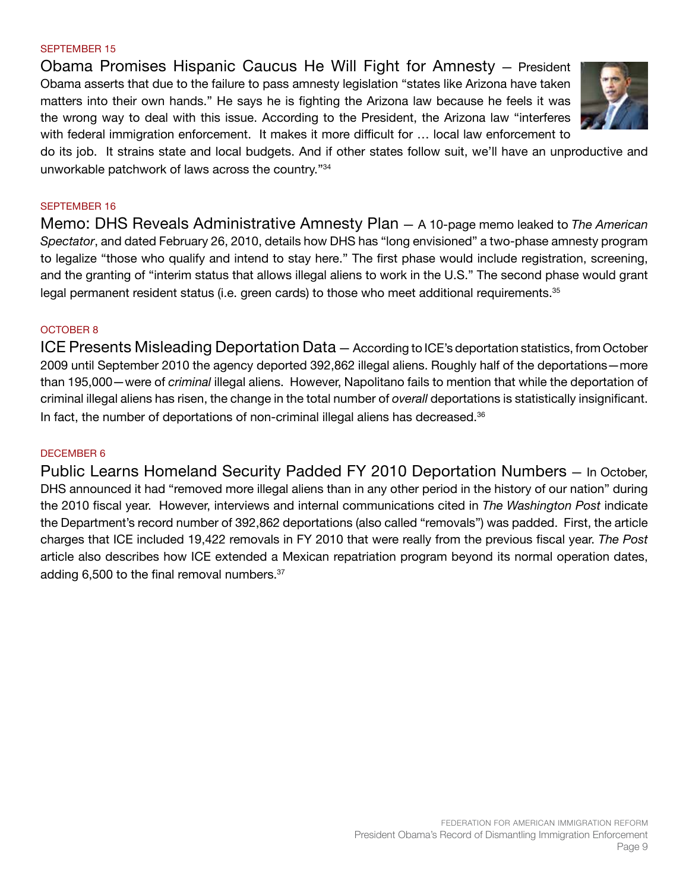SEPTEMBER 15

**Obama Promises Hispanic Caucus He Will Fight for Amnesty** — President Obama asserts that due to the failure to pass amnesty legislation "states like Arizona have taken matters into their own hands." He says he is fighting the Arizona law because he feels it was the wrong way to deal with this issue. According to the President, the Arizona law "interferes with federal immigration enforcement. It makes it more difficult for … local law enforcement to do its job. It strains state and local budgets. And if other states follow suit, we'll have an unproductive and unworkable patchwork of laws across the country."[34]

SEPTEMBER 16

**Memo: DHS Reveals Administrative Amnesty Plan** — A 10-page memo leaked to *The American Spectator*, and dated February 26, 2010, details how DHS has "long envisioned" a two-phase amnesty program to legalize "those who qualify and intend to stay here." The first phase would include registration, screening, and the granting of "interim status that allows illegal aliens to work in the U.S." The second phase would grant legal permanent resident status (i.e. green cards) to those who meet additional requirements.[35]

OCTOBER 8

**ICE Presents Misleading Deportation Data** — According to ICE's deportation statistics, from October 2009 until September 2010 the agency deported 392,862 illegal aliens. Roughly half of the deportations—more than 195,000—were of *criminal* illegal aliens. However, Napolitano fails to mention that while the deportation of criminal illegal aliens has risen, the change in the total number of *overall* deportations is statistically insignificant. In fact, the number of deportations of non-criminal illegal aliens has decreased.[36]

DECEMBER 6

**Public Learns Homeland Security Padded FY 2010 Deportation Numbers** — In October, DHS announced it had "removed more illegal aliens than in any other period in the history of our nation" during the 2010 fiscal year. However, interviews and internal communications cited in *The Washington Post* indicate the Department's record number of 392,862 deportations (also called "removals") was padded. First, the article charges that ICE included 19,422 removals in FY 2010 that were really from the previous fiscal year. *The Post* article also describes how ICE extended a Mexican repatriation program beyond its normal operation dates, adding 6,500 to the final removal numbers.[37]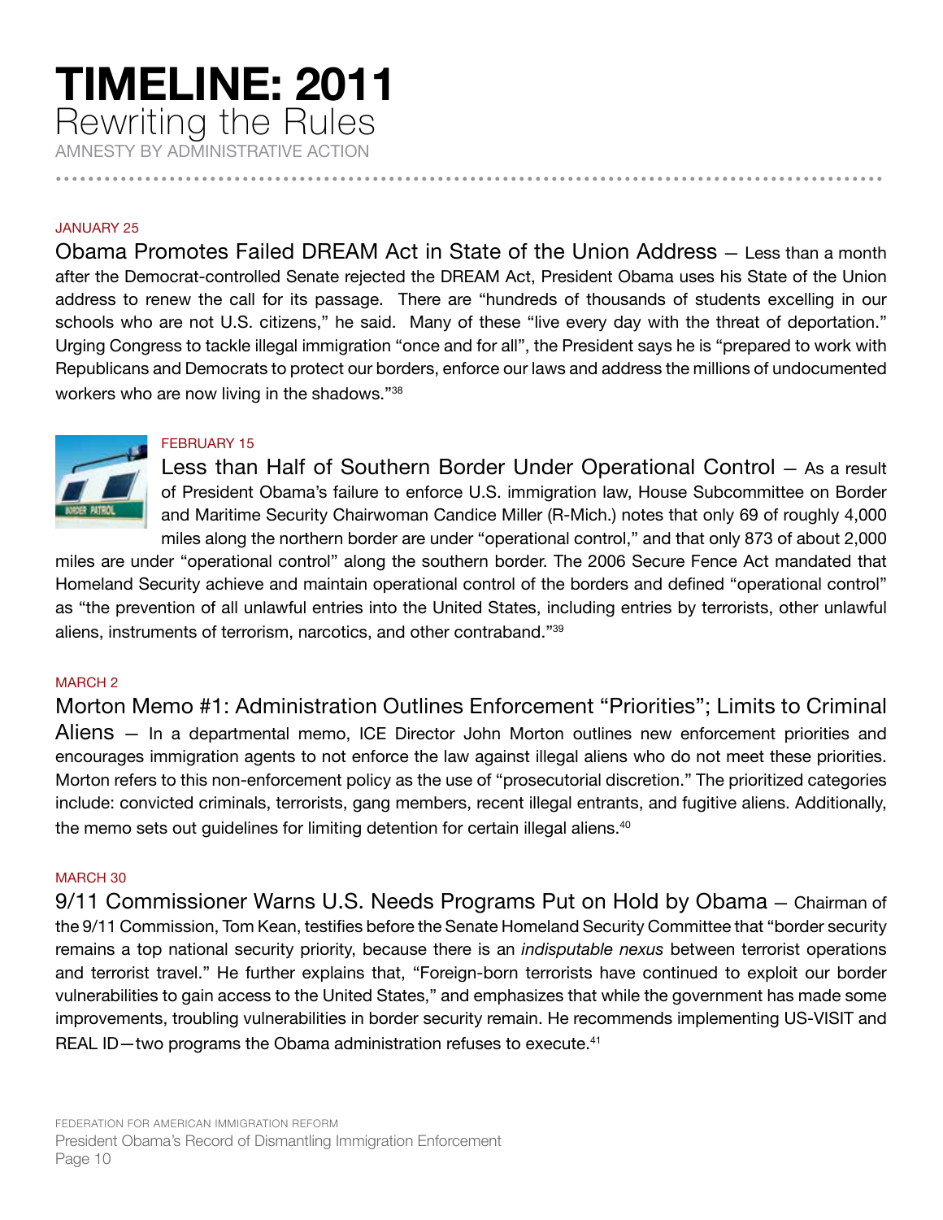# TIMELINE: 2011

## Rewriting the Rules

AMNESTY BY ADMINISTRATIVE ACTION

JANUARY 25

**Obama Promotes Failed DREAM Act in State of the Union Address** — Less than a month after the Democrat-controlled Senate rejected the DREAM Act, President Obama uses his State of the Union address to renew the call for its passage. There are "hundreds of thousands of students excelling in our schools who are not U.S. citizens," he said. Many of these "live every day with the threat of deportation." Urging Congress to tackle illegal immigration "once and for all", the President says he is "prepared to work with Republicans and Democrats to protect our borders, enforce our laws and address the millions of undocumented workers who are now living in the shadows."[38]

FEBRUARY 15

**Less than Half of Southern Border Under Operational Control** — As a result of President Obama's failure to enforce U.S. immigration law, House Subcommittee on Border and Maritime Security Chairwoman Candice Miller (R-Mich.) notes that only 69 of roughly 4,000 miles along the northern border are under "operational control," and that only 873 of about 2,000 miles are under "operational control" along the southern border. The 2006 Secure Fence Act mandated that Homeland Security achieve and maintain operational control of the borders and defined "operational control" as "the prevention of all unlawful entries into the United States, including entries by terrorists, other unlawful aliens, instruments of terrorism, narcotics, and other contraband."[39]

MARCH 2

**Morton Memo #1: Administration Outlines Enforcement "Priorities"; Limits to Criminal Aliens** — In a departmental memo, ICE Director John Morton outlines new enforcement priorities and encourages immigration agents to not enforce the law against illegal aliens who do not meet these priorities. Morton refers to this non-enforcement policy as the use of "prosecutorial discretion." The prioritized categories include: convicted criminals, terrorists, gang members, recent illegal entrants, and fugitive aliens. Additionally, the memo sets out guidelines for limiting detention for certain illegal aliens.[40]

MARCH 30

**9/11 Commissioner Warns U.S. Needs Programs Put on Hold by Obama** — Chairman of the 9/11 Commission, Tom Kean, testifies before the Senate Homeland Security Committee that "border security remains a top national security priority, because there is an *indisputable nexus* between terrorist operations and terrorist travel." He further explains that, "Foreign-born terrorists have continued to exploit our border vulnerabilities to gain access to the United States," and emphasizes that while the government has made some improvements, troubling vulnerabilities in border security remain. He recommends implementing US-VISIT and REAL ID—two programs the Obama administration refuses to execute.[41]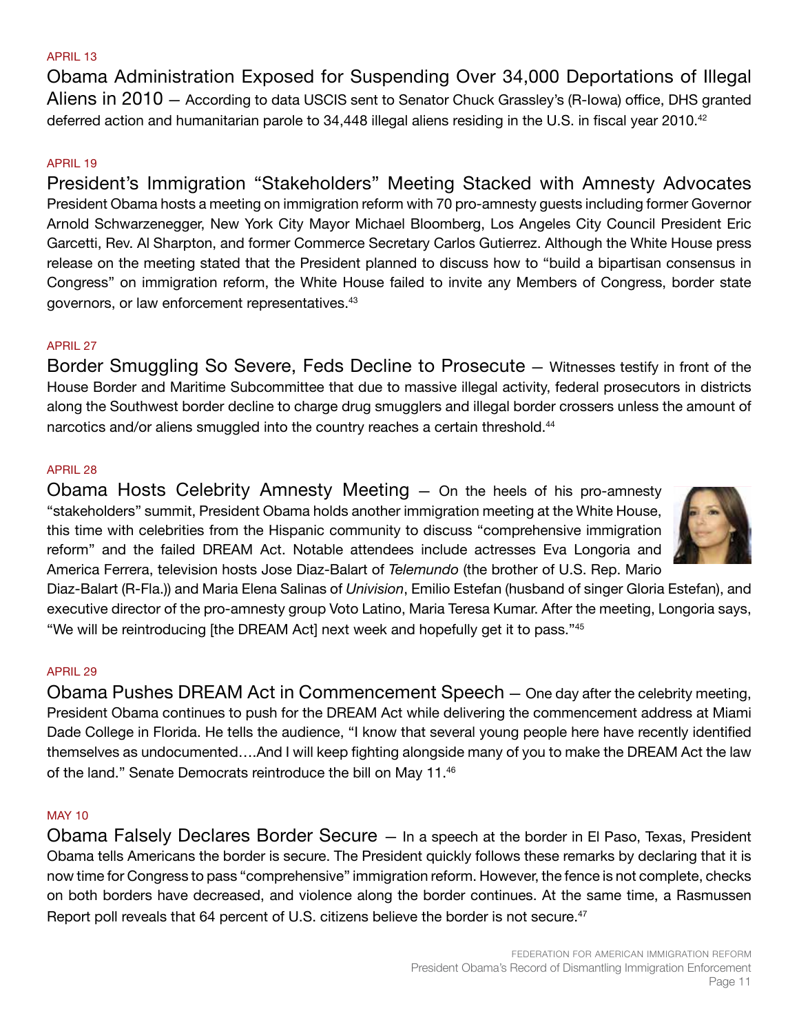APRIL 13

**Obama Administration Exposed for Suspending Over 34,000 Deportations of Illegal Aliens in 2010** — According to data USCIS sent to Senator Chuck Grassley's (R-Iowa) office, DHS granted deferred action and humanitarian parole to 34,448 illegal aliens residing in the U.S. in fiscal year 2010.[42]

APRIL 19

**President's Immigration "Stakeholders" Meeting Stacked with Amnesty Advocates**
President Obama hosts a meeting on immigration reform with 70 pro-amnesty guests including former Governor Arnold Schwarzenegger, New York City Mayor Michael Bloomberg, Los Angeles City Council President Eric Garcetti, Rev. Al Sharpton, and former Commerce Secretary Carlos Gutierrez. Although the White House press release on the meeting stated that the President planned to discuss how to "build a bipartisan consensus in Congress" on immigration reform, the White House failed to invite any Members of Congress, border state governors, or law enforcement representatives.[43]

APRIL 27

**Border Smuggling So Severe, Feds Decline to Prosecute** — Witnesses testify in front of the House Border and Maritime Subcommittee that due to massive illegal activity, federal prosecutors in districts along the Southwest border decline to charge drug smugglers and illegal border crossers unless the amount of narcotics and/or aliens smuggled into the country reaches a certain threshold.[44]

APRIL 28

**Obama Hosts Celebrity Amnesty Meeting** — On the heels of his pro-amnesty "stakeholders" summit, President Obama holds another immigration meeting at the White House, this time with celebrities from the Hispanic community to discuss "comprehensive immigration reform" and the failed DREAM Act. Notable attendees include actresses Eva Longoria and America Ferrera, television hosts Jose Diaz-Balart of *Telemundo* (the brother of U.S. Rep. Mario Diaz-Balart (R-Fla.)) and Maria Elena Salinas of *Univision*, Emilio Estefan (husband of singer Gloria Estefan), and executive director of the pro-amnesty group Voto Latino, Maria Teresa Kumar. After the meeting, Longoria says, "We will be reintroducing [the DREAM Act] next week and hopefully get it to pass."[45]

APRIL 29

**Obama Pushes DREAM Act in Commencement Speech** — One day after the celebrity meeting, President Obama continues to push for the DREAM Act while delivering the commencement address at Miami Dade College in Florida. He tells the audience, "I know that several young people here have recently identified themselves as undocumented….And I will keep fighting alongside many of you to make the DREAM Act the law of the land." Senate Democrats reintroduce the bill on May 11.[46]

MAY 10

**Obama Falsely Declares Border Secure** — In a speech at the border in El Paso, Texas, President Obama tells Americans the border is secure. The President quickly follows these remarks by declaring that it is now time for Congress to pass "comprehensive" immigration reform. However, the fence is not complete, checks on both borders have decreased, and violence along the border continues. At the same time, a Rasmussen Report poll reveals that 64 percent of U.S. citizens believe the border is not secure.[47]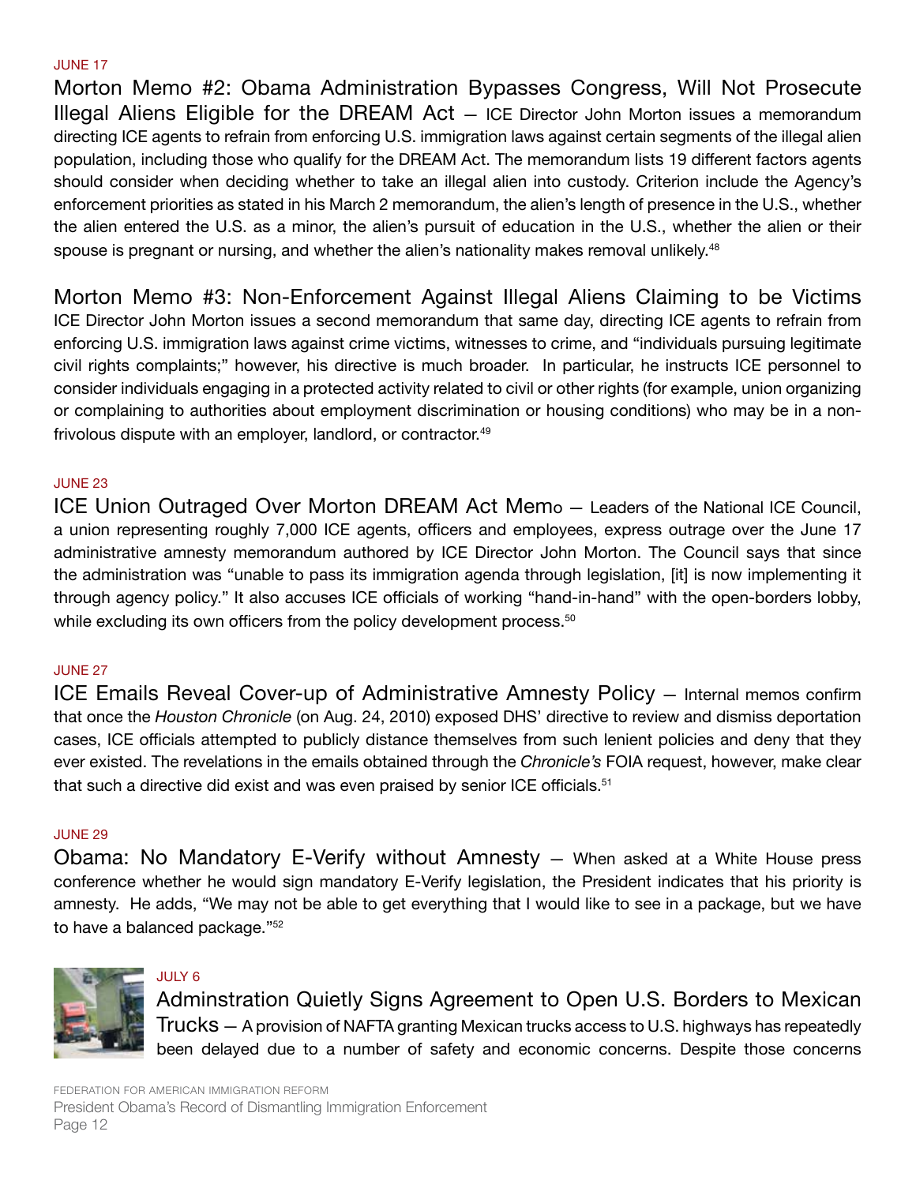JUNE 17

**Morton Memo #2: Obama Administration Bypasses Congress, Will Not Prosecute Illegal Aliens Eligible for the DREAM Act** — ICE Director John Morton issues a memorandum directing ICE agents to refrain from enforcing U.S. immigration laws against certain segments of the illegal alien population, including those who qualify for the DREAM Act. The memorandum lists 19 different factors agents should consider when deciding whether to take an illegal alien into custody. Criterion include the Agency's enforcement priorities as stated in his March 2 memorandum, the alien's length of presence in the U.S., whether the alien entered the U.S. as a minor, the alien's pursuit of education in the U.S., whether the alien or their spouse is pregnant or nursing, and whether the alien's nationality makes removal unlikely.[48]

**Morton Memo #3: Non-Enforcement Against Illegal Aliens Claiming to be Victims**
ICE Director John Morton issues a second memorandum that same day, directing ICE agents to refrain from enforcing U.S. immigration laws against crime victims, witnesses to crime, and "individuals pursuing legitimate civil rights complaints;" however, his directive is much broader. In particular, he instructs ICE personnel to consider individuals engaging in a protected activity related to civil or other rights (for example, union organizing or complaining to authorities about employment discrimination or housing conditions) who may be in a non-frivolous dispute with an employer, landlord, or contractor.[49]

JUNE 23

**ICE Union Outraged Over Morton DREAM Act Memo** — Leaders of the National ICE Council, a union representing roughly 7,000 ICE agents, officers and employees, express outrage over the June 17 administrative amnesty memorandum authored by ICE Director John Morton. The Council says that since the administration was "unable to pass its immigration agenda through legislation, [it] is now implementing it through agency policy." It also accuses ICE officials of working "hand-in-hand" with the open-borders lobby, while excluding its own officers from the policy development process.[50]

JUNE 27

**ICE Emails Reveal Cover-up of Administrative Amnesty Policy** — Internal memos confirm that once the *Houston Chronicle* (on Aug. 24, 2010) exposed DHS' directive to review and dismiss deportation cases, ICE officials attempted to publicly distance themselves from such lenient policies and deny that they ever existed. The revelations in the emails obtained through the *Chronicle's* FOIA request, however, make clear that such a directive did exist and was even praised by senior ICE officials.[51]

JUNE 29

**Obama: No Mandatory E-Verify without Amnesty** — When asked at a White House press conference whether he would sign mandatory E-Verify legislation, the President indicates that his priority is amnesty. He adds, "We may not be able to get everything that I would like to see in a package, but we have to have a balanced package."[52]

JULY 6

**Adminstration Quietly Signs Agreement to Open U.S. Borders to Mexican Trucks** — A provision of NAFTA granting Mexican trucks access to U.S. highways has repeatedly been delayed due to a number of safety and economic concerns. Despite those concerns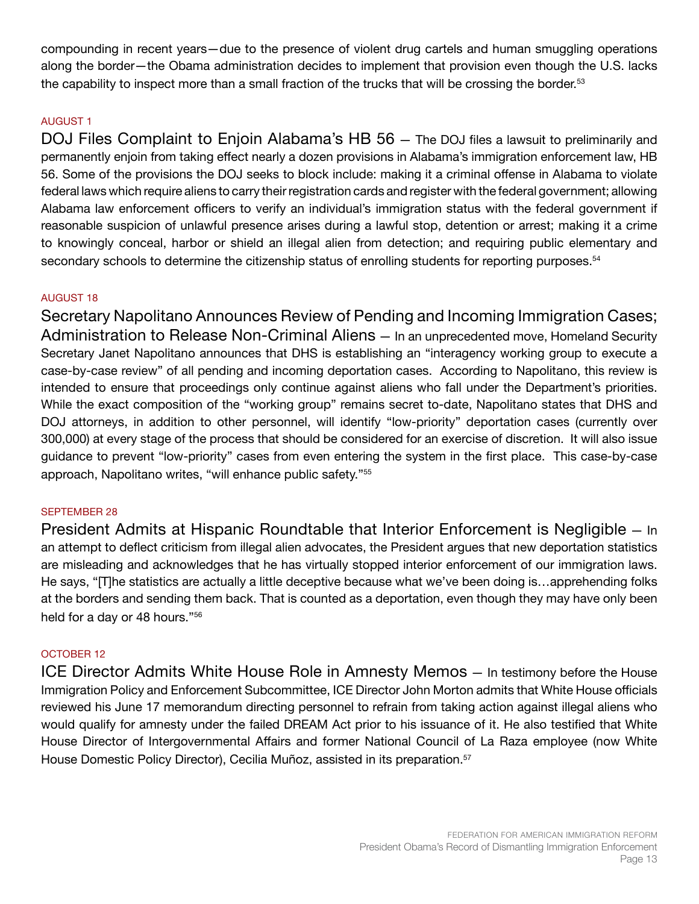compounding in recent years—due to the presence of violent drug cartels and human smuggling operations along the border—the Obama administration decides to implement that provision even though the U.S. lacks the capability to inspect more than a small fraction of the trucks that will be crossing the border.[53]

AUGUST 1

**DOJ Files Complaint to Enjoin Alabama's HB 56** — The DOJ files a lawsuit to preliminarily and permanently enjoin from taking effect nearly a dozen provisions in Alabama's immigration enforcement law, HB 56. Some of the provisions the DOJ seeks to block include: making it a criminal offense in Alabama to violate federal laws which require aliens to carry their registration cards and register with the federal government; allowing Alabama law enforcement officers to verify an individual's immigration status with the federal government if reasonable suspicion of unlawful presence arises during a lawful stop, detention or arrest; making it a crime to knowingly conceal, harbor or shield an illegal alien from detection; and requiring public elementary and secondary schools to determine the citizenship status of enrolling students for reporting purposes.[54]

AUGUST 18

**Secretary Napolitano Announces Review of Pending and Incoming Immigration Cases; Administration to Release Non-Criminal Aliens** — In an unprecedented move, Homeland Security Secretary Janet Napolitano announces that DHS is establishing an "interagency working group to execute a case-by-case review" of all pending and incoming deportation cases. According to Napolitano, this review is intended to ensure that proceedings only continue against aliens who fall under the Department's priorities. While the exact composition of the "working group" remains secret to-date, Napolitano states that DHS and DOJ attorneys, in addition to other personnel, will identify "low-priority" deportation cases (currently over 300,000) at every stage of the process that should be considered for an exercise of discretion. It will also issue guidance to prevent "low-priority" cases from even entering the system in the first place. This case-by-case approach, Napolitano writes, "will enhance public safety."[55]

SEPTEMBER 28

**President Admits at Hispanic Roundtable that Interior Enforcement is Negligible** — In an attempt to deflect criticism from illegal alien advocates, the President argues that new deportation statistics are misleading and acknowledges that he has virtually stopped interior enforcement of our immigration laws. He says, "[T]he statistics are actually a little deceptive because what we've been doing is…apprehending folks at the borders and sending them back. That is counted as a deportation, even though they may have only been held for a day or 48 hours."[56]

OCTOBER 12

**ICE Director Admits White House Role in Amnesty Memos** — In testimony before the House Immigration Policy and Enforcement Subcommittee, ICE Director John Morton admits that White House officials reviewed his June 17 memorandum directing personnel to refrain from taking action against illegal aliens who would qualify for amnesty under the failed DREAM Act prior to his issuance of it. He also testified that White House Director of Intergovernmental Affairs and former National Council of La Raza employee (now White House Domestic Policy Director), Cecilia Muñoz, assisted in its preparation.[57]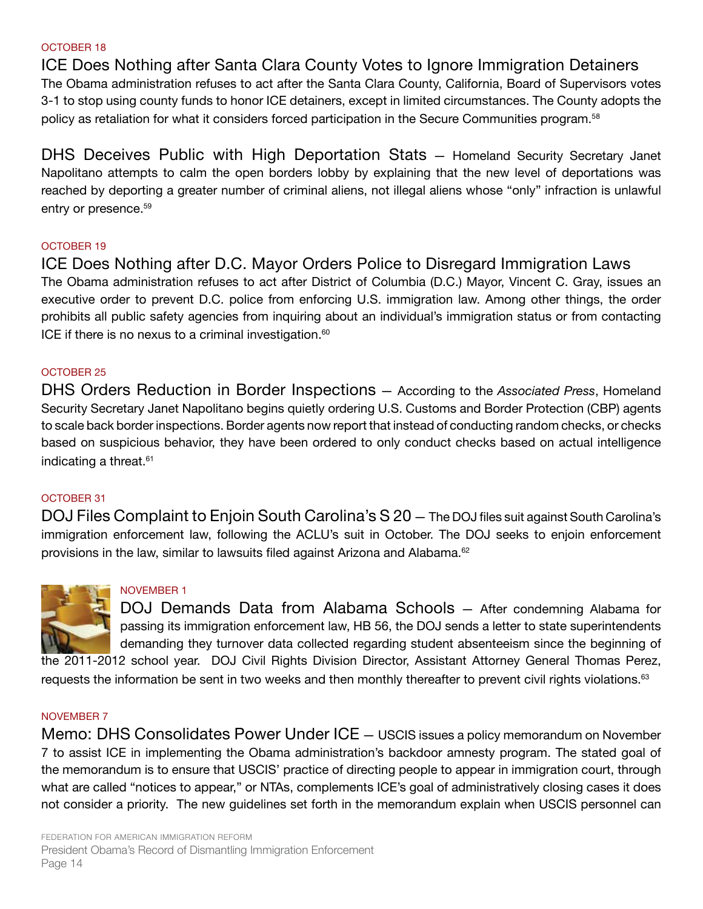OCTOBER 18

### ICE Does Nothing after Santa Clara County Votes to Ignore Immigration Detainers

The Obama administration refuses to act after the Santa Clara County, California, Board of Supervisors votes 3-1 to stop using county funds to honor ICE detainers, except in limited circumstances. The County adopts the policy as retaliation for what it considers forced participation in the Secure Communities program.[58]

**DHS Deceives Public with High Deportation Stats** — Homeland Security Secretary Janet Napolitano attempts to calm the open borders lobby by explaining that the new level of deportations was reached by deporting a greater number of criminal aliens, not illegal aliens whose "only" infraction is unlawful entry or presence.[59]

OCTOBER 19

### ICE Does Nothing after D.C. Mayor Orders Police to Disregard Immigration Laws

The Obama administration refuses to act after District of Columbia (D.C.) Mayor, Vincent C. Gray, issues an executive order to prevent D.C. police from enforcing U.S. immigration law. Among other things, the order prohibits all public safety agencies from inquiring about an individual's immigration status or from contacting ICE if there is no nexus to a criminal investigation.[60]

OCTOBER 25

**DHS Orders Reduction in Border Inspections** — According to the *Associated Press*, Homeland Security Secretary Janet Napolitano begins quietly ordering U.S. Customs and Border Protection (CBP) agents to scale back border inspections. Border agents now report that instead of conducting random checks, or checks based on suspicious behavior, they have been ordered to only conduct checks based on actual intelligence indicating a threat.[61]

OCTOBER 31

**DOJ Files Complaint to Enjoin South Carolina's S 20** — The DOJ files suit against South Carolina's immigration enforcement law, following the ACLU's suit in October. The DOJ seeks to enjoin enforcement provisions in the law, similar to lawsuits filed against Arizona and Alabama.[62]

NOVEMBER 1

**DOJ Demands Data from Alabama Schools** — After condemning Alabama for passing its immigration enforcement law, HB 56, the DOJ sends a letter to state superintendents demanding they turnover data collected regarding student absenteeism since the beginning of the 2011-2012 school year. DOJ Civil Rights Division Director, Assistant Attorney General Thomas Perez, requests the information be sent in two weeks and then monthly thereafter to prevent civil rights violations.[63]

NOVEMBER 7

**Memo: DHS Consolidates Power Under ICE** — USCIS issues a policy memorandum on November 7 to assist ICE in implementing the Obama administration's backdoor amnesty program. The stated goal of the memorandum is to ensure that USCIS' practice of directing people to appear in immigration court, through what are called "notices to appear," or NTAs, complements ICE's goal of administratively closing cases it does not consider a priority. The new guidelines set forth in the memorandum explain when USCIS personnel can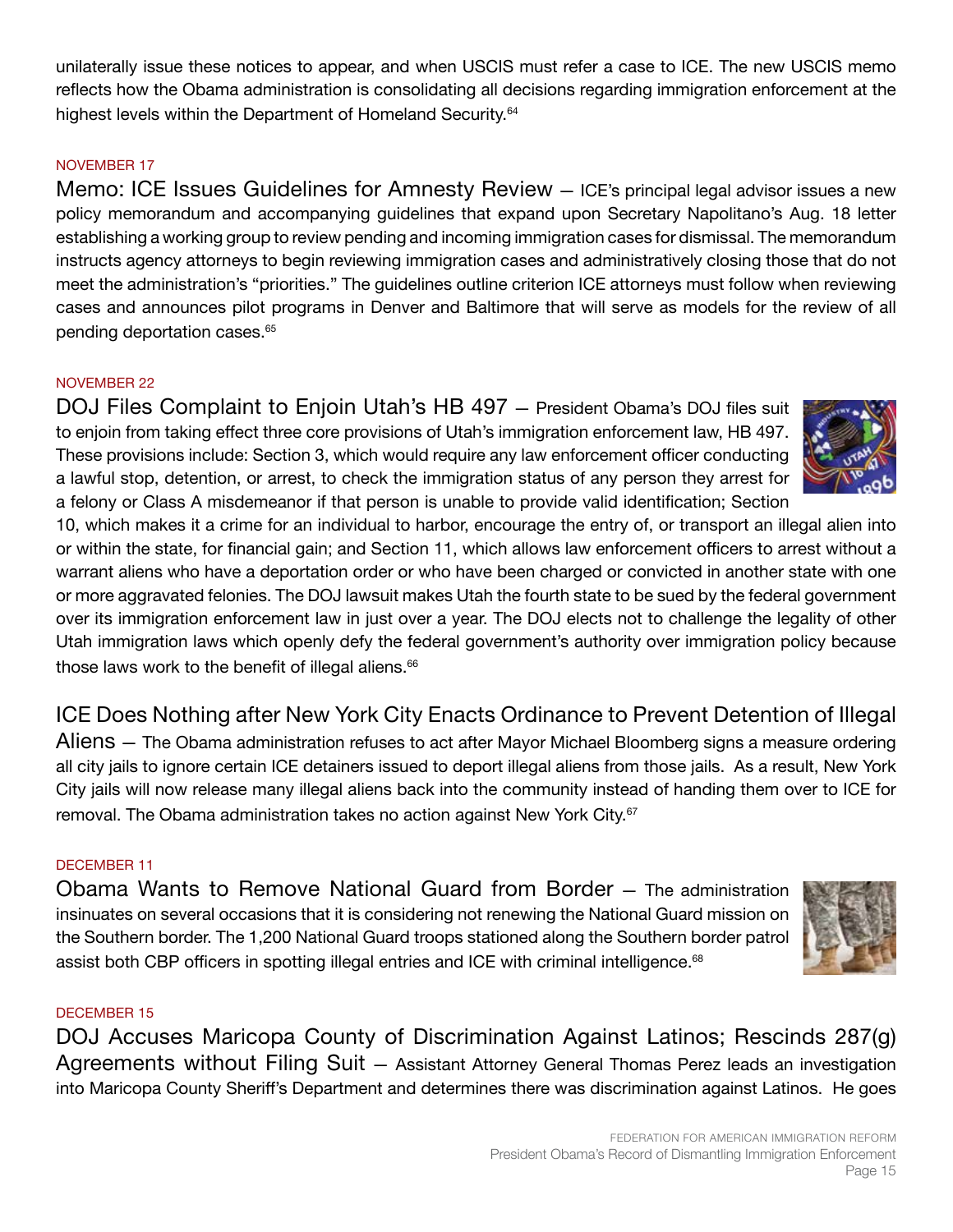unilaterally issue these notices to appear, and when USCIS must refer a case to ICE. The new USCIS memo reflects how the Obama administration is consolidating all decisions regarding immigration enforcement at the highest levels within the Department of Homeland Security.[64]

NOVEMBER 17

**Memo: ICE Issues Guidelines for Amnesty Review** — ICE's principal legal advisor issues a new policy memorandum and accompanying guidelines that expand upon Secretary Napolitano's Aug. 18 letter establishing a working group to review pending and incoming immigration cases for dismissal. The memorandum instructs agency attorneys to begin reviewing immigration cases and administratively closing those that do not meet the administration's "priorities." The guidelines outline criterion ICE attorneys must follow when reviewing cases and announces pilot programs in Denver and Baltimore that will serve as models for the review of all pending deportation cases.[65]

NOVEMBER 22

**DOJ Files Complaint to Enjoin Utah's HB 497** — President Obama's DOJ files suit to enjoin from taking effect three core provisions of Utah's immigration enforcement law, HB 497. These provisions include: Section 3, which would require any law enforcement officer conducting a lawful stop, detention, or arrest, to check the immigration status of any person they arrest for a felony or Class A misdemeanor if that person is unable to provide valid identification; Section 10, which makes it a crime for an individual to harbor, encourage the entry of, or transport an illegal alien into or within the state, for financial gain; and Section 11, which allows law enforcement officers to arrest without a warrant aliens who have a deportation order or who have been charged or convicted in another state with one or more aggravated felonies. The DOJ lawsuit makes Utah the fourth state to be sued by the federal government over its immigration enforcement law in just over a year. The DOJ elects not to challenge the legality of other Utah immigration laws which openly defy the federal government's authority over immigration policy because those laws work to the benefit of illegal aliens.[66]

**ICE Does Nothing after New York City Enacts Ordinance to Prevent Detention of Illegal Aliens** — The Obama administration refuses to act after Mayor Michael Bloomberg signs a measure ordering all city jails to ignore certain ICE detainers issued to deport illegal aliens from those jails. As a result, New York City jails will now release many illegal aliens back into the community instead of handing them over to ICE for removal. The Obama administration takes no action against New York City.[67]

DECEMBER 11

**Obama Wants to Remove National Guard from Border** — The administration insinuates on several occasions that it is considering not renewing the National Guard mission on the Southern border. The 1,200 National Guard troops stationed along the Southern border patrol assist both CBP officers in spotting illegal entries and ICE with criminal intelligence.[68]

DECEMBER 15

**DOJ Accuses Maricopa County of Discrimination Against Latinos; Rescinds 287(g) Agreements without Filing Suit** — Assistant Attorney General Thomas Perez leads an investigation into Maricopa County Sheriff's Department and determines there was discrimination against Latinos. He goes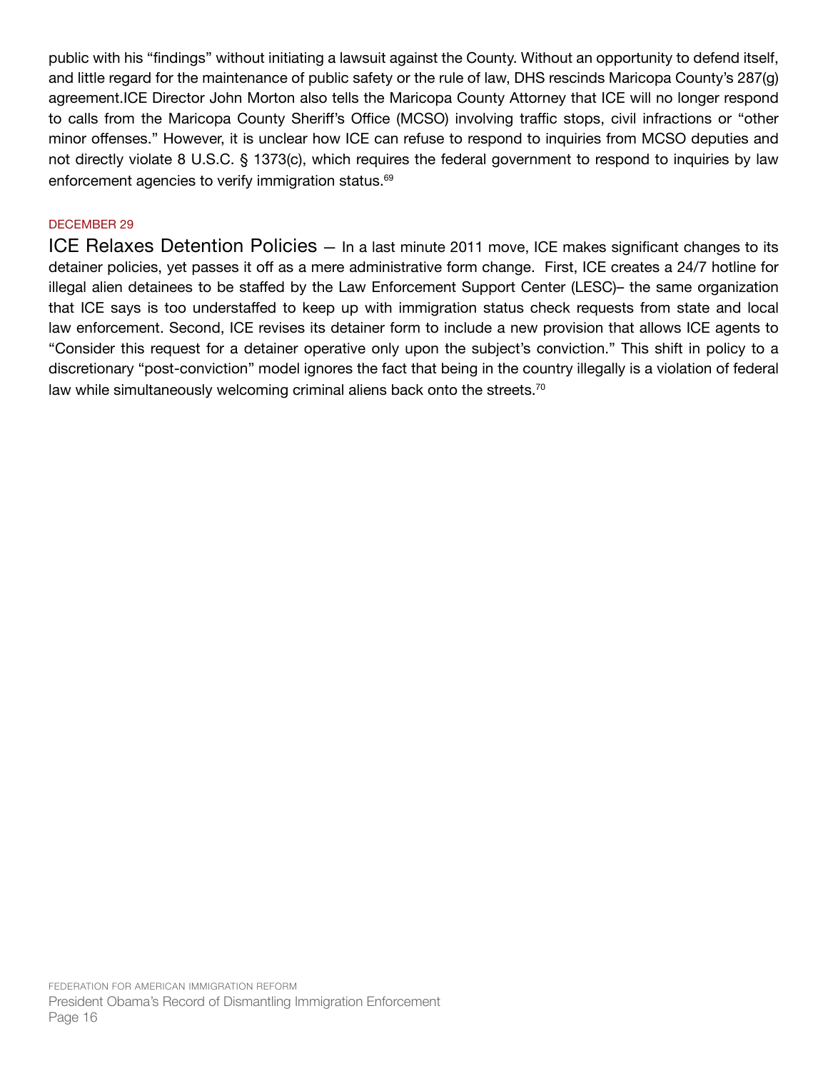public with his "findings" without initiating a lawsuit against the County. Without an opportunity to defend itself, and little regard for the maintenance of public safety or the rule of law, DHS rescinds Maricopa County's 287(g) agreement.ICE Director John Morton also tells the Maricopa County Attorney that ICE will no longer respond to calls from the Maricopa County Sheriff's Office (MCSO) involving traffic stops, civil infractions or "other minor offenses." However, it is unclear how ICE can refuse to respond to inquiries from MCSO deputies and not directly violate 8 U.S.C. § 1373(c), which requires the federal government to respond to inquiries by law enforcement agencies to verify immigration status.[69]

DECEMBER 29

ICE Relaxes Detention Policies — In a last minute 2011 move, ICE makes significant changes to its detainer policies, yet passes it off as a mere administrative form change. First, ICE creates a 24/7 hotline for illegal alien detainees to be staffed by the Law Enforcement Support Center (LESC)– the same organization that ICE says is too understaffed to keep up with immigration status check requests from state and local law enforcement. Second, ICE revises its detainer form to include a new provision that allows ICE agents to "Consider this request for a detainer operative only upon the subject's conviction." This shift in policy to a discretionary "post-conviction" model ignores the fact that being in the country illegally is a violation of federal law while simultaneously welcoming criminal aliens back onto the streets.[70]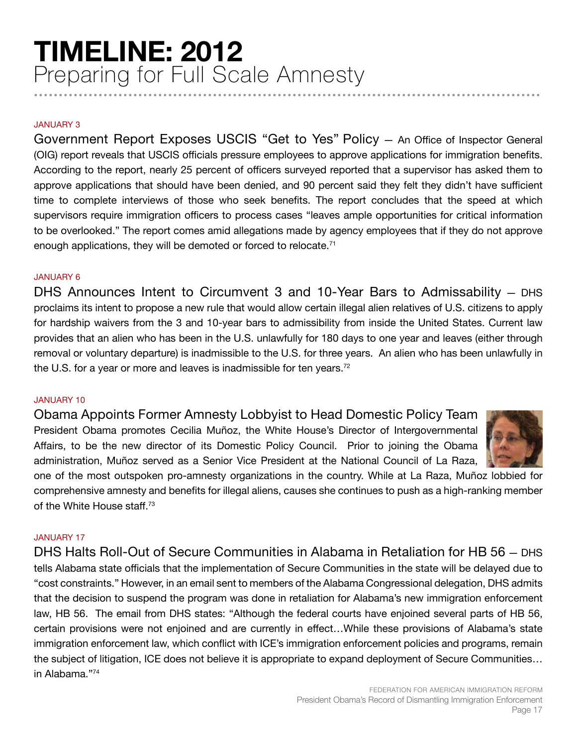# TIMELINE: 2012
## Preparing for Full Scale Amnesty

JANUARY 3

**Government Report Exposes USCIS "Get to Yes" Policy** — An Office of Inspector General (OIG) report reveals that USCIS officials pressure employees to approve applications for immigration benefits. According to the report, nearly 25 percent of officers surveyed reported that a supervisor has asked them to approve applications that should have been denied, and 90 percent said they felt they didn't have sufficient time to complete interviews of those who seek benefits. The report concludes that the speed at which supervisors require immigration officers to process cases "leaves ample opportunities for critical information to be overlooked." The report comes amid allegations made by agency employees that if they do not approve enough applications, they will be demoted or forced to relocate.[71]

JANUARY 6

**DHS Announces Intent to Circumvent 3 and 10-Year Bars to Admissability** — DHS proclaims its intent to propose a new rule that would allow certain illegal alien relatives of U.S. citizens to apply for hardship waivers from the 3 and 10-year bars to admissibility from inside the United States. Current law provides that an alien who has been in the U.S. unlawfully for 180 days to one year and leaves (either through removal or voluntary departure) is inadmissible to the U.S. for three years. An alien who has been unlawfully in the U.S. for a year or more and leaves is inadmissible for ten years.[72]

JANUARY 10

**Obama Appoints Former Amnesty Lobbyist to Head Domestic Policy Team**

President Obama promotes Cecilia Muñoz, the White House's Director of Intergovernmental Affairs, to be the new director of its Domestic Policy Council. Prior to joining the Obama administration, Muñoz served as a Senior Vice President at the National Council of La Raza, one of the most outspoken pro-amnesty organizations in the country. While at La Raza, Muñoz lobbied for comprehensive amnesty and benefits for illegal aliens, causes she continues to push as a high-ranking member of the White House staff.[73]

JANUARY 17

**DHS Halts Roll-Out of Secure Communities in Alabama in Retaliation for HB 56** — DHS tells Alabama state officials that the implementation of Secure Communities in the state will be delayed due to "cost constraints." However, in an email sent to members of the Alabama Congressional delegation, DHS admits that the decision to suspend the program was done in retaliation for Alabama's new immigration enforcement law, HB 56. The email from DHS states: "Although the federal courts have enjoined several parts of HB 56, certain provisions were not enjoined and are currently in effect…While these provisions of Alabama's state immigration enforcement law, which conflict with ICE's immigration enforcement policies and programs, remain the subject of litigation, ICE does not believe it is appropriate to expand deployment of Secure Communities…in Alabama."[74]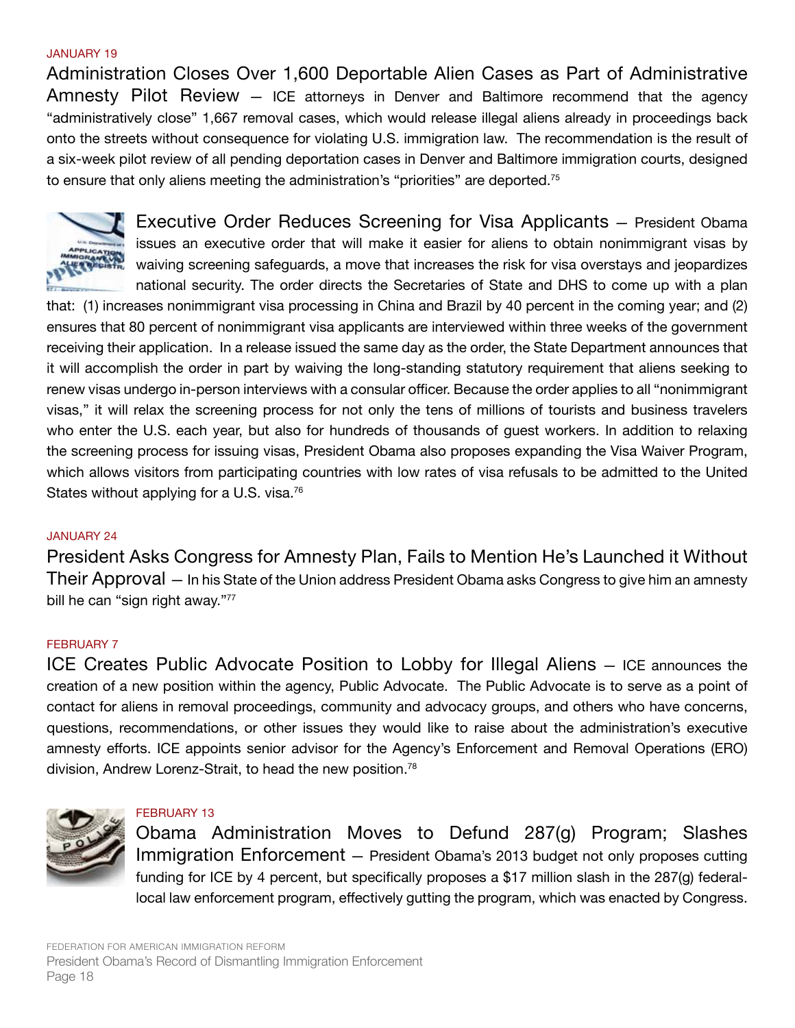JANUARY 19

**Administration Closes Over 1,600 Deportable Alien Cases as Part of Administrative Amnesty Pilot Review** — ICE attorneys in Denver and Baltimore recommend that the agency "administratively close" 1,667 removal cases, which would release illegal aliens already in proceedings back onto the streets without consequence for violating U.S. immigration law. The recommendation is the result of a six-week pilot review of all pending deportation cases in Denver and Baltimore immigration courts, designed to ensure that only aliens meeting the administration's "priorities" are deported.[75]

**Executive Order Reduces Screening for Visa Applicants** — President Obama issues an executive order that will make it easier for aliens to obtain nonimmigrant visas by waiving screening safeguards, a move that increases the risk for visa overstays and jeopardizes national security. The order directs the Secretaries of State and DHS to come up with a plan that: (1) increases nonimmigrant visa processing in China and Brazil by 40 percent in the coming year; and (2) ensures that 80 percent of nonimmigrant visa applicants are interviewed within three weeks of the government receiving their application. In a release issued the same day as the order, the State Department announces that it will accomplish the order in part by waiving the long-standing statutory requirement that aliens seeking to renew visas undergo in-person interviews with a consular officer. Because the order applies to all "nonimmigrant visas," it will relax the screening process for not only the tens of millions of tourists and business travelers who enter the U.S. each year, but also for hundreds of thousands of guest workers. In addition to relaxing the screening process for issuing visas, President Obama also proposes expanding the Visa Waiver Program, which allows visitors from participating countries with low rates of visa refusals to be admitted to the United States without applying for a U.S. visa.[76]

JANUARY 24

**President Asks Congress for Amnesty Plan, Fails to Mention He's Launched it Without Their Approval** — In his State of the Union address President Obama asks Congress to give him an amnesty bill he can "sign right away."[77]

FEBRUARY 7

**ICE Creates Public Advocate Position to Lobby for Illegal Aliens** — ICE announces the creation of a new position within the agency, Public Advocate. The Public Advocate is to serve as a point of contact for aliens in removal proceedings, community and advocacy groups, and others who have concerns, questions, recommendations, or other issues they would like to raise about the administration's executive amnesty efforts. ICE appoints senior advisor for the Agency's Enforcement and Removal Operations (ERO) division, Andrew Lorenz-Strait, to head the new position.[78]

FEBRUARY 13

**Obama Administration Moves to Defund 287(g) Program; Slashes Immigration Enforcement** — President Obama's 2013 budget not only proposes cutting funding for ICE by 4 percent, but specifically proposes a $17 million slash in the 287(g) federal-local law enforcement program, effectively gutting the program, which was enacted by Congress.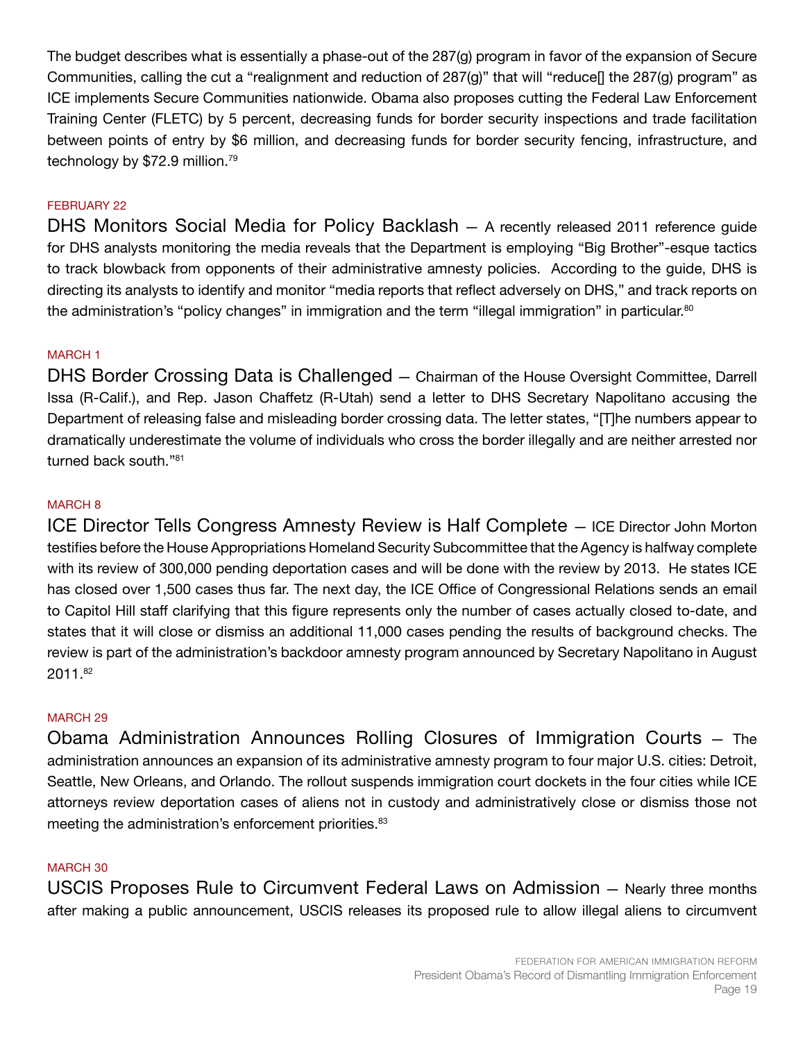The budget describes what is essentially a phase-out of the 287(g) program in favor of the expansion of Secure Communities, calling the cut a "realignment and reduction of 287(g)" that will "reduce[] the 287(g) program" as ICE implements Secure Communities nationwide. Obama also proposes cutting the Federal Law Enforcement Training Center (FLETC) by 5 percent, decreasing funds for border security inspections and trade facilitation between points of entry by $6 million, and decreasing funds for border security fencing, infrastructure, and technology by $72.9 million.[79]

FEBRUARY 22

DHS Monitors Social Media for Policy Backlash — A recently released 2011 reference guide for DHS analysts monitoring the media reveals that the Department is employing "Big Brother"-esque tactics to track blowback from opponents of their administrative amnesty policies. According to the guide, DHS is directing its analysts to identify and monitor "media reports that reflect adversely on DHS," and track reports on the administration's "policy changes" in immigration and the term "illegal immigration" in particular.[80]

MARCH 1

DHS Border Crossing Data is Challenged — Chairman of the House Oversight Committee, Darrell Issa (R-Calif.), and Rep. Jason Chaffetz (R-Utah) send a letter to DHS Secretary Napolitano accusing the Department of releasing false and misleading border crossing data. The letter states, "[T]he numbers appear to dramatically underestimate the volume of individuals who cross the border illegally and are neither arrested nor turned back south."[81]

MARCH 8

ICE Director Tells Congress Amnesty Review is Half Complete — ICE Director John Morton testifies before the House Appropriations Homeland Security Subcommittee that the Agency is halfway complete with its review of 300,000 pending deportation cases and will be done with the review by 2013. He states ICE has closed over 1,500 cases thus far. The next day, the ICE Office of Congressional Relations sends an email to Capitol Hill staff clarifying that this figure represents only the number of cases actually closed to-date, and states that it will close or dismiss an additional 11,000 cases pending the results of background checks. The review is part of the administration's backdoor amnesty program announced by Secretary Napolitano in August 2011.[82]

MARCH 29

Obama Administration Announces Rolling Closures of Immigration Courts — The administration announces an expansion of its administrative amnesty program to four major U.S. cities: Detroit, Seattle, New Orleans, and Orlando. The rollout suspends immigration court dockets in the four cities while ICE attorneys review deportation cases of aliens not in custody and administratively close or dismiss those not meeting the administration's enforcement priorities.[83]

MARCH 30

USCIS Proposes Rule to Circumvent Federal Laws on Admission — Nearly three months after making a public announcement, USCIS releases its proposed rule to allow illegal aliens to circumvent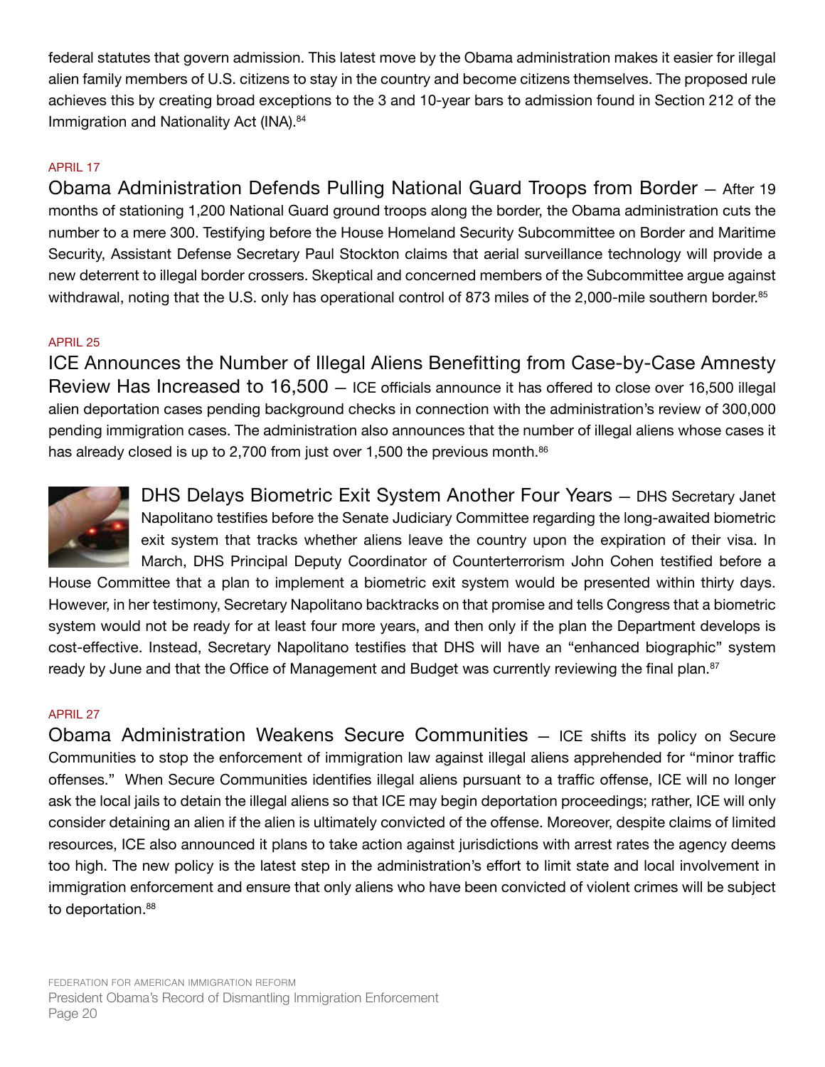federal statutes that govern admission. This latest move by the Obama administration makes it easier for illegal alien family members of U.S. citizens to stay in the country and become citizens themselves. The proposed rule achieves this by creating broad exceptions to the 3 and 10-year bars to admission found in Section 212 of the Immigration and Nationality Act (INA).[84]

APRIL 17

**Obama Administration Defends Pulling National Guard Troops from Border** — After 19 months of stationing 1,200 National Guard ground troops along the border, the Obama administration cuts the number to a mere 300. Testifying before the House Homeland Security Subcommittee on Border and Maritime Security, Assistant Defense Secretary Paul Stockton claims that aerial surveillance technology will provide a new deterrent to illegal border crossers. Skeptical and concerned members of the Subcommittee argue against withdrawal, noting that the U.S. only has operational control of 873 miles of the 2,000-mile southern border.[85]

APRIL 25

**ICE Announces the Number of Illegal Aliens Benefitting from Case-by-Case Amnesty Review Has Increased to 16,500** — ICE officials announce it has offered to close over 16,500 illegal alien deportation cases pending background checks in connection with the administration's review of 300,000 pending immigration cases. The administration also announces that the number of illegal aliens whose cases it has already closed is up to 2,700 from just over 1,500 the previous month.[86]

**DHS Delays Biometric Exit System Another Four Years** — DHS Secretary Janet Napolitano testifies before the Senate Judiciary Committee regarding the long-awaited biometric exit system that tracks whether aliens leave the country upon the expiration of their visa. In March, DHS Principal Deputy Coordinator of Counterterrorism John Cohen testified before a House Committee that a plan to implement a biometric exit system would be presented within thirty days. However, in her testimony, Secretary Napolitano backtracks on that promise and tells Congress that a biometric system would not be ready for at least four more years, and then only if the plan the Department develops is cost-effective. Instead, Secretary Napolitano testifies that DHS will have an "enhanced biographic" system ready by June and that the Office of Management and Budget was currently reviewing the final plan.[87]

APRIL 27

**Obama Administration Weakens Secure Communities** — ICE shifts its policy on Secure Communities to stop the enforcement of immigration law against illegal aliens apprehended for "minor traffic offenses." When Secure Communities identifies illegal aliens pursuant to a traffic offense, ICE will no longer ask the local jails to detain the illegal aliens so that ICE may begin deportation proceedings; rather, ICE will only consider detaining an alien if the alien is ultimately convicted of the offense. Moreover, despite claims of limited resources, ICE also announced it plans to take action against jurisdictions with arrest rates the agency deems too high. The new policy is the latest step in the administration's effort to limit state and local involvement in immigration enforcement and ensure that only aliens who have been convicted of violent crimes will be subject to deportation.[88]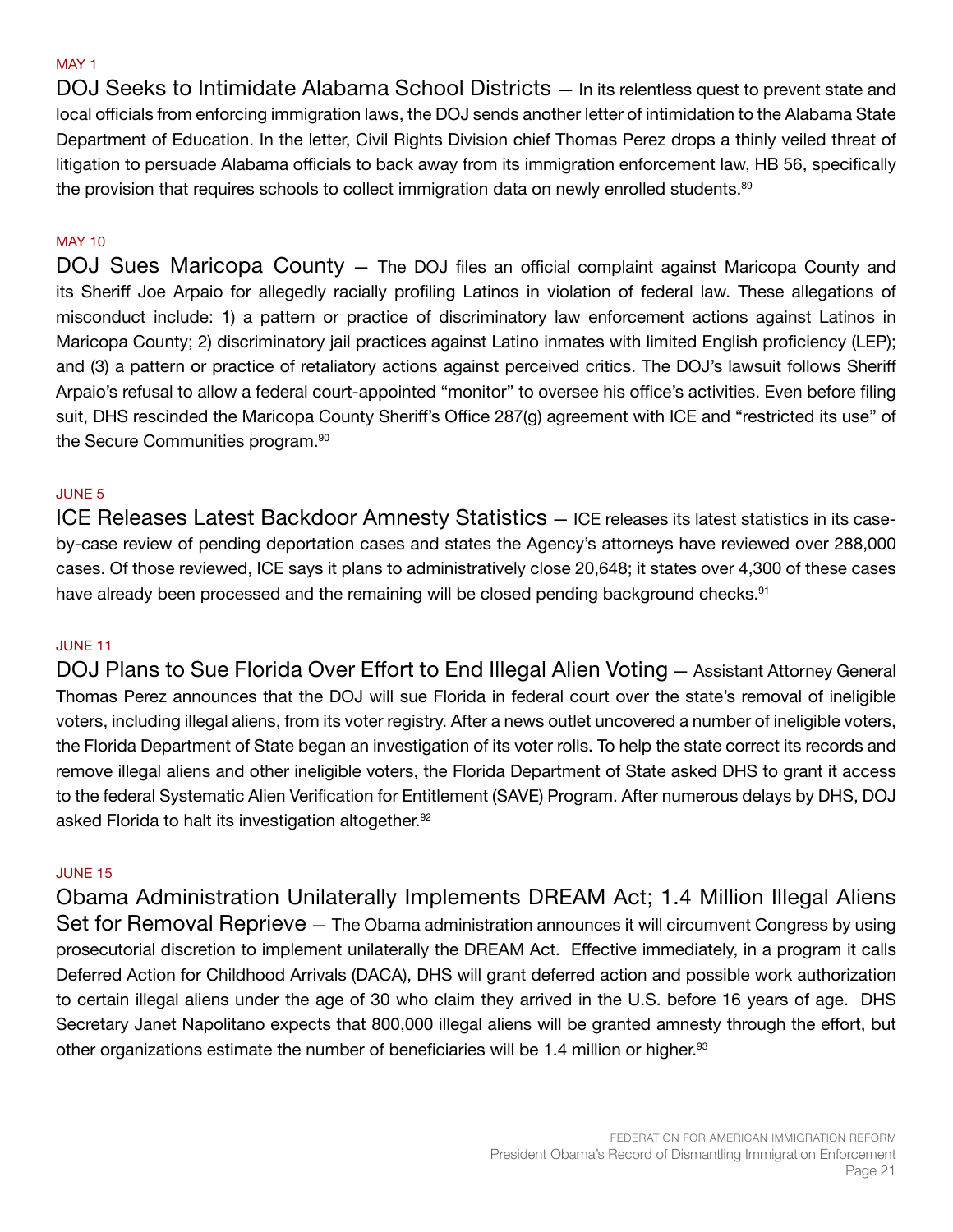MAY 1

**DOJ Seeks to Intimidate Alabama School Districts** — In its relentless quest to prevent state and local officials from enforcing immigration laws, the DOJ sends another letter of intimidation to the Alabama State Department of Education. In the letter, Civil Rights Division chief Thomas Perez drops a thinly veiled threat of litigation to persuade Alabama officials to back away from its immigration enforcement law, HB 56, specifically the provision that requires schools to collect immigration data on newly enrolled students.[89]

MAY 10

**DOJ Sues Maricopa County** — The DOJ files an official complaint against Maricopa County and its Sheriff Joe Arpaio for allegedly racially profiling Latinos in violation of federal law. These allegations of misconduct include: 1) a pattern or practice of discriminatory law enforcement actions against Latinos in Maricopa County; 2) discriminatory jail practices against Latino inmates with limited English proficiency (LEP); and (3) a pattern or practice of retaliatory actions against perceived critics. The DOJ's lawsuit follows Sheriff Arpaio's refusal to allow a federal court-appointed "monitor" to oversee his office's activities. Even before filing suit, DHS rescinded the Maricopa County Sheriff's Office 287(g) agreement with ICE and "restricted its use" of the Secure Communities program.[90]

JUNE 5

**ICE Releases Latest Backdoor Amnesty Statistics** — ICE releases its latest statistics in its case-by-case review of pending deportation cases and states the Agency's attorneys have reviewed over 288,000 cases. Of those reviewed, ICE says it plans to administratively close 20,648; it states over 4,300 of these cases have already been processed and the remaining will be closed pending background checks.[91]

JUNE 11

**DOJ Plans to Sue Florida Over Effort to End Illegal Alien Voting** — Assistant Attorney General Thomas Perez announces that the DOJ will sue Florida in federal court over the state's removal of ineligible voters, including illegal aliens, from its voter registry. After a news outlet uncovered a number of ineligible voters, the Florida Department of State began an investigation of its voter rolls. To help the state correct its records and remove illegal aliens and other ineligible voters, the Florida Department of State asked DHS to grant it access to the federal Systematic Alien Verification for Entitlement (SAVE) Program. After numerous delays by DHS, DOJ asked Florida to halt its investigation altogether.[92]

JUNE 15

**Obama Administration Unilaterally Implements DREAM Act; 1.4 Million Illegal Aliens Set for Removal Reprieve** — The Obama administration announces it will circumvent Congress by using prosecutorial discretion to implement unilaterally the DREAM Act. Effective immediately, in a program it calls Deferred Action for Childhood Arrivals (DACA), DHS will grant deferred action and possible work authorization to certain illegal aliens under the age of 30 who claim they arrived in the U.S. before 16 years of age. DHS Secretary Janet Napolitano expects that 800,000 illegal aliens will be granted amnesty through the effort, but other organizations estimate the number of beneficiaries will be 1.4 million or higher.[93]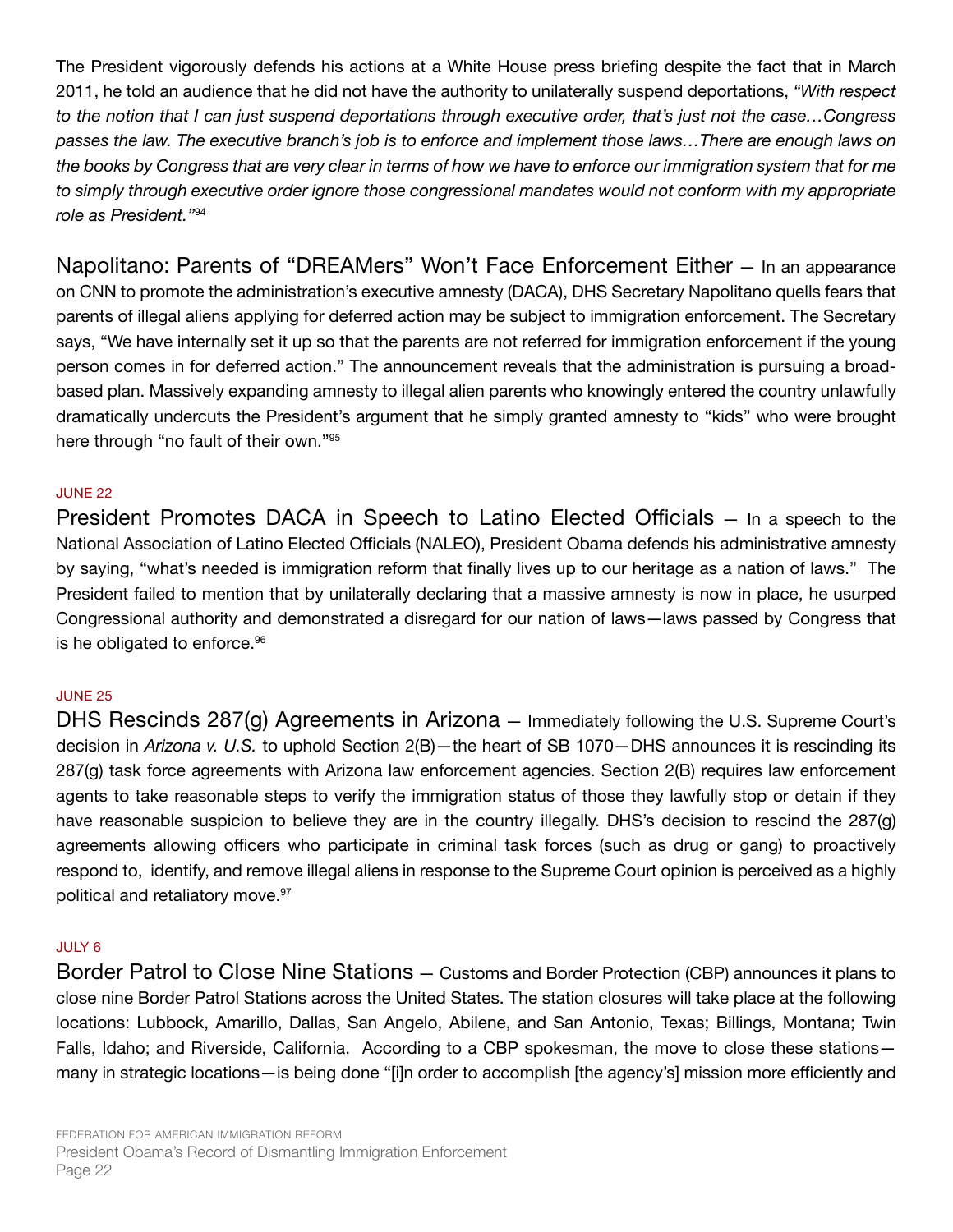The President vigorously defends his actions at a White House press briefing despite the fact that in March 2011, he told an audience that he did not have the authority to unilaterally suspend deportations, *"With respect to the notion that I can just suspend deportations through executive order, that's just not the case…Congress passes the law. The executive branch's job is to enforce and implement those laws…There are enough laws on the books by Congress that are very clear in terms of how we have to enforce our immigration system that for me to simply through executive order ignore those congressional mandates would not conform with my appropriate role as President."*[94]

Napolitano: Parents of "DREAMers" Won't Face Enforcement Either — In an appearance on CNN to promote the administration's executive amnesty (DACA), DHS Secretary Napolitano quells fears that parents of illegal aliens applying for deferred action may be subject to immigration enforcement. The Secretary says, "We have internally set it up so that the parents are not referred for immigration enforcement if the young person comes in for deferred action." The announcement reveals that the administration is pursuing a broad-based plan. Massively expanding amnesty to illegal alien parents who knowingly entered the country unlawfully dramatically undercuts the President's argument that he simply granted amnesty to "kids" who were brought here through "no fault of their own."[95]

### JUNE 22

President Promotes DACA in Speech to Latino Elected Officials — In a speech to the National Association of Latino Elected Officials (NALEO), President Obama defends his administrative amnesty by saying, "what's needed is immigration reform that finally lives up to our heritage as a nation of laws." The President failed to mention that by unilaterally declaring that a massive amnesty is now in place, he usurped Congressional authority and demonstrated a disregard for our nation of laws—laws passed by Congress that is he obligated to enforce.[96]

### JUNE 25

DHS Rescinds 287(g) Agreements in Arizona — Immediately following the U.S. Supreme Court's decision in *Arizona v. U.S.* to uphold Section 2(B)—the heart of SB 1070—DHS announces it is rescinding its 287(g) task force agreements with Arizona law enforcement agencies. Section 2(B) requires law enforcement agents to take reasonable steps to verify the immigration status of those they lawfully stop or detain if they have reasonable suspicion to believe they are in the country illegally. DHS's decision to rescind the 287(g) agreements allowing officers who participate in criminal task forces (such as drug or gang) to proactively respond to, identify, and remove illegal aliens in response to the Supreme Court opinion is perceived as a highly political and retaliatory move.[97]

### JULY 6

Border Patrol to Close Nine Stations — Customs and Border Protection (CBP) announces it plans to close nine Border Patrol Stations across the United States. The station closures will take place at the following locations: Lubbock, Amarillo, Dallas, San Angelo, Abilene, and San Antonio, Texas; Billings, Montana; Twin Falls, Idaho; and Riverside, California. According to a CBP spokesman, the move to close these stations—many in strategic locations—is being done "[i]n order to accomplish [the agency's] mission more efficiently and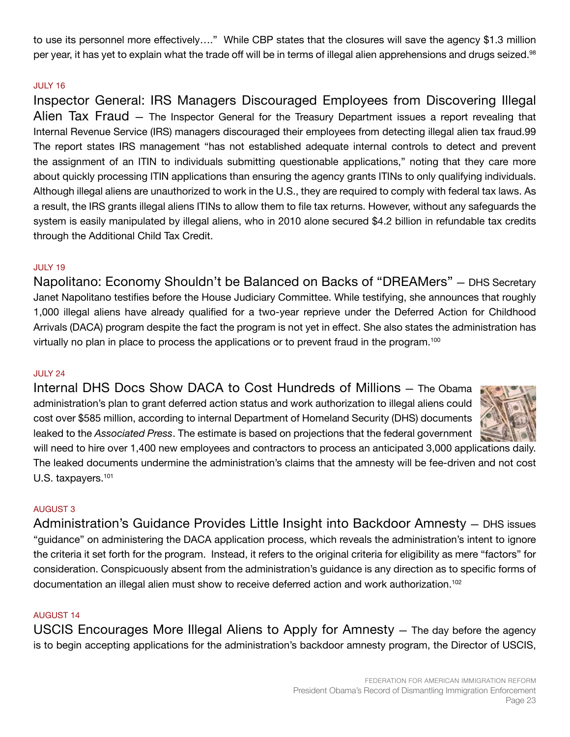to use its personnel more effectively…." While CBP states that the closures will save the agency $1.3 million per year, it has yet to explain what the trade off will be in terms of illegal alien apprehensions and drugs seized.[98]

JULY 16

**Inspector General: IRS Managers Discouraged Employees from Discovering Illegal Alien Tax Fraud** — The Inspector General for the Treasury Department issues a report revealing that Internal Revenue Service (IRS) managers discouraged their employees from detecting illegal alien tax fraud.99 The report states IRS management "has not established adequate internal controls to detect and prevent the assignment of an ITIN to individuals submitting questionable applications," noting that they care more about quickly processing ITIN applications than ensuring the agency grants ITINs to only qualifying individuals. Although illegal aliens are unauthorized to work in the U.S., they are required to comply with federal tax laws. As a result, the IRS grants illegal aliens ITINs to allow them to file tax returns. However, without any safeguards the system is easily manipulated by illegal aliens, who in 2010 alone secured $4.2 billion in refundable tax credits through the Additional Child Tax Credit.

JULY 19

**Napolitano: Economy Shouldn't be Balanced on Backs of "DREAMers"** — DHS Secretary Janet Napolitano testifies before the House Judiciary Committee. While testifying, she announces that roughly 1,000 illegal aliens have already qualified for a two-year reprieve under the Deferred Action for Childhood Arrivals (DACA) program despite the fact the program is not yet in effect. She also states the administration has virtually no plan in place to process the applications or to prevent fraud in the program.[100]

JULY 24

**Internal DHS Docs Show DACA to Cost Hundreds of Millions** — The Obama administration's plan to grant deferred action status and work authorization to illegal aliens could cost over $585 million, according to internal Department of Homeland Security (DHS) documents leaked to the *Associated Press*. The estimate is based on projections that the federal government will need to hire over 1,400 new employees and contractors to process an anticipated 3,000 applications daily. The leaked documents undermine the administration's claims that the amnesty will be fee-driven and not cost U.S. taxpayers.[101]

AUGUST 3

**Administration's Guidance Provides Little Insight into Backdoor Amnesty** — DHS issues "guidance" on administering the DACA application process, which reveals the administration's intent to ignore the criteria it set forth for the program. Instead, it refers to the original criteria for eligibility as mere "factors" for consideration. Conspicuously absent from the administration's guidance is any direction as to specific forms of documentation an illegal alien must show to receive deferred action and work authorization.[102]

AUGUST 14

**USCIS Encourages More Illegal Aliens to Apply for Amnesty** — The day before the agency is to begin accepting applications for the administration's backdoor amnesty program, the Director of USCIS,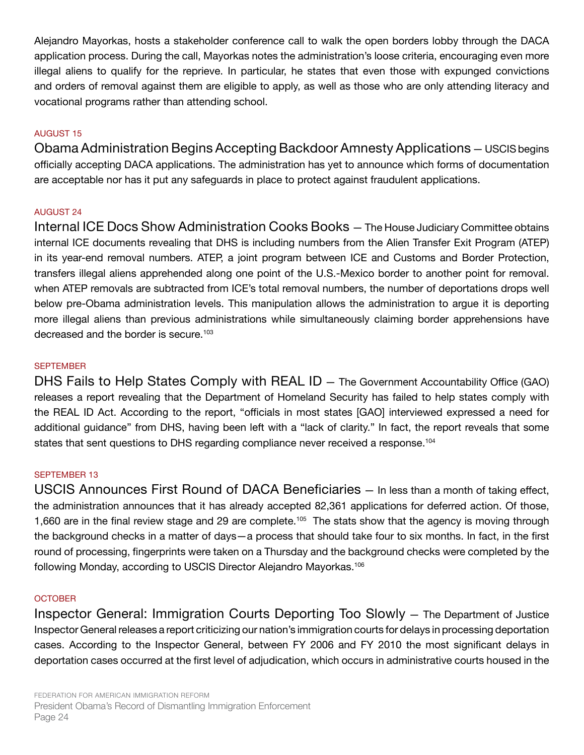Alejandro Mayorkas, hosts a stakeholder conference call to walk the open borders lobby through the DACA application process. During the call, Mayorkas notes the administration's loose criteria, encouraging even more illegal aliens to qualify for the reprieve. In particular, he states that even those with expunged convictions and orders of removal against them are eligible to apply, as well as those who are only attending literacy and vocational programs rather than attending school.

AUGUST 15

Obama Administration Begins Accepting Backdoor Amnesty Applications — USCIS begins officially accepting DACA applications. The administration has yet to announce which forms of documentation are acceptable nor has it put any safeguards in place to protect against fraudulent applications.

AUGUST 24

Internal ICE Docs Show Administration Cooks Books — The House Judiciary Committee obtains internal ICE documents revealing that DHS is including numbers from the Alien Transfer Exit Program (ATEP) in its year-end removal numbers. ATEP, a joint program between ICE and Customs and Border Protection, transfers illegal aliens apprehended along one point of the U.S.-Mexico border to another point for removal. when ATEP removals are subtracted from ICE's total removal numbers, the number of deportations drops well below pre-Obama administration levels. This manipulation allows the administration to argue it is deporting more illegal aliens than previous administrations while simultaneously claiming border apprehensions have decreased and the border is secure.[103]

SEPTEMBER

DHS Fails to Help States Comply with REAL ID — The Government Accountability Office (GAO) releases a report revealing that the Department of Homeland Security has failed to help states comply with the REAL ID Act. According to the report, "officials in most states [GAO] interviewed expressed a need for additional guidance" from DHS, having been left with a "lack of clarity." In fact, the report reveals that some states that sent questions to DHS regarding compliance never received a response.[104]

SEPTEMBER 13

USCIS Announces First Round of DACA Beneficiaries — In less than a month of taking effect, the administration announces that it has already accepted 82,361 applications for deferred action. Of those, 1,660 are in the final review stage and 29 are complete.[105] The stats show that the agency is moving through the background checks in a matter of days—a process that should take four to six months. In fact, in the first round of processing, fingerprints were taken on a Thursday and the background checks were completed by the following Monday, according to USCIS Director Alejandro Mayorkas.[106]

OCTOBER

Inspector General: Immigration Courts Deporting Too Slowly — The Department of Justice Inspector General releases a report criticizing our nation's immigration courts for delays in processing deportation cases. According to the Inspector General, between FY 2006 and FY 2010 the most significant delays in deportation cases occurred at the first level of adjudication, which occurs in administrative courts housed in the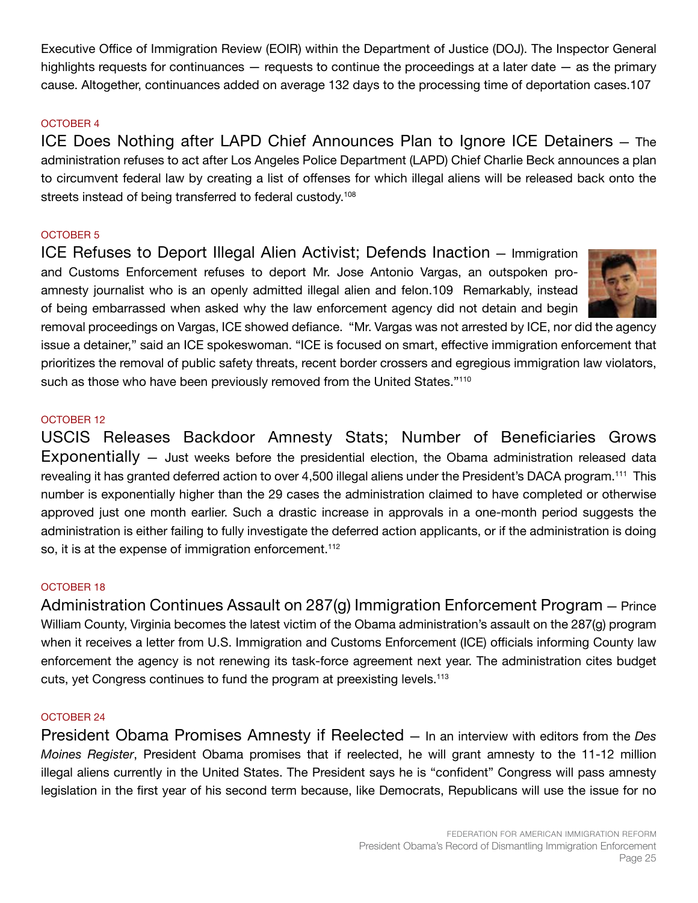Executive Office of Immigration Review (EOIR) within the Department of Justice (DOJ). The Inspector General highlights requests for continuances — requests to continue the proceedings at a later date — as the primary cause. Altogether, continuances added on average 132 days to the processing time of deportation cases.107

OCTOBER 4

**ICE Does Nothing after LAPD Chief Announces Plan to Ignore ICE Detainers** — The administration refuses to act after Los Angeles Police Department (LAPD) Chief Charlie Beck announces a plan to circumvent federal law by creating a list of offenses for which illegal aliens will be released back onto the streets instead of being transferred to federal custody.[108]

OCTOBER 5

**ICE Refuses to Deport Illegal Alien Activist; Defends Inaction** — Immigration and Customs Enforcement refuses to deport Mr. Jose Antonio Vargas, an outspoken pro-amnesty journalist who is an openly admitted illegal alien and felon.109 Remarkably, instead of being embarrassed when asked why the law enforcement agency did not detain and begin removal proceedings on Vargas, ICE showed defiance. "Mr. Vargas was not arrested by ICE, nor did the agency issue a detainer," said an ICE spokeswoman. "ICE is focused on smart, effective immigration enforcement that prioritizes the removal of public safety threats, recent border crossers and egregious immigration law violators, such as those who have been previously removed from the United States."[110]

OCTOBER 12

**USCIS Releases Backdoor Amnesty Stats; Number of Beneficiaries Grows Exponentially** — Just weeks before the presidential election, the Obama administration released data revealing it has granted deferred action to over 4,500 illegal aliens under the President's DACA program.[111] This number is exponentially higher than the 29 cases the administration claimed to have completed or otherwise approved just one month earlier. Such a drastic increase in approvals in a one-month period suggests the administration is either failing to fully investigate the deferred action applicants, or if the administration is doing so, it is at the expense of immigration enforcement.[112]

OCTOBER 18

**Administration Continues Assault on 287(g) Immigration Enforcement Program** — Prince William County, Virginia becomes the latest victim of the Obama administration's assault on the 287(g) program when it receives a letter from U.S. Immigration and Customs Enforcement (ICE) officials informing County law enforcement the agency is not renewing its task-force agreement next year. The administration cites budget cuts, yet Congress continues to fund the program at preexisting levels.[113]

OCTOBER 24

**President Obama Promises Amnesty if Reelected** — In an interview with editors from the *Des Moines Register*, President Obama promises that if reelected, he will grant amnesty to the 11-12 million illegal aliens currently in the United States. The President says he is "confident" Congress will pass amnesty legislation in the first year of his second term because, like Democrats, Republicans will use the issue for no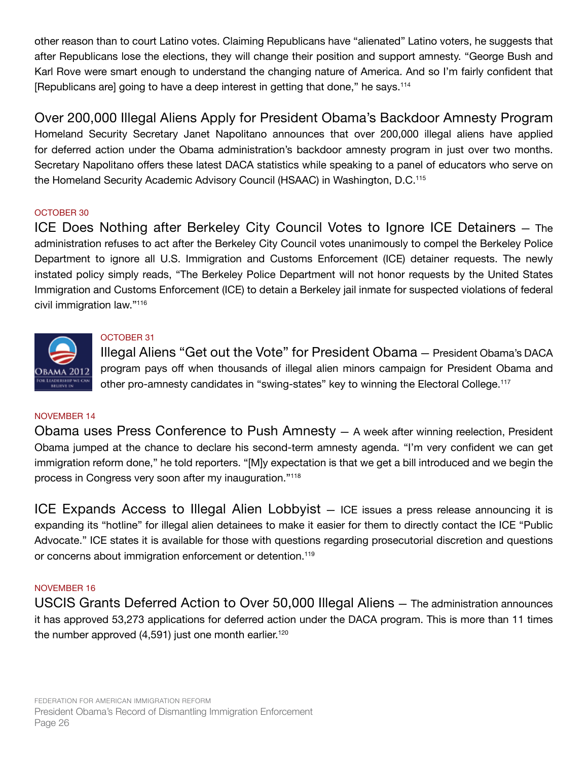other reason than to court Latino votes. Claiming Republicans have "alienated" Latino voters, he suggests that after Republicans lose the elections, they will change their position and support amnesty. "George Bush and Karl Rove were smart enough to understand the changing nature of America. And so I'm fairly confident that [Republicans are] going to have a deep interest in getting that done," he says.[114]

### Over 200,000 Illegal Aliens Apply for President Obama's Backdoor Amnesty Program

Homeland Security Secretary Janet Napolitano announces that over 200,000 illegal aliens have applied for deferred action under the Obama administration's backdoor amnesty program in just over two months. Secretary Napolitano offers these latest DACA statistics while speaking to a panel of educators who serve on the Homeland Security Academic Advisory Council (HSAAC) in Washington, D.C.[115]

OCTOBER 30

### ICE Does Nothing after Berkeley City Council Votes to Ignore ICE Detainers

— The administration refuses to act after the Berkeley City Council votes unanimously to compel the Berkeley Police Department to ignore all U.S. Immigration and Customs Enforcement (ICE) detainer requests. The newly instated policy simply reads, "The Berkeley Police Department will not honor requests by the United States Immigration and Customs Enforcement (ICE) to detain a Berkeley jail inmate for suspected violations of federal civil immigration law."[116]

OCTOBER 31

### Illegal Aliens "Get out the Vote" for President Obama

— President Obama's DACA program pays off when thousands of illegal alien minors campaign for President Obama and other pro-amnesty candidates in "swing-states" key to winning the Electoral College.[117]

NOVEMBER 14

### Obama uses Press Conference to Push Amnesty

— A week after winning reelection, President Obama jumped at the chance to declare his second-term amnesty agenda. "I'm very confident we can get immigration reform done," he told reporters. "[M]y expectation is that we get a bill introduced and we begin the process in Congress very soon after my inauguration."[118]

### ICE Expands Access to Illegal Alien Lobbyist

— ICE issues a press release announcing it is expanding its "hotline" for illegal alien detainees to make it easier for them to directly contact the ICE "Public Advocate." ICE states it is available for those with questions regarding prosecutorial discretion and questions or concerns about immigration enforcement or detention.[119]

NOVEMBER 16

### USCIS Grants Deferred Action to Over 50,000 Illegal Aliens

— The administration announces it has approved 53,273 applications for deferred action under the DACA program. This is more than 11 times the number approved (4,591) just one month earlier.[120]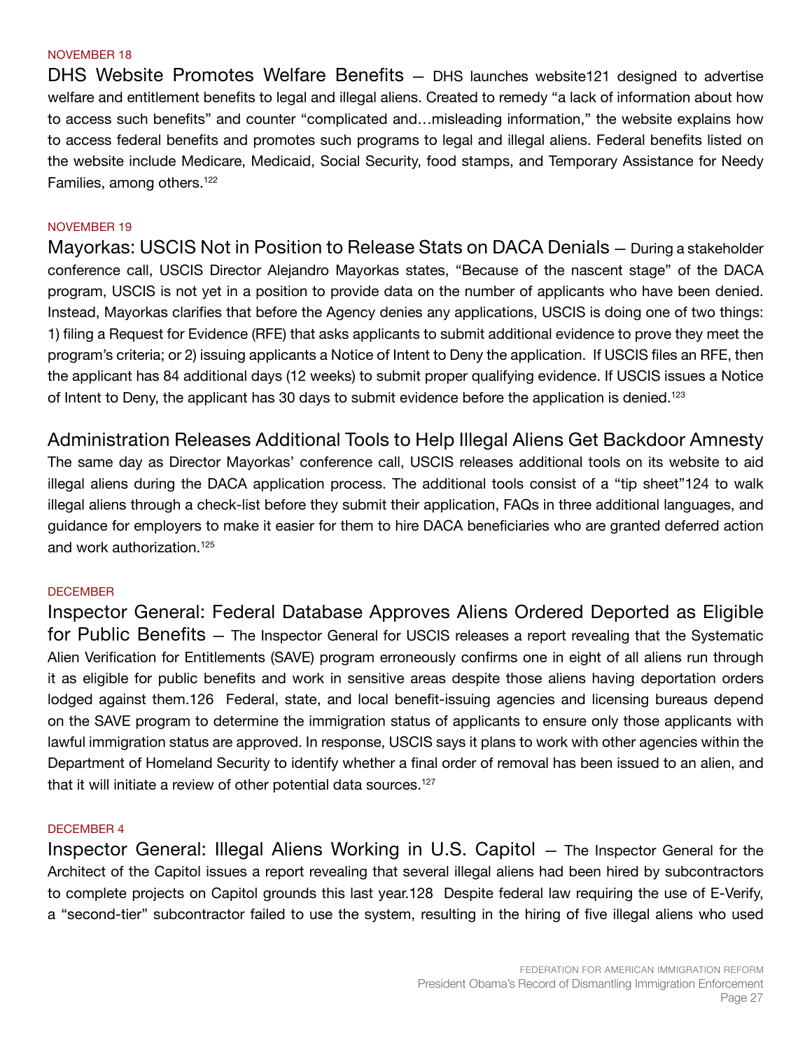NOVEMBER 18

**DHS Website Promotes Welfare Benefits** — DHS launches website[121] designed to advertise welfare and entitlement benefits to legal and illegal aliens. Created to remedy "a lack of information about how to access such benefits" and counter "complicated and…misleading information," the website explains how to access federal benefits and promotes such programs to legal and illegal aliens. Federal benefits listed on the website include Medicare, Medicaid, Social Security, food stamps, and Temporary Assistance for Needy Families, among others.[122]

NOVEMBER 19

**Mayorkas: USCIS Not in Position to Release Stats on DACA Denials** — During a stakeholder conference call, USCIS Director Alejandro Mayorkas states, "Because of the nascent stage" of the DACA program, USCIS is not yet in a position to provide data on the number of applicants who have been denied. Instead, Mayorkas clarifies that before the Agency denies any applications, USCIS is doing one of two things: 1) filing a Request for Evidence (RFE) that asks applicants to submit additional evidence to prove they meet the program's criteria; or 2) issuing applicants a Notice of Intent to Deny the application. If USCIS files an RFE, then the applicant has 84 additional days (12 weeks) to submit proper qualifying evidence. If USCIS issues a Notice of Intent to Deny, the applicant has 30 days to submit evidence before the application is denied.[123]

**Administration Releases Additional Tools to Help Illegal Aliens Get Backdoor Amnesty**

The same day as Director Mayorkas' conference call, USCIS releases additional tools on its website to aid illegal aliens during the DACA application process. The additional tools consist of a "tip sheet"[124] to walk illegal aliens through a check-list before they submit their application, FAQs in three additional languages, and guidance for employers to make it easier for them to hire DACA beneficiaries who are granted deferred action and work authorization.[125]

DECEMBER

**Inspector General: Federal Database Approves Aliens Ordered Deported as Eligible for Public Benefits** — The Inspector General for USCIS releases a report revealing that the Systematic Alien Verification for Entitlements (SAVE) program erroneously confirms one in eight of all aliens run through it as eligible for public benefits and work in sensitive areas despite those aliens having deportation orders lodged against them.[126] Federal, state, and local benefit-issuing agencies and licensing bureaus depend on the SAVE program to determine the immigration status of applicants to ensure only those applicants with lawful immigration status are approved. In response, USCIS says it plans to work with other agencies within the Department of Homeland Security to identify whether a final order of removal has been issued to an alien, and that it will initiate a review of other potential data sources.[127]

DECEMBER 4

**Inspector General: Illegal Aliens Working in U.S. Capitol** — The Inspector General for the Architect of the Capitol issues a report revealing that several illegal aliens had been hired by subcontractors to complete projects on Capitol grounds this last year.[128] Despite federal law requiring the use of E-Verify, a "second-tier" subcontractor failed to use the system, resulting in the hiring of five illegal aliens who used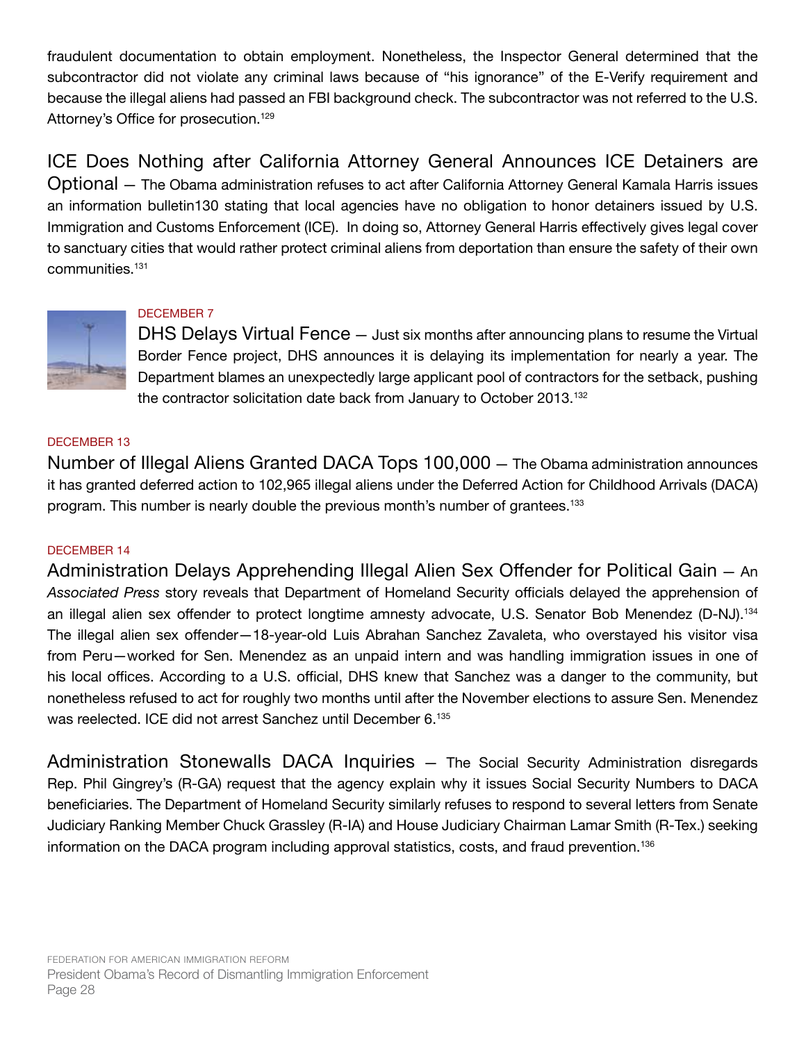fraudulent documentation to obtain employment. Nonetheless, the Inspector General determined that the subcontractor did not violate any criminal laws because of "his ignorance" of the E-Verify requirement and because the illegal aliens had passed an FBI background check. The subcontractor was not referred to the U.S. Attorney's Office for prosecution.[129]

**ICE Does Nothing after California Attorney General Announces ICE Detainers are Optional** — The Obama administration refuses to act after California Attorney General Kamala Harris issues an information bulletin130 stating that local agencies have no obligation to honor detainers issued by U.S. Immigration and Customs Enforcement (ICE). In doing so, Attorney General Harris effectively gives legal cover to sanctuary cities that would rather protect criminal aliens from deportation than ensure the safety of their own communities.[131]

DECEMBER 7

**DHS Delays Virtual Fence** — Just six months after announcing plans to resume the Virtual Border Fence project, DHS announces it is delaying its implementation for nearly a year. The Department blames an unexpectedly large applicant pool of contractors for the setback, pushing the contractor solicitation date back from January to October 2013.[132]

DECEMBER 13

**Number of Illegal Aliens Granted DACA Tops 100,000** — The Obama administration announces it has granted deferred action to 102,965 illegal aliens under the Deferred Action for Childhood Arrivals (DACA) program. This number is nearly double the previous month's number of grantees.[133]

DECEMBER 14

**Administration Delays Apprehending Illegal Alien Sex Offender for Political Gain** — An *Associated Press* story reveals that Department of Homeland Security officials delayed the apprehension of an illegal alien sex offender to protect longtime amnesty advocate, U.S. Senator Bob Menendez (D-NJ).[134] The illegal alien sex offender—18-year-old Luis Abrahan Sanchez Zavaleta, who overstayed his visitor visa from Peru—worked for Sen. Menendez as an unpaid intern and was handling immigration issues in one of his local offices. According to a U.S. official, DHS knew that Sanchez was a danger to the community, but nonetheless refused to act for roughly two months until after the November elections to assure Sen. Menendez was reelected. ICE did not arrest Sanchez until December 6.[135]

**Administration Stonewalls DACA Inquiries** — The Social Security Administration disregards Rep. Phil Gingrey's (R-GA) request that the agency explain why it issues Social Security Numbers to DACA beneficiaries. The Department of Homeland Security similarly refuses to respond to several letters from Senate Judiciary Ranking Member Chuck Grassley (R-IA) and House Judiciary Chairman Lamar Smith (R-Tex.) seeking information on the DACA program including approval statistics, costs, and fraud prevention.[136]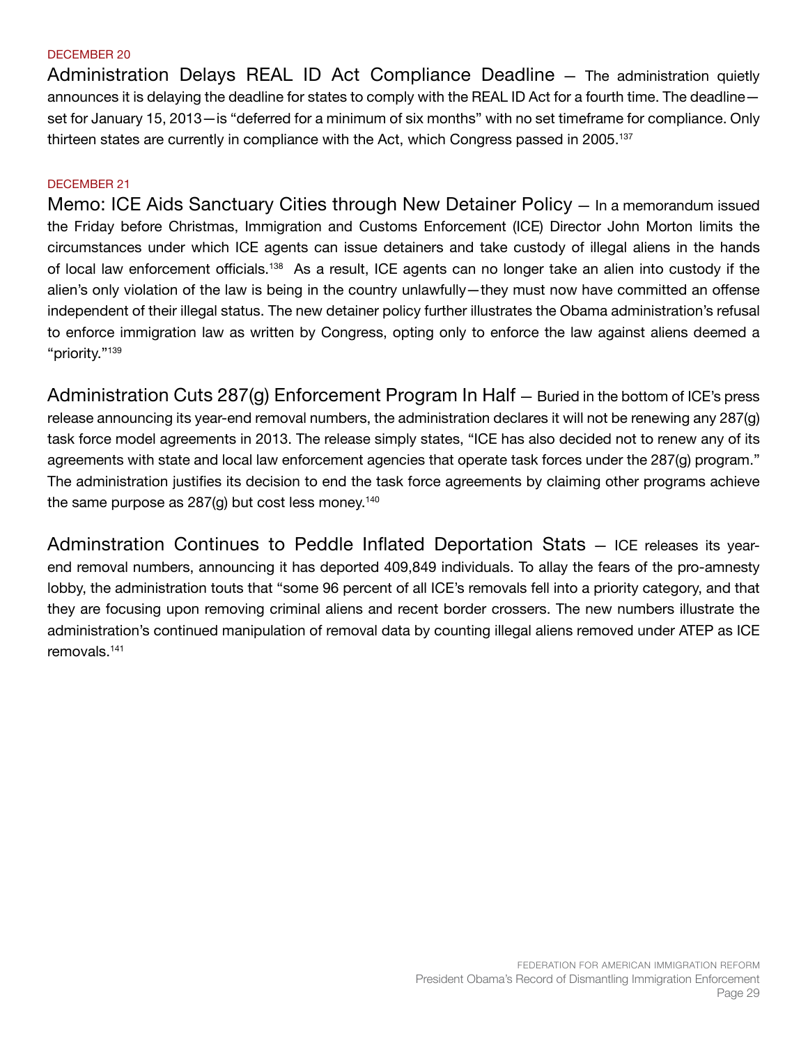DECEMBER 20

### Administration Delays REAL ID Act Compliance Deadline

— The administration quietly announces it is delaying the deadline for states to comply with the REAL ID Act for a fourth time. The deadline—set for January 15, 2013—is "deferred for a minimum of six months" with no set timeframe for compliance. Only thirteen states are currently in compliance with the Act, which Congress passed in 2005.[137]

DECEMBER 21

### Memo: ICE Aids Sanctuary Cities through New Detainer Policy

— In a memorandum issued the Friday before Christmas, Immigration and Customs Enforcement (ICE) Director John Morton limits the circumstances under which ICE agents can issue detainers and take custody of illegal aliens in the hands of local law enforcement officials.[138] As a result, ICE agents can no longer take an alien into custody if the alien's only violation of the law is being in the country unlawfully—they must now have committed an offense independent of their illegal status. The new detainer policy further illustrates the Obama administration's refusal to enforce immigration law as written by Congress, opting only to enforce the law against aliens deemed a "priority."[139]

### Administration Cuts 287(g) Enforcement Program In Half

— Buried in the bottom of ICE's press release announcing its year-end removal numbers, the administration declares it will not be renewing any 287(g) task force model agreements in 2013. The release simply states, "ICE has also decided not to renew any of its agreements with state and local law enforcement agencies that operate task forces under the 287(g) program." The administration justifies its decision to end the task force agreements by claiming other programs achieve the same purpose as 287(g) but cost less money.[140]

### Adminstration Continues to Peddle Inflated Deportation Stats

— ICE releases its year-end removal numbers, announcing it has deported 409,849 individuals. To allay the fears of the pro-amnesty lobby, the administration touts that "some 96 percent of all ICE's removals fell into a priority category, and that they are focusing upon removing criminal aliens and recent border crossers. The new numbers illustrate the administration's continued manipulation of removal data by counting illegal aliens removed under ATEP as ICE removals.[141]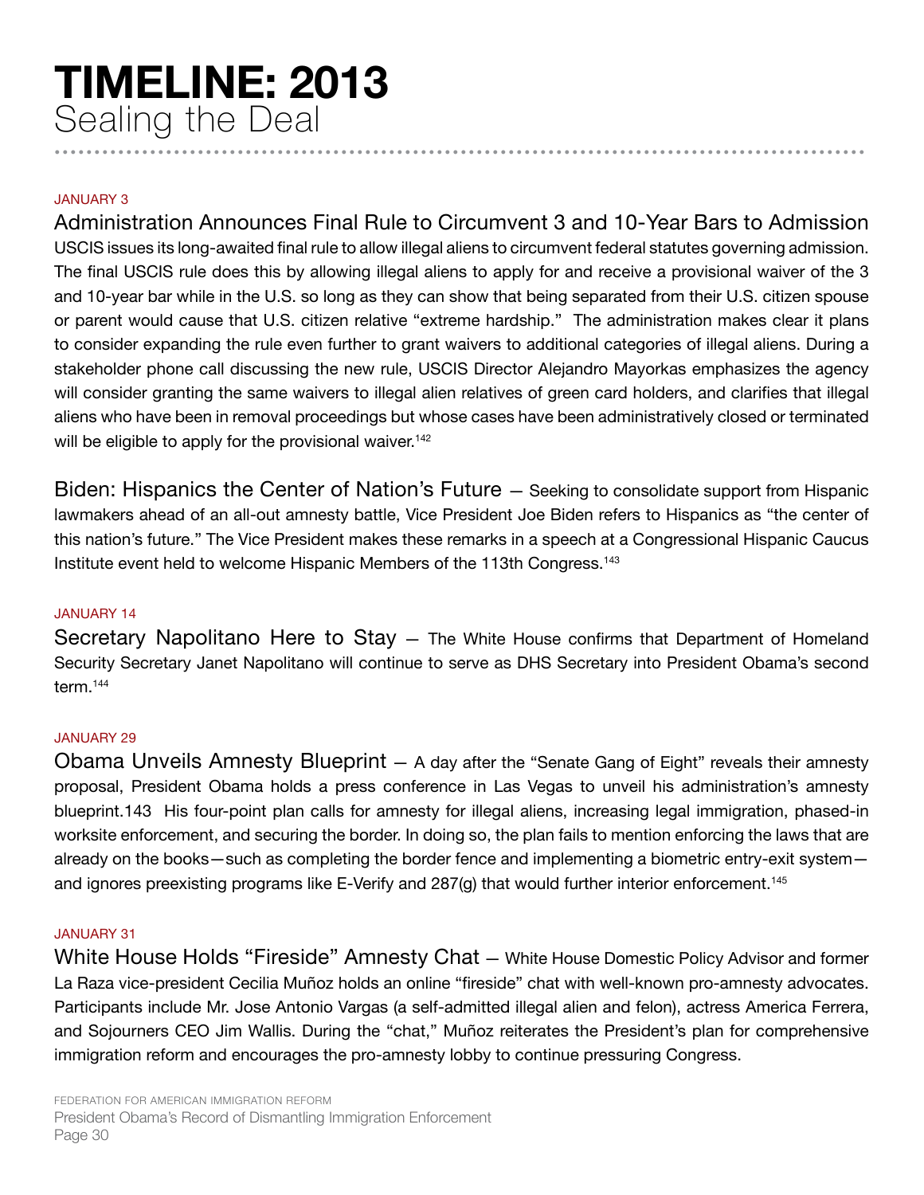# TIMELINE: 2013
## Sealing the Deal

JANUARY 3

### Administration Announces Final Rule to Circumvent 3 and 10-Year Bars to Admission

USCIS issues its long-awaited final rule to allow illegal aliens to circumvent federal statutes governing admission. The final USCIS rule does this by allowing illegal aliens to apply for and receive a provisional waiver of the 3 and 10-year bar while in the U.S. so long as they can show that being separated from their U.S. citizen spouse or parent would cause that U.S. citizen relative "extreme hardship." The administration makes clear it plans to consider expanding the rule even further to grant waivers to additional categories of illegal aliens. During a stakeholder phone call discussing the new rule, USCIS Director Alejandro Mayorkas emphasizes the agency will consider granting the same waivers to illegal alien relatives of green card holders, and clarifies that illegal aliens who have been in removal proceedings but whose cases have been administratively closed or terminated will be eligible to apply for the provisional waiver.[142]

**Biden: Hispanics the Center of Nation's Future** — Seeking to consolidate support from Hispanic lawmakers ahead of an all-out amnesty battle, Vice President Joe Biden refers to Hispanics as "the center of this nation's future." The Vice President makes these remarks in a speech at a Congressional Hispanic Caucus Institute event held to welcome Hispanic Members of the 113th Congress.[143]

JANUARY 14

**Secretary Napolitano Here to Stay** — The White House confirms that Department of Homeland Security Secretary Janet Napolitano will continue to serve as DHS Secretary into President Obama's second term.[144]

JANUARY 29

**Obama Unveils Amnesty Blueprint** — A day after the "Senate Gang of Eight" reveals their amnesty proposal, President Obama holds a press conference in Las Vegas to unveil his administration's amnesty blueprint.143 His four-point plan calls for amnesty for illegal aliens, increasing legal immigration, phased-in worksite enforcement, and securing the border. In doing so, the plan fails to mention enforcing the laws that are already on the books—such as completing the border fence and implementing a biometric entry-exit system—and ignores preexisting programs like E-Verify and 287(g) that would further interior enforcement.[145]

JANUARY 31

**White House Holds "Fireside" Amnesty Chat** — White House Domestic Policy Advisor and former La Raza vice-president Cecilia Muñoz holds an online "fireside" chat with well-known pro-amnesty advocates. Participants include Mr. Jose Antonio Vargas (a self-admitted illegal alien and felon), actress America Ferrera, and Sojourners CEO Jim Wallis. During the "chat," Muñoz reiterates the President's plan for comprehensive immigration reform and encourages the pro-amnesty lobby to continue pressuring Congress.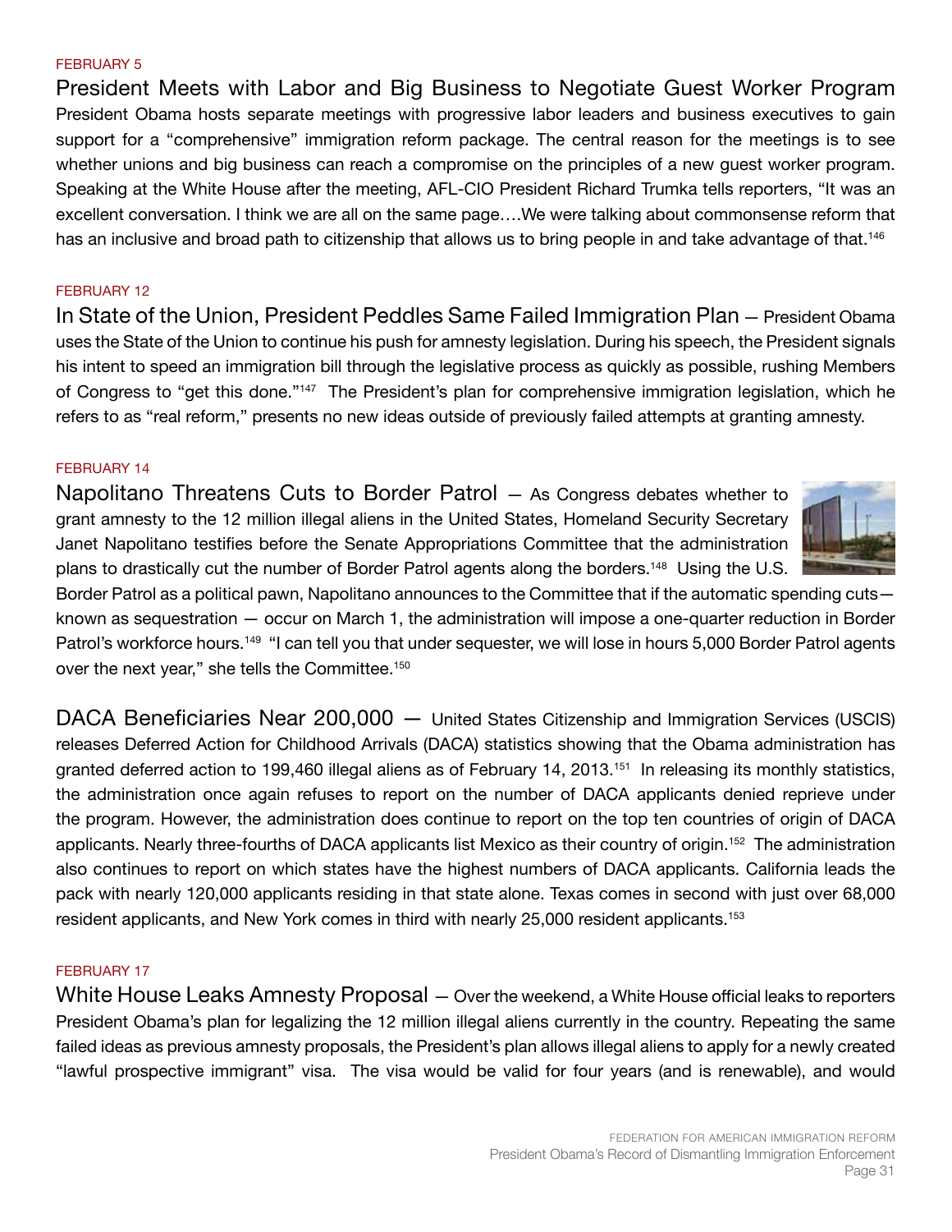FEBRUARY 5

### President Meets with Labor and Big Business to Negotiate Guest Worker Program

President Obama hosts separate meetings with progressive labor leaders and business executives to gain support for a "comprehensive" immigration reform package. The central reason for the meetings is to see whether unions and big business can reach a compromise on the principles of a new guest worker program. Speaking at the White House after the meeting, AFL-CIO President Richard Trumka tells reporters, "It was an excellent conversation. I think we are all on the same page….We were talking about commonsense reform that has an inclusive and broad path to citizenship that allows us to bring people in and take advantage of that.[146]

FEBRUARY 12

### In State of the Union, President Peddles Same Failed Immigration Plan

— President Obama uses the State of the Union to continue his push for amnesty legislation. During his speech, the President signals his intent to speed an immigration bill through the legislative process as quickly as possible, rushing Members of Congress to "get this done."[147] The President's plan for comprehensive immigration legislation, which he refers to as "real reform," presents no new ideas outside of previously failed attempts at granting amnesty.

FEBRUARY 14

### Napolitano Threatens Cuts to Border Patrol

— As Congress debates whether to grant amnesty to the 12 million illegal aliens in the United States, Homeland Security Secretary Janet Napolitano testifies before the Senate Appropriations Committee that the administration plans to drastically cut the number of Border Patrol agents along the borders.[148] Using the U.S. Border Patrol as a political pawn, Napolitano announces to the Committee that if the automatic spending cuts—known as sequestration — occur on March 1, the administration will impose a one-quarter reduction in Border Patrol's workforce hours.[149] "I can tell you that under sequester, we will lose in hours 5,000 Border Patrol agents over the next year," she tells the Committee.[150]

### DACA Beneficiaries Near 200,000

— United States Citizenship and Immigration Services (USCIS) releases Deferred Action for Childhood Arrivals (DACA) statistics showing that the Obama administration has granted deferred action to 199,460 illegal aliens as of February 14, 2013.[151] In releasing its monthly statistics, the administration once again refuses to report on the number of DACA applicants denied reprieve under the program. However, the administration does continue to report on the top ten countries of origin of DACA applicants. Nearly three-fourths of DACA applicants list Mexico as their country of origin.[152] The administration also continues to report on which states have the highest numbers of DACA applicants. California leads the pack with nearly 120,000 applicants residing in that state alone. Texas comes in second with just over 68,000 resident applicants, and New York comes in third with nearly 25,000 resident applicants.[153]

FEBRUARY 17

### White House Leaks Amnesty Proposal

— Over the weekend, a White House official leaks to reporters President Obama's plan for legalizing the 12 million illegal aliens currently in the country. Repeating the same failed ideas as previous amnesty proposals, the President's plan allows illegal aliens to apply for a newly created "lawful prospective immigrant" visa. The visa would be valid for four years (and is renewable), and would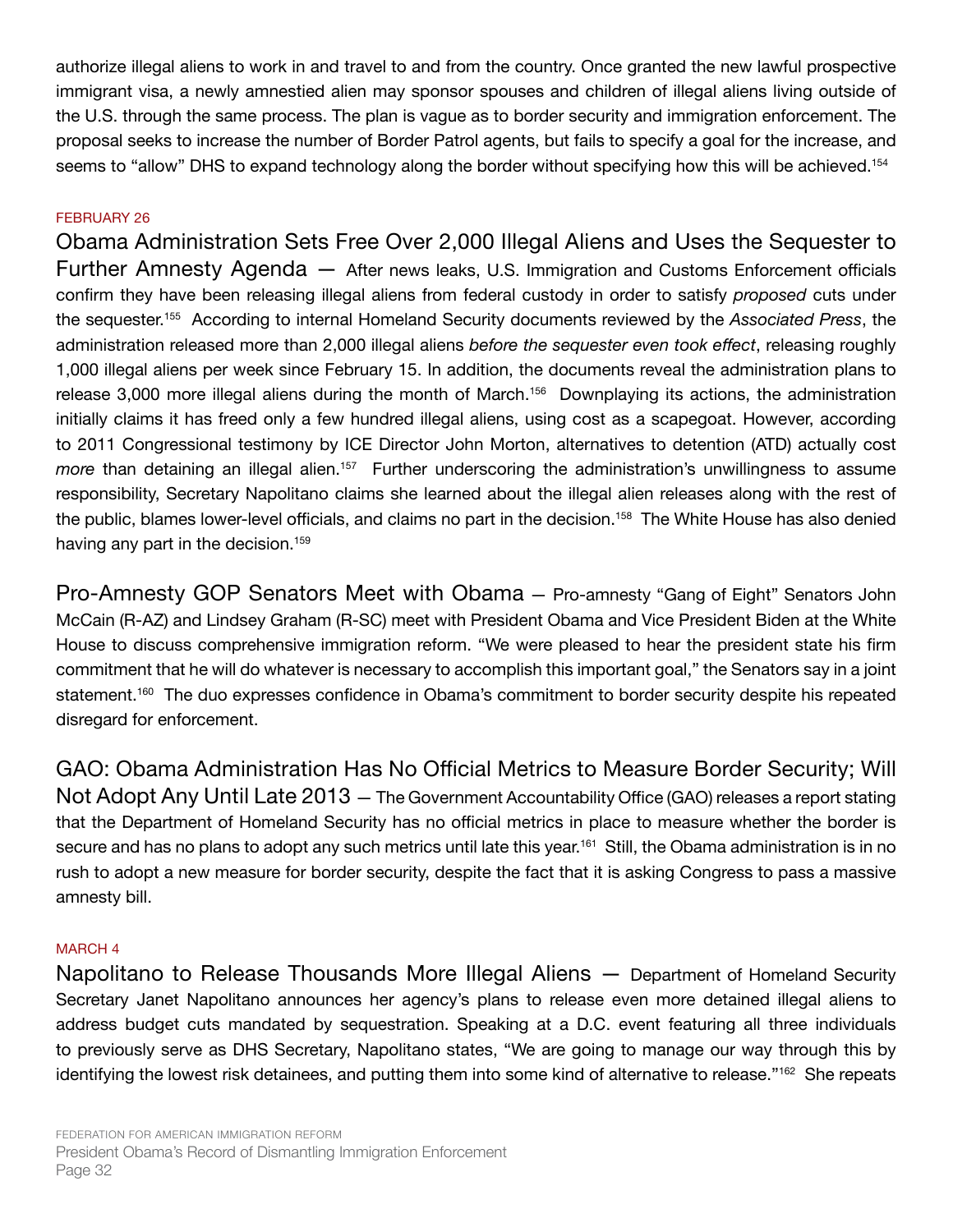authorize illegal aliens to work in and travel to and from the country. Once granted the new lawful prospective immigrant visa, a newly amnestied alien may sponsor spouses and children of illegal aliens living outside of the U.S. through the same process. The plan is vague as to border security and immigration enforcement. The proposal seeks to increase the number of Border Patrol agents, but fails to specify a goal for the increase, and seems to "allow" DHS to expand technology along the border without specifying how this will be achieved.[154]

FEBRUARY 26

**Obama Administration Sets Free Over 2,000 Illegal Aliens and Uses the Sequester to Further Amnesty Agenda** — After news leaks, U.S. Immigration and Customs Enforcement officials confirm they have been releasing illegal aliens from federal custody in order to satisfy *proposed* cuts under the sequester.[155] According to internal Homeland Security documents reviewed by the *Associated Press*, the administration released more than 2,000 illegal aliens *before the sequester even took effect*, releasing roughly 1,000 illegal aliens per week since February 15. In addition, the documents reveal the administration plans to release 3,000 more illegal aliens during the month of March.[156] Downplaying its actions, the administration initially claims it has freed only a few hundred illegal aliens, using cost as a scapegoat. However, according to 2011 Congressional testimony by ICE Director John Morton, alternatives to detention (ATD) actually cost *more* than detaining an illegal alien.[157] Further underscoring the administration's unwillingness to assume responsibility, Secretary Napolitano claims she learned about the illegal alien releases along with the rest of the public, blames lower-level officials, and claims no part in the decision.[158] The White House has also denied having any part in the decision.[159]

**Pro-Amnesty GOP Senators Meet with Obama** — Pro-amnesty "Gang of Eight" Senators John McCain (R-AZ) and Lindsey Graham (R-SC) meet with President Obama and Vice President Biden at the White House to discuss comprehensive immigration reform. "We were pleased to hear the president state his firm commitment that he will do whatever is necessary to accomplish this important goal," the Senators say in a joint statement.[160] The duo expresses confidence in Obama's commitment to border security despite his repeated disregard for enforcement.

**GAO: Obama Administration Has No Official Metrics to Measure Border Security; Will Not Adopt Any Until Late 2013** — The Government Accountability Office (GAO) releases a report stating that the Department of Homeland Security has no official metrics in place to measure whether the border is secure and has no plans to adopt any such metrics until late this year.[161] Still, the Obama administration is in no rush to adopt a new measure for border security, despite the fact that it is asking Congress to pass a massive amnesty bill.

MARCH 4

**Napolitano to Release Thousands More Illegal Aliens** — Department of Homeland Security Secretary Janet Napolitano announces her agency's plans to release even more detained illegal aliens to address budget cuts mandated by sequestration. Speaking at a D.C. event featuring all three individuals to previously serve as DHS Secretary, Napolitano states, "We are going to manage our way through this by identifying the lowest risk detainees, and putting them into some kind of alternative to release."[162] She repeats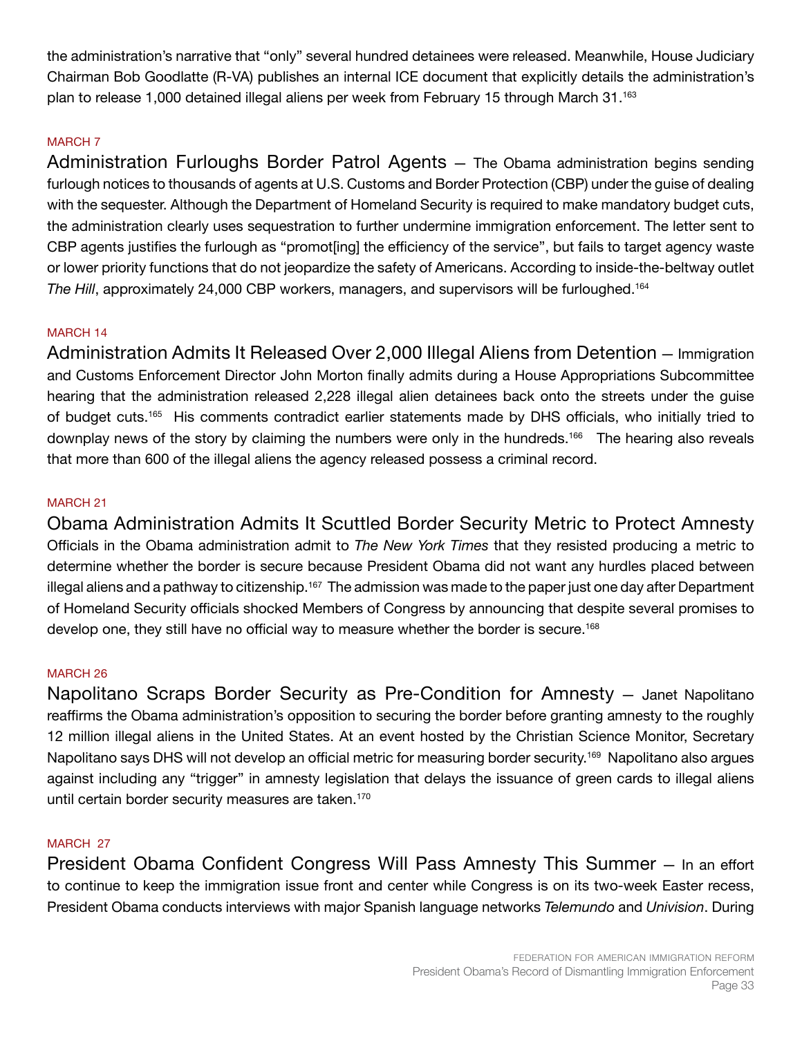the administration's narrative that "only" several hundred detainees were released. Meanwhile, House Judiciary Chairman Bob Goodlatte (R-VA) publishes an internal ICE document that explicitly details the administration's plan to release 1,000 detained illegal aliens per week from February 15 through March 31.[163]

MARCH 7

**Administration Furloughs Border Patrol Agents** — The Obama administration begins sending furlough notices to thousands of agents at U.S. Customs and Border Protection (CBP) under the guise of dealing with the sequester. Although the Department of Homeland Security is required to make mandatory budget cuts, the administration clearly uses sequestration to further undermine immigration enforcement. The letter sent to CBP agents justifies the furlough as "promot[ing] the efficiency of the service", but fails to target agency waste or lower priority functions that do not jeopardize the safety of Americans. According to inside-the-beltway outlet *The Hill*, approximately 24,000 CBP workers, managers, and supervisors will be furloughed.[164]

MARCH 14

**Administration Admits It Released Over 2,000 Illegal Aliens from Detention** — Immigration and Customs Enforcement Director John Morton finally admits during a House Appropriations Subcommittee hearing that the administration released 2,228 illegal alien detainees back onto the streets under the guise of budget cuts.[165] His comments contradict earlier statements made by DHS officials, who initially tried to downplay news of the story by claiming the numbers were only in the hundreds.[166] The hearing also reveals that more than 600 of the illegal aliens the agency released possess a criminal record.

MARCH 21

**Obama Administration Admits It Scuttled Border Security Metric to Protect Amnesty** Officials in the Obama administration admit to *The New York Times* that they resisted producing a metric to determine whether the border is secure because President Obama did not want any hurdles placed between illegal aliens and a pathway to citizenship.[167] The admission was made to the paper just one day after Department of Homeland Security officials shocked Members of Congress by announcing that despite several promises to develop one, they still have no official way to measure whether the border is secure.[168]

MARCH 26

**Napolitano Scraps Border Security as Pre-Condition for Amnesty** — Janet Napolitano reaffirms the Obama administration's opposition to securing the border before granting amnesty to the roughly 12 million illegal aliens in the United States. At an event hosted by the Christian Science Monitor, Secretary Napolitano says DHS will not develop an official metric for measuring border security.[169] Napolitano also argues against including any "trigger" in amnesty legislation that delays the issuance of green cards to illegal aliens until certain border security measures are taken.[170]

MARCH 27

**President Obama Confident Congress Will Pass Amnesty This Summer** — In an effort to continue to keep the immigration issue front and center while Congress is on its two-week Easter recess, President Obama conducts interviews with major Spanish language networks *Telemundo* and *Univision*. During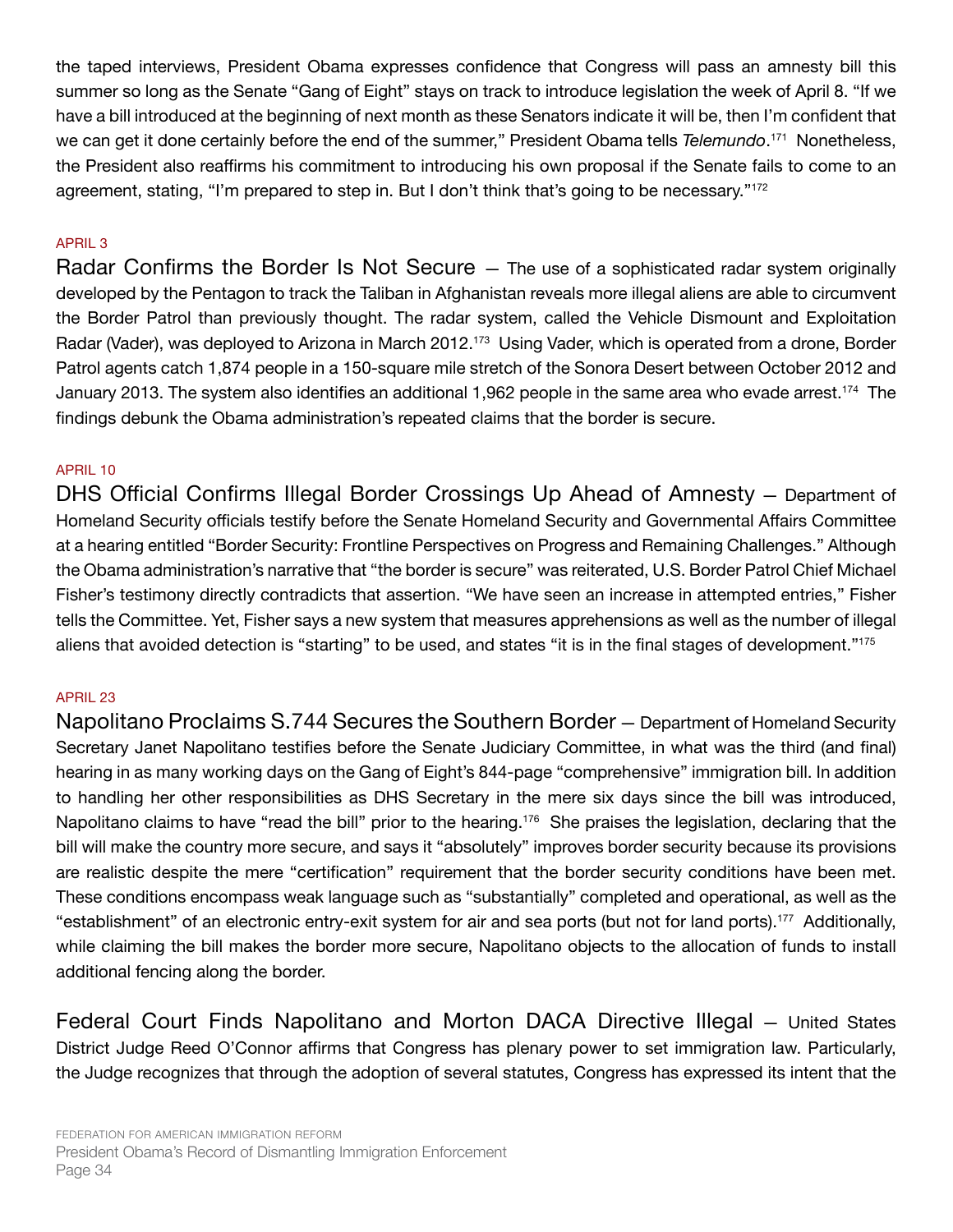the taped interviews, President Obama expresses confidence that Congress will pass an amnesty bill this summer so long as the Senate "Gang of Eight" stays on track to introduce legislation the week of April 8. "If we have a bill introduced at the beginning of next month as these Senators indicate it will be, then I'm confident that we can get it done certainly before the end of the summer," President Obama tells *Telemundo*.[171] Nonetheless, the President also reaffirms his commitment to introducing his own proposal if the Senate fails to come to an agreement, stating, "I'm prepared to step in. But I don't think that's going to be necessary."[172]

APRIL 3

Radar Confirms the Border Is Not Secure — The use of a sophisticated radar system originally developed by the Pentagon to track the Taliban in Afghanistan reveals more illegal aliens are able to circumvent the Border Patrol than previously thought. The radar system, called the Vehicle Dismount and Exploitation Radar (Vader), was deployed to Arizona in March 2012.[173] Using Vader, which is operated from a drone, Border Patrol agents catch 1,874 people in a 150-square mile stretch of the Sonora Desert between October 2012 and January 2013. The system also identifies an additional 1,962 people in the same area who evade arrest.[174] The findings debunk the Obama administration's repeated claims that the border is secure.

APRIL 10

DHS Official Confirms Illegal Border Crossings Up Ahead of Amnesty — Department of Homeland Security officials testify before the Senate Homeland Security and Governmental Affairs Committee at a hearing entitled "Border Security: Frontline Perspectives on Progress and Remaining Challenges." Although the Obama administration's narrative that "the border is secure" was reiterated, U.S. Border Patrol Chief Michael Fisher's testimony directly contradicts that assertion. "We have seen an increase in attempted entries," Fisher tells the Committee. Yet, Fisher says a new system that measures apprehensions as well as the number of illegal aliens that avoided detection is "starting" to be used, and states "it is in the final stages of development."[175]

APRIL 23

Napolitano Proclaims S.744 Secures the Southern Border — Department of Homeland Security Secretary Janet Napolitano testifies before the Senate Judiciary Committee, in what was the third (and final) hearing in as many working days on the Gang of Eight's 844-page "comprehensive" immigration bill. In addition to handling her other responsibilities as DHS Secretary in the mere six days since the bill was introduced, Napolitano claims to have "read the bill" prior to the hearing.[176] She praises the legislation, declaring that the bill will make the country more secure, and says it "absolutely" improves border security because its provisions are realistic despite the mere "certification" requirement that the border security conditions have been met. These conditions encompass weak language such as "substantially" completed and operational, as well as the "establishment" of an electronic entry-exit system for air and sea ports (but not for land ports).[177] Additionally, while claiming the bill makes the border more secure, Napolitano objects to the allocation of funds to install additional fencing along the border.

Federal Court Finds Napolitano and Morton DACA Directive Illegal — United States District Judge Reed O'Connor affirms that Congress has plenary power to set immigration law. Particularly, the Judge recognizes that through the adoption of several statutes, Congress has expressed its intent that the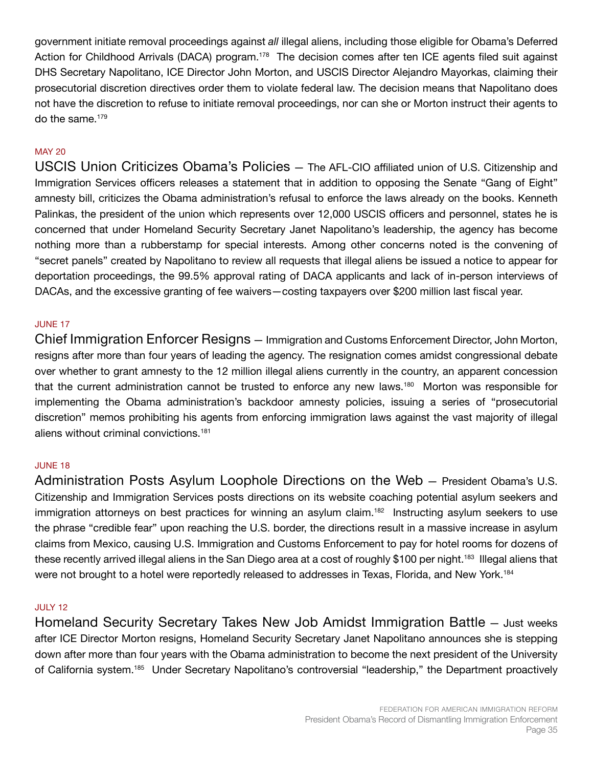government initiate removal proceedings against *all* illegal aliens, including those eligible for Obama's Deferred Action for Childhood Arrivals (DACA) program.[178] The decision comes after ten ICE agents filed suit against DHS Secretary Napolitano, ICE Director John Morton, and USCIS Director Alejandro Mayorkas, claiming their prosecutorial discretion directives order them to violate federal law. The decision means that Napolitano does not have the discretion to refuse to initiate removal proceedings, nor can she or Morton instruct their agents to do the same.[179]

MAY 20

USCIS Union Criticizes Obama's Policies — The AFL-CIO affiliated union of U.S. Citizenship and Immigration Services officers releases a statement that in addition to opposing the Senate "Gang of Eight" amnesty bill, criticizes the Obama administration's refusal to enforce the laws already on the books. Kenneth Palinkas, the president of the union which represents over 12,000 USCIS officers and personnel, states he is concerned that under Homeland Security Secretary Janet Napolitano's leadership, the agency has become nothing more than a rubberstamp for special interests. Among other concerns noted is the convening of "secret panels" created by Napolitano to review all requests that illegal aliens be issued a notice to appear for deportation proceedings, the 99.5% approval rating of DACA applicants and lack of in-person interviews of DACAs, and the excessive granting of fee waivers—costing taxpayers over $200 million last fiscal year.

JUNE 17

Chief Immigration Enforcer Resigns — Immigration and Customs Enforcement Director, John Morton, resigns after more than four years of leading the agency. The resignation comes amidst congressional debate over whether to grant amnesty to the 12 million illegal aliens currently in the country, an apparent concession that the current administration cannot be trusted to enforce any new laws.[180] Morton was responsible for implementing the Obama administration's backdoor amnesty policies, issuing a series of "prosecutorial discretion" memos prohibiting his agents from enforcing immigration laws against the vast majority of illegal aliens without criminal convictions.[181]

JUNE 18

Administration Posts Asylum Loophole Directions on the Web — President Obama's U.S. Citizenship and Immigration Services posts directions on its website coaching potential asylum seekers and immigration attorneys on best practices for winning an asylum claim.[182] Instructing asylum seekers to use the phrase "credible fear" upon reaching the U.S. border, the directions result in a massive increase in asylum claims from Mexico, causing U.S. Immigration and Customs Enforcement to pay for hotel rooms for dozens of these recently arrived illegal aliens in the San Diego area at a cost of roughly $100 per night.[183] Illegal aliens that were not brought to a hotel were reportedly released to addresses in Texas, Florida, and New York.[184]

JULY 12

Homeland Security Secretary Takes New Job Amidst Immigration Battle — Just weeks after ICE Director Morton resigns, Homeland Security Secretary Janet Napolitano announces she is stepping down after more than four years with the Obama administration to become the next president of the University of California system.[185] Under Secretary Napolitano's controversial "leadership," the Department proactively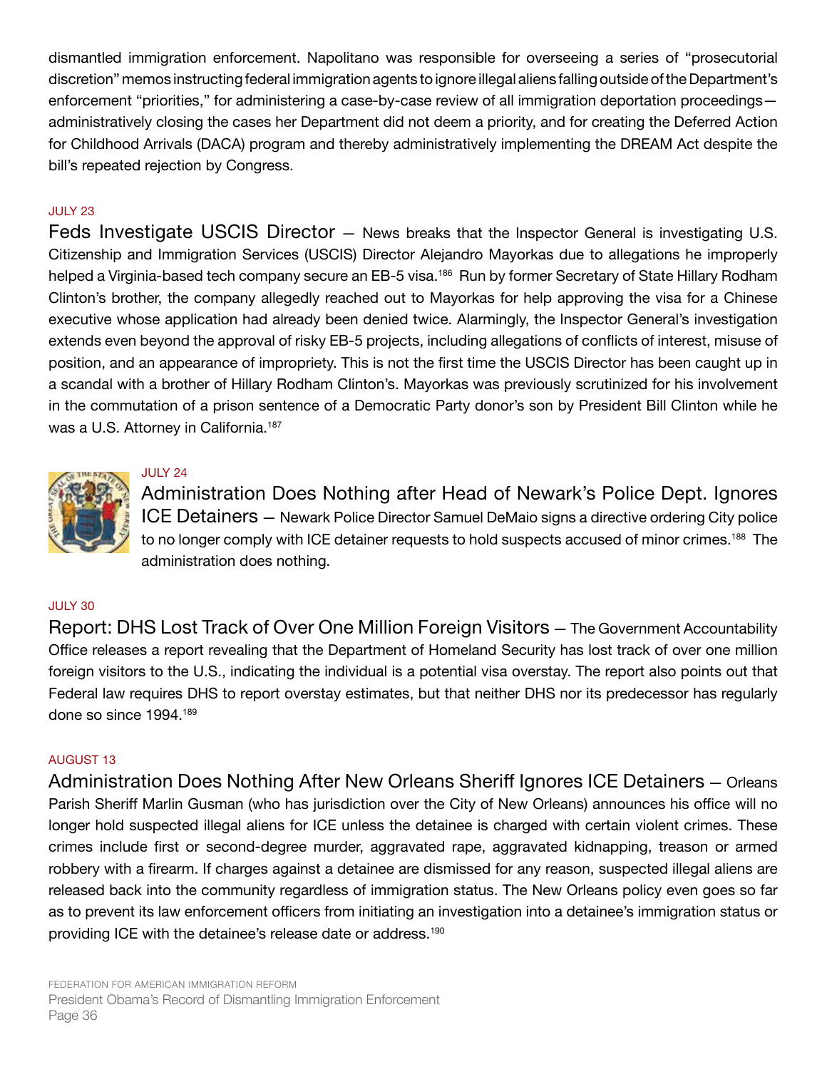dismantled immigration enforcement. Napolitano was responsible for overseeing a series of "prosecutorial discretion" memos instructing federal immigration agents to ignore illegal aliens falling outside of the Department's enforcement "priorities," for administering a case-by-case review of all immigration deportation proceedings—administratively closing the cases her Department did not deem a priority, and for creating the Deferred Action for Childhood Arrivals (DACA) program and thereby administratively implementing the DREAM Act despite the bill's repeated rejection by Congress.

JULY 23

**Feds Investigate USCIS Director** — News breaks that the Inspector General is investigating U.S. Citizenship and Immigration Services (USCIS) Director Alejandro Mayorkas due to allegations he improperly helped a Virginia-based tech company secure an EB-5 visa.[186] Run by former Secretary of State Hillary Rodham Clinton's brother, the company allegedly reached out to Mayorkas for help approving the visa for a Chinese executive whose application had already been denied twice. Alarmingly, the Inspector General's investigation extends even beyond the approval of risky EB-5 projects, including allegations of conflicts of interest, misuse of position, and an appearance of impropriety. This is not the first time the USCIS Director has been caught up in a scandal with a brother of Hillary Rodham Clinton's. Mayorkas was previously scrutinized for his involvement in the commutation of a prison sentence of a Democratic Party donor's son by President Bill Clinton while he was a U.S. Attorney in California.[187]

JULY 24

**Administration Does Nothing after Head of Newark's Police Dept. Ignores ICE Detainers** — Newark Police Director Samuel DeMaio signs a directive ordering City police to no longer comply with ICE detainer requests to hold suspects accused of minor crimes.[188] The administration does nothing.

JULY 30

**Report: DHS Lost Track of Over One Million Foreign Visitors** — The Government Accountability Office releases a report revealing that the Department of Homeland Security has lost track of over one million foreign visitors to the U.S., indicating the individual is a potential visa overstay. The report also points out that Federal law requires DHS to report overstay estimates, but that neither DHS nor its predecessor has regularly done so since 1994.[189]

AUGUST 13

**Administration Does Nothing After New Orleans Sheriff Ignores ICE Detainers** — Orleans Parish Sheriff Marlin Gusman (who has jurisdiction over the City of New Orleans) announces his office will no longer hold suspected illegal aliens for ICE unless the detainee is charged with certain violent crimes. These crimes include first or second-degree murder, aggravated rape, aggravated kidnapping, treason or armed robbery with a firearm. If charges against a detainee are dismissed for any reason, suspected illegal aliens are released back into the community regardless of immigration status. The New Orleans policy even goes so far as to prevent its law enforcement officers from initiating an investigation into a detainee's immigration status or providing ICE with the detainee's release date or address.[190]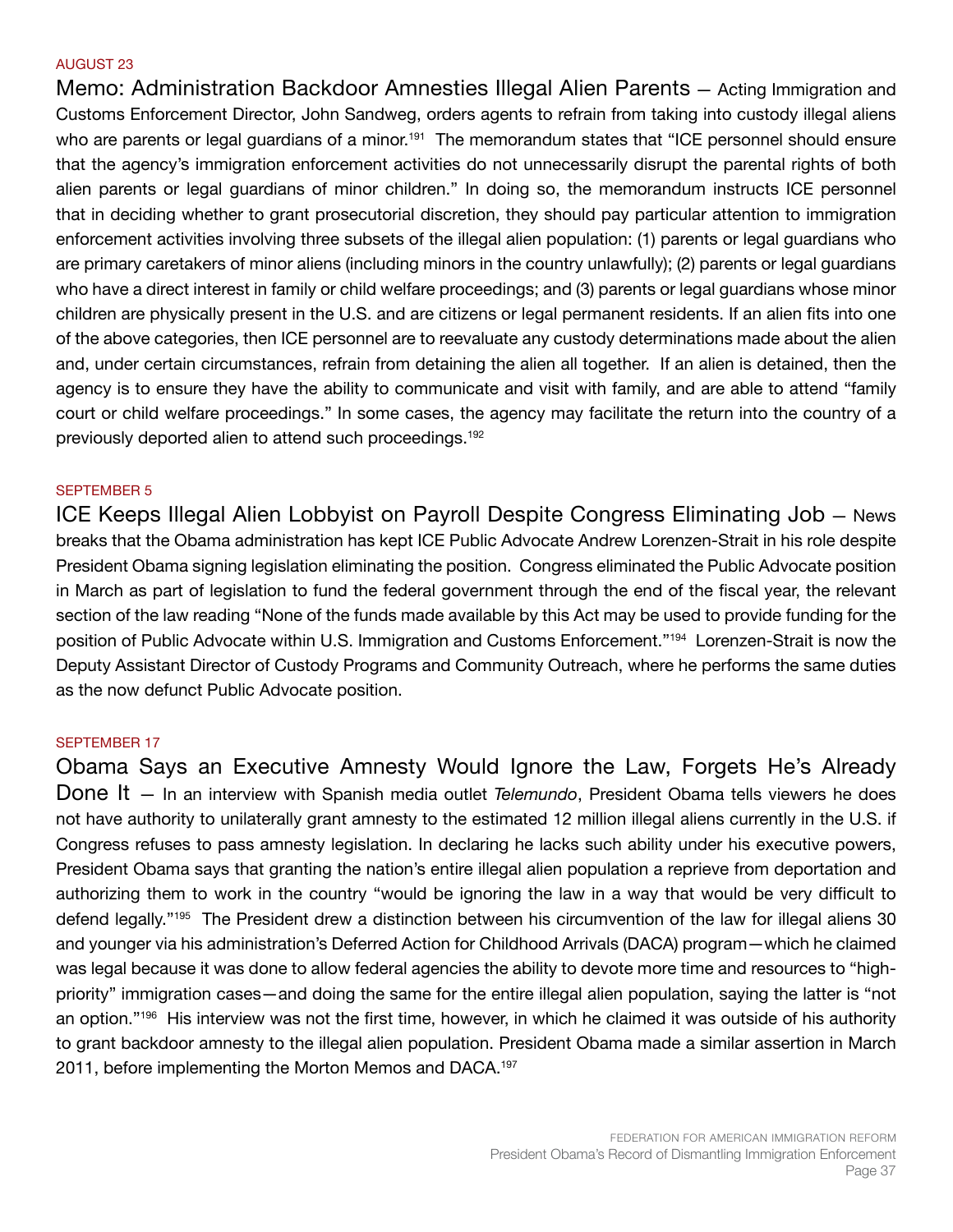AUGUST 23

**Memo: Administration Backdoor Amnesties Illegal Alien Parents** — Acting Immigration and Customs Enforcement Director, John Sandweg, orders agents to refrain from taking into custody illegal aliens who are parents or legal guardians of a minor.[191] The memorandum states that "ICE personnel should ensure that the agency's immigration enforcement activities do not unnecessarily disrupt the parental rights of both alien parents or legal guardians of minor children." In doing so, the memorandum instructs ICE personnel that in deciding whether to grant prosecutorial discretion, they should pay particular attention to immigration enforcement activities involving three subsets of the illegal alien population: (1) parents or legal guardians who are primary caretakers of minor aliens (including minors in the country unlawfully); (2) parents or legal guardians who have a direct interest in family or child welfare proceedings; and (3) parents or legal guardians whose minor children are physically present in the U.S. and are citizens or legal permanent residents. If an alien fits into one of the above categories, then ICE personnel are to reevaluate any custody determinations made about the alien and, under certain circumstances, refrain from detaining the alien all together. If an alien is detained, then the agency is to ensure they have the ability to communicate and visit with family, and are able to attend "family court or child welfare proceedings." In some cases, the agency may facilitate the return into the country of a previously deported alien to attend such proceedings.[192]

SEPTEMBER 5

**ICE Keeps Illegal Alien Lobbyist on Payroll Despite Congress Eliminating Job** — News breaks that the Obama administration has kept ICE Public Advocate Andrew Lorenzen-Strait in his role despite President Obama signing legislation eliminating the position. Congress eliminated the Public Advocate position in March as part of legislation to fund the federal government through the end of the fiscal year, the relevant section of the law reading "None of the funds made available by this Act may be used to provide funding for the position of Public Advocate within U.S. Immigration and Customs Enforcement."[194] Lorenzen-Strait is now the Deputy Assistant Director of Custody Programs and Community Outreach, where he performs the same duties as the now defunct Public Advocate position.

SEPTEMBER 17

**Obama Says an Executive Amnesty Would Ignore the Law, Forgets He's Already Done It** — In an interview with Spanish media outlet *Telemundo*, President Obama tells viewers he does not have authority to unilaterally grant amnesty to the estimated 12 million illegal aliens currently in the U.S. if Congress refuses to pass amnesty legislation. In declaring he lacks such ability under his executive powers, President Obama says that granting the nation's entire illegal alien population a reprieve from deportation and authorizing them to work in the country "would be ignoring the law in a way that would be very difficult to defend legally."[195] The President drew a distinction between his circumvention of the law for illegal aliens 30 and younger via his administration's Deferred Action for Childhood Arrivals (DACA) program—which he claimed was legal because it was done to allow federal agencies the ability to devote more time and resources to "high-priority" immigration cases—and doing the same for the entire illegal alien population, saying the latter is "not an option."[196] His interview was not the first time, however, in which he claimed it was outside of his authority to grant backdoor amnesty to the illegal alien population. President Obama made a similar assertion in March 2011, before implementing the Morton Memos and DACA.[197]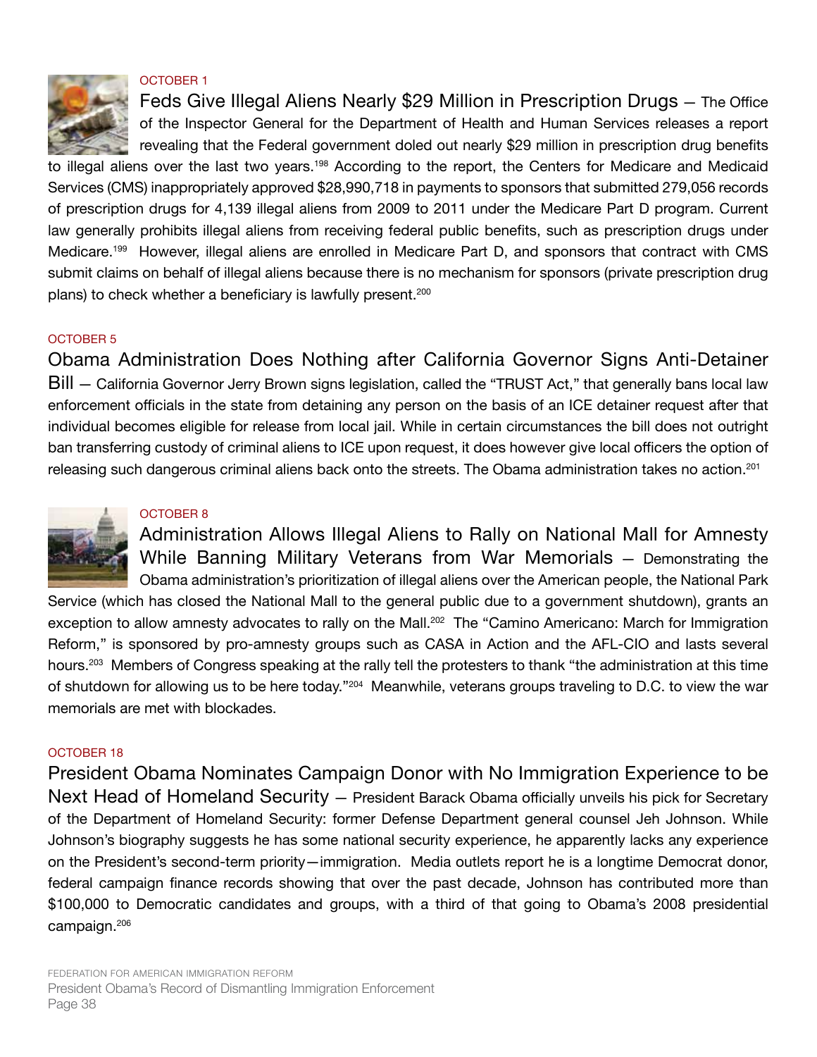OCTOBER 1

### Feds Give Illegal Aliens Nearly $29 Million in Prescription Drugs

— The Office of the Inspector General for the Department of Health and Human Services releases a report revealing that the Federal government doled out nearly $29 million in prescription drug benefits to illegal aliens over the last two years.[198] According to the report, the Centers for Medicare and Medicaid Services (CMS) inappropriately approved $28,990,718 in payments to sponsors that submitted 279,056 records of prescription drugs for 4,139 illegal aliens from 2009 to 2011 under the Medicare Part D program. Current law generally prohibits illegal aliens from receiving federal public benefits, such as prescription drugs under Medicare.[199] However, illegal aliens are enrolled in Medicare Part D, and sponsors that contract with CMS submit claims on behalf of illegal aliens because there is no mechanism for sponsors (private prescription drug plans) to check whether a beneficiary is lawfully present.[200]

OCTOBER 5

### Obama Administration Does Nothing after California Governor Signs Anti-Detainer Bill

— California Governor Jerry Brown signs legislation, called the "TRUST Act," that generally bans local law enforcement officials in the state from detaining any person on the basis of an ICE detainer request after that individual becomes eligible for release from local jail. While in certain circumstances the bill does not outright ban transferring custody of criminal aliens to ICE upon request, it does however give local officers the option of releasing such dangerous criminal aliens back onto the streets. The Obama administration takes no action.[201]

OCTOBER 8

### Administration Allows Illegal Aliens to Rally on National Mall for Amnesty While Banning Military Veterans from War Memorials

— Demonstrating the Obama administration's prioritization of illegal aliens over the American people, the National Park Service (which has closed the National Mall to the general public due to a government shutdown), grants an exception to allow amnesty advocates to rally on the Mall.[202] The "Camino Americano: March for Immigration Reform," is sponsored by pro-amnesty groups such as CASA in Action and the AFL-CIO and lasts several hours.[203] Members of Congress speaking at the rally tell the protesters to thank "the administration at this time of shutdown for allowing us to be here today."[204] Meanwhile, veterans groups traveling to D.C. to view the war memorials are met with blockades.

OCTOBER 18

### President Obama Nominates Campaign Donor with No Immigration Experience to be Next Head of Homeland Security

— President Barack Obama officially unveils his pick for Secretary of the Department of Homeland Security: former Defense Department general counsel Jeh Johnson. While Johnson's biography suggests he has some national security experience, he apparently lacks any experience on the President's second-term priority—immigration. Media outlets report he is a longtime Democrat donor, federal campaign finance records showing that over the past decade, Johnson has contributed more than $100,000 to Democratic candidates and groups, with a third of that going to Obama's 2008 presidential campaign.[206]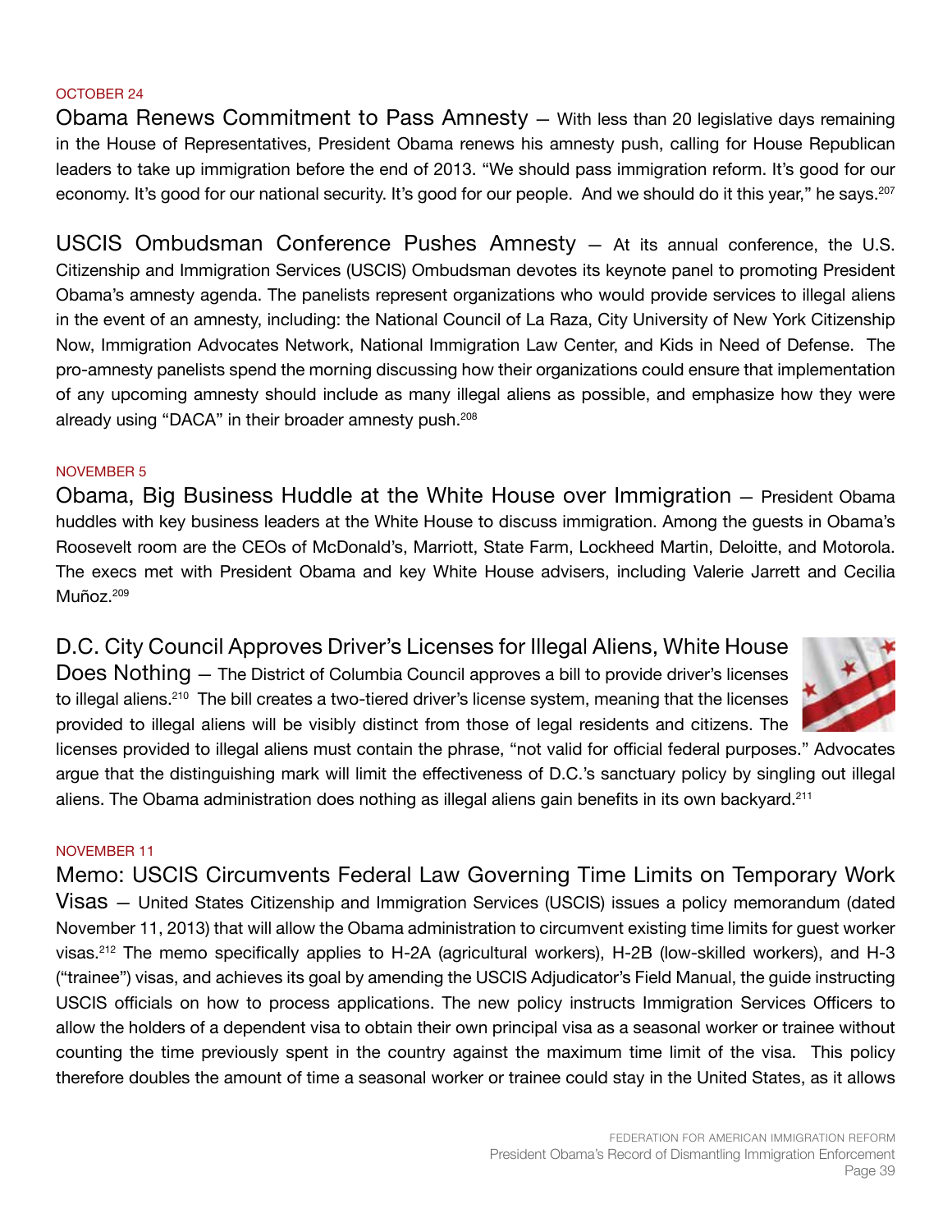OCTOBER 24

**Obama Renews Commitment to Pass Amnesty** — With less than 20 legislative days remaining in the House of Representatives, President Obama renews his amnesty push, calling for House Republican leaders to take up immigration before the end of 2013. "We should pass immigration reform. It's good for our economy. It's good for our national security. It's good for our people. And we should do it this year," he says.[207]

**USCIS Ombudsman Conference Pushes Amnesty** — At its annual conference, the U.S. Citizenship and Immigration Services (USCIS) Ombudsman devotes its keynote panel to promoting President Obama's amnesty agenda. The panelists represent organizations who would provide services to illegal aliens in the event of an amnesty, including: the National Council of La Raza, City University of New York Citizenship Now, Immigration Advocates Network, National Immigration Law Center, and Kids in Need of Defense. The pro-amnesty panelists spend the morning discussing how their organizations could ensure that implementation of any upcoming amnesty should include as many illegal aliens as possible, and emphasize how they were already using "DACA" in their broader amnesty push.[208]

NOVEMBER 5

**Obama, Big Business Huddle at the White House over Immigration** — President Obama huddles with key business leaders at the White House to discuss immigration. Among the guests in Obama's Roosevelt room are the CEOs of McDonald's, Marriott, State Farm, Lockheed Martin, Deloitte, and Motorola. The execs met with President Obama and key White House advisers, including Valerie Jarrett and Cecilia Muñoz.[209]

**D.C. City Council Approves Driver's Licenses for Illegal Aliens, White House Does Nothing** — The District of Columbia Council approves a bill to provide driver's licenses to illegal aliens.[210] The bill creates a two-tiered driver's license system, meaning that the licenses provided to illegal aliens will be visibly distinct from those of legal residents and citizens. The licenses provided to illegal aliens must contain the phrase, "not valid for official federal purposes." Advocates argue that the distinguishing mark will limit the effectiveness of D.C.'s sanctuary policy by singling out illegal aliens. The Obama administration does nothing as illegal aliens gain benefits in its own backyard.[211]

NOVEMBER 11

**Memo: USCIS Circumvents Federal Law Governing Time Limits on Temporary Work Visas** — United States Citizenship and Immigration Services (USCIS) issues a policy memorandum (dated November 11, 2013) that will allow the Obama administration to circumvent existing time limits for guest worker visas.[212] The memo specifically applies to H-2A (agricultural workers), H-2B (low-skilled workers), and H-3 ("trainee") visas, and achieves its goal by amending the USCIS Adjudicator's Field Manual, the guide instructing USCIS officials on how to process applications. The new policy instructs Immigration Services Officers to allow the holders of a dependent visa to obtain their own principal visa as a seasonal worker or trainee without counting the time previously spent in the country against the maximum time limit of the visa. This policy therefore doubles the amount of time a seasonal worker or trainee could stay in the United States, as it allows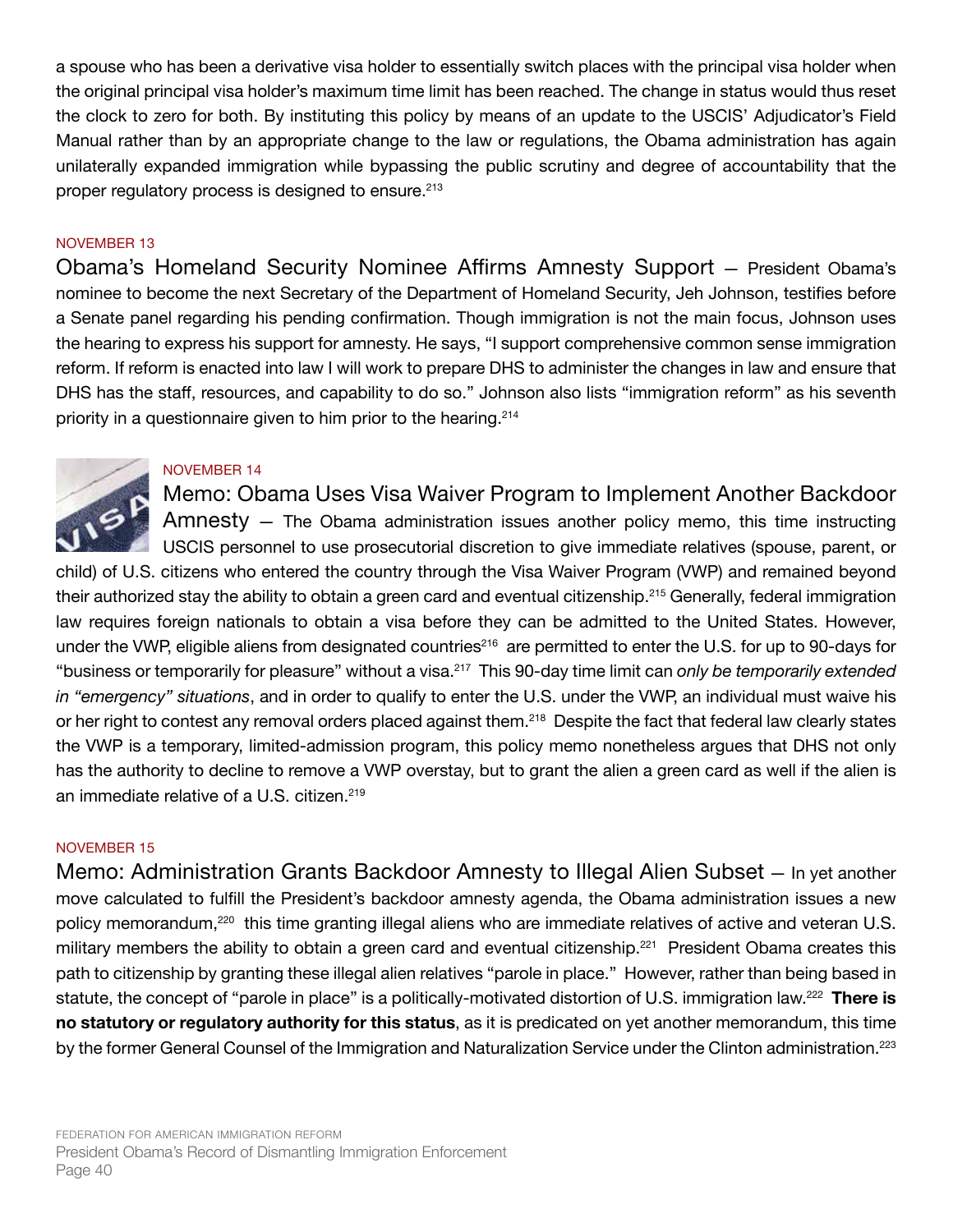a spouse who has been a derivative visa holder to essentially switch places with the principal visa holder when the original principal visa holder's maximum time limit has been reached. The change in status would thus reset the clock to zero for both. By instituting this policy by means of an update to the USCIS' Adjudicator's Field Manual rather than by an appropriate change to the law or regulations, the Obama administration has again unilaterally expanded immigration while bypassing the public scrutiny and degree of accountability that the proper regulatory process is designed to ensure.[213]

NOVEMBER 13

**Obama's Homeland Security Nominee Affirms Amnesty Support** — President Obama's nominee to become the next Secretary of the Department of Homeland Security, Jeh Johnson, testifies before a Senate panel regarding his pending confirmation. Though immigration is not the main focus, Johnson uses the hearing to express his support for amnesty. He says, "I support comprehensive common sense immigration reform. If reform is enacted into law I will work to prepare DHS to administer the changes in law and ensure that DHS has the staff, resources, and capability to do so." Johnson also lists "immigration reform" as his seventh priority in a questionnaire given to him prior to the hearing.[214]

NOVEMBER 14

**Memo: Obama Uses Visa Waiver Program to Implement Another Backdoor Amnesty** — The Obama administration issues another policy memo, this time instructing USCIS personnel to use prosecutorial discretion to give immediate relatives (spouse, parent, or child) of U.S. citizens who entered the country through the Visa Waiver Program (VWP) and remained beyond their authorized stay the ability to obtain a green card and eventual citizenship.[215] Generally, federal immigration law requires foreign nationals to obtain a visa before they can be admitted to the United States. However, under the VWP, eligible aliens from designated countries[216] are permitted to enter the U.S. for up to 90-days for "business or temporarily for pleasure" without a visa.[217] This 90-day time limit can *only be temporarily extended in "emergency" situations*, and in order to qualify to enter the U.S. under the VWP, an individual must waive his or her right to contest any removal orders placed against them.[218] Despite the fact that federal law clearly states the VWP is a temporary, limited-admission program, this policy memo nonetheless argues that DHS not only has the authority to decline to remove a VWP overstay, but to grant the alien a green card as well if the alien is an immediate relative of a U.S. citizen.[219]

NOVEMBER 15

**Memo: Administration Grants Backdoor Amnesty to Illegal Alien Subset** — In yet another move calculated to fulfill the President's backdoor amnesty agenda, the Obama administration issues a new policy memorandum,[220] this time granting illegal aliens who are immediate relatives of active and veteran U.S. military members the ability to obtain a green card and eventual citizenship.[221] President Obama creates this path to citizenship by granting these illegal alien relatives "parole in place." However, rather than being based in statute, the concept of "parole in place" is a politically-motivated distortion of U.S. immigration law.[222] **There is no statutory or regulatory authority for this status**, as it is predicated on yet another memorandum, this time by the former General Counsel of the Immigration and Naturalization Service under the Clinton administration.[223]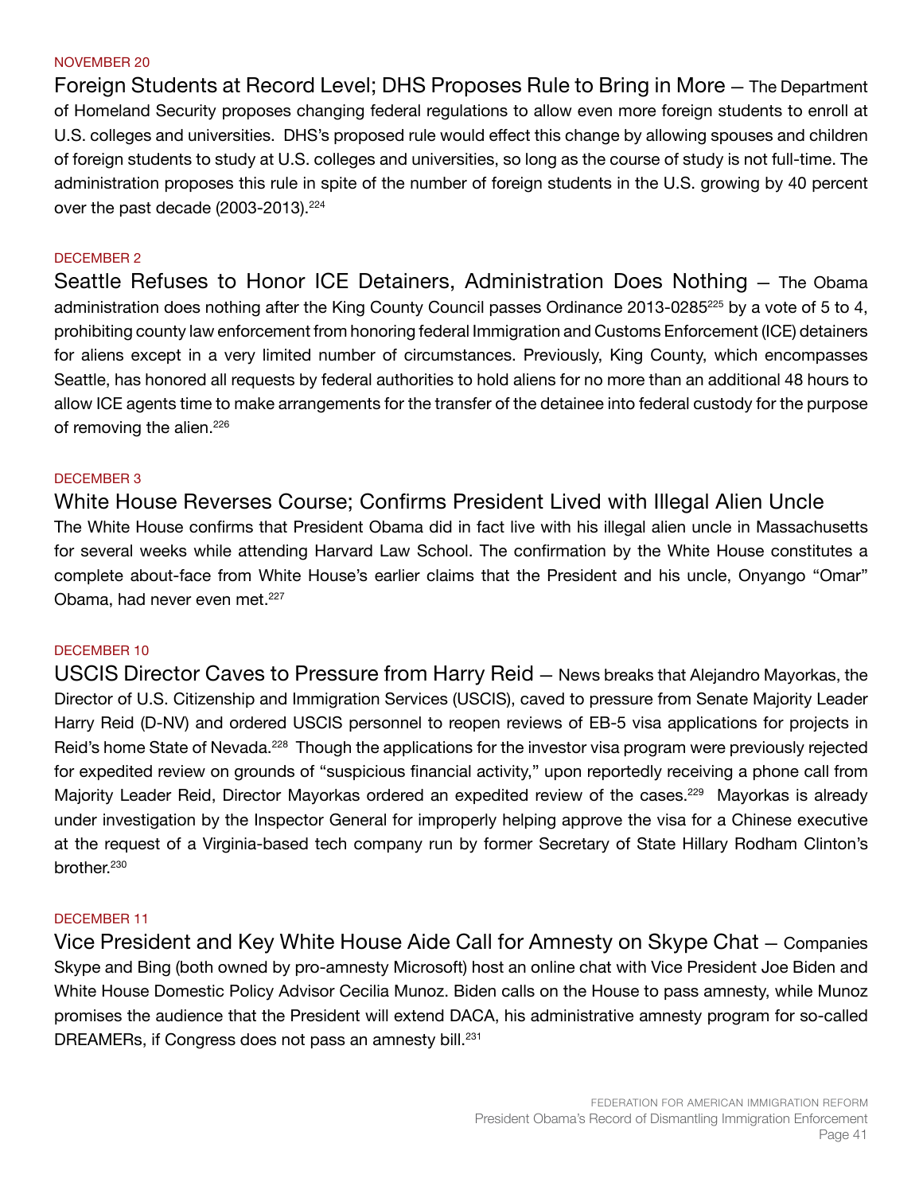NOVEMBER 20

Foreign Students at Record Level; DHS Proposes Rule to Bring in More — The Department of Homeland Security proposes changing federal regulations to allow even more foreign students to enroll at U.S. colleges and universities. DHS's proposed rule would effect this change by allowing spouses and children of foreign students to study at U.S. colleges and universities, so long as the course of study is not full-time. The administration proposes this rule in spite of the number of foreign students in the U.S. growing by 40 percent over the past decade (2003-2013).[224]

DECEMBER 2

Seattle Refuses to Honor ICE Detainers, Administration Does Nothing — The Obama administration does nothing after the King County Council passes Ordinance 2013-0285[225] by a vote of 5 to 4, prohibiting county law enforcement from honoring federal Immigration and Customs Enforcement (ICE) detainers for aliens except in a very limited number of circumstances. Previously, King County, which encompasses Seattle, has honored all requests by federal authorities to hold aliens for no more than an additional 48 hours to allow ICE agents time to make arrangements for the transfer of the detainee into federal custody for the purpose of removing the alien.[226]

DECEMBER 3

White House Reverses Course; Confirms President Lived with Illegal Alien Uncle

The White House confirms that President Obama did in fact live with his illegal alien uncle in Massachusetts for several weeks while attending Harvard Law School. The confirmation by the White House constitutes a complete about-face from White House's earlier claims that the President and his uncle, Onyango "Omar" Obama, had never even met.[227]

DECEMBER 10

USCIS Director Caves to Pressure from Harry Reid — News breaks that Alejandro Mayorkas, the Director of U.S. Citizenship and Immigration Services (USCIS), caved to pressure from Senate Majority Leader Harry Reid (D-NV) and ordered USCIS personnel to reopen reviews of EB-5 visa applications for projects in Reid's home State of Nevada.[228] Though the applications for the investor visa program were previously rejected for expedited review on grounds of "suspicious financial activity," upon reportedly receiving a phone call from Majority Leader Reid, Director Mayorkas ordered an expedited review of the cases.[229] Mayorkas is already under investigation by the Inspector General for improperly helping approve the visa for a Chinese executive at the request of a Virginia-based tech company run by former Secretary of State Hillary Rodham Clinton's brother.[230]

DECEMBER 11

Vice President and Key White House Aide Call for Amnesty on Skype Chat — Companies Skype and Bing (both owned by pro-amnesty Microsoft) host an online chat with Vice President Joe Biden and White House Domestic Policy Advisor Cecilia Munoz. Biden calls on the House to pass amnesty, while Munoz promises the audience that the President will extend DACA, his administrative amnesty program for so-called DREAMERs, if Congress does not pass an amnesty bill.[231]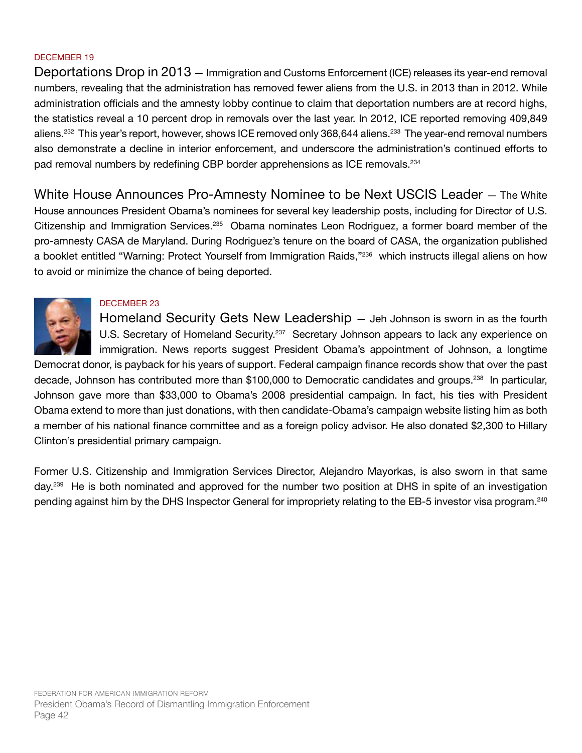DECEMBER 19

**Deportations Drop in 2013** — Immigration and Customs Enforcement (ICE) releases its year-end removal numbers, revealing that the administration has removed fewer aliens from the U.S. in 2013 than in 2012. While administration officials and the amnesty lobby continue to claim that deportation numbers are at record highs, the statistics reveal a 10 percent drop in removals over the last year. In 2012, ICE reported removing 409,849 aliens.[232] This year's report, however, shows ICE removed only 368,644 aliens.[233] The year-end removal numbers also demonstrate a decline in interior enforcement, and underscore the administration's continued efforts to pad removal numbers by redefining CBP border apprehensions as ICE removals.[234]

**White House Announces Pro-Amnesty Nominee to be Next USCIS Leader** — The White House announces President Obama's nominees for several key leadership posts, including for Director of U.S. Citizenship and Immigration Services.[235] Obama nominates Leon Rodriguez, a former board member of the pro-amnesty CASA de Maryland. During Rodriguez's tenure on the board of CASA, the organization published a booklet entitled "Warning: Protect Yourself from Immigration Raids,"[236] which instructs illegal aliens on how to avoid or minimize the chance of being deported.

DECEMBER 23

**Homeland Security Gets New Leadership** — Jeh Johnson is sworn in as the fourth U.S. Secretary of Homeland Security.[237] Secretary Johnson appears to lack any experience on immigration. News reports suggest President Obama's appointment of Johnson, a longtime Democrat donor, is payback for his years of support. Federal campaign finance records show that over the past decade, Johnson has contributed more than $100,000 to Democratic candidates and groups.[238] In particular, Johnson gave more than $33,000 to Obama's 2008 presidential campaign. In fact, his ties with President Obama extend to more than just donations, with then candidate-Obama's campaign website listing him as both a member of his national finance committee and as a foreign policy advisor. He also donated $2,300 to Hillary Clinton's presidential primary campaign.

Former U.S. Citizenship and Immigration Services Director, Alejandro Mayorkas, is also sworn in that same day.[239] He is both nominated and approved for the number two position at DHS in spite of an investigation pending against him by the DHS Inspector General for impropriety relating to the EB-5 investor visa program.[240]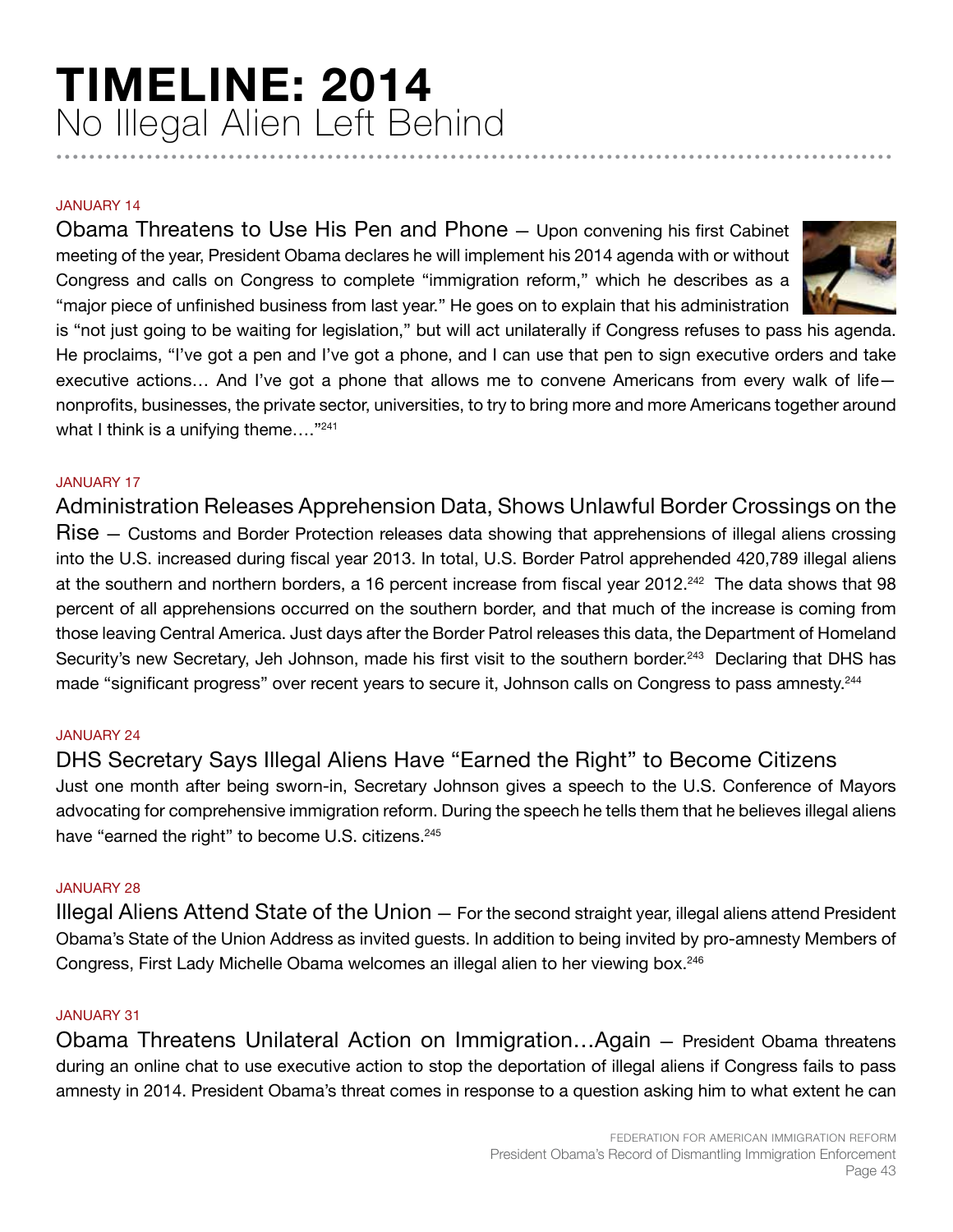# TIMELINE: 2014
## No Illegal Alien Left Behind

JANUARY 14

**Obama Threatens to Use His Pen and Phone** — Upon convening his first Cabinet meeting of the year, President Obama declares he will implement his 2014 agenda with or without Congress and calls on Congress to complete "immigration reform," which he describes as a "major piece of unfinished business from last year." He goes on to explain that his administration is "not just going to be waiting for legislation," but will act unilaterally if Congress refuses to pass his agenda. He proclaims, "I've got a pen and I've got a phone, and I can use that pen to sign executive orders and take executive actions… And I've got a phone that allows me to convene Americans from every walk of life—nonprofits, businesses, the private sector, universities, to try to bring more and more Americans together around what I think is a unifying theme…."[241]

JANUARY 17

**Administration Releases Apprehension Data, Shows Unlawful Border Crossings on the Rise** — Customs and Border Protection releases data showing that apprehensions of illegal aliens crossing into the U.S. increased during fiscal year 2013. In total, U.S. Border Patrol apprehended 420,789 illegal aliens at the southern and northern borders, a 16 percent increase from fiscal year 2012.[242] The data shows that 98 percent of all apprehensions occurred on the southern border, and that much of the increase is coming from those leaving Central America. Just days after the Border Patrol releases this data, the Department of Homeland Security's new Secretary, Jeh Johnson, made his first visit to the southern border.[243] Declaring that DHS has made "significant progress" over recent years to secure it, Johnson calls on Congress to pass amnesty.[244]

JANUARY 24

**DHS Secretary Says Illegal Aliens Have "Earned the Right" to Become Citizens**
Just one month after being sworn-in, Secretary Johnson gives a speech to the U.S. Conference of Mayors advocating for comprehensive immigration reform. During the speech he tells them that he believes illegal aliens have "earned the right" to become U.S. citizens.[245]

JANUARY 28

**Illegal Aliens Attend State of the Union** — For the second straight year, illegal aliens attend President Obama's State of the Union Address as invited guests. In addition to being invited by pro-amnesty Members of Congress, First Lady Michelle Obama welcomes an illegal alien to her viewing box.[246]

JANUARY 31

**Obama Threatens Unilateral Action on Immigration…Again** — President Obama threatens during an online chat to use executive action to stop the deportation of illegal aliens if Congress fails to pass amnesty in 2014. President Obama's threat comes in response to a question asking him to what extent he can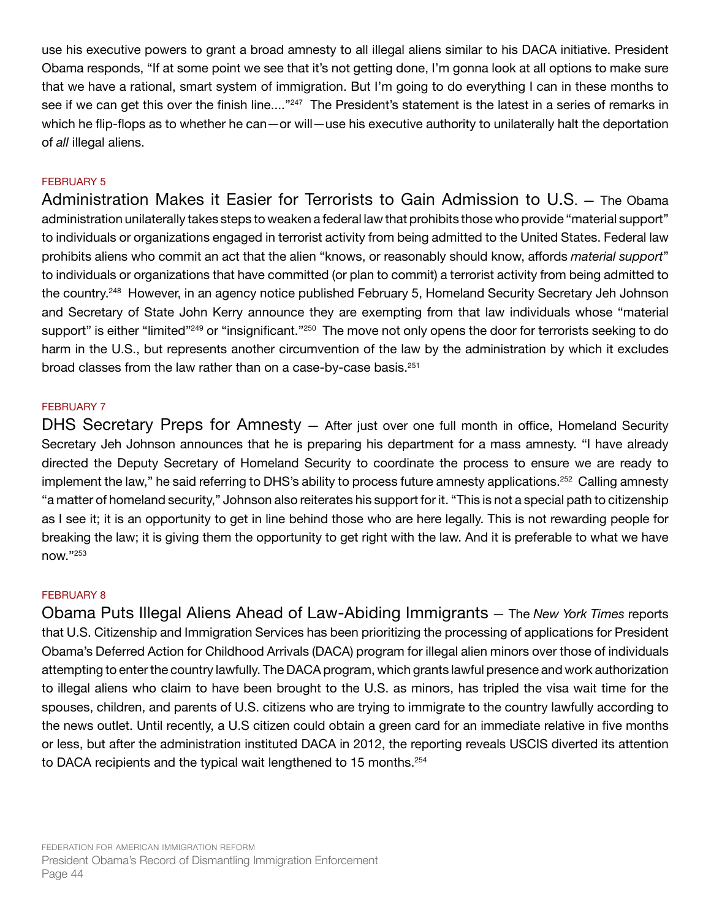use his executive powers to grant a broad amnesty to all illegal aliens similar to his DACA initiative. President Obama responds, "If at some point we see that it's not getting done, I'm gonna look at all options to make sure that we have a rational, smart system of immigration. But I'm going to do everything I can in these months to see if we can get this over the finish line...."[247] The President's statement is the latest in a series of remarks in which he flip-flops as to whether he can—or will—use his executive authority to unilaterally halt the deportation of *all* illegal aliens.

FEBRUARY 5

**Administration Makes it Easier for Terrorists to Gain Admission to U.S.** — The Obama administration unilaterally takes steps to weaken a federal law that prohibits those who provide "material support" to individuals or organizations engaged in terrorist activity from being admitted to the United States. Federal law prohibits aliens who commit an act that the alien "knows, or reasonably should know, affords *material support*" to individuals or organizations that have committed (or plan to commit) a terrorist activity from being admitted to the country.[248] However, in an agency notice published February 5, Homeland Security Secretary Jeh Johnson and Secretary of State John Kerry announce they are exempting from that law individuals whose "material support" is either "limited"[249] or "insignificant."[250] The move not only opens the door for terrorists seeking to do harm in the U.S., but represents another circumvention of the law by the administration by which it excludes broad classes from the law rather than on a case-by-case basis.[251]

FEBRUARY 7

**DHS Secretary Preps for Amnesty** — After just over one full month in office, Homeland Security Secretary Jeh Johnson announces that he is preparing his department for a mass amnesty. "I have already directed the Deputy Secretary of Homeland Security to coordinate the process to ensure we are ready to implement the law," he said referring to DHS's ability to process future amnesty applications.[252] Calling amnesty "a matter of homeland security," Johnson also reiterates his support for it. "This is not a special path to citizenship as I see it; it is an opportunity to get in line behind those who are here legally. This is not rewarding people for breaking the law; it is giving them the opportunity to get right with the law. And it is preferable to what we have now."[253]

FEBRUARY 8

**Obama Puts Illegal Aliens Ahead of Law-Abiding Immigrants** — The *New York Times* reports that U.S. Citizenship and Immigration Services has been prioritizing the processing of applications for President Obama's Deferred Action for Childhood Arrivals (DACA) program for illegal alien minors over those of individuals attempting to enter the country lawfully. The DACA program, which grants lawful presence and work authorization to illegal aliens who claim to have been brought to the U.S. as minors, has tripled the visa wait time for the spouses, children, and parents of U.S. citizens who are trying to immigrate to the country lawfully according to the news outlet. Until recently, a U.S citizen could obtain a green card for an immediate relative in five months or less, but after the administration instituted DACA in 2012, the reporting reveals USCIS diverted its attention to DACA recipients and the typical wait lengthened to 15 months.[254]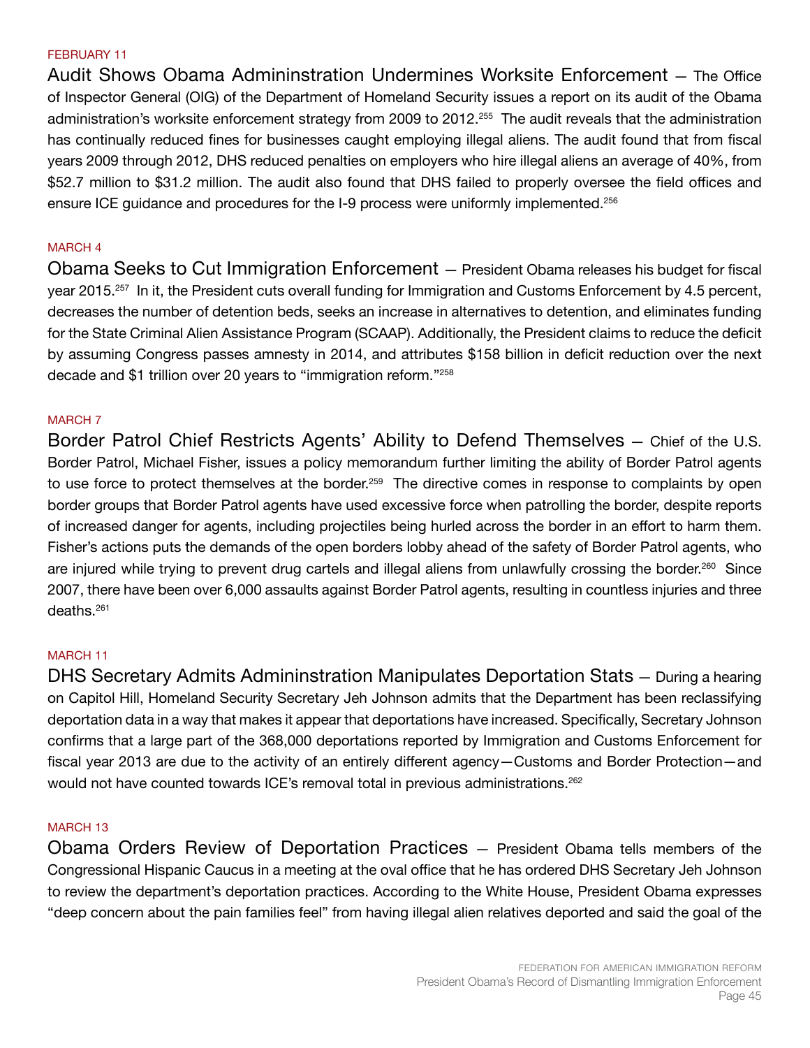FEBRUARY 11

**Audit Shows Obama Admininstration Undermines Worksite Enforcement** — The Office of Inspector General (OIG) of the Department of Homeland Security issues a report on its audit of the Obama administration's worksite enforcement strategy from 2009 to 2012.[255] The audit reveals that the administration has continually reduced fines for businesses caught employing illegal aliens. The audit found that from fiscal years 2009 through 2012, DHS reduced penalties on employers who hire illegal aliens an average of 40%, from $52.7 million to $31.2 million. The audit also found that DHS failed to properly oversee the field offices and ensure ICE guidance and procedures for the I-9 process were uniformly implemented.[256]

MARCH 4

**Obama Seeks to Cut Immigration Enforcement** — President Obama releases his budget for fiscal year 2015.[257] In it, the President cuts overall funding for Immigration and Customs Enforcement by 4.5 percent, decreases the number of detention beds, seeks an increase in alternatives to detention, and eliminates funding for the State Criminal Alien Assistance Program (SCAAP). Additionally, the President claims to reduce the deficit by assuming Congress passes amnesty in 2014, and attributes $158 billion in deficit reduction over the next decade and $1 trillion over 20 years to "immigration reform."[258]

MARCH 7

**Border Patrol Chief Restricts Agents' Ability to Defend Themselves** — Chief of the U.S. Border Patrol, Michael Fisher, issues a policy memorandum further limiting the ability of Border Patrol agents to use force to protect themselves at the border.[259] The directive comes in response to complaints by open border groups that Border Patrol agents have used excessive force when patrolling the border, despite reports of increased danger for agents, including projectiles being hurled across the border in an effort to harm them. Fisher's actions puts the demands of the open borders lobby ahead of the safety of Border Patrol agents, who are injured while trying to prevent drug cartels and illegal aliens from unlawfully crossing the border.[260] Since 2007, there have been over 6,000 assaults against Border Patrol agents, resulting in countless injuries and three deaths.[261]

MARCH 11

**DHS Secretary Admits Admininstration Manipulates Deportation Stats** — During a hearing on Capitol Hill, Homeland Security Secretary Jeh Johnson admits that the Department has been reclassifying deportation data in a way that makes it appear that deportations have increased. Specifically, Secretary Johnson confirms that a large part of the 368,000 deportations reported by Immigration and Customs Enforcement for fiscal year 2013 are due to the activity of an entirely different agency—Customs and Border Protection—and would not have counted towards ICE's removal total in previous administrations.[262]

MARCH 13

**Obama Orders Review of Deportation Practices** — President Obama tells members of the Congressional Hispanic Caucus in a meeting at the oval office that he has ordered DHS Secretary Jeh Johnson to review the department's deportation practices. According to the White House, President Obama expresses "deep concern about the pain families feel" from having illegal alien relatives deported and said the goal of the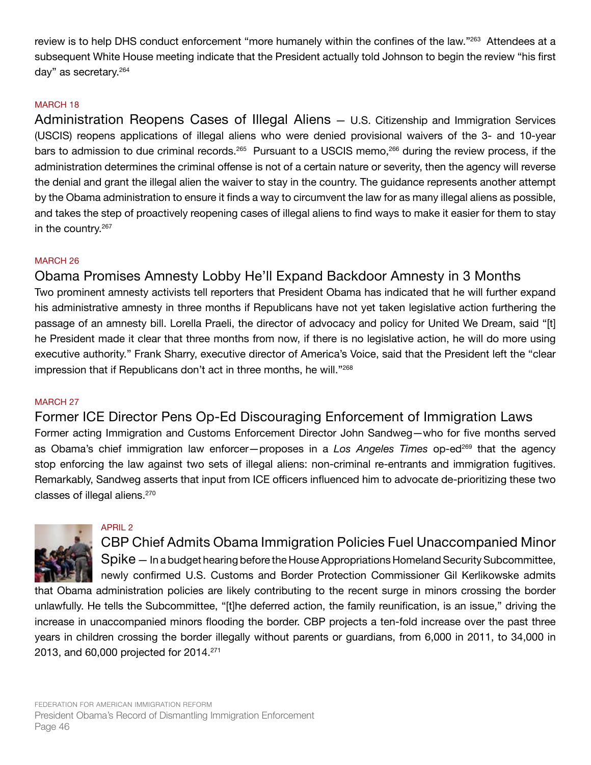review is to help DHS conduct enforcement "more humanely within the confines of the law."[263] Attendees at a subsequent White House meeting indicate that the President actually told Johnson to begin the review "his first day" as secretary.[264]

MARCH 18

### Administration Reopens Cases of Illegal Aliens

— U.S. Citizenship and Immigration Services (USCIS) reopens applications of illegal aliens who were denied provisional waivers of the 3- and 10-year bars to admission to due criminal records.[265] Pursuant to a USCIS memo,[266] during the review process, if the administration determines the criminal offense is not of a certain nature or severity, then the agency will reverse the denial and grant the illegal alien the waiver to stay in the country. The guidance represents another attempt by the Obama administration to ensure it finds a way to circumvent the law for as many illegal aliens as possible, and takes the step of proactively reopening cases of illegal aliens to find ways to make it easier for them to stay in the country.[267]

MARCH 26

### Obama Promises Amnesty Lobby He'll Expand Backdoor Amnesty in 3 Months

Two prominent amnesty activists tell reporters that President Obama has indicated that he will further expand his administrative amnesty in three months if Republicans have not yet taken legislative action furthering the passage of an amnesty bill. Lorella Praeli, the director of advocacy and policy for United We Dream, said "[t]he President made it clear that three months from now, if there is no legislative action, he will do more using executive authority." Frank Sharry, executive director of America's Voice, said that the President left the "clear impression that if Republicans don't act in three months, he will."[268]

MARCH 27

### Former ICE Director Pens Op-Ed Discouraging Enforcement of Immigration Laws

Former acting Immigration and Customs Enforcement Director John Sandweg—who for five months served as Obama's chief immigration law enforcer—proposes in a *Los Angeles Times* op-ed[269] that the agency stop enforcing the law against two sets of illegal aliens: non-criminal re-entrants and immigration fugitives. Remarkably, Sandweg asserts that input from ICE officers influenced him to advocate de-prioritizing these two classes of illegal aliens.[270]

APRIL 2

### CBP Chief Admits Obama Immigration Policies Fuel Unaccompanied Minor Spike

— In a budget hearing before the House Appropriations Homeland Security Subcommittee, newly confirmed U.S. Customs and Border Protection Commissioner Gil Kerlikowske admits that Obama administration policies are likely contributing to the recent surge in minors crossing the border unlawfully. He tells the Subcommittee, "[t]he deferred action, the family reunification, is an issue," driving the increase in unaccompanied minors flooding the border. CBP projects a ten-fold increase over the past three years in children crossing the border illegally without parents or guardians, from 6,000 in 2011, to 34,000 in 2013, and 60,000 projected for 2014.[271]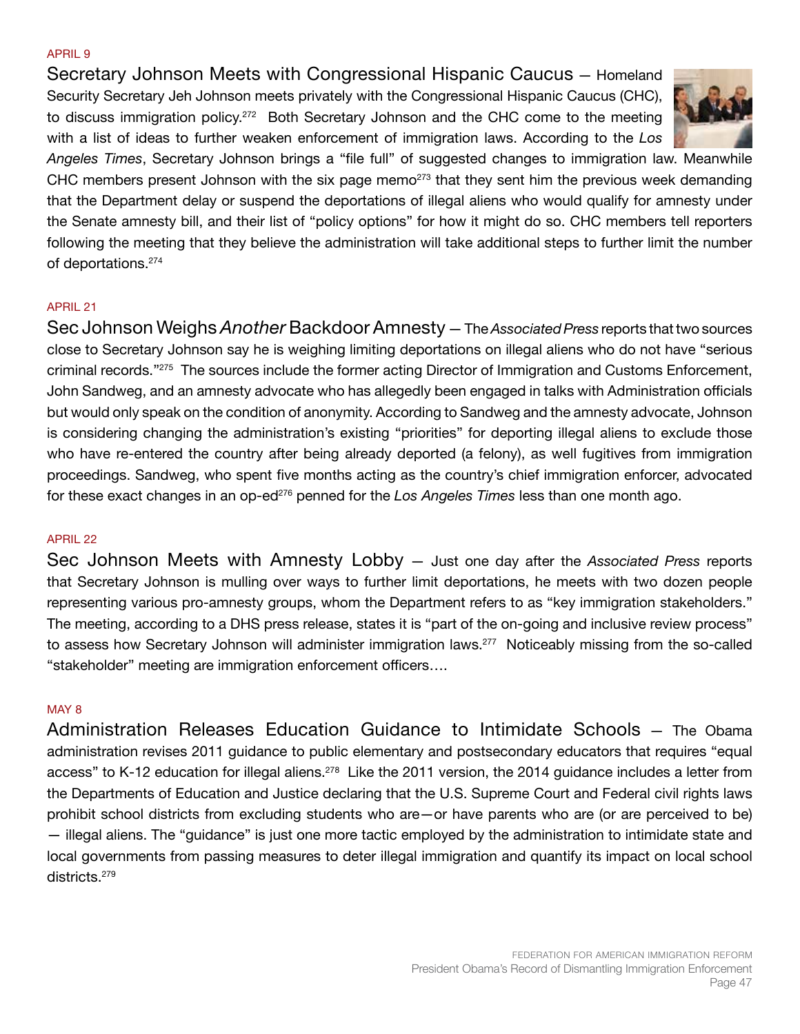APRIL 9

**Secretary Johnson Meets with Congressional Hispanic Caucus** — Homeland Security Secretary Jeh Johnson meets privately with the Congressional Hispanic Caucus (CHC), to discuss immigration policy.[272] Both Secretary Johnson and the CHC come to the meeting with a list of ideas to further weaken enforcement of immigration laws. According to the *Los Angeles Times*, Secretary Johnson brings a "file full" of suggested changes to immigration law. Meanwhile CHC members present Johnson with the six page memo[273] that they sent him the previous week demanding that the Department delay or suspend the deportations of illegal aliens who would qualify for amnesty under the Senate amnesty bill, and their list of "policy options" for how it might do so. CHC members tell reporters following the meeting that they believe the administration will take additional steps to further limit the number of deportations.[274]

APRIL 21

**Sec Johnson Weighs *Another* Backdoor Amnesty** — The *Associated Press* reports that two sources close to Secretary Johnson say he is weighing limiting deportations on illegal aliens who do not have "serious criminal records."[275] The sources include the former acting Director of Immigration and Customs Enforcement, John Sandweg, and an amnesty advocate who has allegedly been engaged in talks with Administration officials but would only speak on the condition of anonymity. According to Sandweg and the amnesty advocate, Johnson is considering changing the administration's existing "priorities" for deporting illegal aliens to exclude those who have re-entered the country after being already deported (a felony), as well fugitives from immigration proceedings. Sandweg, who spent five months acting as the country's chief immigration enforcer, advocated for these exact changes in an op-ed[276] penned for the *Los Angeles Times* less than one month ago.

APRIL 22

**Sec Johnson Meets with Amnesty Lobby** — Just one day after the *Associated Press* reports that Secretary Johnson is mulling over ways to further limit deportations, he meets with two dozen people representing various pro-amnesty groups, whom the Department refers to as "key immigration stakeholders." The meeting, according to a DHS press release, states it is "part of the on-going and inclusive review process" to assess how Secretary Johnson will administer immigration laws.[277] Noticeably missing from the so-called "stakeholder" meeting are immigration enforcement officers….

MAY 8

**Administration Releases Education Guidance to Intimidate Schools** — The Obama administration revises 2011 guidance to public elementary and postsecondary educators that requires "equal access" to K-12 education for illegal aliens.[278] Like the 2011 version, the 2014 guidance includes a letter from the Departments of Education and Justice declaring that the U.S. Supreme Court and Federal civil rights laws prohibit school districts from excluding students who are—or have parents who are (or are perceived to be) — illegal aliens. The "guidance" is just one more tactic employed by the administration to intimidate state and local governments from passing measures to deter illegal immigration and quantify its impact on local school districts.[279]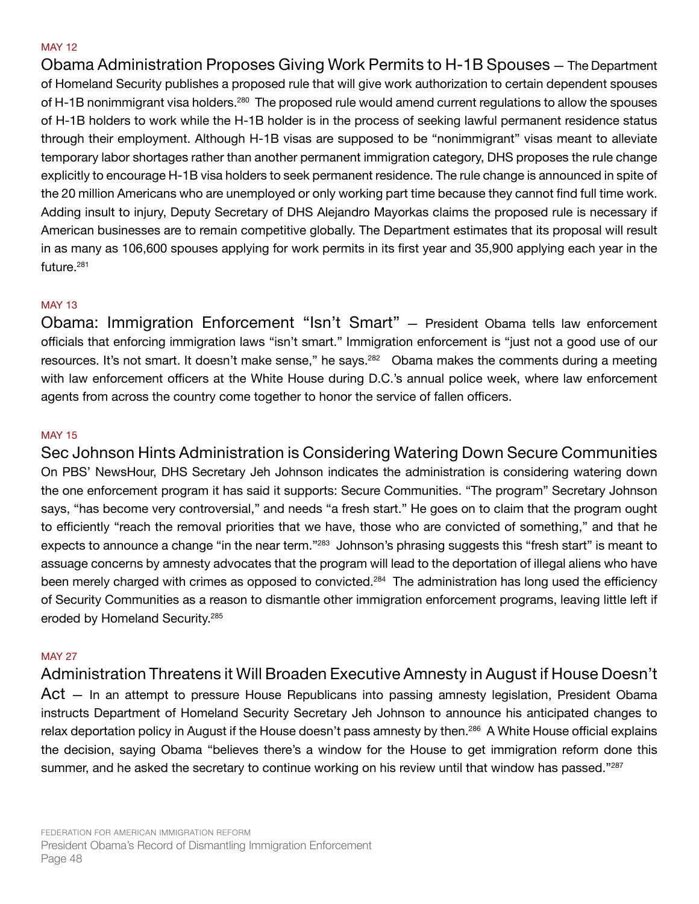MAY 12

**Obama Administration Proposes Giving Work Permits to H-1B Spouses** — The Department of Homeland Security publishes a proposed rule that will give work authorization to certain dependent spouses of H-1B nonimmigrant visa holders.[280] The proposed rule would amend current regulations to allow the spouses of H-1B holders to work while the H-1B holder is in the process of seeking lawful permanent residence status through their employment. Although H-1B visas are supposed to be "nonimmigrant" visas meant to alleviate temporary labor shortages rather than another permanent immigration category, DHS proposes the rule change explicitly to encourage H-1B visa holders to seek permanent residence. The rule change is announced in spite of the 20 million Americans who are unemployed or only working part time because they cannot find full time work. Adding insult to injury, Deputy Secretary of DHS Alejandro Mayorkas claims the proposed rule is necessary if American businesses are to remain competitive globally. The Department estimates that its proposal will result in as many as 106,600 spouses applying for work permits in its first year and 35,900 applying each year in the future.[281]

MAY 13

**Obama: Immigration Enforcement "Isn't Smart"** — President Obama tells law enforcement officials that enforcing immigration laws "isn't smart." Immigration enforcement is "just not a good use of our resources. It's not smart. It doesn't make sense," he says.[282] Obama makes the comments during a meeting with law enforcement officers at the White House during D.C.'s annual police week, where law enforcement agents from across the country come together to honor the service of fallen officers.

MAY 15

**Sec Johnson Hints Administration is Considering Watering Down Secure Communities**

On PBS' NewsHour, DHS Secretary Jeh Johnson indicates the administration is considering watering down the one enforcement program it has said it supports: Secure Communities. "The program" Secretary Johnson says, "has become very controversial," and needs "a fresh start." He goes on to claim that the program ought to efficiently "reach the removal priorities that we have, those who are convicted of something," and that he expects to announce a change "in the near term."[283] Johnson's phrasing suggests this "fresh start" is meant to assuage concerns by amnesty advocates that the program will lead to the deportation of illegal aliens who have been merely charged with crimes as opposed to convicted.[284] The administration has long used the efficiency of Security Communities as a reason to dismantle other immigration enforcement programs, leaving little left if eroded by Homeland Security.[285]

MAY 27

**Administration Threatens it Will Broaden Executive Amnesty in August if House Doesn't Act** — In an attempt to pressure House Republicans into passing amnesty legislation, President Obama instructs Department of Homeland Security Secretary Jeh Johnson to announce his anticipated changes to relax deportation policy in August if the House doesn't pass amnesty by then.[286] A White House official explains the decision, saying Obama "believes there's a window for the House to get immigration reform done this summer, and he asked the secretary to continue working on his review until that window has passed."[287]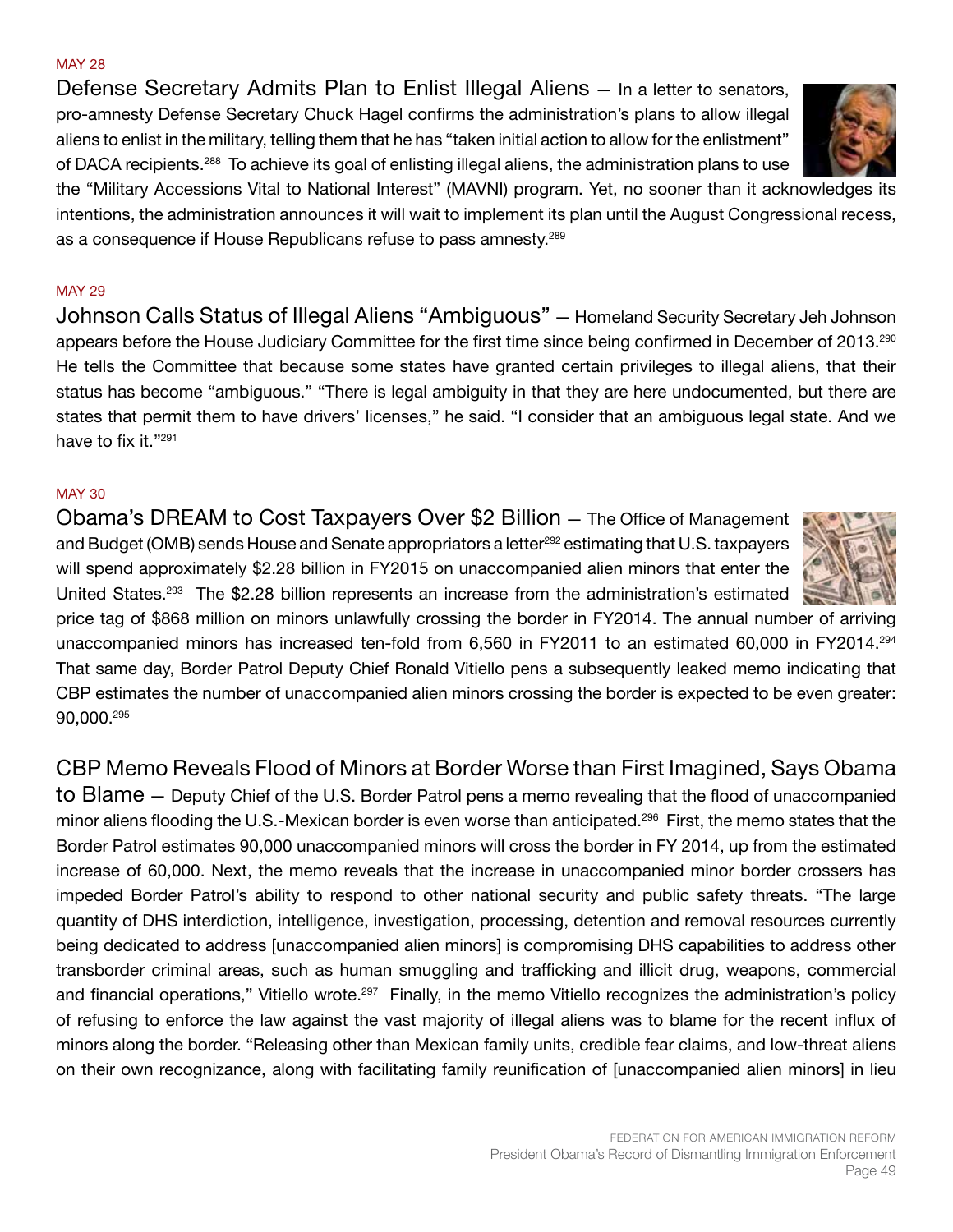MAY 28

**Defense Secretary Admits Plan to Enlist Illegal Aliens** — In a letter to senators, pro-amnesty Defense Secretary Chuck Hagel confirms the administration's plans to allow illegal aliens to enlist in the military, telling them that he has "taken initial action to allow for the enlistment" of DACA recipients.[288] To achieve its goal of enlisting illegal aliens, the administration plans to use the "Military Accessions Vital to National Interest" (MAVNI) program. Yet, no sooner than it acknowledges its intentions, the administration announces it will wait to implement its plan until the August Congressional recess, as a consequence if House Republicans refuse to pass amnesty.[289]

MAY 29

**Johnson Calls Status of Illegal Aliens "Ambiguous"** — Homeland Security Secretary Jeh Johnson appears before the House Judiciary Committee for the first time since being confirmed in December of 2013.[290] He tells the Committee that because some states have granted certain privileges to illegal aliens, that their status has become "ambiguous." "There is legal ambiguity in that they are here undocumented, but there are states that permit them to have drivers' licenses," he said. "I consider that an ambiguous legal state. And we have to fix it."[291]

MAY 30

**Obama's DREAM to Cost Taxpayers Over $2 Billion** — The Office of Management and Budget (OMB) sends House and Senate appropriators a letter[292] estimating that U.S. taxpayers will spend approximately $2.28 billion in FY2015 on unaccompanied alien minors that enter the United States.[293] The $2.28 billion represents an increase from the administration's estimated price tag of $868 million on minors unlawfully crossing the border in FY2014. The annual number of arriving unaccompanied minors has increased ten-fold from 6,560 in FY2011 to an estimated 60,000 in FY2014.[294] That same day, Border Patrol Deputy Chief Ronald Vitiello pens a subsequently leaked memo indicating that CBP estimates the number of unaccompanied alien minors crossing the border is expected to be even greater: 90,000.[295]

**CBP Memo Reveals Flood of Minors at Border Worse than First Imagined, Says Obama to Blame** — Deputy Chief of the U.S. Border Patrol pens a memo revealing that the flood of unaccompanied minor aliens flooding the U.S.-Mexican border is even worse than anticipated.[296] First, the memo states that the Border Patrol estimates 90,000 unaccompanied minors will cross the border in FY 2014, up from the estimated increase of 60,000. Next, the memo reveals that the increase in unaccompanied minor border crossers has impeded Border Patrol's ability to respond to other national security and public safety threats. "The large quantity of DHS interdiction, intelligence, investigation, processing, detention and removal resources currently being dedicated to address [unaccompanied alien minors] is compromising DHS capabilities to address other transborder criminal areas, such as human smuggling and trafficking and illicit drug, weapons, commercial and financial operations," Vitiello wrote.[297] Finally, in the memo Vitiello recognizes the administration's policy of refusing to enforce the law against the vast majority of illegal aliens was to blame for the recent influx of minors along the border. "Releasing other than Mexican family units, credible fear claims, and low-threat aliens on their own recognizance, along with facilitating family reunification of [unaccompanied alien minors] in lieu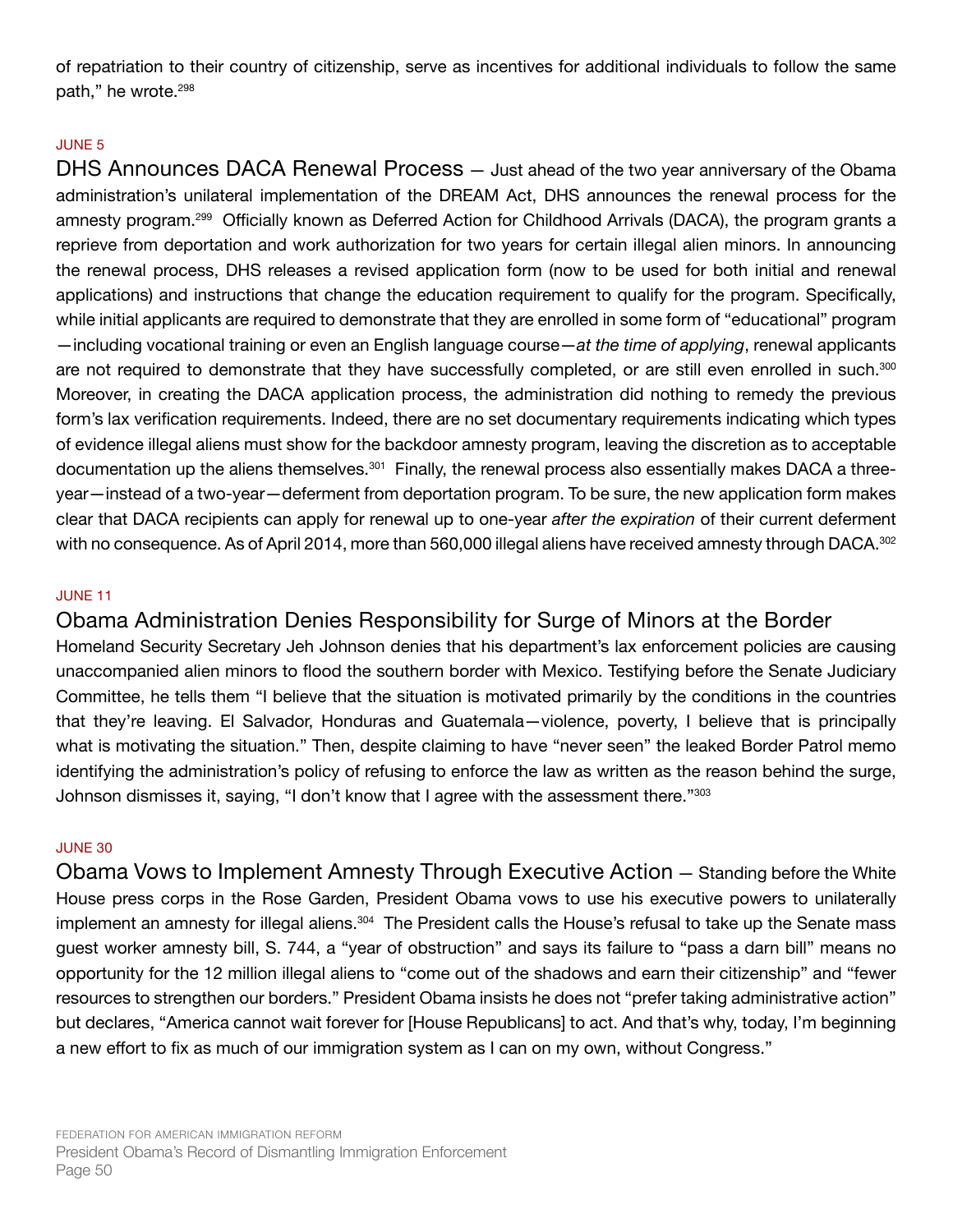of repatriation to their country of citizenship, serve as incentives for additional individuals to follow the same path," he wrote.[298]

JUNE 5

**DHS Announces DACA Renewal Process** — Just ahead of the two year anniversary of the Obama administration's unilateral implementation of the DREAM Act, DHS announces the renewal process for the amnesty program.[299] Officially known as Deferred Action for Childhood Arrivals (DACA), the program grants a reprieve from deportation and work authorization for two years for certain illegal alien minors. In announcing the renewal process, DHS releases a revised application form (now to be used for both initial and renewal applications) and instructions that change the education requirement to qualify for the program. Specifically, while initial applicants are required to demonstrate that they are enrolled in some form of "educational" program—including vocational training or even an English language course—*at the time of applying*, renewal applicants are not required to demonstrate that they have successfully completed, or are still even enrolled in such.[300] Moreover, in creating the DACA application process, the administration did nothing to remedy the previous form's lax verification requirements. Indeed, there are no set documentary requirements indicating which types of evidence illegal aliens must show for the backdoor amnesty program, leaving the discretion as to acceptable documentation up the aliens themselves.[301] Finally, the renewal process also essentially makes DACA a three-year—instead of a two-year—deferment from deportation program. To be sure, the new application form makes clear that DACA recipients can apply for renewal up to one-year *after the expiration* of their current deferment with no consequence. As of April 2014, more than 560,000 illegal aliens have received amnesty through DACA.[302]

JUNE 11

**Obama Administration Denies Responsibility for Surge of Minors at the Border**

Homeland Security Secretary Jeh Johnson denies that his department's lax enforcement policies are causing unaccompanied alien minors to flood the southern border with Mexico. Testifying before the Senate Judiciary Committee, he tells them "I believe that the situation is motivated primarily by the conditions in the countries that they're leaving. El Salvador, Honduras and Guatemala—violence, poverty, I believe that is principally what is motivating the situation." Then, despite claiming to have "never seen" the leaked Border Patrol memo identifying the administration's policy of refusing to enforce the law as written as the reason behind the surge, Johnson dismisses it, saying, "I don't know that I agree with the assessment there."[303]

JUNE 30

**Obama Vows to Implement Amnesty Through Executive Action** — Standing before the White House press corps in the Rose Garden, President Obama vows to use his executive powers to unilaterally implement an amnesty for illegal aliens.[304] The President calls the House's refusal to take up the Senate mass guest worker amnesty bill, S. 744, a "year of obstruction" and says its failure to "pass a darn bill" means no opportunity for the 12 million illegal aliens to "come out of the shadows and earn their citizenship" and "fewer resources to strengthen our borders." President Obama insists he does not "prefer taking administrative action" but declares, "America cannot wait forever for [House Republicans] to act. And that's why, today, I'm beginning a new effort to fix as much of our immigration system as I can on my own, without Congress."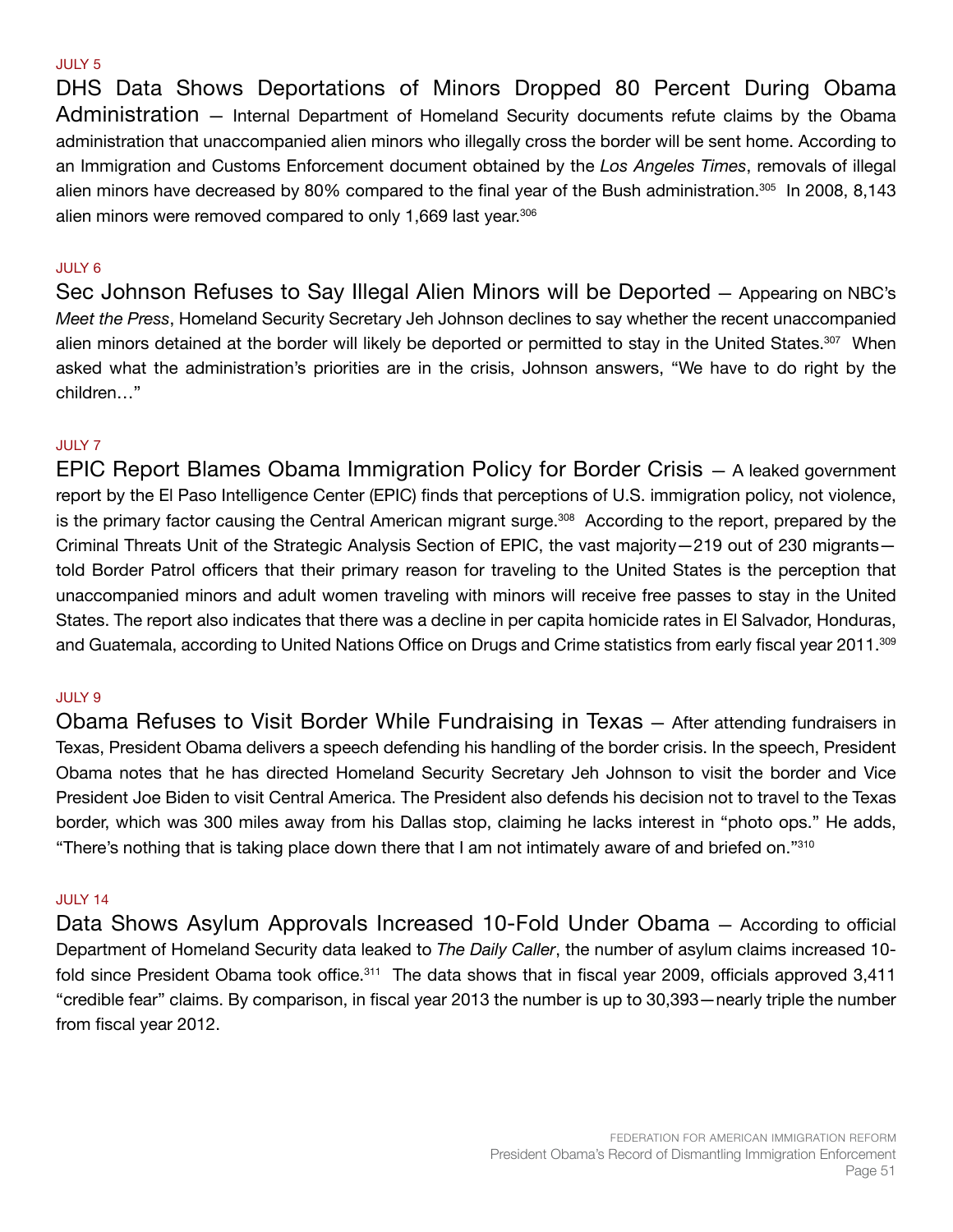JULY 5

**DHS Data Shows Deportations of Minors Dropped 80 Percent During Obama Administration** — Internal Department of Homeland Security documents refute claims by the Obama administration that unaccompanied alien minors who illegally cross the border will be sent home. According to an Immigration and Customs Enforcement document obtained by the *Los Angeles Times*, removals of illegal alien minors have decreased by 80% compared to the final year of the Bush administration.[305] In 2008, 8,143 alien minors were removed compared to only 1,669 last year.[306]

JULY 6

**Sec Johnson Refuses to Say Illegal Alien Minors will be Deported** — Appearing on NBC's *Meet the Press*, Homeland Security Secretary Jeh Johnson declines to say whether the recent unaccompanied alien minors detained at the border will likely be deported or permitted to stay in the United States.[307] When asked what the administration's priorities are in the crisis, Johnson answers, "We have to do right by the children…"

JULY 7

**EPIC Report Blames Obama Immigration Policy for Border Crisis** — A leaked government report by the El Paso Intelligence Center (EPIC) finds that perceptions of U.S. immigration policy, not violence, is the primary factor causing the Central American migrant surge.[308] According to the report, prepared by the Criminal Threats Unit of the Strategic Analysis Section of EPIC, the vast majority—219 out of 230 migrants—told Border Patrol officers that their primary reason for traveling to the United States is the perception that unaccompanied minors and adult women traveling with minors will receive free passes to stay in the United States. The report also indicates that there was a decline in per capita homicide rates in El Salvador, Honduras, and Guatemala, according to United Nations Office on Drugs and Crime statistics from early fiscal year 2011.[309]

JULY 9

**Obama Refuses to Visit Border While Fundraising in Texas** — After attending fundraisers in Texas, President Obama delivers a speech defending his handling of the border crisis. In the speech, President Obama notes that he has directed Homeland Security Secretary Jeh Johnson to visit the border and Vice President Joe Biden to visit Central America. The President also defends his decision not to travel to the Texas border, which was 300 miles away from his Dallas stop, claiming he lacks interest in "photo ops." He adds, "There's nothing that is taking place down there that I am not intimately aware of and briefed on."[310]

JULY 14

**Data Shows Asylum Approvals Increased 10-Fold Under Obama** — According to official Department of Homeland Security data leaked to *The Daily Caller*, the number of asylum claims increased 10-fold since President Obama took office.[311] The data shows that in fiscal year 2009, officials approved 3,411 "credible fear" claims. By comparison, in fiscal year 2013 the number is up to 30,393—nearly triple the number from fiscal year 2012.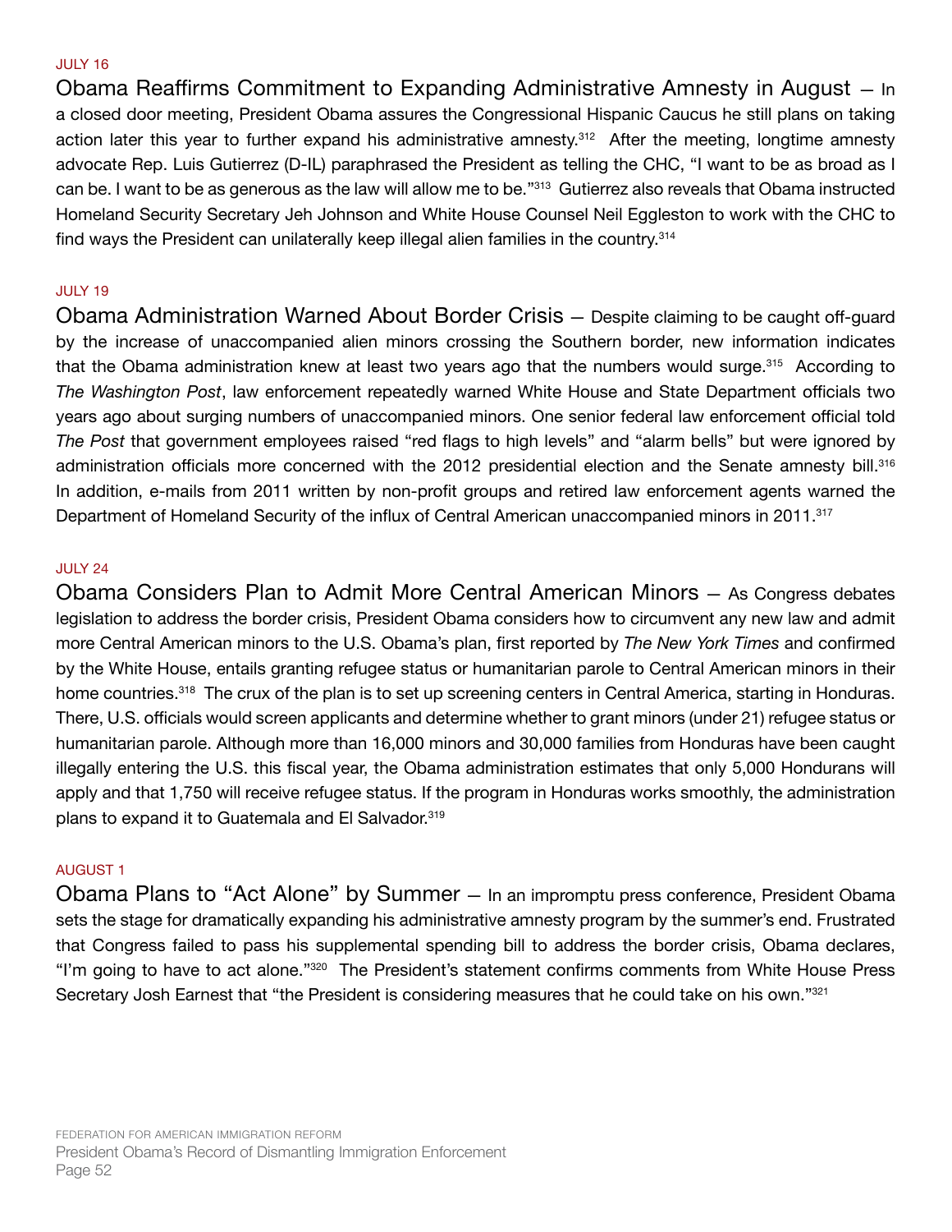JULY 16

**Obama Reaffirms Commitment to Expanding Administrative Amnesty in August** — In a closed door meeting, President Obama assures the Congressional Hispanic Caucus he still plans on taking action later this year to further expand his administrative amnesty.[312] After the meeting, longtime amnesty advocate Rep. Luis Gutierrez (D-IL) paraphrased the President as telling the CHC, "I want to be as broad as I can be. I want to be as generous as the law will allow me to be."[313] Gutierrez also reveals that Obama instructed Homeland Security Secretary Jeh Johnson and White House Counsel Neil Eggleston to work with the CHC to find ways the President can unilaterally keep illegal alien families in the country.[314]

JULY 19

**Obama Administration Warned About Border Crisis** — Despite claiming to be caught off-guard by the increase of unaccompanied alien minors crossing the Southern border, new information indicates that the Obama administration knew at least two years ago that the numbers would surge.[315] According to *The Washington Post*, law enforcement repeatedly warned White House and State Department officials two years ago about surging numbers of unaccompanied minors. One senior federal law enforcement official told *The Post* that government employees raised "red flags to high levels" and "alarm bells" but were ignored by administration officials more concerned with the 2012 presidential election and the Senate amnesty bill.[316] In addition, e-mails from 2011 written by non-profit groups and retired law enforcement agents warned the Department of Homeland Security of the influx of Central American unaccompanied minors in 2011.[317]

JULY 24

**Obama Considers Plan to Admit More Central American Minors** — As Congress debates legislation to address the border crisis, President Obama considers how to circumvent any new law and admit more Central American minors to the U.S. Obama's plan, first reported by *The New York Times* and confirmed by the White House, entails granting refugee status or humanitarian parole to Central American minors in their home countries.[318] The crux of the plan is to set up screening centers in Central America, starting in Honduras. There, U.S. officials would screen applicants and determine whether to grant minors (under 21) refugee status or humanitarian parole. Although more than 16,000 minors and 30,000 families from Honduras have been caught illegally entering the U.S. this fiscal year, the Obama administration estimates that only 5,000 Hondurans will apply and that 1,750 will receive refugee status. If the program in Honduras works smoothly, the administration plans to expand it to Guatemala and El Salvador.[319]

AUGUST 1

**Obama Plans to "Act Alone" by Summer** — In an impromptu press conference, President Obama sets the stage for dramatically expanding his administrative amnesty program by the summer's end. Frustrated that Congress failed to pass his supplemental spending bill to address the border crisis, Obama declares, "I'm going to have to act alone."[320] The President's statement confirms comments from White House Press Secretary Josh Earnest that "the President is considering measures that he could take on his own."[321]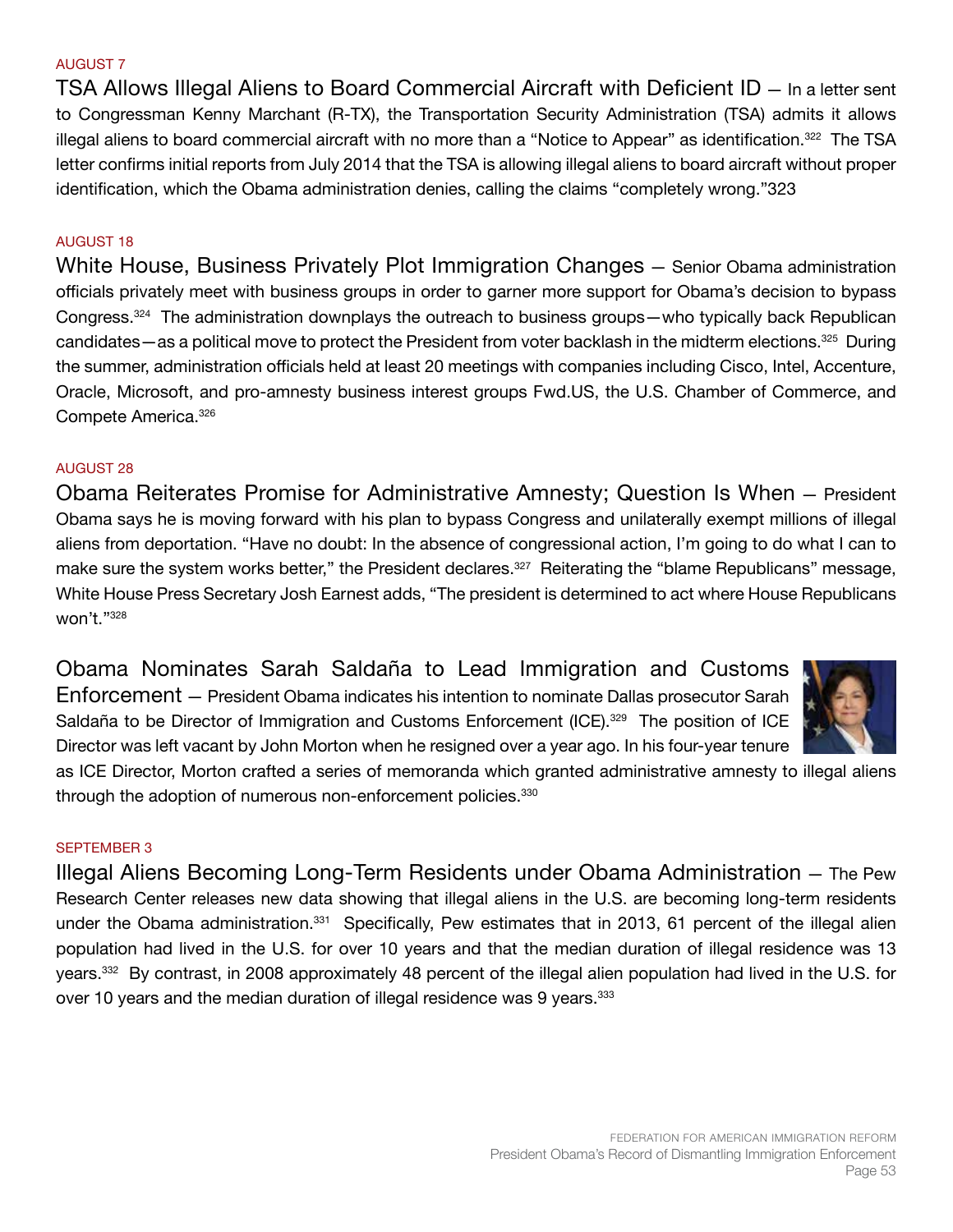AUGUST 7

**TSA Allows Illegal Aliens to Board Commercial Aircraft with Deficient ID** — In a letter sent to Congressman Kenny Marchant (R-TX), the Transportation Security Administration (TSA) admits it allows illegal aliens to board commercial aircraft with no more than a "Notice to Appear" as identification.[322] The TSA letter confirms initial reports from July 2014 that the TSA is allowing illegal aliens to board aircraft without proper identification, which the Obama administration denies, calling the claims "completely wrong."323

AUGUST 18

**White House, Business Privately Plot Immigration Changes** — Senior Obama administration officials privately meet with business groups in order to garner more support for Obama's decision to bypass Congress.[324] The administration downplays the outreach to business groups—who typically back Republican candidates—as a political move to protect the President from voter backlash in the midterm elections.[325] During the summer, administration officials held at least 20 meetings with companies including Cisco, Intel, Accenture, Oracle, Microsoft, and pro-amnesty business interest groups Fwd.US, the U.S. Chamber of Commerce, and Compete America.[326]

AUGUST 28

**Obama Reiterates Promise for Administrative Amnesty; Question Is When** — President Obama says he is moving forward with his plan to bypass Congress and unilaterally exempt millions of illegal aliens from deportation. "Have no doubt: In the absence of congressional action, I'm going to do what I can to make sure the system works better," the President declares.[327] Reiterating the "blame Republicans" message, White House Press Secretary Josh Earnest adds, "The president is determined to act where House Republicans won't."[328]

**Obama Nominates Sarah Saldaña to Lead Immigration and Customs Enforcement** — President Obama indicates his intention to nominate Dallas prosecutor Sarah Saldaña to be Director of Immigration and Customs Enforcement (ICE).[329] The position of ICE Director was left vacant by John Morton when he resigned over a year ago. In his four-year tenure as ICE Director, Morton crafted a series of memoranda which granted administrative amnesty to illegal aliens through the adoption of numerous non-enforcement policies.[330]

SEPTEMBER 3

**Illegal Aliens Becoming Long-Term Residents under Obama Administration** — The Pew Research Center releases new data showing that illegal aliens in the U.S. are becoming long-term residents under the Obama administration.[331] Specifically, Pew estimates that in 2013, 61 percent of the illegal alien population had lived in the U.S. for over 10 years and that the median duration of illegal residence was 13 years.[332] By contrast, in 2008 approximately 48 percent of the illegal alien population had lived in the U.S. for over 10 years and the median duration of illegal residence was 9 years.[333]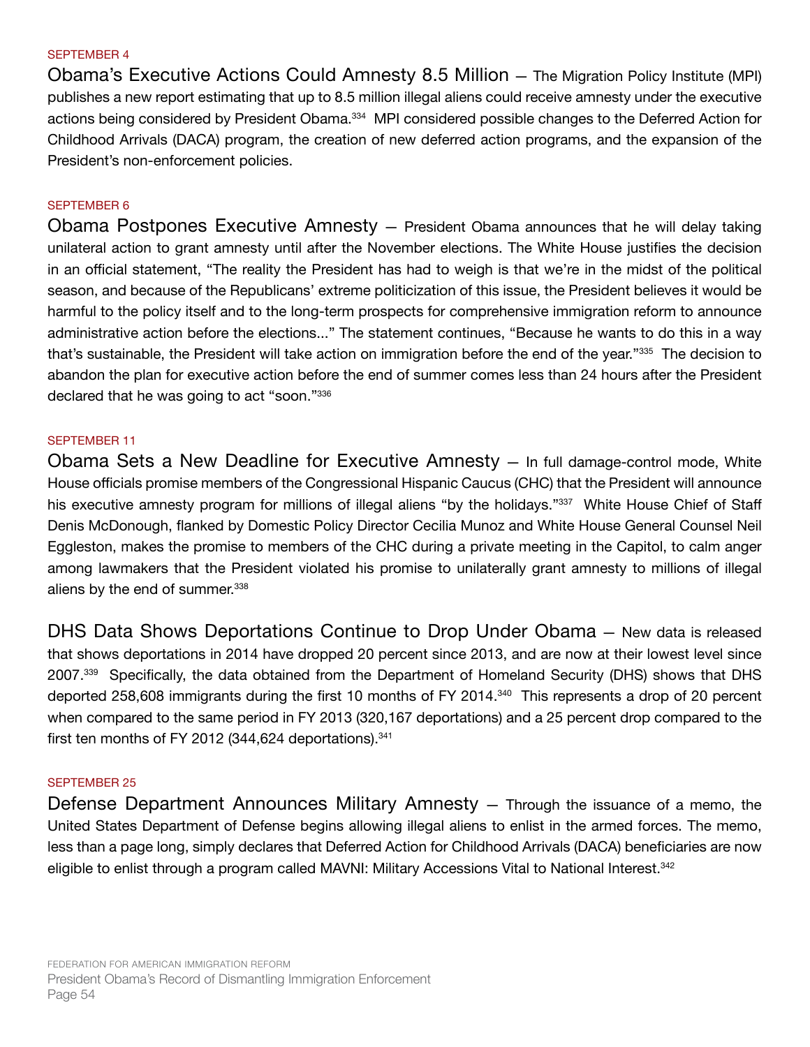SEPTEMBER 4

**Obama's Executive Actions Could Amnesty 8.5 Million** — The Migration Policy Institute (MPI) publishes a new report estimating that up to 8.5 million illegal aliens could receive amnesty under the executive actions being considered by President Obama.[334] MPI considered possible changes to the Deferred Action for Childhood Arrivals (DACA) program, the creation of new deferred action programs, and the expansion of the President's non-enforcement policies.

SEPTEMBER 6

**Obama Postpones Executive Amnesty** — President Obama announces that he will delay taking unilateral action to grant amnesty until after the November elections. The White House justifies the decision in an official statement, "The reality the President has had to weigh is that we're in the midst of the political season, and because of the Republicans' extreme politicization of this issue, the President believes it would be harmful to the policy itself and to the long-term prospects for comprehensive immigration reform to announce administrative action before the elections..." The statement continues, "Because he wants to do this in a way that's sustainable, the President will take action on immigration before the end of the year."[335] The decision to abandon the plan for executive action before the end of summer comes less than 24 hours after the President declared that he was going to act "soon."[336]

SEPTEMBER 11

**Obama Sets a New Deadline for Executive Amnesty** — In full damage-control mode, White House officials promise members of the Congressional Hispanic Caucus (CHC) that the President will announce his executive amnesty program for millions of illegal aliens "by the holidays."[337] White House Chief of Staff Denis McDonough, flanked by Domestic Policy Director Cecilia Munoz and White House General Counsel Neil Eggleston, makes the promise to members of the CHC during a private meeting in the Capitol, to calm anger among lawmakers that the President violated his promise to unilaterally grant amnesty to millions of illegal aliens by the end of summer.[338]

**DHS Data Shows Deportations Continue to Drop Under Obama** — New data is released that shows deportations in 2014 have dropped 20 percent since 2013, and are now at their lowest level since 2007.[339] Specifically, the data obtained from the Department of Homeland Security (DHS) shows that DHS deported 258,608 immigrants during the first 10 months of FY 2014.[340] This represents a drop of 20 percent when compared to the same period in FY 2013 (320,167 deportations) and a 25 percent drop compared to the first ten months of FY 2012 (344,624 deportations).[341]

SEPTEMBER 25

**Defense Department Announces Military Amnesty** — Through the issuance of a memo, the United States Department of Defense begins allowing illegal aliens to enlist in the armed forces. The memo, less than a page long, simply declares that Deferred Action for Childhood Arrivals (DACA) beneficiaries are now eligible to enlist through a program called MAVNI: Military Accessions Vital to National Interest.[342]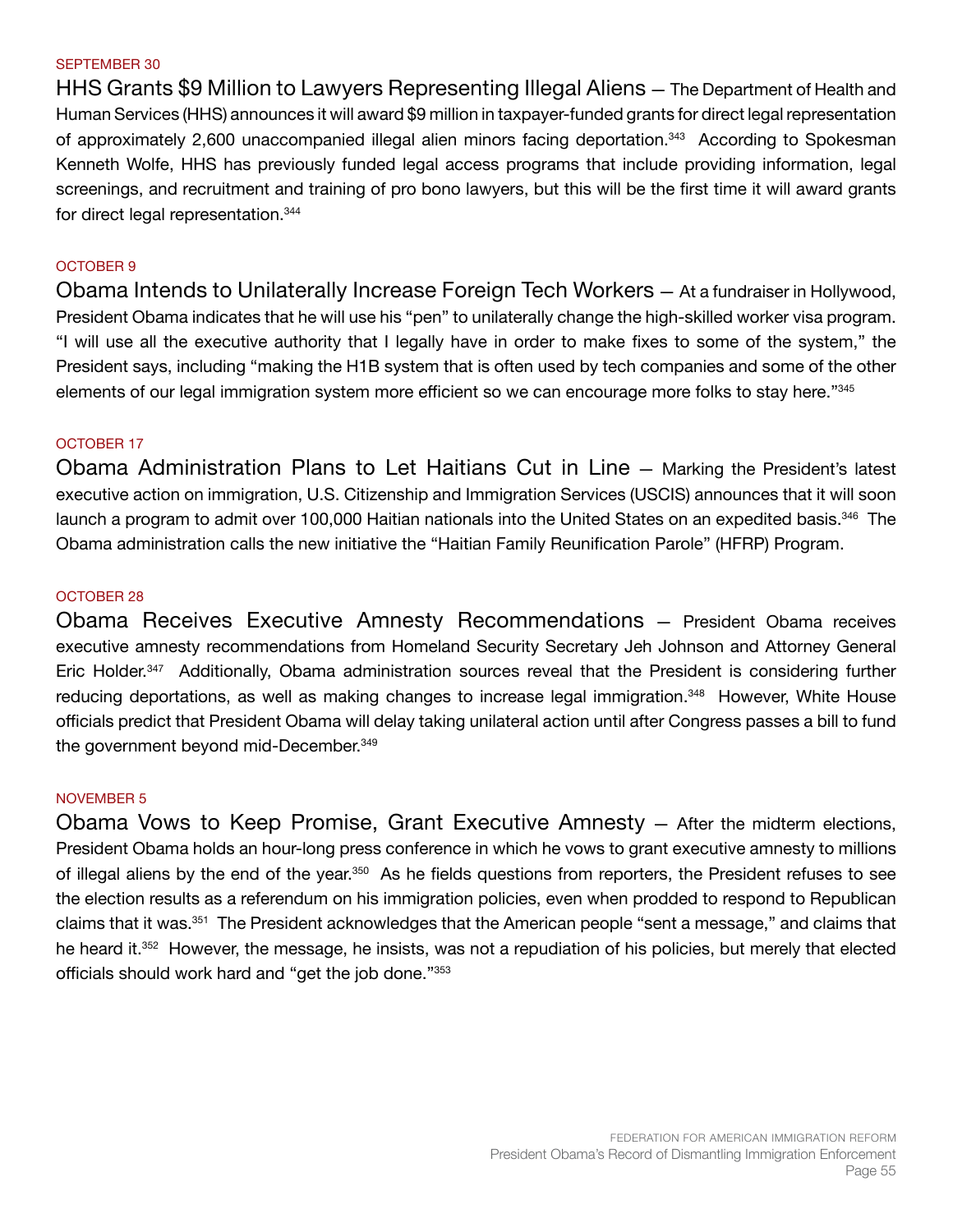SEPTEMBER 30

**HHS Grants $9 Million to Lawyers Representing Illegal Aliens** — The Department of Health and Human Services (HHS) announces it will award $9 million in taxpayer-funded grants for direct legal representation of approximately 2,600 unaccompanied illegal alien minors facing deportation.[343] According to Spokesman Kenneth Wolfe, HHS has previously funded legal access programs that include providing information, legal screenings, and recruitment and training of pro bono lawyers, but this will be the first time it will award grants for direct legal representation.[344]

OCTOBER 9

**Obama Intends to Unilaterally Increase Foreign Tech Workers** — At a fundraiser in Hollywood, President Obama indicates that he will use his "pen" to unilaterally change the high-skilled worker visa program. "I will use all the executive authority that I legally have in order to make fixes to some of the system," the President says, including "making the H1B system that is often used by tech companies and some of the other elements of our legal immigration system more efficient so we can encourage more folks to stay here."[345]

OCTOBER 17

**Obama Administration Plans to Let Haitians Cut in Line** — Marking the President's latest executive action on immigration, U.S. Citizenship and Immigration Services (USCIS) announces that it will soon launch a program to admit over 100,000 Haitian nationals into the United States on an expedited basis.[346] The Obama administration calls the new initiative the "Haitian Family Reunification Parole" (HFRP) Program.

OCTOBER 28

**Obama Receives Executive Amnesty Recommendations** — President Obama receives executive amnesty recommendations from Homeland Security Secretary Jeh Johnson and Attorney General Eric Holder.[347] Additionally, Obama administration sources reveal that the President is considering further reducing deportations, as well as making changes to increase legal immigration.[348] However, White House officials predict that President Obama will delay taking unilateral action until after Congress passes a bill to fund the government beyond mid-December.[349]

NOVEMBER 5

**Obama Vows to Keep Promise, Grant Executive Amnesty** — After the midterm elections, President Obama holds an hour-long press conference in which he vows to grant executive amnesty to millions of illegal aliens by the end of the year.[350] As he fields questions from reporters, the President refuses to see the election results as a referendum on his immigration policies, even when prodded to respond to Republican claims that it was.[351] The President acknowledges that the American people "sent a message," and claims that he heard it.[352] However, the message, he insists, was not a repudiation of his policies, but merely that elected officials should work hard and "get the job done."[353]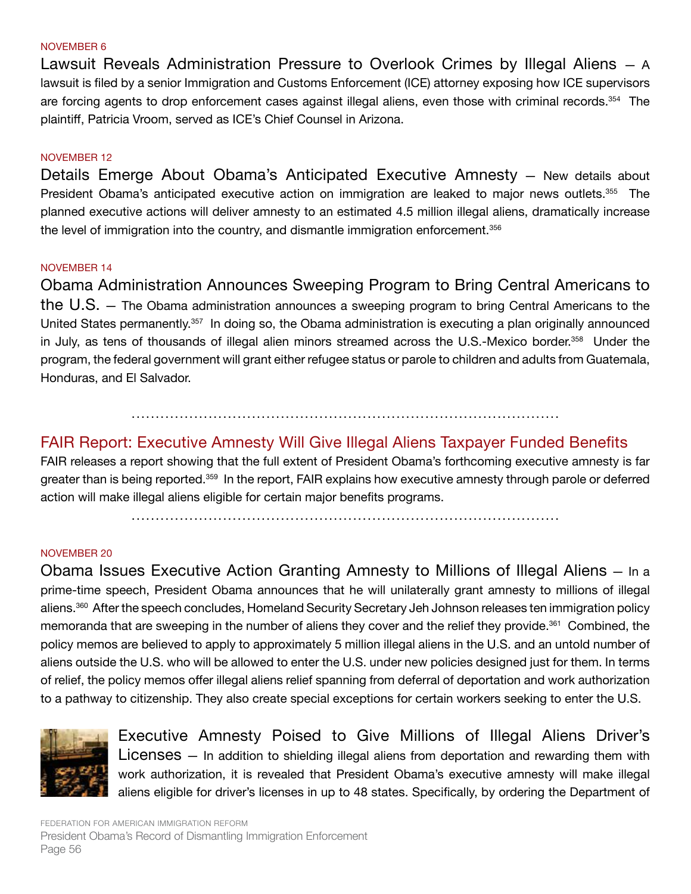NOVEMBER 6

**Lawsuit Reveals Administration Pressure to Overlook Crimes by Illegal Aliens** — A lawsuit is filed by a senior Immigration and Customs Enforcement (ICE) attorney exposing how ICE supervisors are forcing agents to drop enforcement cases against illegal aliens, even those with criminal records.[354] The plaintiff, Patricia Vroom, served as ICE's Chief Counsel in Arizona.

NOVEMBER 12

**Details Emerge About Obama's Anticipated Executive Amnesty** — New details about President Obama's anticipated executive action on immigration are leaked to major news outlets.[355] The planned executive actions will deliver amnesty to an estimated 4.5 million illegal aliens, dramatically increase the level of immigration into the country, and dismantle immigration enforcement.[356]

NOVEMBER 14

**Obama Administration Announces Sweeping Program to Bring Central Americans to the U.S.** — The Obama administration announces a sweeping program to bring Central Americans to the United States permanently.[357] In doing so, the Obama administration is executing a plan originally announced in July, as tens of thousands of illegal alien minors streamed across the U.S.-Mexico border.[358] Under the program, the federal government will grant either refugee status or parole to children and adults from Guatemala, Honduras, and El Salvador.

## FAIR Report: Executive Amnesty Will Give Illegal Aliens Taxpayer Funded Benefits

FAIR releases a report showing that the full extent of President Obama's forthcoming executive amnesty is far greater than is being reported.[359] In the report, FAIR explains how executive amnesty through parole or deferred action will make illegal aliens eligible for certain major benefits programs.

NOVEMBER 20

**Obama Issues Executive Action Granting Amnesty to Millions of Illegal Aliens** — In a prime-time speech, President Obama announces that he will unilaterally grant amnesty to millions of illegal aliens.[360] After the speech concludes, Homeland Security Secretary Jeh Johnson releases ten immigration policy memoranda that are sweeping in the number of aliens they cover and the relief they provide.[361] Combined, the policy memos are believed to apply to approximately 5 million illegal aliens in the U.S. and an untold number of aliens outside the U.S. who will be allowed to enter the U.S. under new policies designed just for them. In terms of relief, the policy memos offer illegal aliens relief spanning from deferral of deportation and work authorization to a pathway to citizenship. They also create special exceptions for certain workers seeking to enter the U.S.

**Executive Amnesty Poised to Give Millions of Illegal Aliens Driver's Licenses** — In addition to shielding illegal aliens from deportation and rewarding them with work authorization, it is revealed that President Obama's executive amnesty will make illegal aliens eligible for driver's licenses in up to 48 states. Specifically, by ordering the Department of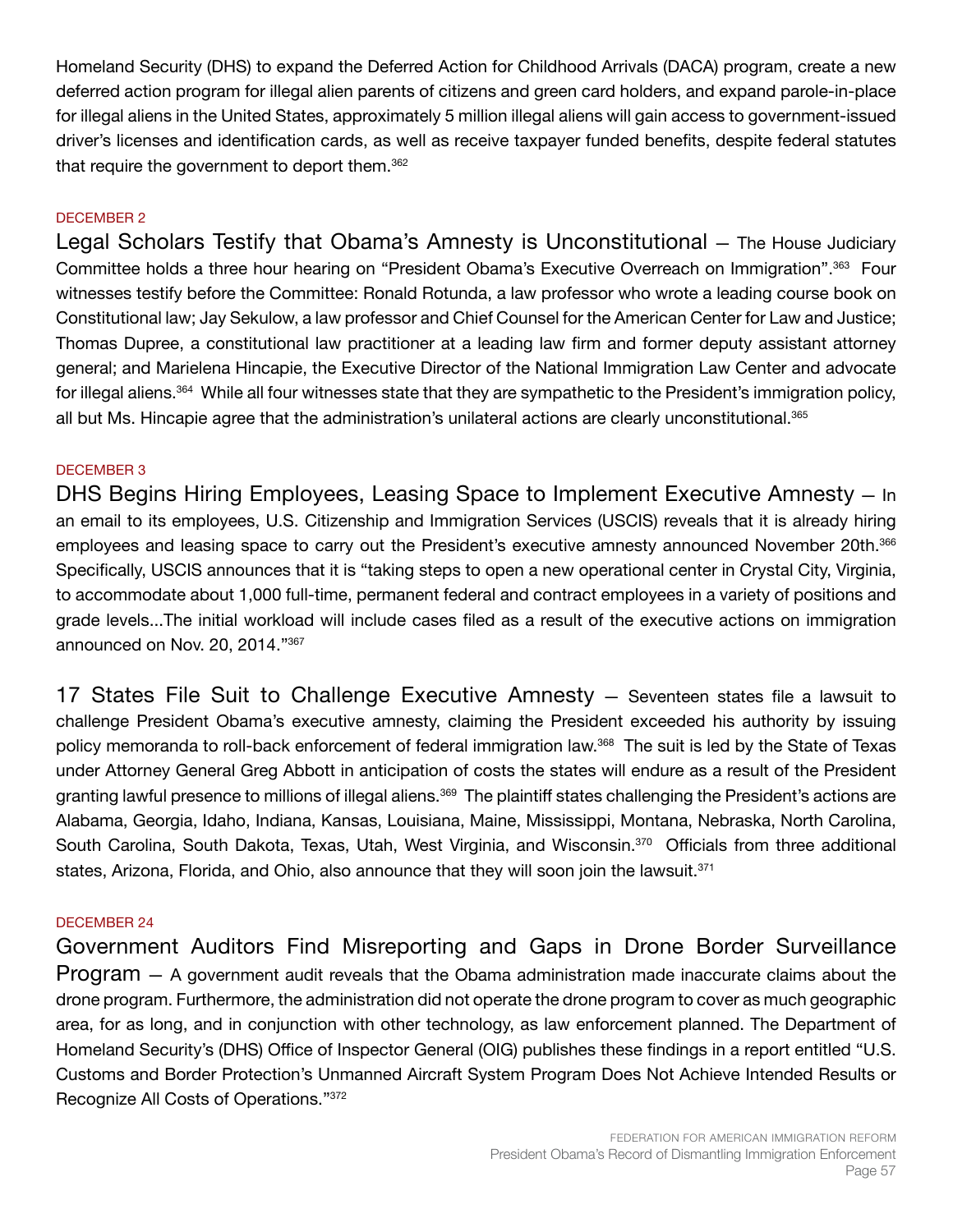Homeland Security (DHS) to expand the Deferred Action for Childhood Arrivals (DACA) program, create a new deferred action program for illegal alien parents of citizens and green card holders, and expand parole-in-place for illegal aliens in the United States, approximately 5 million illegal aliens will gain access to government-issued driver's licenses and identification cards, as well as receive taxpayer funded benefits, despite federal statutes that require the government to deport them.[362]

DECEMBER 2

**Legal Scholars Testify that Obama's Amnesty is Unconstitutional** — The House Judiciary Committee holds a three hour hearing on "President Obama's Executive Overreach on Immigration".[363] Four witnesses testify before the Committee: Ronald Rotunda, a law professor who wrote a leading course book on Constitutional law; Jay Sekulow, a law professor and Chief Counsel for the American Center for Law and Justice; Thomas Dupree, a constitutional law practitioner at a leading law firm and former deputy assistant attorney general; and Marielena Hincapie, the Executive Director of the National Immigration Law Center and advocate for illegal aliens.[364] While all four witnesses state that they are sympathetic to the President's immigration policy, all but Ms. Hincapie agree that the administration's unilateral actions are clearly unconstitutional.[365]

DECEMBER 3

**DHS Begins Hiring Employees, Leasing Space to Implement Executive Amnesty** — In an email to its employees, U.S. Citizenship and Immigration Services (USCIS) reveals that it is already hiring employees and leasing space to carry out the President's executive amnesty announced November 20th.[366] Specifically, USCIS announces that it is "taking steps to open a new operational center in Crystal City, Virginia, to accommodate about 1,000 full-time, permanent federal and contract employees in a variety of positions and grade levels...The initial workload will include cases filed as a result of the executive actions on immigration announced on Nov. 20, 2014."[367]

**17 States File Suit to Challenge Executive Amnesty** — Seventeen states file a lawsuit to challenge President Obama's executive amnesty, claiming the President exceeded his authority by issuing policy memoranda to roll-back enforcement of federal immigration law.[368] The suit is led by the State of Texas under Attorney General Greg Abbott in anticipation of costs the states will endure as a result of the President granting lawful presence to millions of illegal aliens.[369] The plaintiff states challenging the President's actions are Alabama, Georgia, Idaho, Indiana, Kansas, Louisiana, Maine, Mississippi, Montana, Nebraska, North Carolina, South Carolina, South Dakota, Texas, Utah, West Virginia, and Wisconsin.[370] Officials from three additional states, Arizona, Florida, and Ohio, also announce that they will soon join the lawsuit.[371]

DECEMBER 24

**Government Auditors Find Misreporting and Gaps in Drone Border Surveillance Program** — A government audit reveals that the Obama administration made inaccurate claims about the drone program. Furthermore, the administration did not operate the drone program to cover as much geographic area, for as long, and in conjunction with other technology, as law enforcement planned. The Department of Homeland Security's (DHS) Office of Inspector General (OIG) publishes these findings in a report entitled "U.S. Customs and Border Protection's Unmanned Aircraft System Program Does Not Achieve Intended Results or Recognize All Costs of Operations."[372]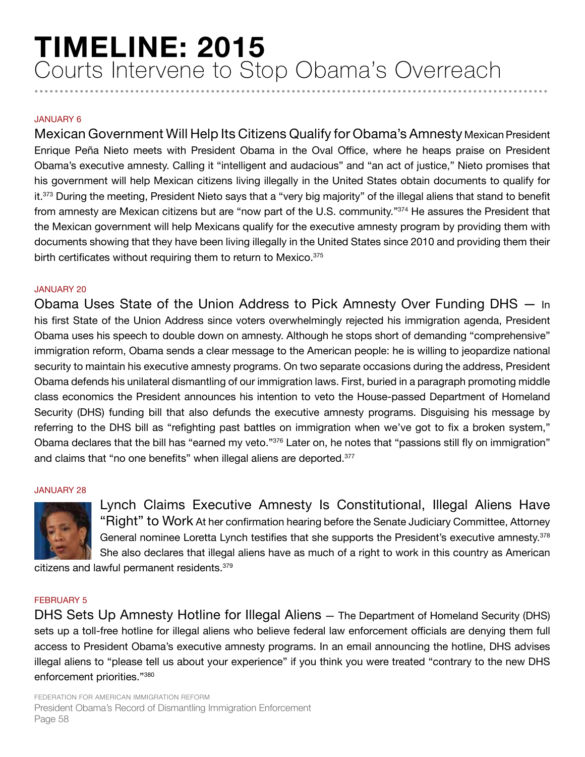# TIMELINE: 2015

## Courts Intervene to Stop Obama's Overreach

JANUARY 6

**Mexican Government Will Help Its Citizens Qualify for Obama's Amnesty** Mexican President Enrique Peña Nieto meets with President Obama in the Oval Office, where he heaps praise on President Obama's executive amnesty. Calling it "intelligent and audacious" and "an act of justice," Nieto promises that his government will help Mexican citizens living illegally in the United States obtain documents to qualify for it.[373] During the meeting, President Nieto says that a "very big majority" of the illegal aliens that stand to benefit from amnesty are Mexican citizens but are "now part of the U.S. community."[374] He assures the President that the Mexican government will help Mexicans qualify for the executive amnesty program by providing them with documents showing that they have been living illegally in the United States since 2010 and providing them their birth certificates without requiring them to return to Mexico.[375]

JANUARY 20

**Obama Uses State of the Union Address to Pick Amnesty Over Funding DHS** — In his first State of the Union Address since voters overwhelmingly rejected his immigration agenda, President Obama uses his speech to double down on amnesty. Although he stops short of demanding "comprehensive" immigration reform, Obama sends a clear message to the American people: he is willing to jeopardize national security to maintain his executive amnesty programs. On two separate occasions during the address, President Obama defends his unilateral dismantling of our immigration laws. First, buried in a paragraph promoting middle class economics the President announces his intention to veto the House-passed Department of Homeland Security (DHS) funding bill that also defunds the executive amnesty programs. Disguising his message by referring to the DHS bill as "refighting past battles on immigration when we've got to fix a broken system," Obama declares that the bill has "earned my veto."[376] Later on, he notes that "passions still fly on immigration" and claims that "no one benefits" when illegal aliens are deported.[377]

JANUARY 28

**Lynch Claims Executive Amnesty Is Constitutional, Illegal Aliens Have "Right" to Work** At her confirmation hearing before the Senate Judiciary Committee, Attorney General nominee Loretta Lynch testifies that she supports the President's executive amnesty.[378] She also declares that illegal aliens have as much of a right to work in this country as American citizens and lawful permanent residents.[379]

FEBRUARY 5

**DHS Sets Up Amnesty Hotline for Illegal Aliens** — The Department of Homeland Security (DHS) sets up a toll-free hotline for illegal aliens who believe federal law enforcement officials are denying them full access to President Obama's executive amnesty programs. In an email announcing the hotline, DHS advises illegal aliens to "please tell us about your experience" if you think you were treated "contrary to the new DHS enforcement priorities."[380]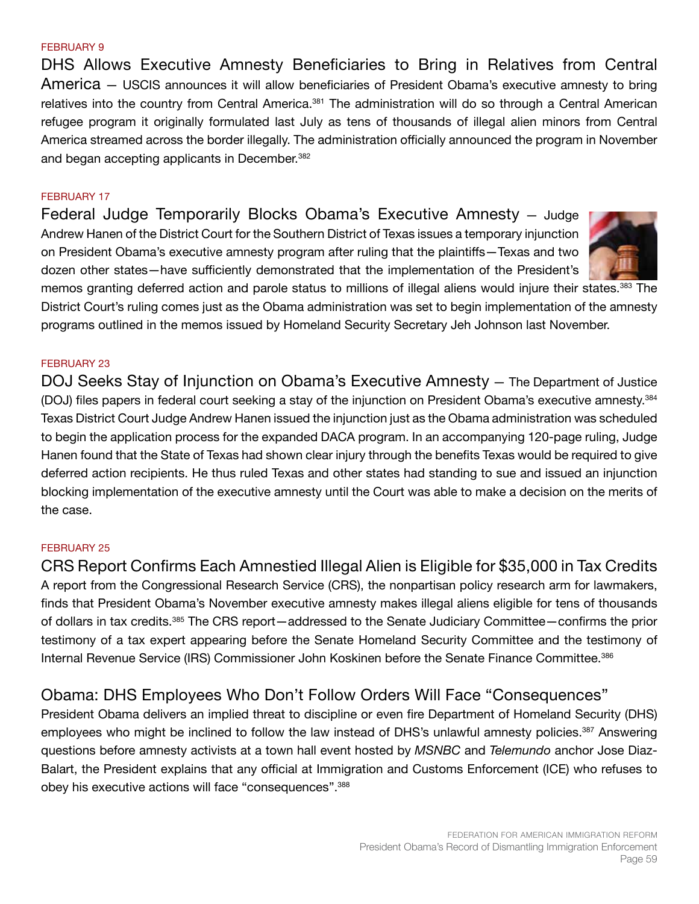FEBRUARY 9

### DHS Allows Executive Amnesty Beneficiaries to Bring in Relatives from Central America

— USCIS announces it will allow beneficiaries of President Obama's executive amnesty to bring relatives into the country from Central America.[381] The administration will do so through a Central American refugee program it originally formulated last July as tens of thousands of illegal alien minors from Central America streamed across the border illegally. The administration officially announced the program in November and began accepting applicants in December.[382]

FEBRUARY 17

### Federal Judge Temporarily Blocks Obama's Executive Amnesty

— Judge Andrew Hanen of the District Court for the Southern District of Texas issues a temporary injunction on President Obama's executive amnesty program after ruling that the plaintiffs—Texas and two dozen other states—have sufficiently demonstrated that the implementation of the President's memos granting deferred action and parole status to millions of illegal aliens would injure their states.[383] The District Court's ruling comes just as the Obama administration was set to begin implementation of the amnesty programs outlined in the memos issued by Homeland Security Secretary Jeh Johnson last November.

FEBRUARY 23

### DOJ Seeks Stay of Injunction on Obama's Executive Amnesty

— The Department of Justice (DOJ) files papers in federal court seeking a stay of the injunction on President Obama's executive amnesty.[384] Texas District Court Judge Andrew Hanen issued the injunction just as the Obama administration was scheduled to begin the application process for the expanded DACA program. In an accompanying 120-page ruling, Judge Hanen found that the State of Texas had shown clear injury through the benefits Texas would be required to give deferred action recipients. He thus ruled Texas and other states had standing to sue and issued an injunction blocking implementation of the executive amnesty until the Court was able to make a decision on the merits of the case.

FEBRUARY 25

### CRS Report Confirms Each Amnestied Illegal Alien is Eligible for $35,000 in Tax Credits

A report from the Congressional Research Service (CRS), the nonpartisan policy research arm for lawmakers, finds that President Obama's November executive amnesty makes illegal aliens eligible for tens of thousands of dollars in tax credits.[385] The CRS report—addressed to the Senate Judiciary Committee—confirms the prior testimony of a tax expert appearing before the Senate Homeland Security Committee and the testimony of Internal Revenue Service (IRS) Commissioner John Koskinen before the Senate Finance Committee.[386]

### Obama: DHS Employees Who Don't Follow Orders Will Face "Consequences"

President Obama delivers an implied threat to discipline or even fire Department of Homeland Security (DHS) employees who might be inclined to follow the law instead of DHS's unlawful amnesty policies.[387] Answering questions before amnesty activists at a town hall event hosted by *MSNBC* and *Telemundo* anchor Jose Diaz-Balart, the President explains that any official at Immigration and Customs Enforcement (ICE) who refuses to obey his executive actions will face "consequences".[388]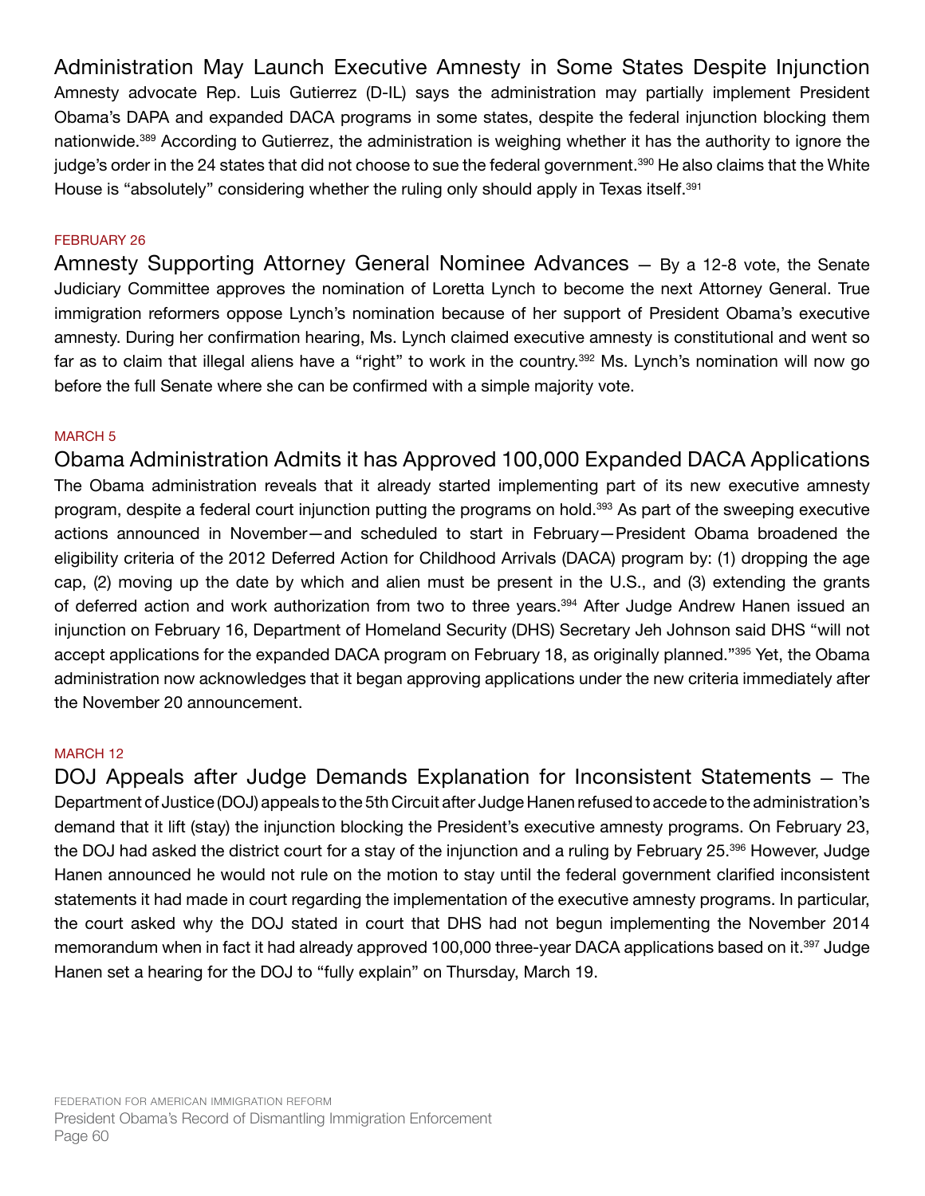### Administration May Launch Executive Amnesty in Some States Despite Injunction

Amnesty advocate Rep. Luis Gutierrez (D-IL) says the administration may partially implement President Obama's DAPA and expanded DACA programs in some states, despite the federal injunction blocking them nationwide.[389] According to Gutierrez, the administration is weighing whether it has the authority to ignore the judge's order in the 24 states that did not choose to sue the federal government.[390] He also claims that the White House is "absolutely" considering whether the ruling only should apply in Texas itself.[391]

FEBRUARY 26

**Amnesty Supporting Attorney General Nominee Advances** — By a 12-8 vote, the Senate Judiciary Committee approves the nomination of Loretta Lynch to become the next Attorney General. True immigration reformers oppose Lynch's nomination because of her support of President Obama's executive amnesty. During her confirmation hearing, Ms. Lynch claimed executive amnesty is constitutional and went so far as to claim that illegal aliens have a "right" to work in the country.[392] Ms. Lynch's nomination will now go before the full Senate where she can be confirmed with a simple majority vote.

MARCH 5

### Obama Administration Admits it has Approved 100,000 Expanded DACA Applications

The Obama administration reveals that it already started implementing part of its new executive amnesty program, despite a federal court injunction putting the programs on hold.[393] As part of the sweeping executive actions announced in November—and scheduled to start in February—President Obama broadened the eligibility criteria of the 2012 Deferred Action for Childhood Arrivals (DACA) program by: (1) dropping the age cap, (2) moving up the date by which and alien must be present in the U.S., and (3) extending the grants of deferred action and work authorization from two to three years.[394] After Judge Andrew Hanen issued an injunction on February 16, Department of Homeland Security (DHS) Secretary Jeh Johnson said DHS "will not accept applications for the expanded DACA program on February 18, as originally planned."[395] Yet, the Obama administration now acknowledges that it began approving applications under the new criteria immediately after the November 20 announcement.

MARCH 12

**DOJ Appeals after Judge Demands Explanation for Inconsistent Statements** — The Department of Justice (DOJ) appeals to the 5th Circuit after Judge Hanen refused to accede to the administration's demand that it lift (stay) the injunction blocking the President's executive amnesty programs. On February 23, the DOJ had asked the district court for a stay of the injunction and a ruling by February 25.[396] However, Judge Hanen announced he would not rule on the motion to stay until the federal government clarified inconsistent statements it had made in court regarding the implementation of the executive amnesty programs. In particular, the court asked why the DOJ stated in court that DHS had not begun implementing the November 2014 memorandum when in fact it had already approved 100,000 three-year DACA applications based on it.[397] Judge Hanen set a hearing for the DOJ to "fully explain" on Thursday, March 19.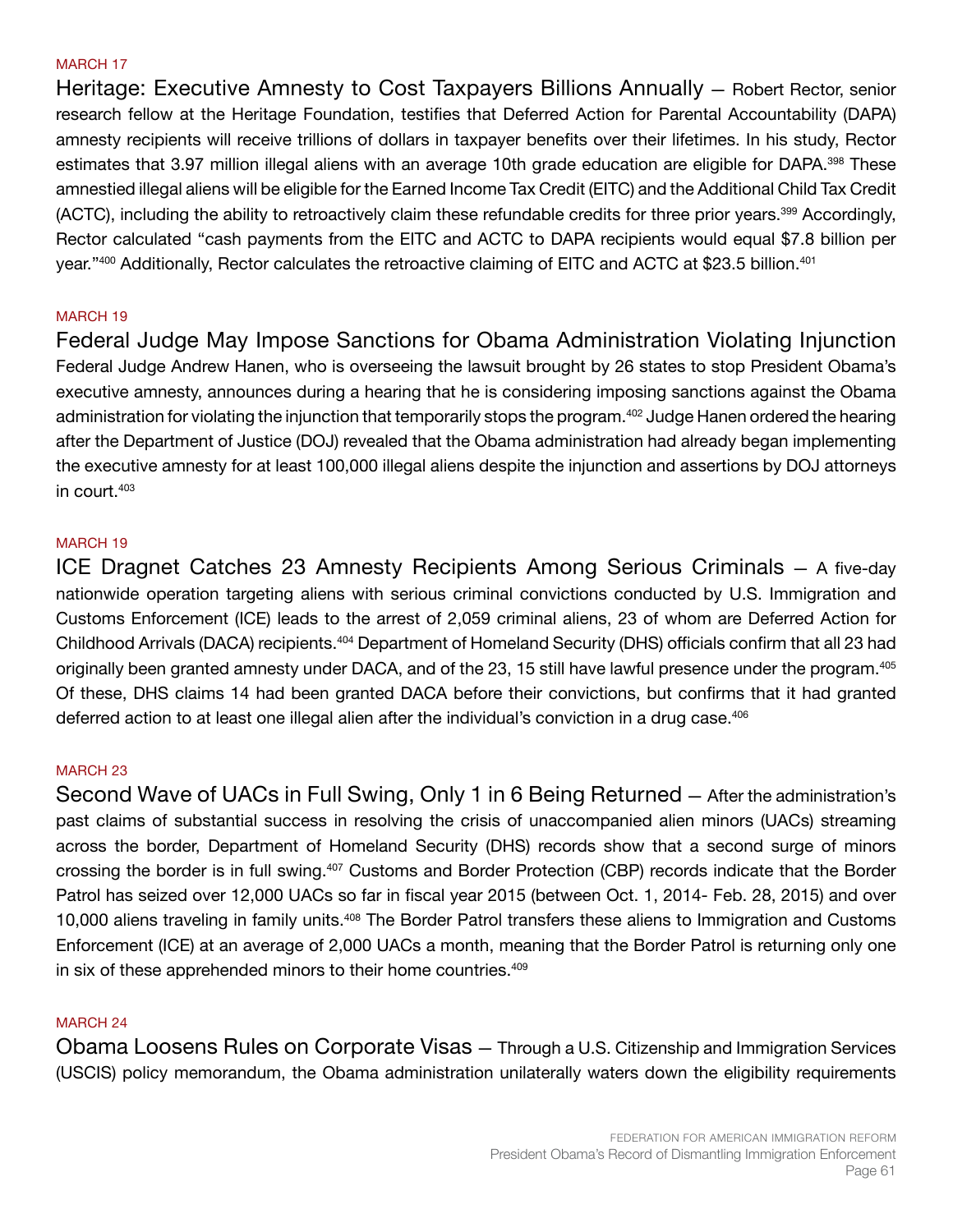MARCH 17

**Heritage: Executive Amnesty to Cost Taxpayers Billions Annually** — Robert Rector, senior research fellow at the Heritage Foundation, testifies that Deferred Action for Parental Accountability (DAPA) amnesty recipients will receive trillions of dollars in taxpayer benefits over their lifetimes. In his study, Rector estimates that 3.97 million illegal aliens with an average 10th grade education are eligible for DAPA.[398] These amnestied illegal aliens will be eligible for the Earned Income Tax Credit (EITC) and the Additional Child Tax Credit (ACTC), including the ability to retroactively claim these refundable credits for three prior years.[399] Accordingly, Rector calculated "cash payments from the EITC and ACTC to DAPA recipients would equal $7.8 billion per year."[400] Additionally, Rector calculates the retroactive claiming of EITC and ACTC at $23.5 billion.[401]

MARCH 19

**Federal Judge May Impose Sanctions for Obama Administration Violating Injunction**
Federal Judge Andrew Hanen, who is overseeing the lawsuit brought by 26 states to stop President Obama's executive amnesty, announces during a hearing that he is considering imposing sanctions against the Obama administration for violating the injunction that temporarily stops the program.[402] Judge Hanen ordered the hearing after the Department of Justice (DOJ) revealed that the Obama administration had already began implementing the executive amnesty for at least 100,000 illegal aliens despite the injunction and assertions by DOJ attorneys in court.[403]

MARCH 19

**ICE Dragnet Catches 23 Amnesty Recipients Among Serious Criminals** — A five-day nationwide operation targeting aliens with serious criminal convictions conducted by U.S. Immigration and Customs Enforcement (ICE) leads to the arrest of 2,059 criminal aliens, 23 of whom are Deferred Action for Childhood Arrivals (DACA) recipients.[404] Department of Homeland Security (DHS) officials confirm that all 23 had originally been granted amnesty under DACA, and of the 23, 15 still have lawful presence under the program.[405] Of these, DHS claims 14 had been granted DACA before their convictions, but confirms that it had granted deferred action to at least one illegal alien after the individual's conviction in a drug case.[406]

MARCH 23

**Second Wave of UACs in Full Swing, Only 1 in 6 Being Returned** — After the administration's past claims of substantial success in resolving the crisis of unaccompanied alien minors (UACs) streaming across the border, Department of Homeland Security (DHS) records show that a second surge of minors crossing the border is in full swing.[407] Customs and Border Protection (CBP) records indicate that the Border Patrol has seized over 12,000 UACs so far in fiscal year 2015 (between Oct. 1, 2014- Feb. 28, 2015) and over 10,000 aliens traveling in family units.[408] The Border Patrol transfers these aliens to Immigration and Customs Enforcement (ICE) at an average of 2,000 UACs a month, meaning that the Border Patrol is returning only one in six of these apprehended minors to their home countries.[409]

MARCH 24

**Obama Loosens Rules on Corporate Visas** — Through a U.S. Citizenship and Immigration Services (USCIS) policy memorandum, the Obama administration unilaterally waters down the eligibility requirements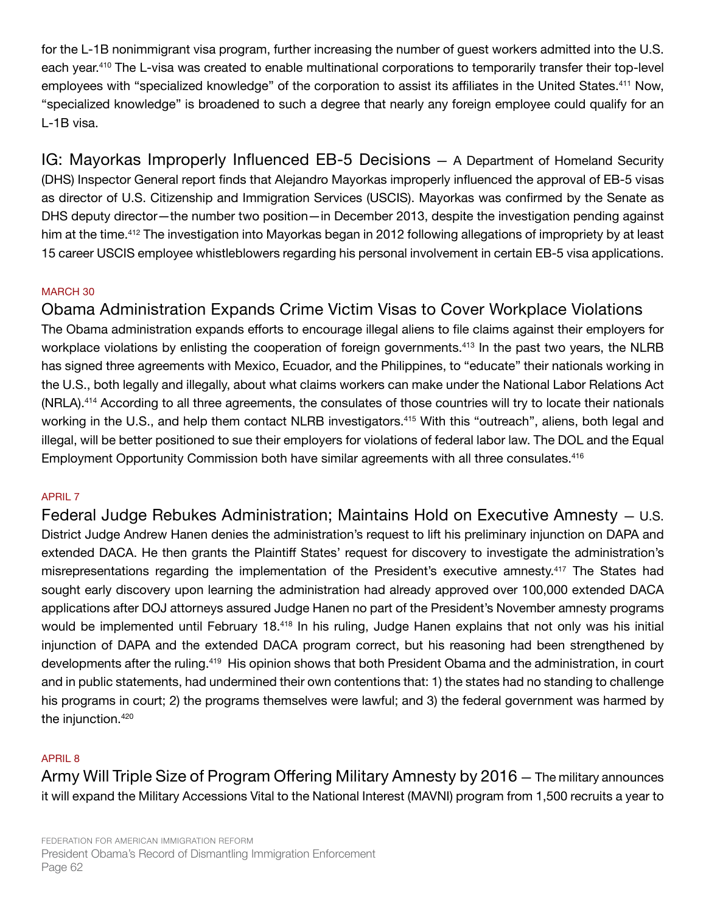for the L-1B nonimmigrant visa program, further increasing the number of guest workers admitted into the U.S. each year.[410] The L-visa was created to enable multinational corporations to temporarily transfer their top-level employees with "specialized knowledge" of the corporation to assist its affiliates in the United States.[411] Now, "specialized knowledge" is broadened to such a degree that nearly any foreign employee could qualify for an L-1B visa.

IG: Mayorkas Improperly Influenced EB-5 Decisions — A Department of Homeland Security (DHS) Inspector General report finds that Alejandro Mayorkas improperly influenced the approval of EB-5 visas as director of U.S. Citizenship and Immigration Services (USCIS). Mayorkas was confirmed by the Senate as DHS deputy director—the number two position—in December 2013, despite the investigation pending against him at the time.[412] The investigation into Mayorkas began in 2012 following allegations of impropriety by at least 15 career USCIS employee whistleblowers regarding his personal involvement in certain EB-5 visa applications.

MARCH 30

## Obama Administration Expands Crime Victim Visas to Cover Workplace Violations

The Obama administration expands efforts to encourage illegal aliens to file claims against their employers for workplace violations by enlisting the cooperation of foreign governments.[413] In the past two years, the NLRB has signed three agreements with Mexico, Ecuador, and the Philippines, to "educate" their nationals working in the U.S., both legally and illegally, about what claims workers can make under the National Labor Relations Act (NRLA).[414] According to all three agreements, the consulates of those countries will try to locate their nationals working in the U.S., and help them contact NLRB investigators.[415] With this "outreach", aliens, both legal and illegal, will be better positioned to sue their employers for violations of federal labor law. The DOL and the Equal Employment Opportunity Commission both have similar agreements with all three consulates.[416]

APRIL 7

Federal Judge Rebukes Administration; Maintains Hold on Executive Amnesty — U.S. District Judge Andrew Hanen denies the administration's request to lift his preliminary injunction on DAPA and extended DACA. He then grants the Plaintiff States' request for discovery to investigate the administration's misrepresentations regarding the implementation of the President's executive amnesty.[417] The States had sought early discovery upon learning the administration had already approved over 100,000 extended DACA applications after DOJ attorneys assured Judge Hanen no part of the President's November amnesty programs would be implemented until February 18.[418] In his ruling, Judge Hanen explains that not only was his initial injunction of DAPA and the extended DACA program correct, but his reasoning had been strengthened by developments after the ruling.[419] His opinion shows that both President Obama and the administration, in court and in public statements, had undermined their own contentions that: 1) the states had no standing to challenge his programs in court; 2) the programs themselves were lawful; and 3) the federal government was harmed by the injunction.[420]

APRIL 8

Army Will Triple Size of Program Offering Military Amnesty by 2016 — The military announces it will expand the Military Accessions Vital to the National Interest (MAVNI) program from 1,500 recruits a year to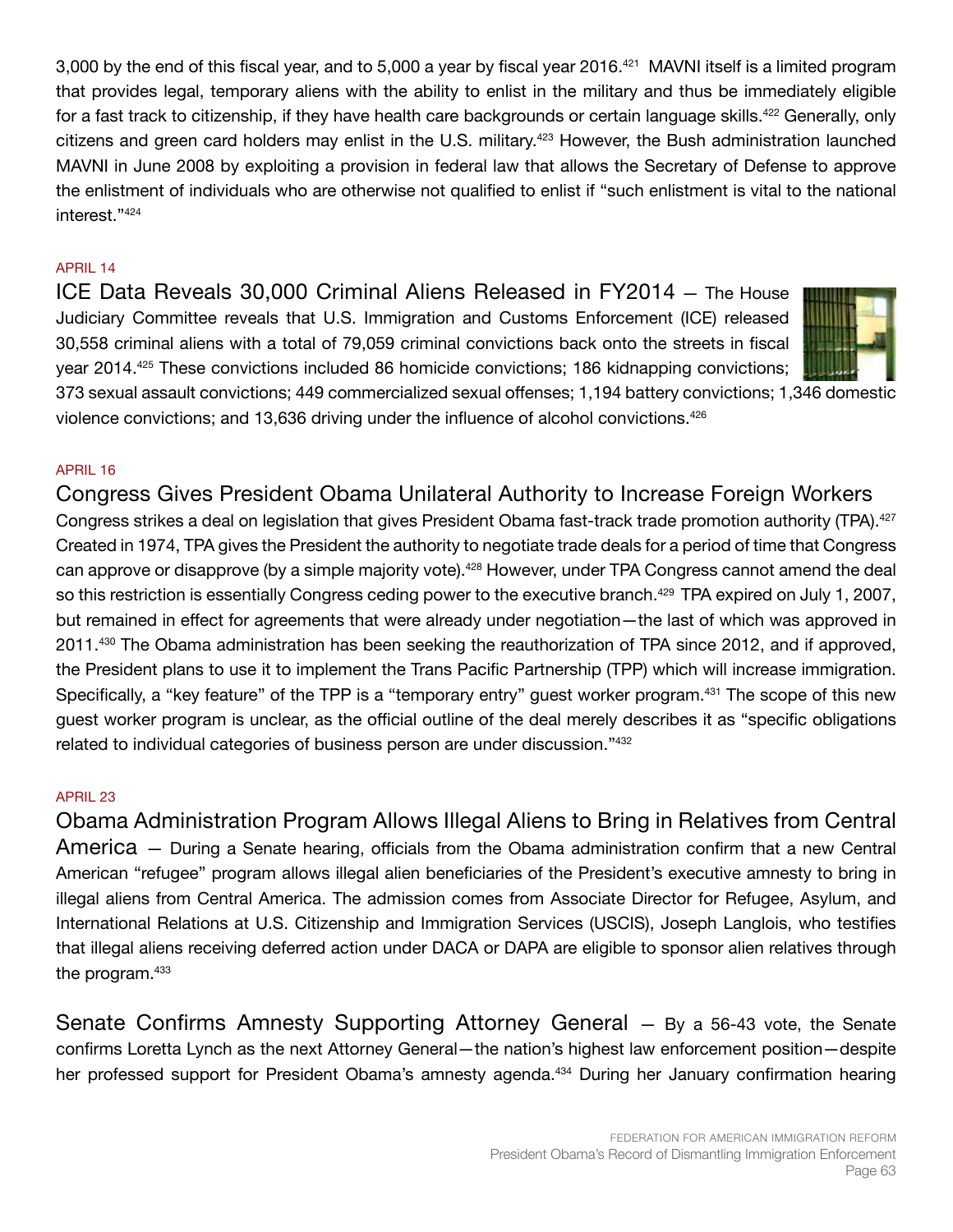3,000 by the end of this fiscal year, and to 5,000 a year by fiscal year 2016.[421] MAVNI itself is a limited program that provides legal, temporary aliens with the ability to enlist in the military and thus be immediately eligible for a fast track to citizenship, if they have health care backgrounds or certain language skills.[422] Generally, only citizens and green card holders may enlist in the U.S. military.[423] However, the Bush administration launched MAVNI in June 2008 by exploiting a provision in federal law that allows the Secretary of Defense to approve the enlistment of individuals who are otherwise not qualified to enlist if "such enlistment is vital to the national interest."[424]

APRIL 14

## ICE Data Reveals 30,000 Criminal Aliens Released in FY2014

— The House Judiciary Committee reveals that U.S. Immigration and Customs Enforcement (ICE) released 30,558 criminal aliens with a total of 79,059 criminal convictions back onto the streets in fiscal year 2014.[425] These convictions included 86 homicide convictions; 186 kidnapping convictions; 373 sexual assault convictions; 449 commercialized sexual offenses; 1,194 battery convictions; 1,346 domestic violence convictions; and 13,636 driving under the influence of alcohol convictions.[426]

APRIL 16

## Congress Gives President Obama Unilateral Authority to Increase Foreign Workers

Congress strikes a deal on legislation that gives President Obama fast-track trade promotion authority (TPA).[427] Created in 1974, TPA gives the President the authority to negotiate trade deals for a period of time that Congress can approve or disapprove (by a simple majority vote).[428] However, under TPA Congress cannot amend the deal so this restriction is essentially Congress ceding power to the executive branch.[429] TPA expired on July 1, 2007, but remained in effect for agreements that were already under negotiation—the last of which was approved in 2011.[430] The Obama administration has been seeking the reauthorization of TPA since 2012, and if approved, the President plans to use it to implement the Trans Pacific Partnership (TPP) which will increase immigration. Specifically, a "key feature" of the TPP is a "temporary entry" guest worker program.[431] The scope of this new guest worker program is unclear, as the official outline of the deal merely describes it as "specific obligations related to individual categories of business person are under discussion."[432]

APRIL 23

## Obama Administration Program Allows Illegal Aliens to Bring in Relatives from Central America

— During a Senate hearing, officials from the Obama administration confirm that a new Central American "refugee" program allows illegal alien beneficiaries of the President's executive amnesty to bring in illegal aliens from Central America. The admission comes from Associate Director for Refugee, Asylum, and International Relations at U.S. Citizenship and Immigration Services (USCIS), Joseph Langlois, who testifies that illegal aliens receiving deferred action under DACA or DAPA are eligible to sponsor alien relatives through the program.[433]

## Senate Confirms Amnesty Supporting Attorney General

— By a 56-43 vote, the Senate confirms Loretta Lynch as the next Attorney General—the nation's highest law enforcement position—despite her professed support for President Obama's amnesty agenda.[434] During her January confirmation hearing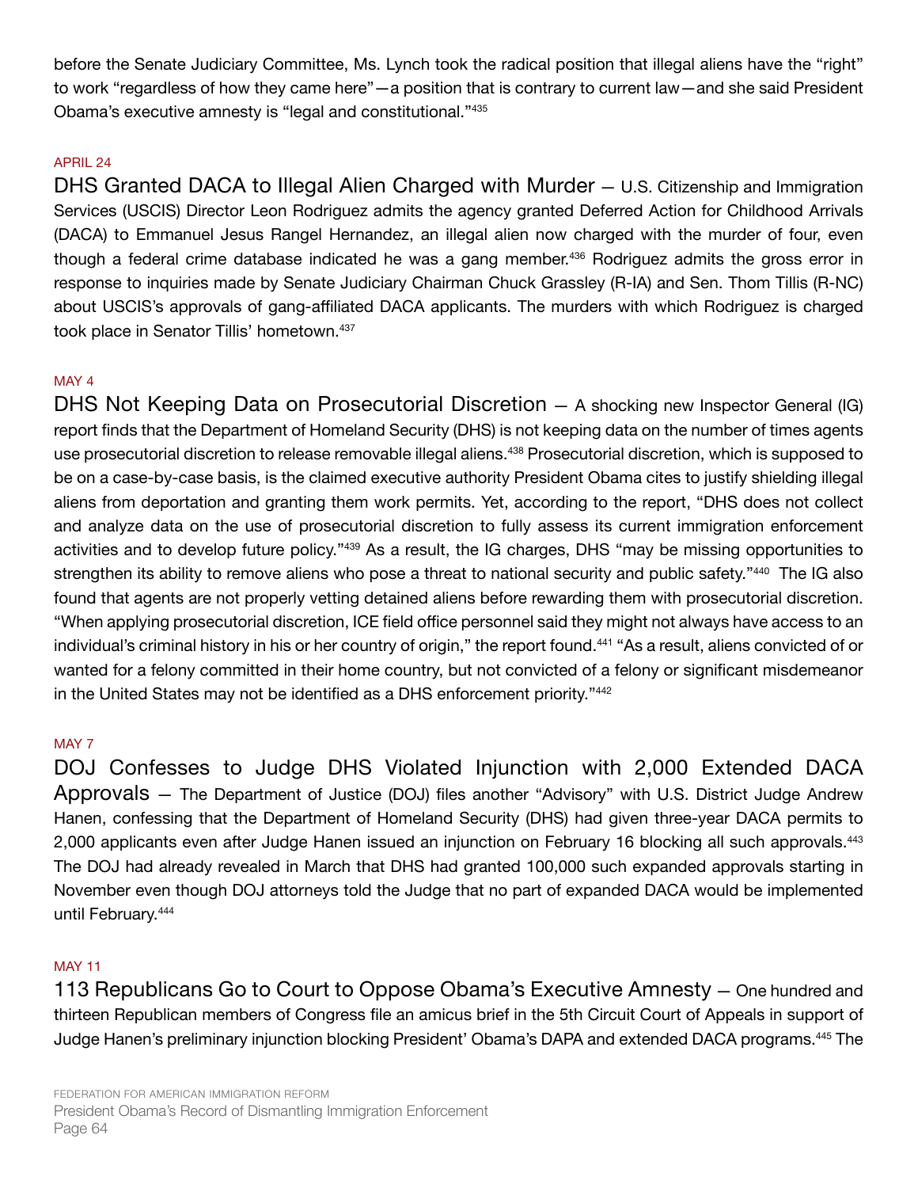before the Senate Judiciary Committee, Ms. Lynch took the radical position that illegal aliens have the "right" to work "regardless of how they came here"—a position that is contrary to current law—and she said President Obama's executive amnesty is "legal and constitutional."[435]

APRIL 24

**DHS Granted DACA to Illegal Alien Charged with Murder** — U.S. Citizenship and Immigration Services (USCIS) Director Leon Rodriguez admits the agency granted Deferred Action for Childhood Arrivals (DACA) to Emmanuel Jesus Rangel Hernandez, an illegal alien now charged with the murder of four, even though a federal crime database indicated he was a gang member.[436] Rodriguez admits the gross error in response to inquiries made by Senate Judiciary Chairman Chuck Grassley (R-IA) and Sen. Thom Tillis (R-NC) about USCIS's approvals of gang-affiliated DACA applicants. The murders with which Rodriguez is charged took place in Senator Tillis' hometown.[437]

MAY 4

**DHS Not Keeping Data on Prosecutorial Discretion** — A shocking new Inspector General (IG) report finds that the Department of Homeland Security (DHS) is not keeping data on the number of times agents use prosecutorial discretion to release removable illegal aliens.[438] Prosecutorial discretion, which is supposed to be on a case-by-case basis, is the claimed executive authority President Obama cites to justify shielding illegal aliens from deportation and granting them work permits. Yet, according to the report, "DHS does not collect and analyze data on the use of prosecutorial discretion to fully assess its current immigration enforcement activities and to develop future policy."[439] As a result, the IG charges, DHS "may be missing opportunities to strengthen its ability to remove aliens who pose a threat to national security and public safety."[440] The IG also found that agents are not properly vetting detained aliens before rewarding them with prosecutorial discretion. "When applying prosecutorial discretion, ICE field office personnel said they might not always have access to an individual's criminal history in his or her country of origin," the report found.[441] "As a result, aliens convicted of or wanted for a felony committed in their home country, but not convicted of a felony or significant misdemeanor in the United States may not be identified as a DHS enforcement priority."[442]

MAY 7

**DOJ Confesses to Judge DHS Violated Injunction with 2,000 Extended DACA Approvals** — The Department of Justice (DOJ) files another "Advisory" with U.S. District Judge Andrew Hanen, confessing that the Department of Homeland Security (DHS) had given three-year DACA permits to 2,000 applicants even after Judge Hanen issued an injunction on February 16 blocking all such approvals.[443] The DOJ had already revealed in March that DHS had granted 100,000 such expanded approvals starting in November even though DOJ attorneys told the Judge that no part of expanded DACA would be implemented until February.[444]

MAY 11

**113 Republicans Go to Court to Oppose Obama's Executive Amnesty** — One hundred and thirteen Republican members of Congress file an amicus brief in the 5th Circuit Court of Appeals in support of Judge Hanen's preliminary injunction blocking President' Obama's DAPA and extended DACA programs.[445] The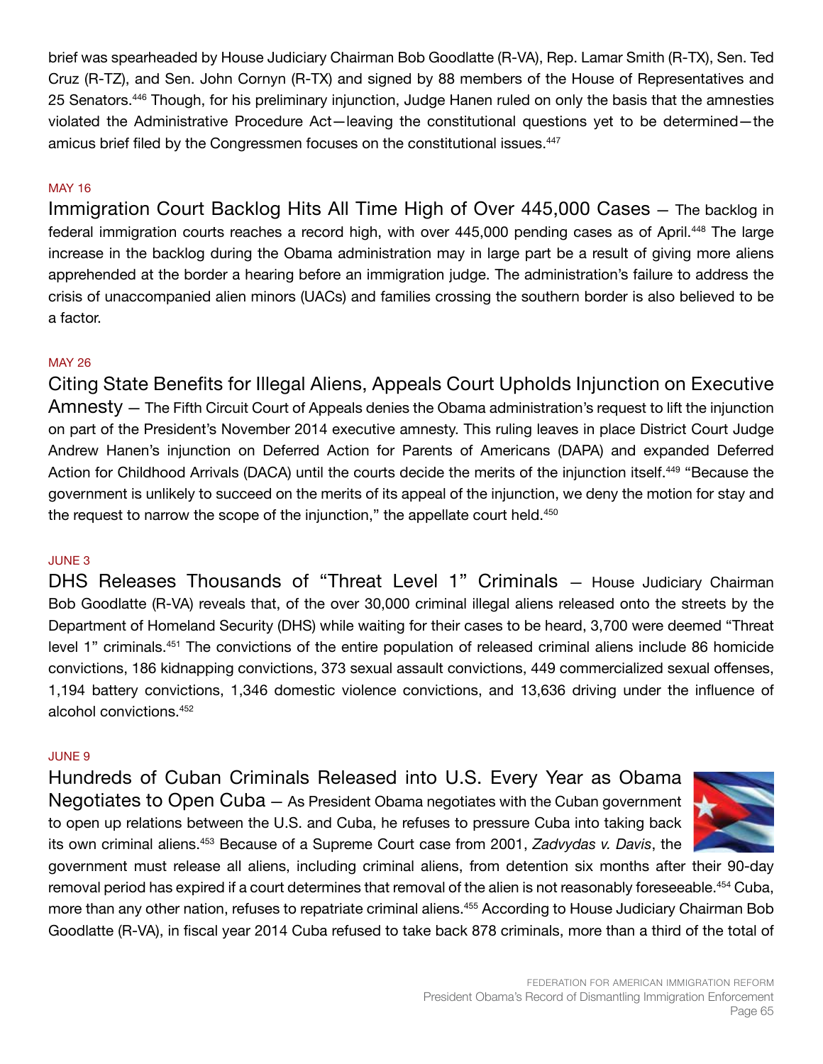brief was spearheaded by House Judiciary Chairman Bob Goodlatte (R-VA), Rep. Lamar Smith (R-TX), Sen. Ted Cruz (R-TZ), and Sen. John Cornyn (R-TX) and signed by 88 members of the House of Representatives and 25 Senators.[446] Though, for his preliminary injunction, Judge Hanen ruled on only the basis that the amnesties violated the Administrative Procedure Act—leaving the constitutional questions yet to be determined—the amicus brief filed by the Congressmen focuses on the constitutional issues.[447]

MAY 16

**Immigration Court Backlog Hits All Time High of Over 445,000 Cases** — The backlog in federal immigration courts reaches a record high, with over 445,000 pending cases as of April.[448] The large increase in the backlog during the Obama administration may in large part be a result of giving more aliens apprehended at the border a hearing before an immigration judge. The administration's failure to address the crisis of unaccompanied alien minors (UACs) and families crossing the southern border is also believed to be a factor.

MAY 26

**Citing State Benefits for Illegal Aliens, Appeals Court Upholds Injunction on Executive Amnesty** — The Fifth Circuit Court of Appeals denies the Obama administration's request to lift the injunction on part of the President's November 2014 executive amnesty. This ruling leaves in place District Court Judge Andrew Hanen's injunction on Deferred Action for Parents of Americans (DAPA) and expanded Deferred Action for Childhood Arrivals (DACA) until the courts decide the merits of the injunction itself.[449] "Because the government is unlikely to succeed on the merits of its appeal of the injunction, we deny the motion for stay and the request to narrow the scope of the injunction," the appellate court held.[450]

JUNE 3

**DHS Releases Thousands of "Threat Level 1" Criminals** — House Judiciary Chairman Bob Goodlatte (R-VA) reveals that, of the over 30,000 criminal illegal aliens released onto the streets by the Department of Homeland Security (DHS) while waiting for their cases to be heard, 3,700 were deemed "Threat level 1" criminals.[451] The convictions of the entire population of released criminal aliens include 86 homicide convictions, 186 kidnapping convictions, 373 sexual assault convictions, 449 commercialized sexual offenses, 1,194 battery convictions, 1,346 domestic violence convictions, and 13,636 driving under the influence of alcohol convictions.[452]

JUNE 9

**Hundreds of Cuban Criminals Released into U.S. Every Year as Obama Negotiates to Open Cuba** — As President Obama negotiates with the Cuban government to open up relations between the U.S. and Cuba, he refuses to pressure Cuba into taking back its own criminal aliens.[453] Because of a Supreme Court case from 2001, *Zadvydas v. Davis*, the government must release all aliens, including criminal aliens, from detention six months after their 90-day removal period has expired if a court determines that removal of the alien is not reasonably foreseeable.[454] Cuba, more than any other nation, refuses to repatriate criminal aliens.[455] According to House Judiciary Chairman Bob Goodlatte (R-VA), in fiscal year 2014 Cuba refused to take back 878 criminals, more than a third of the total of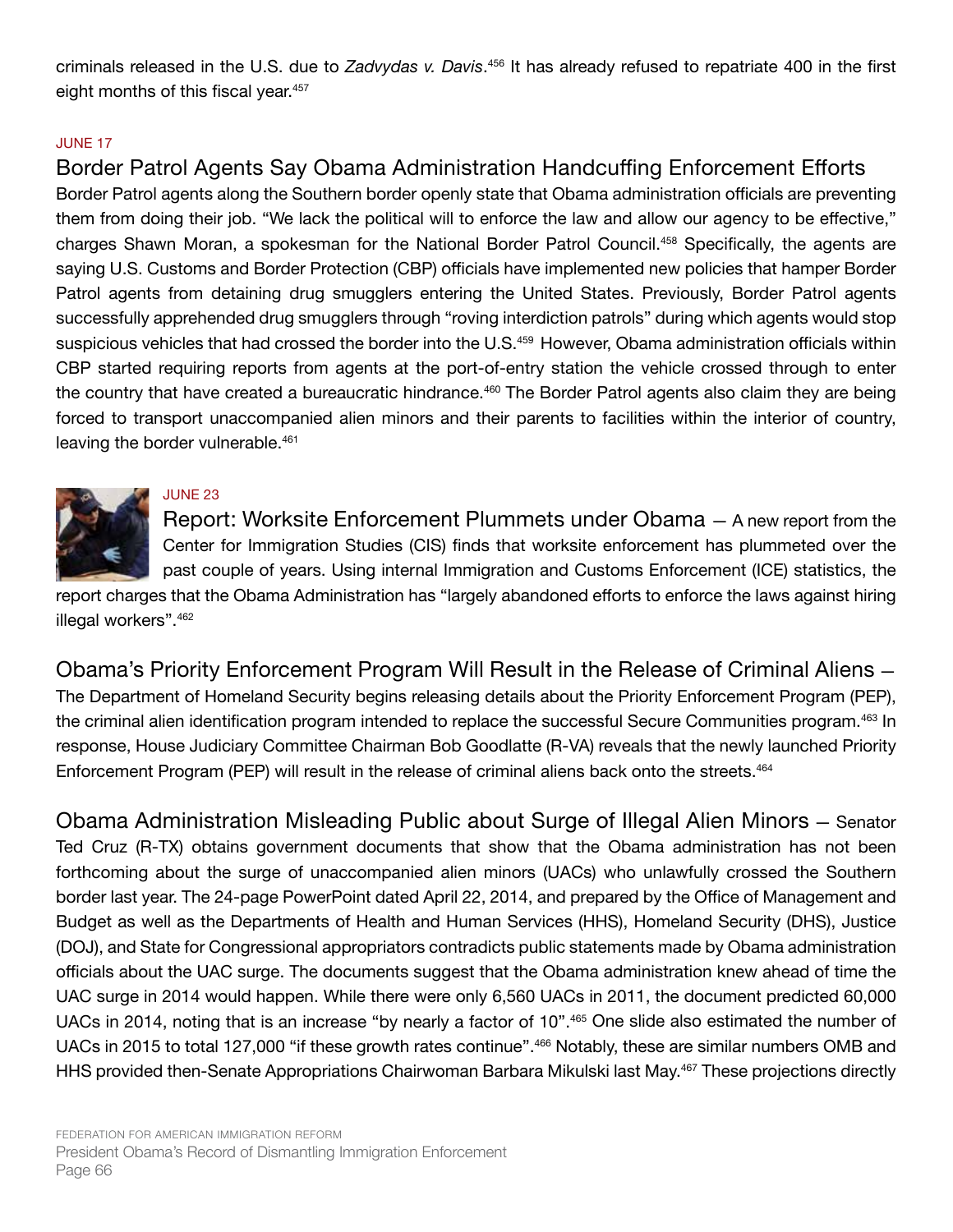criminals released in the U.S. due to *Zadvydas v. Davis*.[456] It has already refused to repatriate 400 in the first eight months of this fiscal year.[457]

JUNE 17

### Border Patrol Agents Say Obama Administration Handcuffing Enforcement Efforts

Border Patrol agents along the Southern border openly state that Obama administration officials are preventing them from doing their job. "We lack the political will to enforce the law and allow our agency to be effective," charges Shawn Moran, a spokesman for the National Border Patrol Council.[458] Specifically, the agents are saying U.S. Customs and Border Protection (CBP) officials have implemented new policies that hamper Border Patrol agents from detaining drug smugglers entering the United States. Previously, Border Patrol agents successfully apprehended drug smugglers through "roving interdiction patrols" during which agents would stop suspicious vehicles that had crossed the border into the U.S.[459] However, Obama administration officials within CBP started requiring reports from agents at the port-of-entry station the vehicle crossed through to enter the country that have created a bureaucratic hindrance.[460] The Border Patrol agents also claim they are being forced to transport unaccompanied alien minors and their parents to facilities within the interior of country, leaving the border vulnerable.[461]

JUNE 23

**Report: Worksite Enforcement Plummets under Obama** — A new report from the Center for Immigration Studies (CIS) finds that worksite enforcement has plummeted over the past couple of years. Using internal Immigration and Customs Enforcement (ICE) statistics, the report charges that the Obama Administration has "largely abandoned efforts to enforce the laws against hiring illegal workers".[462]

**Obama's Priority Enforcement Program Will Result in the Release of Criminal Aliens** — The Department of Homeland Security begins releasing details about the Priority Enforcement Program (PEP), the criminal alien identification program intended to replace the successful Secure Communities program.[463] In response, House Judiciary Committee Chairman Bob Goodlatte (R-VA) reveals that the newly launched Priority Enforcement Program (PEP) will result in the release of criminal aliens back onto the streets.[464]

**Obama Administration Misleading Public about Surge of Illegal Alien Minors** — Senator Ted Cruz (R-TX) obtains government documents that show that the Obama administration has not been forthcoming about the surge of unaccompanied alien minors (UACs) who unlawfully crossed the Southern border last year. The 24-page PowerPoint dated April 22, 2014, and prepared by the Office of Management and Budget as well as the Departments of Health and Human Services (HHS), Homeland Security (DHS), Justice (DOJ), and State for Congressional appropriators contradicts public statements made by Obama administration officials about the UAC surge. The documents suggest that the Obama administration knew ahead of time the UAC surge in 2014 would happen. While there were only 6,560 UACs in 2011, the document predicted 60,000 UACs in 2014, noting that is an increase "by nearly a factor of 10".[465] One slide also estimated the number of UACs in 2015 to total 127,000 "if these growth rates continue".[466] Notably, these are similar numbers OMB and HHS provided then-Senate Appropriations Chairwoman Barbara Mikulski last May.[467] These projections directly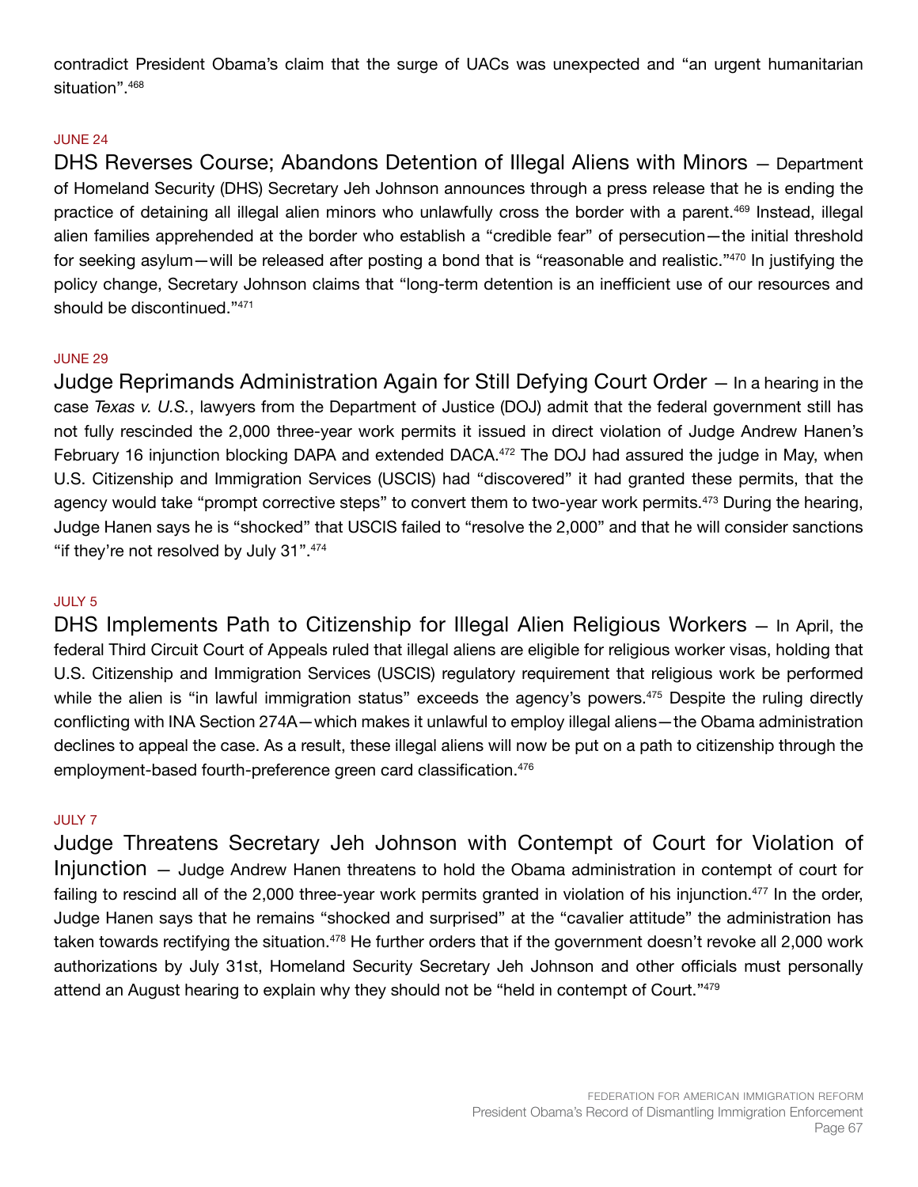contradict President Obama's claim that the surge of UACs was unexpected and "an urgent humanitarian situation".[468]

JUNE 24

**DHS Reverses Course; Abandons Detention of Illegal Aliens with Minors** — Department of Homeland Security (DHS) Secretary Jeh Johnson announces through a press release that he is ending the practice of detaining all illegal alien minors who unlawfully cross the border with a parent.[469] Instead, illegal alien families apprehended at the border who establish a "credible fear" of persecution—the initial threshold for seeking asylum—will be released after posting a bond that is "reasonable and realistic."[470] In justifying the policy change, Secretary Johnson claims that "long-term detention is an inefficient use of our resources and should be discontinued."[471]

JUNE 29

**Judge Reprimands Administration Again for Still Defying Court Order** — In a hearing in the case *Texas v. U.S.*, lawyers from the Department of Justice (DOJ) admit that the federal government still has not fully rescinded the 2,000 three-year work permits it issued in direct violation of Judge Andrew Hanen's February 16 injunction blocking DAPA and extended DACA.[472] The DOJ had assured the judge in May, when U.S. Citizenship and Immigration Services (USCIS) had "discovered" it had granted these permits, that the agency would take "prompt corrective steps" to convert them to two-year work permits.[473] During the hearing, Judge Hanen says he is "shocked" that USCIS failed to "resolve the 2,000" and that he will consider sanctions "if they're not resolved by July 31".[474]

JULY 5

**DHS Implements Path to Citizenship for Illegal Alien Religious Workers** — In April, the federal Third Circuit Court of Appeals ruled that illegal aliens are eligible for religious worker visas, holding that U.S. Citizenship and Immigration Services (USCIS) regulatory requirement that religious work be performed while the alien is "in lawful immigration status" exceeds the agency's powers.[475] Despite the ruling directly conflicting with INA Section 274A—which makes it unlawful to employ illegal aliens—the Obama administration declines to appeal the case. As a result, these illegal aliens will now be put on a path to citizenship through the employment-based fourth-preference green card classification.[476]

JULY 7

**Judge Threatens Secretary Jeh Johnson with Contempt of Court for Violation of Injunction** — Judge Andrew Hanen threatens to hold the Obama administration in contempt of court for failing to rescind all of the 2,000 three-year work permits granted in violation of his injunction.[477] In the order, Judge Hanen says that he remains "shocked and surprised" at the "cavalier attitude" the administration has taken towards rectifying the situation.[478] He further orders that if the government doesn't revoke all 2,000 work authorizations by July 31st, Homeland Security Secretary Jeh Johnson and other officials must personally attend an August hearing to explain why they should not be "held in contempt of Court."[479]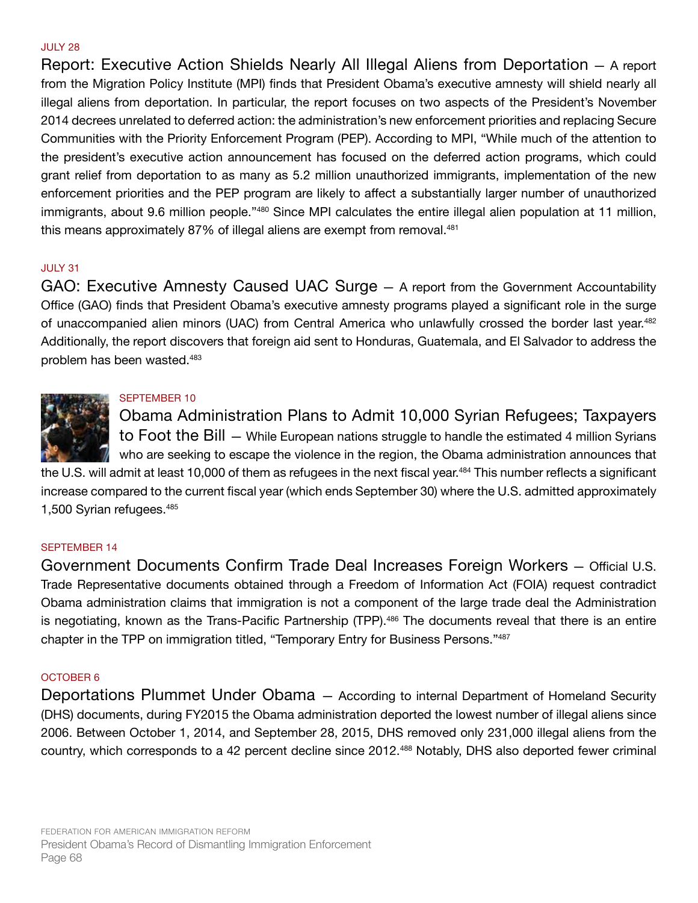JULY 28

**Report: Executive Action Shields Nearly All Illegal Aliens from Deportation** — A report from the Migration Policy Institute (MPI) finds that President Obama's executive amnesty will shield nearly all illegal aliens from deportation. In particular, the report focuses on two aspects of the President's November 2014 decrees unrelated to deferred action: the administration's new enforcement priorities and replacing Secure Communities with the Priority Enforcement Program (PEP). According to MPI, "While much of the attention to the president's executive action announcement has focused on the deferred action programs, which could grant relief from deportation to as many as 5.2 million unauthorized immigrants, implementation of the new enforcement priorities and the PEP program are likely to affect a substantially larger number of unauthorized immigrants, about 9.6 million people."[480] Since MPI calculates the entire illegal alien population at 11 million, this means approximately 87% of illegal aliens are exempt from removal.[481]

JULY 31

**GAO: Executive Amnesty Caused UAC Surge** — A report from the Government Accountability Office (GAO) finds that President Obama's executive amnesty programs played a significant role in the surge of unaccompanied alien minors (UAC) from Central America who unlawfully crossed the border last year.[482] Additionally, the report discovers that foreign aid sent to Honduras, Guatemala, and El Salvador to address the problem has been wasted.[483]

SEPTEMBER 10

**Obama Administration Plans to Admit 10,000 Syrian Refugees; Taxpayers to Foot the Bill** — While European nations struggle to handle the estimated 4 million Syrians who are seeking to escape the violence in the region, the Obama administration announces that the U.S. will admit at least 10,000 of them as refugees in the next fiscal year.[484] This number reflects a significant increase compared to the current fiscal year (which ends September 30) where the U.S. admitted approximately 1,500 Syrian refugees.[485]

SEPTEMBER 14

**Government Documents Confirm Trade Deal Increases Foreign Workers** — Official U.S. Trade Representative documents obtained through a Freedom of Information Act (FOIA) request contradict Obama administration claims that immigration is not a component of the large trade deal the Administration is negotiating, known as the Trans-Pacific Partnership (TPP).[486] The documents reveal that there is an entire chapter in the TPP on immigration titled, "Temporary Entry for Business Persons."[487]

OCTOBER 6

**Deportations Plummet Under Obama** — According to internal Department of Homeland Security (DHS) documents, during FY2015 the Obama administration deported the lowest number of illegal aliens since 2006. Between October 1, 2014, and September 28, 2015, DHS removed only 231,000 illegal aliens from the country, which corresponds to a 42 percent decline since 2012.[488] Notably, DHS also deported fewer criminal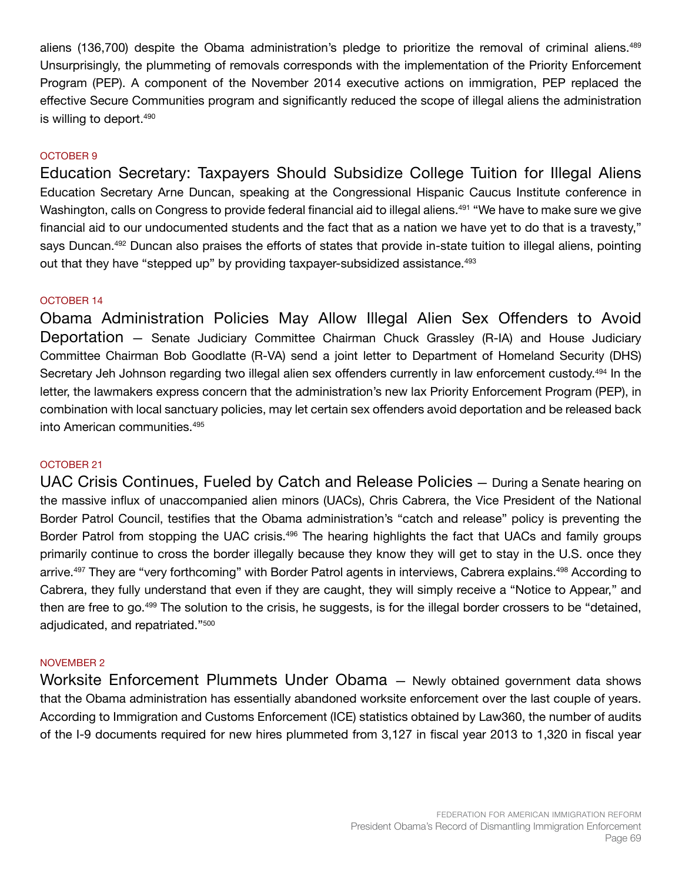aliens (136,700) despite the Obama administration's pledge to prioritize the removal of criminal aliens.[489] Unsurprisingly, the plummeting of removals corresponds with the implementation of the Priority Enforcement Program (PEP). A component of the November 2014 executive actions on immigration, PEP replaced the effective Secure Communities program and significantly reduced the scope of illegal aliens the administration is willing to deport.[490]

OCTOBER 9

### Education Secretary: Taxpayers Should Subsidize College Tuition for Illegal Aliens

Education Secretary Arne Duncan, speaking at the Congressional Hispanic Caucus Institute conference in Washington, calls on Congress to provide federal financial aid to illegal aliens.[491] "We have to make sure we give financial aid to our undocumented students and the fact that as a nation we have yet to do that is a travesty," says Duncan.[492] Duncan also praises the efforts of states that provide in-state tuition to illegal aliens, pointing out that they have "stepped up" by providing taxpayer-subsidized assistance.[493]

OCTOBER 14

### Obama Administration Policies May Allow Illegal Alien Sex Offenders to Avoid Deportation

— Senate Judiciary Committee Chairman Chuck Grassley (R-IA) and House Judiciary Committee Chairman Bob Goodlatte (R-VA) send a joint letter to Department of Homeland Security (DHS) Secretary Jeh Johnson regarding two illegal alien sex offenders currently in law enforcement custody.[494] In the letter, the lawmakers express concern that the administration's new lax Priority Enforcement Program (PEP), in combination with local sanctuary policies, may let certain sex offenders avoid deportation and be released back into American communities.[495]

OCTOBER 21

### UAC Crisis Continues, Fueled by Catch and Release Policies

— During a Senate hearing on the massive influx of unaccompanied alien minors (UACs), Chris Cabrera, the Vice President of the National Border Patrol Council, testifies that the Obama administration's "catch and release" policy is preventing the Border Patrol from stopping the UAC crisis.[496] The hearing highlights the fact that UACs and family groups primarily continue to cross the border illegally because they know they will get to stay in the U.S. once they arrive.[497] They are "very forthcoming" with Border Patrol agents in interviews, Cabrera explains.[498] According to Cabrera, they fully understand that even if they are caught, they will simply receive a "Notice to Appear," and then are free to go.[499] The solution to the crisis, he suggests, is for the illegal border crossers to be "detained, adjudicated, and repatriated."[500]

NOVEMBER 2

### Worksite Enforcement Plummets Under Obama

— Newly obtained government data shows that the Obama administration has essentially abandoned worksite enforcement over the last couple of years. According to Immigration and Customs Enforcement (ICE) statistics obtained by Law360, the number of audits of the I-9 documents required for new hires plummeted from 3,127 in fiscal year 2013 to 1,320 in fiscal year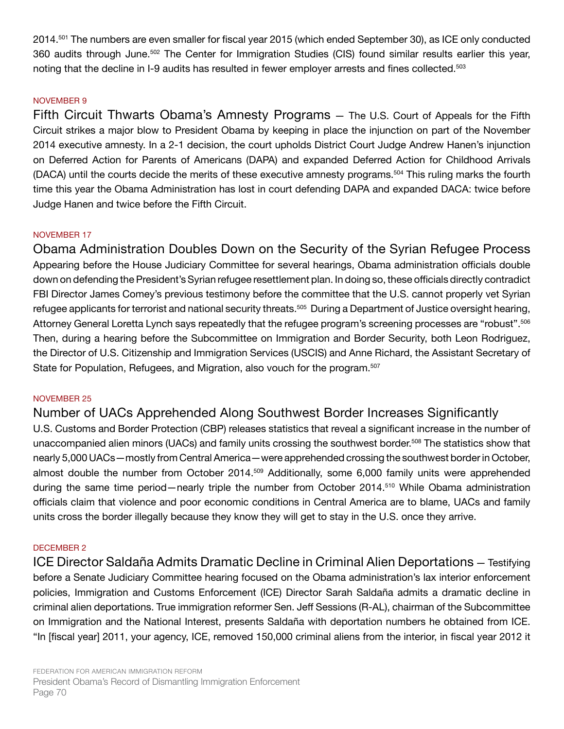2014.[501] The numbers are even smaller for fiscal year 2015 (which ended September 30), as ICE only conducted 360 audits through June.[502] The Center for Immigration Studies (CIS) found similar results earlier this year, noting that the decline in I-9 audits has resulted in fewer employer arrests and fines collected.[503]

NOVEMBER 9

**Fifth Circuit Thwarts Obama's Amnesty Programs** — The U.S. Court of Appeals for the Fifth Circuit strikes a major blow to President Obama by keeping in place the injunction on part of the November 2014 executive amnesty. In a 2-1 decision, the court upholds District Court Judge Andrew Hanen's injunction on Deferred Action for Parents of Americans (DAPA) and expanded Deferred Action for Childhood Arrivals (DACA) until the courts decide the merits of these executive amnesty programs.[504] This ruling marks the fourth time this year the Obama Administration has lost in court defending DAPA and expanded DACA: twice before Judge Hanen and twice before the Fifth Circuit.

NOVEMBER 17

**Obama Administration Doubles Down on the Security of the Syrian Refugee Process**

Appearing before the House Judiciary Committee for several hearings, Obama administration officials double down on defending the President's Syrian refugee resettlement plan. In doing so, these officials directly contradict FBI Director James Comey's previous testimony before the committee that the U.S. cannot properly vet Syrian refugee applicants for terrorist and national security threats.[505] During a Department of Justice oversight hearing, Attorney General Loretta Lynch says repeatedly that the refugee program's screening processes are "robust".[506] Then, during a hearing before the Subcommittee on Immigration and Border Security, both Leon Rodriguez, the Director of U.S. Citizenship and Immigration Services (USCIS) and Anne Richard, the Assistant Secretary of State for Population, Refugees, and Migration, also vouch for the program.[507]

NOVEMBER 25

**Number of UACs Apprehended Along Southwest Border Increases Significantly**

U.S. Customs and Border Protection (CBP) releases statistics that reveal a significant increase in the number of unaccompanied alien minors (UACs) and family units crossing the southwest border.[508] The statistics show that nearly 5,000 UACs—mostly from Central America—were apprehended crossing the southwest border in October, almost double the number from October 2014.[509] Additionally, some 6,000 family units were apprehended during the same time period—nearly triple the number from October 2014.[510] While Obama administration officials claim that violence and poor economic conditions in Central America are to blame, UACs and family units cross the border illegally because they know they will get to stay in the U.S. once they arrive.

DECEMBER 2

**ICE Director Saldaña Admits Dramatic Decline in Criminal Alien Deportations** — Testifying before a Senate Judiciary Committee hearing focused on the Obama administration's lax interior enforcement policies, Immigration and Customs Enforcement (ICE) Director Sarah Saldaña admits a dramatic decline in criminal alien deportations. True immigration reformer Sen. Jeff Sessions (R-AL), chairman of the Subcommittee on Immigration and the National Interest, presents Saldaña with deportation numbers he obtained from ICE. "In [fiscal year] 2011, your agency, ICE, removed 150,000 criminal aliens from the interior, in fiscal year 2012 it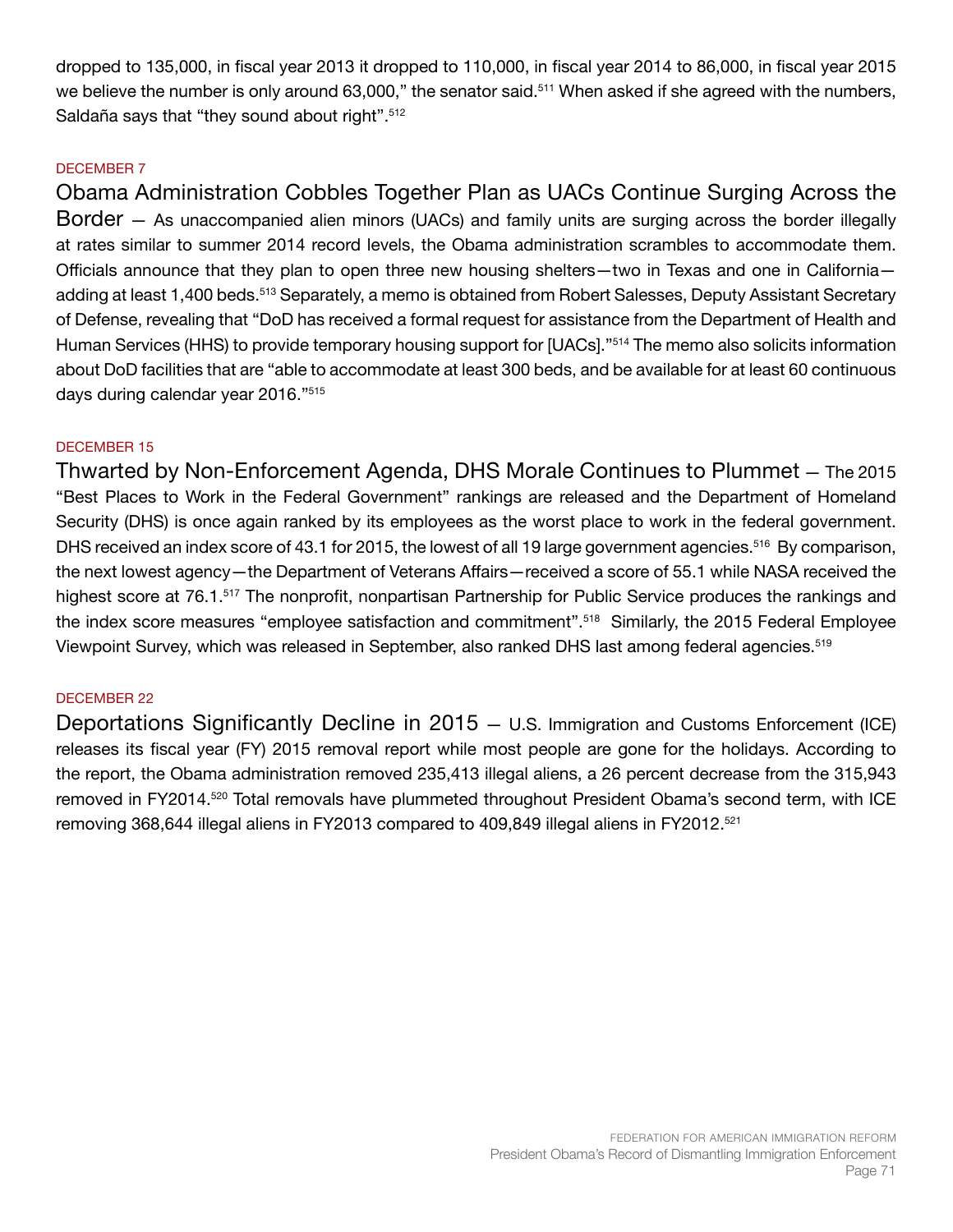dropped to 135,000, in fiscal year 2013 it dropped to 110,000, in fiscal year 2014 to 86,000, in fiscal year 2015 we believe the number is only around 63,000," the senator said.[511] When asked if she agreed with the numbers, Saldaña says that "they sound about right".[512]

DECEMBER 7

**Obama Administration Cobbles Together Plan as UACs Continue Surging Across the Border** — As unaccompanied alien minors (UACs) and family units are surging across the border illegally at rates similar to summer 2014 record levels, the Obama administration scrambles to accommodate them. Officials announce that they plan to open three new housing shelters—two in Texas and one in California—adding at least 1,400 beds.[513] Separately, a memo is obtained from Robert Salesses, Deputy Assistant Secretary of Defense, revealing that "DoD has received a formal request for assistance from the Department of Health and Human Services (HHS) to provide temporary housing support for [UACs]."[514] The memo also solicits information about DoD facilities that are "able to accommodate at least 300 beds, and be available for at least 60 continuous days during calendar year 2016."[515]

DECEMBER 15

**Thwarted by Non-Enforcement Agenda, DHS Morale Continues to Plummet** — The 2015 "Best Places to Work in the Federal Government" rankings are released and the Department of Homeland Security (DHS) is once again ranked by its employees as the worst place to work in the federal government. DHS received an index score of 43.1 for 2015, the lowest of all 19 large government agencies.[516] By comparison, the next lowest agency—the Department of Veterans Affairs—received a score of 55.1 while NASA received the highest score at 76.1.[517] The nonprofit, nonpartisan Partnership for Public Service produces the rankings and the index score measures "employee satisfaction and commitment".[518] Similarly, the 2015 Federal Employee Viewpoint Survey, which was released in September, also ranked DHS last among federal agencies.[519]

DECEMBER 22

**Deportations Significantly Decline in 2015** — U.S. Immigration and Customs Enforcement (ICE) releases its fiscal year (FY) 2015 removal report while most people are gone for the holidays. According to the report, the Obama administration removed 235,413 illegal aliens, a 26 percent decrease from the 315,943 removed in FY2014.[520] Total removals have plummeted throughout President Obama's second term, with ICE removing 368,644 illegal aliens in FY2013 compared to 409,849 illegal aliens in FY2012.[521]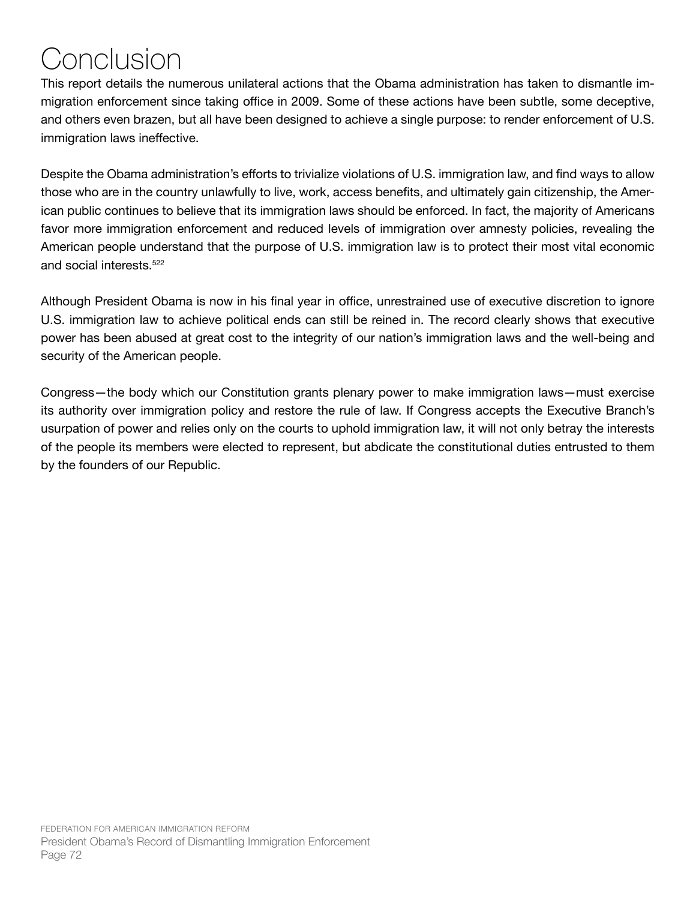# Conclusion

This report details the numerous unilateral actions that the Obama administration has taken to dismantle immigration enforcement since taking office in 2009. Some of these actions have been subtle, some deceptive, and others even brazen, but all have been designed to achieve a single purpose: to render enforcement of U.S. immigration laws ineffective.

Despite the Obama administration's efforts to trivialize violations of U.S. immigration law, and find ways to allow those who are in the country unlawfully to live, work, access benefits, and ultimately gain citizenship, the American public continues to believe that its immigration laws should be enforced. In fact, the majority of Americans favor more immigration enforcement and reduced levels of immigration over amnesty policies, revealing the American people understand that the purpose of U.S. immigration law is to protect their most vital economic and social interests.[522]

Although President Obama is now in his final year in office, unrestrained use of executive discretion to ignore U.S. immigration law to achieve political ends can still be reined in. The record clearly shows that executive power has been abused at great cost to the integrity of our nation's immigration laws and the well-being and security of the American people.

Congress—the body which our Constitution grants plenary power to make immigration laws—must exercise its authority over immigration policy and restore the rule of law. If Congress accepts the Executive Branch's usurpation of power and relies only on the courts to uphold immigration law, it will not only betray the interests of the people its members were elected to represent, but abdicate the constitutional duties entrusted to them by the founders of our Republic.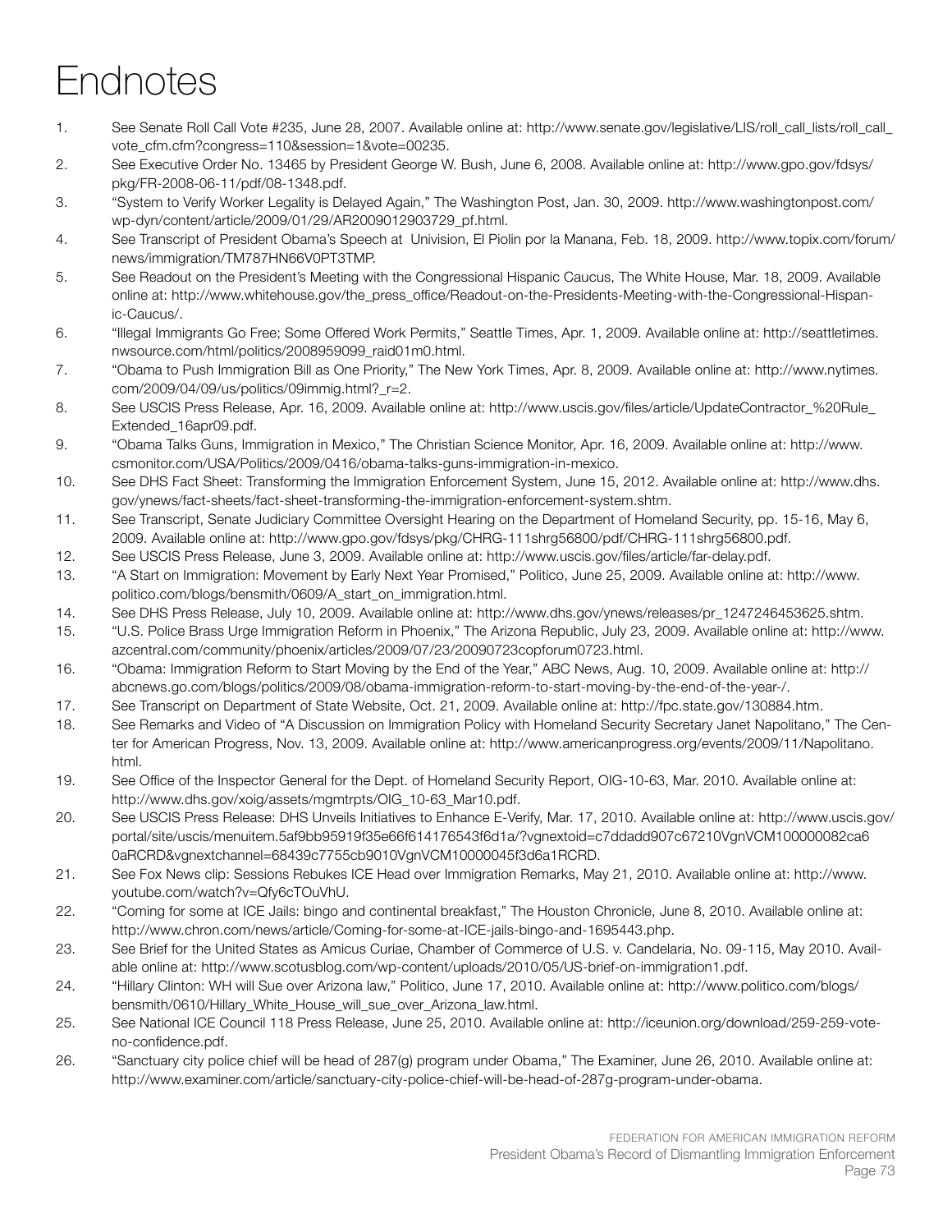# Endnotes

1. See Senate Roll Call Vote #235, June 28, 2007. Available online at: http://www.senate.gov/legislative/LIS/roll_call_lists/roll_call_vote_cfm.cfm?congress=110&session=1&vote=00235.
2. See Executive Order No. 13465 by President George W. Bush, June 6, 2008. Available online at: http://www.gpo.gov/fdsys/pkg/FR-2008-06-11/pdf/08-1348.pdf.
3. "System to Verify Worker Legality is Delayed Again," The Washington Post, Jan. 30, 2009. http://www.washingtonpost.com/wp-dyn/content/article/2009/01/29/AR2009012903729_pf.html.
4. See Transcript of President Obama's Speech at Univision, El Piolin por la Manana, Feb. 18, 2009. http://www.topix.com/forum/news/immigration/TM787HN66V0PT3TMP.
5. See Readout on the President's Meeting with the Congressional Hispanic Caucus, The White House, Mar. 18, 2009. Available online at: http://www.whitehouse.gov/the_press_office/Readout-on-the-Presidents-Meeting-with-the-Congressional-Hispanic-Caucus/.
6. "Illegal Immigrants Go Free; Some Offered Work Permits," Seattle Times, Apr. 1, 2009. Available online at: http://seattletimes.nwsource.com/html/politics/2008959099_raid01m0.html.
7. "Obama to Push Immigration Bill as One Priority," The New York Times, Apr. 8, 2009. Available online at: http://www.nytimes.com/2009/04/09/us/politics/09immig.html?_r=2.
8. See USCIS Press Release, Apr. 16, 2009. Available online at: http://www.uscis.gov/files/article/UpdateContractor_%20Rule_Extended_16apr09.pdf.
9. "Obama Talks Guns, Immigration in Mexico," The Christian Science Monitor, Apr. 16, 2009. Available online at: http://www.csmonitor.com/USA/Politics/2009/0416/obama-talks-guns-immigration-in-mexico.
10. See DHS Fact Sheet: Transforming the Immigration Enforcement System, June 15, 2012. Available online at: http://www.dhs.gov/ynews/fact-sheets/fact-sheet-transforming-the-immigration-enforcement-system.shtm.
11. See Transcript, Senate Judiciary Committee Oversight Hearing on the Department of Homeland Security, pp. 15-16, May 6, 2009. Available online at: http://www.gpo.gov/fdsys/pkg/CHRG-111shrg56800/pdf/CHRG-111shrg56800.pdf.
12. See USCIS Press Release, June 3, 2009. Available online at: http://www.uscis.gov/files/article/far-delay.pdf.
13. "A Start on Immigration: Movement by Early Next Year Promised," Politico, June 25, 2009. Available online at: http://www.politico.com/blogs/bensmith/0609/A_start_on_immigration.html.
14. See DHS Press Release, July 10, 2009. Available online at: http://www.dhs.gov/ynews/releases/pr_1247246453625.shtm.
15. "U.S. Police Brass Urge Immigration Reform in Phoenix," The Arizona Republic, July 23, 2009. Available online at: http://www.azcentral.com/community/phoenix/articles/2009/07/23/20090723copforum0723.html.
16. "Obama: Immigration Reform to Start Moving by the End of the Year," ABC News, Aug. 10, 2009. Available online at: http://abcnews.go.com/blogs/politics/2009/08/obama-immigration-reform-to-start-moving-by-the-end-of-the-year-/.
17. See Transcript on Department of State Website, Oct. 21, 2009. Available online at: http://fpc.state.gov/130884.htm.
18. See Remarks and Video of "A Discussion on Immigration Policy with Homeland Security Secretary Janet Napolitano," The Center for American Progress, Nov. 13, 2009. Available online at: http://www.americanprogress.org/events/2009/11/Napolitano.html.
19. See Office of the Inspector General for the Dept. of Homeland Security Report, OIG-10-63, Mar. 2010. Available online at: http://www.dhs.gov/xoig/assets/mgmtrpts/OIG_10-63_Mar10.pdf.
20. See USCIS Press Release: DHS Unveils Initiatives to Enhance E-Verify, Mar. 17, 2010. Available online at: http://www.uscis.gov/portal/site/uscis/menuitem.5af9bb95919f35e66f614176543f6d1a/?vgnextoid=c7ddadd907c67210VgnVCM100000082ca60aRCRD&vgnextchannel=68439c7755cb9010VgnVCM10000045f3d6a1RCRD.
21. See Fox News clip: Sessions Rebukes ICE Head over Immigration Remarks, May 21, 2010. Available online at: http://www.youtube.com/watch?v=Qfy6cTOuVhU.
22. "Coming for some at ICE Jails: bingo and continental breakfast," The Houston Chronicle, June 8, 2010. Available online at: http://www.chron.com/news/article/Coming-for-some-at-ICE-jails-bingo-and-1695443.php.
23. See Brief for the United States as Amicus Curiae, Chamber of Commerce of U.S. v. Candelaria, No. 09-115, May 2010. Available online at: http://www.scotusblog.com/wp-content/uploads/2010/05/US-brief-on-immigration1.pdf.
24. "Hillary Clinton: WH will Sue over Arizona law," Politico, June 17, 2010. Available online at: http://www.politico.com/blogs/bensmith/0610/Hillary_White_House_will_sue_over_Arizona_law.html.
25. See National ICE Council 118 Press Release, June 25, 2010. Available online at: http://iceunion.org/download/259-259-vote-no-confidence.pdf.
26. "Sanctuary city police chief will be head of 287(g) program under Obama," The Examiner, June 26, 2010. Available online at: http://www.examiner.com/article/sanctuary-city-police-chief-will-be-head-of-287g-program-under-obama.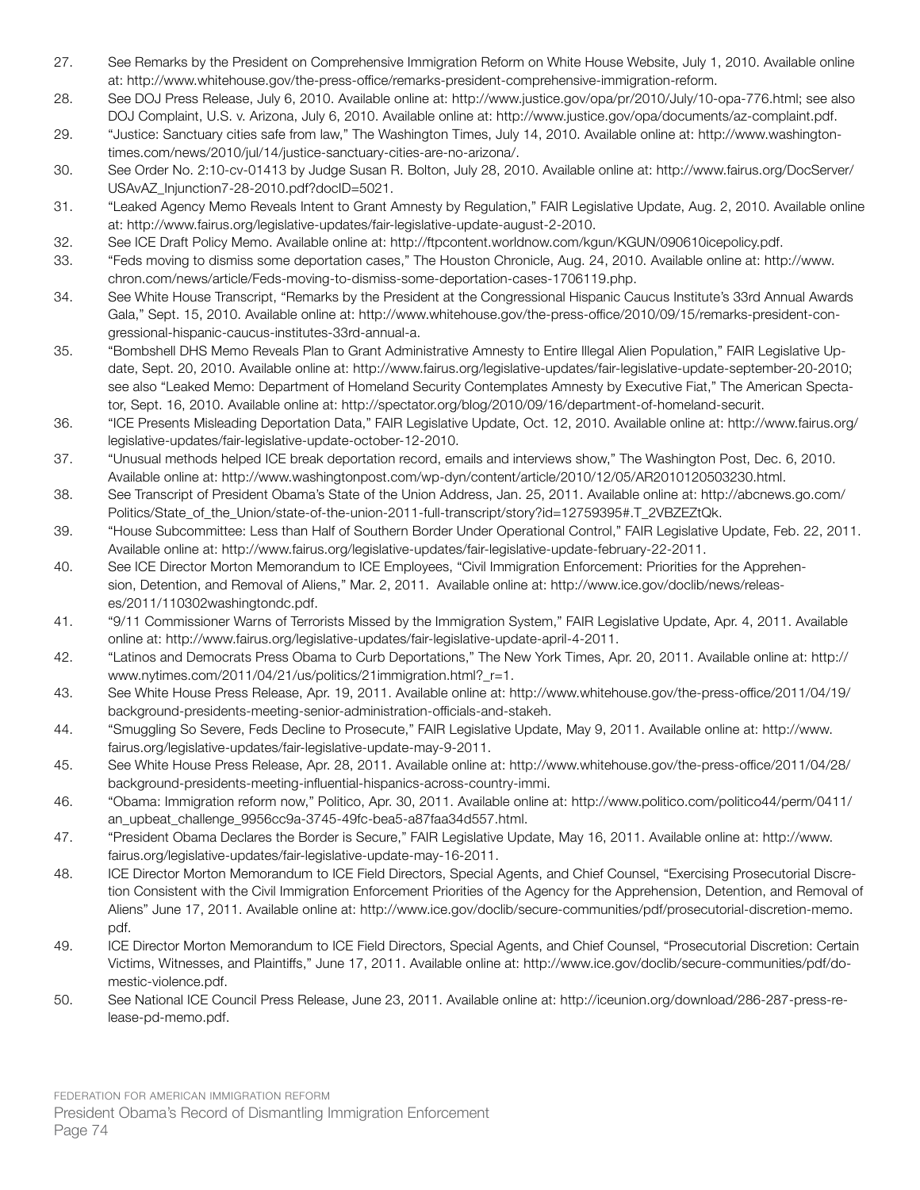27. See Remarks by the President on Comprehensive Immigration Reform on White House Website, July 1, 2010. Available online at: http://www.whitehouse.gov/the-press-office/remarks-president-comprehensive-immigration-reform.
28. See DOJ Press Release, July 6, 2010. Available online at: http://www.justice.gov/opa/pr/2010/July/10-opa-776.html; see also DOJ Complaint, U.S. v. Arizona, July 6, 2010. Available online at: http://www.justice.gov/opa/documents/az-complaint.pdf.
29. "Justice: Sanctuary cities safe from law," The Washington Times, July 14, 2010. Available online at: http://www.washingtontimes.com/news/2010/jul/14/justice-sanctuary-cities-are-no-arizona/.
30. See Order No. 2:10-cv-01413 by Judge Susan R. Bolton, July 28, 2010. Available online at: http://www.fairus.org/DocServer/USAvAZ_Injunction7-28-2010.pdf?docID=5021.
31. "Leaked Agency Memo Reveals Intent to Grant Amnesty by Regulation," FAIR Legislative Update, Aug. 2, 2010. Available online at: http://www.fairus.org/legislative-updates/fair-legislative-update-august-2-2010.
32. See ICE Draft Policy Memo. Available online at: http://ftpcontent.worldnow.com/kgun/KGUN/090610icepolicy.pdf.
33. "Feds moving to dismiss some deportation cases," The Houston Chronicle, Aug. 24, 2010. Available online at: http://www.chron.com/news/article/Feds-moving-to-dismiss-some-deportation-cases-1706119.php.
34. See White House Transcript, "Remarks by the President at the Congressional Hispanic Caucus Institute's 33rd Annual Awards Gala," Sept. 15, 2010. Available online at: http://www.whitehouse.gov/the-press-office/2010/09/15/remarks-president-congressional-hispanic-caucus-institutes-33rd-annual-a.
35. "Bombshell DHS Memo Reveals Plan to Grant Administrative Amnesty to Entire Illegal Alien Population," FAIR Legislative Update, Sept. 20, 2010. Available online at: http://www.fairus.org/legislative-updates/fair-legislative-update-september-20-2010; see also "Leaked Memo: Department of Homeland Security Contemplates Amnesty by Executive Fiat," The American Spectator, Sept. 16, 2010. Available online at: http://spectator.org/blog/2010/09/16/department-of-homeland-securit.
36. "ICE Presents Misleading Deportation Data," FAIR Legislative Update, Oct. 12, 2010. Available online at: http://www.fairus.org/legislative-updates/fair-legislative-update-october-12-2010.
37. "Unusual methods helped ICE break deportation record, emails and interviews show," The Washington Post, Dec. 6, 2010. Available online at: http://www.washingtonpost.com/wp-dyn/content/article/2010/12/05/AR2010120503230.html.
38. See Transcript of President Obama's State of the Union Address, Jan. 25, 2011. Available online at: http://abcnews.go.com/Politics/State_of_the_Union/state-of-the-union-2011-full-transcript/story?id=12759395#.T_2VBZEZtQk.
39. "House Subcommittee: Less than Half of Southern Border Under Operational Control," FAIR Legislative Update, Feb. 22, 2011. Available online at: http://www.fairus.org/legislative-updates/fair-legislative-update-february-22-2011.
40. See ICE Director Morton Memorandum to ICE Employees, "Civil Immigration Enforcement: Priorities for the Apprehension, Detention, and Removal of Aliens," Mar. 2, 2011. Available online at: http://www.ice.gov/doclib/news/releases/2011/110302washingtondc.pdf.
41. "9/11 Commissioner Warns of Terrorists Missed by the Immigration System," FAIR Legislative Update, Apr. 4, 2011. Available online at: http://www.fairus.org/legislative-updates/fair-legislative-update-april-4-2011.
42. "Latinos and Democrats Press Obama to Curb Deportations," The New York Times, Apr. 20, 2011. Available online at: http://www.nytimes.com/2011/04/21/us/politics/21immigration.html?_r=1.
43. See White House Press Release, Apr. 19, 2011. Available online at: http://www.whitehouse.gov/the-press-office/2011/04/19/background-presidents-meeting-senior-administration-officials-and-stakeh.
44. "Smuggling So Severe, Feds Decline to Prosecute," FAIR Legislative Update, May 9, 2011. Available online at: http://www.fairus.org/legislative-updates/fair-legislative-update-may-9-2011.
45. See White House Press Release, Apr. 28, 2011. Available online at: http://www.whitehouse.gov/the-press-office/2011/04/28/background-presidents-meeting-influential-hispanics-across-country-immi.
46. "Obama: Immigration reform now," Politico, Apr. 30, 2011. Available online at: http://www.politico.com/politico44/perm/0411/an_upbeat_challenge_9956cc9a-3745-49fc-bea5-a87faa34d557.html.
47. "President Obama Declares the Border is Secure," FAIR Legislative Update, May 16, 2011. Available online at: http://www.fairus.org/legislative-updates/fair-legislative-update-may-16-2011.
48. ICE Director Morton Memorandum to ICE Field Directors, Special Agents, and Chief Counsel, "Exercising Prosecutorial Discretion Consistent with the Civil Immigration Enforcement Priorities of the Agency for the Apprehension, Detention, and Removal of Aliens" June 17, 2011. Available online at: http://www.ice.gov/doclib/secure-communities/pdf/prosecutorial-discretion-memo.pdf.
49. ICE Director Morton Memorandum to ICE Field Directors, Special Agents, and Chief Counsel, "Prosecutorial Discretion: Certain Victims, Witnesses, and Plaintiffs," June 17, 2011. Available online at: http://www.ice.gov/doclib/secure-communities/pdf/domestic-violence.pdf.
50. See National ICE Council Press Release, June 23, 2011. Available online at: http://iceunion.org/download/286-287-press-release-pd-memo.pdf.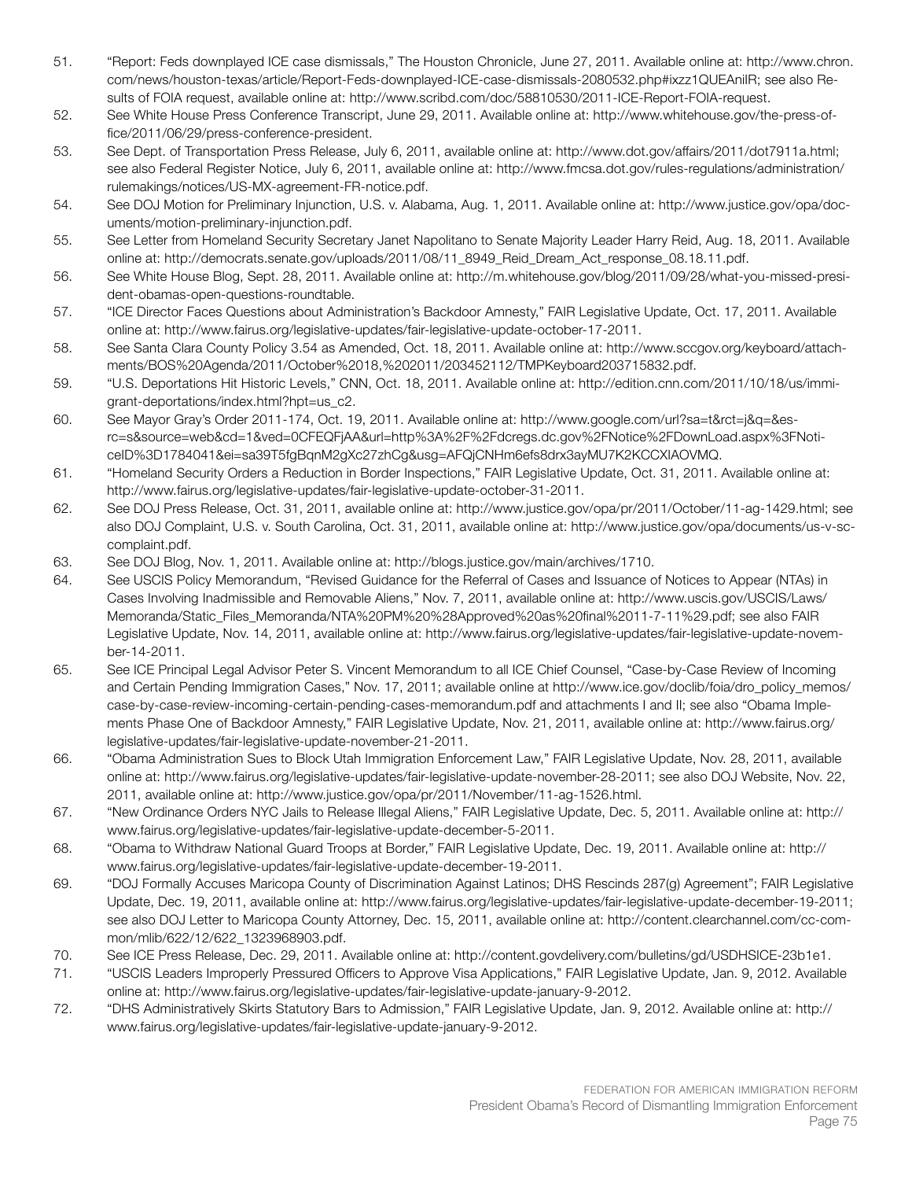51. "Report: Feds downplayed ICE case dismissals," The Houston Chronicle, June 27, 2011. Available online at: http://www.chron.com/news/houston-texas/article/Report-Feds-downplayed-ICE-case-dismissals-2080532.php#ixzz1QUEAnilR; see also Results of FOIA request, available online at: http://www.scribd.com/doc/58810530/2011-ICE-Report-FOIA-request.
52. See White House Press Conference Transcript, June 29, 2011. Available online at: http://www.whitehouse.gov/the-press-office/2011/06/29/press-conference-president.
53. See Dept. of Transportation Press Release, July 6, 2011, available online at: http://www.dot.gov/affairs/2011/dot7911a.html; see also Federal Register Notice, July 6, 2011, available online at: http://www.fmcsa.dot.gov/rules-regulations/administration/rulemakings/notices/US-MX-agreement-FR-notice.pdf.
54. See DOJ Motion for Preliminary Injunction, U.S. v. Alabama, Aug. 1, 2011. Available online at: http://www.justice.gov/opa/documents/motion-preliminary-injunction.pdf.
55. See Letter from Homeland Security Secretary Janet Napolitano to Senate Majority Leader Harry Reid, Aug. 18, 2011. Available online at: http://democrats.senate.gov/uploads/2011/08/11_8949_Reid_Dream_Act_response_08.18.11.pdf.
56. See White House Blog, Sept. 28, 2011. Available online at: http://m.whitehouse.gov/blog/2011/09/28/what-you-missed-president-obamas-open-questions-roundtable.
57. "ICE Director Faces Questions about Administration's Backdoor Amnesty," FAIR Legislative Update, Oct. 17, 2011. Available online at: http://www.fairus.org/legislative-updates/fair-legislative-update-october-17-2011.
58. See Santa Clara County Policy 3.54 as Amended, Oct. 18, 2011. Available online at: http://www.sccgov.org/keyboard/attachments/BOS%20Agenda/2011/October%2018,%202011/203452112/TMPKeyboard203715832.pdf.
59. "U.S. Deportations Hit Historic Levels," CNN, Oct. 18, 2011. Available online at: http://edition.cnn.com/2011/10/18/us/immigrant-deportations/index.html?hpt=us_c2.
60. See Mayor Gray's Order 2011-174, Oct. 19, 2011. Available online at: http://www.google.com/url?sa=t&rct=j&q=&esrc=s&source=web&cd=1&ved=0CFEQFjAA&url=http%3A%2F%2Fdcregs.dc.gov%2FNotice%2FDownLoad.aspx%3FNoticeID%3D1784041&ei=sa39T5fgBqnM2gXc27zhCg&usg=AFQjCNHm6efs8drx3ayMU7K2KCCXIAOVMQ.
61. "Homeland Security Orders a Reduction in Border Inspections," FAIR Legislative Update, Oct. 31, 2011. Available online at: http://www.fairus.org/legislative-updates/fair-legislative-update-october-31-2011.
62. See DOJ Press Release, Oct. 31, 2011, available online at: http://www.justice.gov/opa/pr/2011/October/11-ag-1429.html; see also DOJ Complaint, U.S. v. South Carolina, Oct. 31, 2011, available online at: http://www.justice.gov/opa/documents/us-v-sc-complaint.pdf.
63. See DOJ Blog, Nov. 1, 2011. Available online at: http://blogs.justice.gov/main/archives/1710.
64. See USCIS Policy Memorandum, "Revised Guidance for the Referral of Cases and Issuance of Notices to Appear (NTAs) in Cases Involving Inadmissible and Removable Aliens," Nov. 7, 2011, available online at: http://www.uscis.gov/USCIS/Laws/Memoranda/Static_Files_Memoranda/NTA%20PM%20%28Approved%20as%20final%2011-7-11%29.pdf; see also FAIR Legislative Update, Nov. 14, 2011, available online at: http://www.fairus.org/legislative-updates/fair-legislative-update-november-14-2011.
65. See ICE Principal Legal Advisor Peter S. Vincent Memorandum to all ICE Chief Counsel, "Case-by-Case Review of Incoming and Certain Pending Immigration Cases," Nov. 17, 2011; available online at http://www.ice.gov/doclib/foia/dro_policy_memos/case-by-case-review-incoming-certain-pending-cases-memorandum.pdf and attachments I and II; see also "Obama Implements Phase One of Backdoor Amnesty," FAIR Legislative Update, Nov. 21, 2011, available online at: http://www.fairus.org/legislative-updates/fair-legislative-update-november-21-2011.
66. "Obama Administration Sues to Block Utah Immigration Enforcement Law," FAIR Legislative Update, Nov. 28, 2011, available online at: http://www.fairus.org/legislative-updates/fair-legislative-update-november-28-2011; see also DOJ Website, Nov. 22, 2011, available online at: http://www.justice.gov/opa/pr/2011/November/11-ag-1526.html.
67. "New Ordinance Orders NYC Jails to Release Illegal Aliens," FAIR Legislative Update, Dec. 5, 2011. Available online at: http://www.fairus.org/legislative-updates/fair-legislative-update-december-5-2011.
68. "Obama to Withdraw National Guard Troops at Border," FAIR Legislative Update, Dec. 19, 2011. Available online at: http://www.fairus.org/legislative-updates/fair-legislative-update-december-19-2011.
69. "DOJ Formally Accuses Maricopa County of Discrimination Against Latinos; DHS Rescinds 287(g) Agreement"; FAIR Legislative Update, Dec. 19, 2011, available online at: http://www.fairus.org/legislative-updates/fair-legislative-update-december-19-2011; see also DOJ Letter to Maricopa County Attorney, Dec. 15, 2011, available online at: http://content.clearchannel.com/cc-common/mlib/622/12/622_1323968903.pdf.
70. See ICE Press Release, Dec. 29, 2011. Available online at: http://content.govdelivery.com/bulletins/gd/USDHSICE-23b1e1.
71. "USCIS Leaders Improperly Pressured Officers to Approve Visa Applications," FAIR Legislative Update, Jan. 9, 2012. Available online at: http://www.fairus.org/legislative-updates/fair-legislative-update-january-9-2012.
72. "DHS Administratively Skirts Statutory Bars to Admission," FAIR Legislative Update, Jan. 9, 2012. Available online at: http://www.fairus.org/legislative-updates/fair-legislative-update-january-9-2012.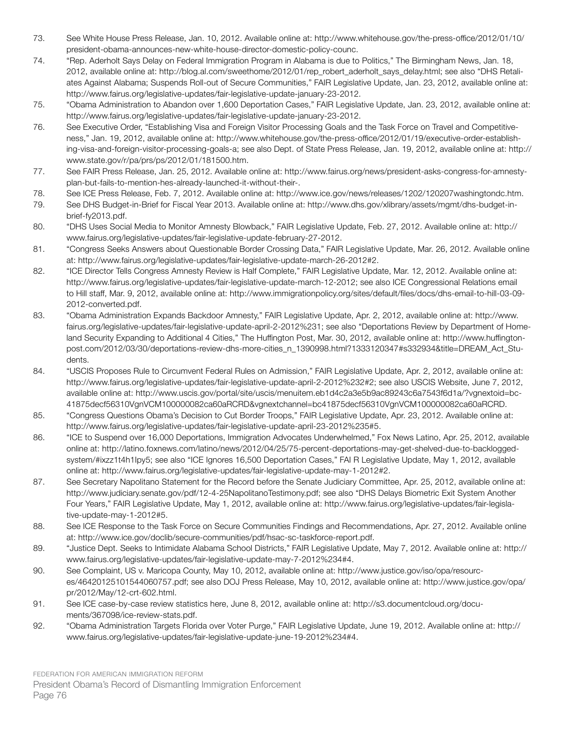73. See White House Press Release, Jan. 10, 2012. Available online at: http://www.whitehouse.gov/the-press-office/2012/01/10/president-obama-announces-new-white-house-director-domestic-policy-counc.
74. "Rep. Aderholt Says Delay on Federal Immigration Program in Alabama is due to Politics," The Birmingham News, Jan. 18, 2012, available online at: http://blog.al.com/sweethome/2012/01/rep_robert_aderholt_says_delay.html; see also "DHS Retaliates Against Alabama; Suspends Roll-out of Secure Communities," FAIR Legislative Update, Jan. 23, 2012, available online at: http://www.fairus.org/legislative-updates/fair-legislative-update-january-23-2012.
75. "Obama Administration to Abandon over 1,600 Deportation Cases," FAIR Legislative Update, Jan. 23, 2012, available online at: http://www.fairus.org/legislative-updates/fair-legislative-update-january-23-2012.
76. See Executive Order, "Establishing Visa and Foreign Visitor Processing Goals and the Task Force on Travel and Competitiveness," Jan. 19, 2012, available online at: http://www.whitehouse.gov/the-press-office/2012/01/19/executive-order-establishing-visa-and-foreign-visitor-processing-goals-a; see also Dept. of State Press Release, Jan. 19, 2012, available online at: http://www.state.gov/r/pa/prs/ps/2012/01/181500.htm.
77. See FAIR Press Release, Jan. 25, 2012. Available online at: http://www.fairus.org/news/president-asks-congress-for-amnesty-plan-but-fails-to-mention-hes-already-launched-it-without-their-.
78. See ICE Press Release, Feb. 7, 2012. Available online at: http://www.ice.gov/news/releases/1202/120207washingtondc.htm.
79. See DHS Budget-in-Brief for Fiscal Year 2013. Available online at: http://www.dhs.gov/xlibrary/assets/mgmt/dhs-budget-in-brief-fy2013.pdf.
80. "DHS Uses Social Media to Monitor Amnesty Blowback," FAIR Legislative Update, Feb. 27, 2012. Available online at: http://www.fairus.org/legislative-updates/fair-legislative-update-february-27-2012.
81. "Congress Seeks Answers about Questionable Border Crossing Data," FAIR Legislative Update, Mar. 26, 2012. Available online at: http://www.fairus.org/legislative-updates/fair-legislative-update-march-26-2012#2.
82. "ICE Director Tells Congress Amnesty Review is Half Complete," FAIR Legislative Update, Mar. 12, 2012. Available online at: http://www.fairus.org/legislative-updates/fair-legislative-update-march-12-2012; see also ICE Congressional Relations email to Hill staff, Mar. 9, 2012, available online at: http://www.immigrationpolicy.org/sites/default/files/docs/dhs-email-to-hill-03-09-2012-converted.pdf.
83. "Obama Administration Expands Backdoor Amnesty," FAIR Legislative Update, Apr. 2, 2012, available online at: http://www.fairus.org/legislative-updates/fair-legislative-update-april-2-2012%231; see also "Deportations Review by Department of Homeland Security Expanding to Additional 4 Cities," The Huffington Post, Mar. 30, 2012, available online at: http://www.huffingtonpost.com/2012/03/30/deportations-review-dhs-more-cities_n_1390998.html?1333120347#s332934&title=DREAM_Act_Students.
84. "USCIS Proposes Rule to Circumvent Federal Rules on Admission," FAIR Legislative Update, Apr. 2, 2012, available online at: http://www.fairus.org/legislative-updates/fair-legislative-update-april-2-2012%232#2; see also USCIS Website, June 7, 2012, available online at: http://www.uscis.gov/portal/site/uscis/menuitem.eb1d4c2a3e5b9ac89243c6a7543f6d1a/?vgnextoid=bc41875decf56310VgnVCM100000082ca60aRCRD&vgnextchannel=bc41875decf56310VgnVCM100000082ca60aRCRD.
85. "Congress Questions Obama's Decision to Cut Border Troops," FAIR Legislative Update, Apr. 23, 2012. Available online at: http://www.fairus.org/legislative-updates/fair-legislative-update-april-23-2012%235#5.
86. "ICE to Suspend over 16,000 Deportations, Immigration Advocates Underwhelmed," Fox News Latino, Apr. 25, 2012, available online at: http://latino.foxnews.com/latino/news/2012/04/25/75-percent-deportations-may-get-shelved-due-to-backlogged-system/#ixzz1t4h1lpy5; see also "ICE Ignores 16,500 Deportation Cases," FAI R Legislative Update, May 1, 2012, available online at: http://www.fairus.org/legislative-updates/fair-legislative-update-may-1-2012#2.
87. See Secretary Napolitano Statement for the Record before the Senate Judiciary Committee, Apr. 25, 2012, available online at: http://www.judiciary.senate.gov/pdf/12-4-25NapolitanoTestimony.pdf; see also "DHS Delays Biometric Exit System Another Four Years," FAIR Legislative Update, May 1, 2012, available online at: http://www.fairus.org/legislative-updates/fair-legislative-update-may-1-2012#5.
88. See ICE Response to the Task Force on Secure Communities Findings and Recommendations, Apr. 27, 2012. Available online at: http://www.ice.gov/doclib/secure-communities/pdf/hsac-sc-taskforce-report.pdf.
89. "Justice Dept. Seeks to Intimidate Alabama School Districts," FAIR Legislative Update, May 7, 2012. Available online at: http://www.fairus.org/legislative-updates/fair-legislative-update-may-7-2012%234#4.
90. See Complaint, US v. Maricopa County, May 10, 2012, available online at: http://www.justice.gov/iso/opa/resources/46420125101544060757.pdf; see also DOJ Press Release, May 10, 2012, available online at: http://www.justice.gov/opa/pr/2012/May/12-crt-602.html.
91. See ICE case-by-case review statistics here, June 8, 2012, available online at: http://s3.documentcloud.org/documents/367098/ice-review-stats.pdf.
92. "Obama Administration Targets Florida over Voter Purge," FAIR Legislative Update, June 19, 2012. Available online at: http://www.fairus.org/legislative-updates/fair-legislative-update-june-19-2012%234#4.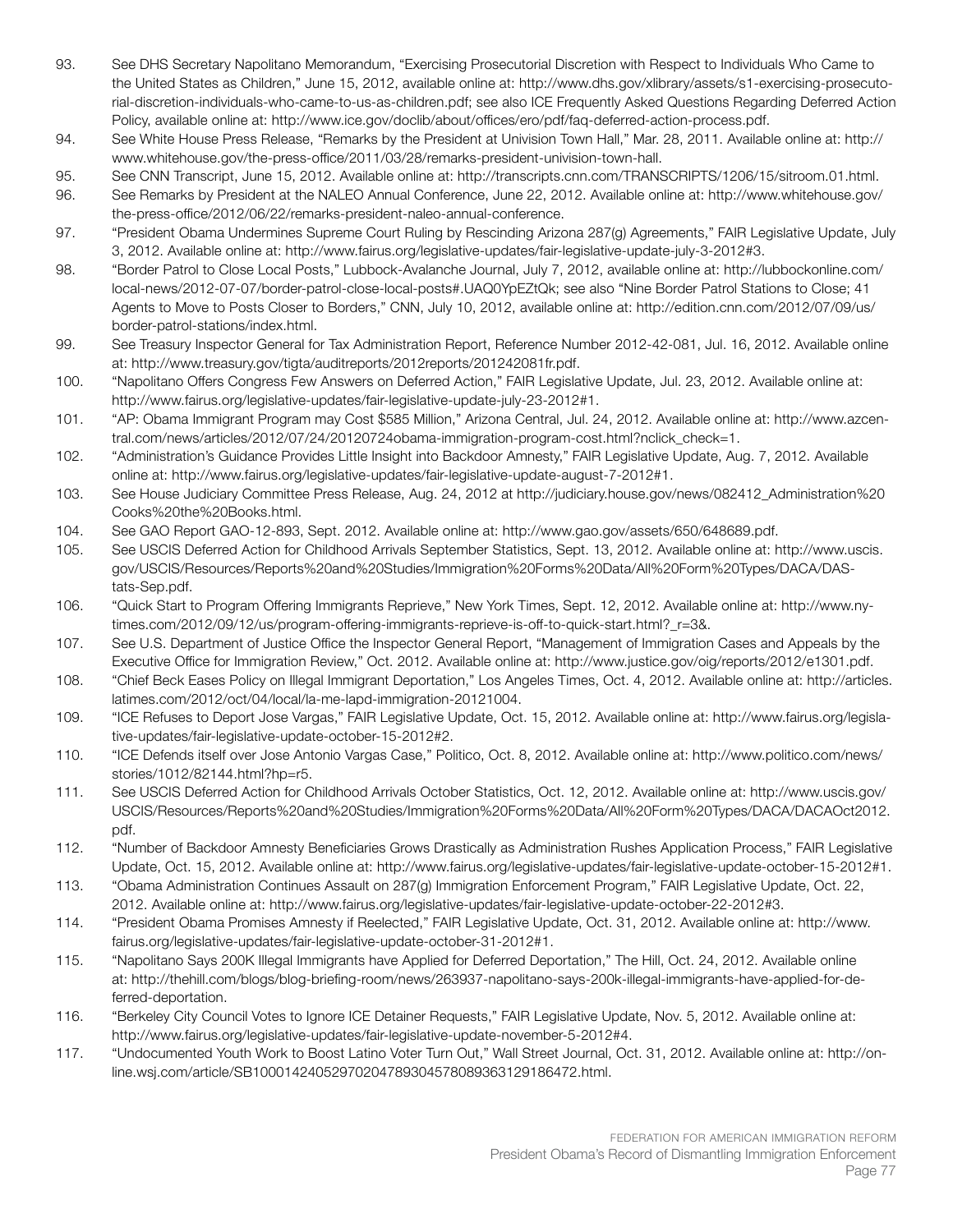93. See DHS Secretary Napolitano Memorandum, "Exercising Prosecutorial Discretion with Respect to Individuals Who Came to the United States as Children," June 15, 2012, available online at: http://www.dhs.gov/xlibrary/assets/s1-exercising-prosecutorial-discretion-individuals-who-came-to-us-as-children.pdf; see also ICE Frequently Asked Questions Regarding Deferred Action Policy, available online at: http://www.ice.gov/doclib/about/offices/ero/pdf/faq-deferred-action-process.pdf.
94. See White House Press Release, "Remarks by the President at Univision Town Hall," Mar. 28, 2011. Available online at: http://www.whitehouse.gov/the-press-office/2011/03/28/remarks-president-univision-town-hall.
95. See CNN Transcript, June 15, 2012. Available online at: http://transcripts.cnn.com/TRANSCRIPTS/1206/15/sitroom.01.html.
96. See Remarks by President at the NALEO Annual Conference, June 22, 2012. Available online at: http://www.whitehouse.gov/the-press-office/2012/06/22/remarks-president-naleo-annual-conference.
97. "President Obama Undermines Supreme Court Ruling by Rescinding Arizona 287(g) Agreements," FAIR Legislative Update, July 3, 2012. Available online at: http://www.fairus.org/legislative-updates/fair-legislative-update-july-3-2012#3.
98. "Border Patrol to Close Local Posts," Lubbock-Avalanche Journal, July 7, 2012, available online at: http://lubbockonline.com/local-news/2012-07-07/border-patrol-close-local-posts#.UAQ0YpEZtQk; see also "Nine Border Patrol Stations to Close; 41 Agents to Move to Posts Closer to Borders," CNN, July 10, 2012, available online at: http://edition.cnn.com/2012/07/09/us/border-patrol-stations/index.html.
99. See Treasury Inspector General for Tax Administration Report, Reference Number 2012-42-081, Jul. 16, 2012. Available online at: http://www.treasury.gov/tigta/auditreports/2012reports/201242081fr.pdf.
100. "Napolitano Offers Congress Few Answers on Deferred Action," FAIR Legislative Update, Jul. 23, 2012. Available online at: http://www.fairus.org/legislative-updates/fair-legislative-update-july-23-2012#1.
101. "AP: Obama Immigrant Program may Cost $585 Million," Arizona Central, Jul. 24, 2012. Available online at: http://www.azcentral.com/news/articles/2012/07/24/20120724obama-immigration-program-cost.html?nclick_check=1.
102. "Administration's Guidance Provides Little Insight into Backdoor Amnesty," FAIR Legislative Update, Aug. 7, 2012. Available online at: http://www.fairus.org/legislative-updates/fair-legislative-update-august-7-2012#1.
103. See House Judiciary Committee Press Release, Aug. 24, 2012 at http://judiciary.house.gov/news/082412_Administration%20Cooks%20the%20Books.html.
104. See GAO Report GAO-12-893, Sept. 2012. Available online at: http://www.gao.gov/assets/650/648689.pdf.
105. See USCIS Deferred Action for Childhood Arrivals September Statistics, Sept. 13, 2012. Available online at: http://www.uscis.gov/USCIS/Resources/Reports%20and%20Studies/Immigration%20Forms%20Data/All%20Form%20Types/DACA/DAStats-Sep.pdf.
106. "Quick Start to Program Offering Immigrants Reprieve," New York Times, Sept. 12, 2012. Available online at: http://www.nytimes.com/2012/09/12/us/program-offering-immigrants-reprieve-is-off-to-quick-start.html?_r=3&.
107. See U.S. Department of Justice Office the Inspector General Report, "Management of Immigration Cases and Appeals by the Executive Office for Immigration Review," Oct. 2012. Available online at: http://www.justice.gov/oig/reports/2012/e1301.pdf.
108. "Chief Beck Eases Policy on Illegal Immigrant Deportation," Los Angeles Times, Oct. 4, 2012. Available online at: http://articles.latimes.com/2012/oct/04/local/la-me-lapd-immigration-20121004.
109. "ICE Refuses to Deport Jose Vargas," FAIR Legislative Update, Oct. 15, 2012. Available online at: http://www.fairus.org/legislative-updates/fair-legislative-update-october-15-2012#2.
110. "ICE Defends itself over Jose Antonio Vargas Case," Politico, Oct. 8, 2012. Available online at: http://www.politico.com/news/stories/1012/82144.html?hp=r5.
111. See USCIS Deferred Action for Childhood Arrivals October Statistics, Oct. 12, 2012. Available online at: http://www.uscis.gov/USCIS/Resources/Reports%20and%20Studies/Immigration%20Forms%20Data/All%20Form%20Types/DACA/DACAOct2012.pdf.
112. "Number of Backdoor Amnesty Beneficiaries Grows Drastically as Administration Rushes Application Process," FAIR Legislative Update, Oct. 15, 2012. Available online at: http://www.fairus.org/legislative-updates/fair-legislative-update-october-15-2012#1.
113. "Obama Administration Continues Assault on 287(g) Immigration Enforcement Program," FAIR Legislative Update, Oct. 22, 2012. Available online at: http://www.fairus.org/legislative-updates/fair-legislative-update-october-22-2012#3.
114. "President Obama Promises Amnesty if Reelected," FAIR Legislative Update, Oct. 31, 2012. Available online at: http://www.fairus.org/legislative-updates/fair-legislative-update-october-31-2012#1.
115. "Napolitano Says 200K Illegal Immigrants have Applied for Deferred Deportation," The Hill, Oct. 24, 2012. Available online at: http://thehill.com/blogs/blog-briefing-room/news/263937-napolitano-says-200k-illegal-immigrants-have-applied-for-deferred-deportation.
116. "Berkeley City Council Votes to Ignore ICE Detainer Requests," FAIR Legislative Update, Nov. 5, 2012. Available online at: http://www.fairus.org/legislative-updates/fair-legislative-update-november-5-2012#4.
117. "Undocumented Youth Work to Boost Latino Voter Turn Out," Wall Street Journal, Oct. 31, 2012. Available online at: http://online.wsj.com/article/SB10001424052970204789304578089363129186472.html.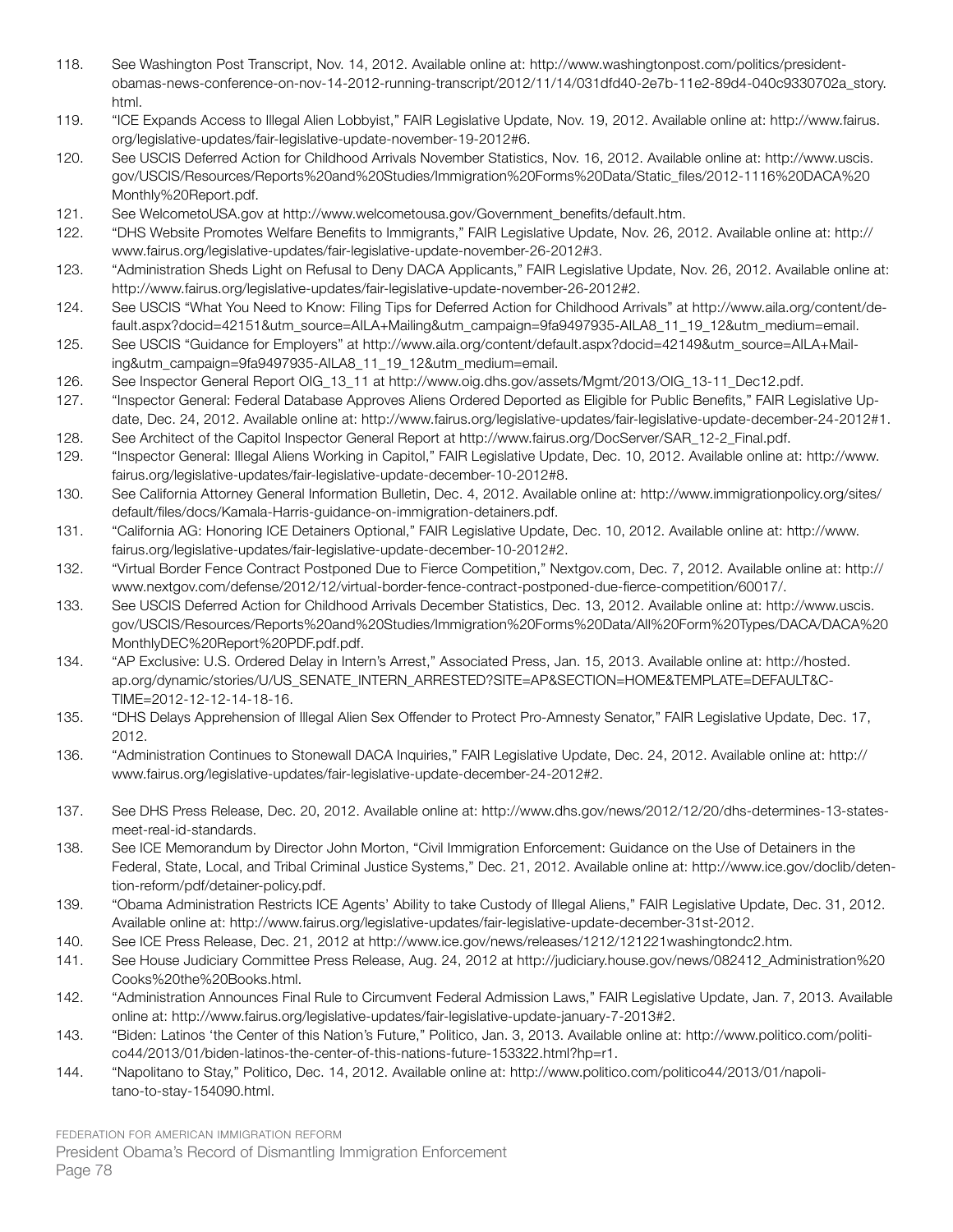118. See Washington Post Transcript, Nov. 14, 2012. Available online at: http://www.washingtonpost.com/politics/president-obamas-news-conference-on-nov-14-2012-running-transcript/2012/11/14/031dfd40-2e7b-11e2-89d4-040c9330702a_story.html.
119. "ICE Expands Access to Illegal Alien Lobbyist," FAIR Legislative Update, Nov. 19, 2012. Available online at: http://www.fairus.org/legislative-updates/fair-legislative-update-november-19-2012#6.
120. See USCIS Deferred Action for Childhood Arrivals November Statistics, Nov. 16, 2012. Available online at: http://www.uscis.gov/USCIS/Resources/Reports%20and%20Studies/Immigration%20Forms%20Data/Static_files/2012-1116%20DACA%20Monthly%20Report.pdf.
121. See WelcometoUSA.gov at http://www.welcometousa.gov/Government_benefits/default.htm.
122. "DHS Website Promotes Welfare Benefits to Immigrants," FAIR Legislative Update, Nov. 26, 2012. Available online at: http://www.fairus.org/legislative-updates/fair-legislative-update-november-26-2012#3.
123. "Administration Sheds Light on Refusal to Deny DACA Applicants," FAIR Legislative Update, Nov. 26, 2012. Available online at: http://www.fairus.org/legislative-updates/fair-legislative-update-november-26-2012#2.
124. See USCIS "What You Need to Know: Filing Tips for Deferred Action for Childhood Arrivals" at http://www.aila.org/content/default.aspx?docid=42151&utm_source=AILA+Mailing&utm_campaign=9fa9497935-AILA8_11_19_12&utm_medium=email.
125. See USCIS "Guidance for Employers" at http://www.aila.org/content/default.aspx?docid=42149&utm_source=AILA+Mailing&utm_campaign=9fa9497935-AILA8_11_19_12&utm_medium=email.
126. See Inspector General Report OIG_13_11 at http://www.oig.dhs.gov/assets/Mgmt/2013/OIG_13-11_Dec12.pdf.
127. "Inspector General: Federal Database Approves Aliens Ordered Deported as Eligible for Public Benefits," FAIR Legislative Update, Dec. 24, 2012. Available online at: http://www.fairus.org/legislative-updates/fair-legislative-update-december-24-2012#1.
128. See Architect of the Capitol Inspector General Report at http://www.fairus.org/DocServer/SAR_12-2_Final.pdf.
129. "Inspector General: Illegal Aliens Working in Capitol," FAIR Legislative Update, Dec. 10, 2012. Available online at: http://www.fairus.org/legislative-updates/fair-legislative-update-december-10-2012#8.
130. See California Attorney General Information Bulletin, Dec. 4, 2012. Available online at: http://www.immigrationpolicy.org/sites/default/files/docs/Kamala-Harris-guidance-on-immigration-detainers.pdf.
131. "California AG: Honoring ICE Detainers Optional," FAIR Legislative Update, Dec. 10, 2012. Available online at: http://www.fairus.org/legislative-updates/fair-legislative-update-december-10-2012#2.
132. "Virtual Border Fence Contract Postponed Due to Fierce Competition," Nextgov.com, Dec. 7, 2012. Available online at: http://www.nextgov.com/defense/2012/12/virtual-border-fence-contract-postponed-due-fierce-competition/60017/.
133. See USCIS Deferred Action for Childhood Arrivals December Statistics, Dec. 13, 2012. Available online at: http://www.uscis.gov/USCIS/Resources/Reports%20and%20Studies/Immigration%20Forms%20Data/All%20Form%20Types/DACA/DACA%20MonthlyDEC%20Report%20PDF.pdf.pdf.
134. "AP Exclusive: U.S. Ordered Delay in Intern's Arrest," Associated Press, Jan. 15, 2013. Available online at: http://hosted.ap.org/dynamic/stories/U/US_SENATE_INTERN_ARRESTED?SITE=AP&SECTION=HOME&TEMPLATE=DEFAULT&CTIME=2012-12-12-14-18-16.
135. "DHS Delays Apprehension of Illegal Alien Sex Offender to Protect Pro-Amnesty Senator," FAIR Legislative Update, Dec. 17, 2012.
136. "Administration Continues to Stonewall DACA Inquiries," FAIR Legislative Update, Dec. 24, 2012. Available online at: http://www.fairus.org/legislative-updates/fair-legislative-update-december-24-2012#2.
137. See DHS Press Release, Dec. 20, 2012. Available online at: http://www.dhs.gov/news/2012/12/20/dhs-determines-13-states-meet-real-id-standards.
138. See ICE Memorandum by Director John Morton, "Civil Immigration Enforcement: Guidance on the Use of Detainers in the Federal, State, Local, and Tribal Criminal Justice Systems," Dec. 21, 2012. Available online at: http://www.ice.gov/doclib/detention-reform/pdf/detainer-policy.pdf.
139. "Obama Administration Restricts ICE Agents' Ability to take Custody of Illegal Aliens," FAIR Legislative Update, Dec. 31, 2012. Available online at: http://www.fairus.org/legislative-updates/fair-legislative-update-december-31st-2012.
140. See ICE Press Release, Dec. 21, 2012 at http://www.ice.gov/news/releases/1212/121221washingtondc2.htm.
141. See House Judiciary Committee Press Release, Aug. 24, 2012 at http://judiciary.house.gov/news/082412_Administration%20Cooks%20the%20Books.html.
142. "Administration Announces Final Rule to Circumvent Federal Admission Laws," FAIR Legislative Update, Jan. 7, 2013. Available online at: http://www.fairus.org/legislative-updates/fair-legislative-update-january-7-2013#2.
143. "Biden: Latinos 'the Center of this Nation's Future," Politico, Jan. 3, 2013. Available online at: http://www.politico.com/politico44/2013/01/biden-latinos-the-center-of-this-nations-future-153322.html?hp=r1.
144. "Napolitano to Stay," Politico, Dec. 14, 2012. Available online at: http://www.politico.com/politico44/2013/01/napolitano-to-stay-154090.html.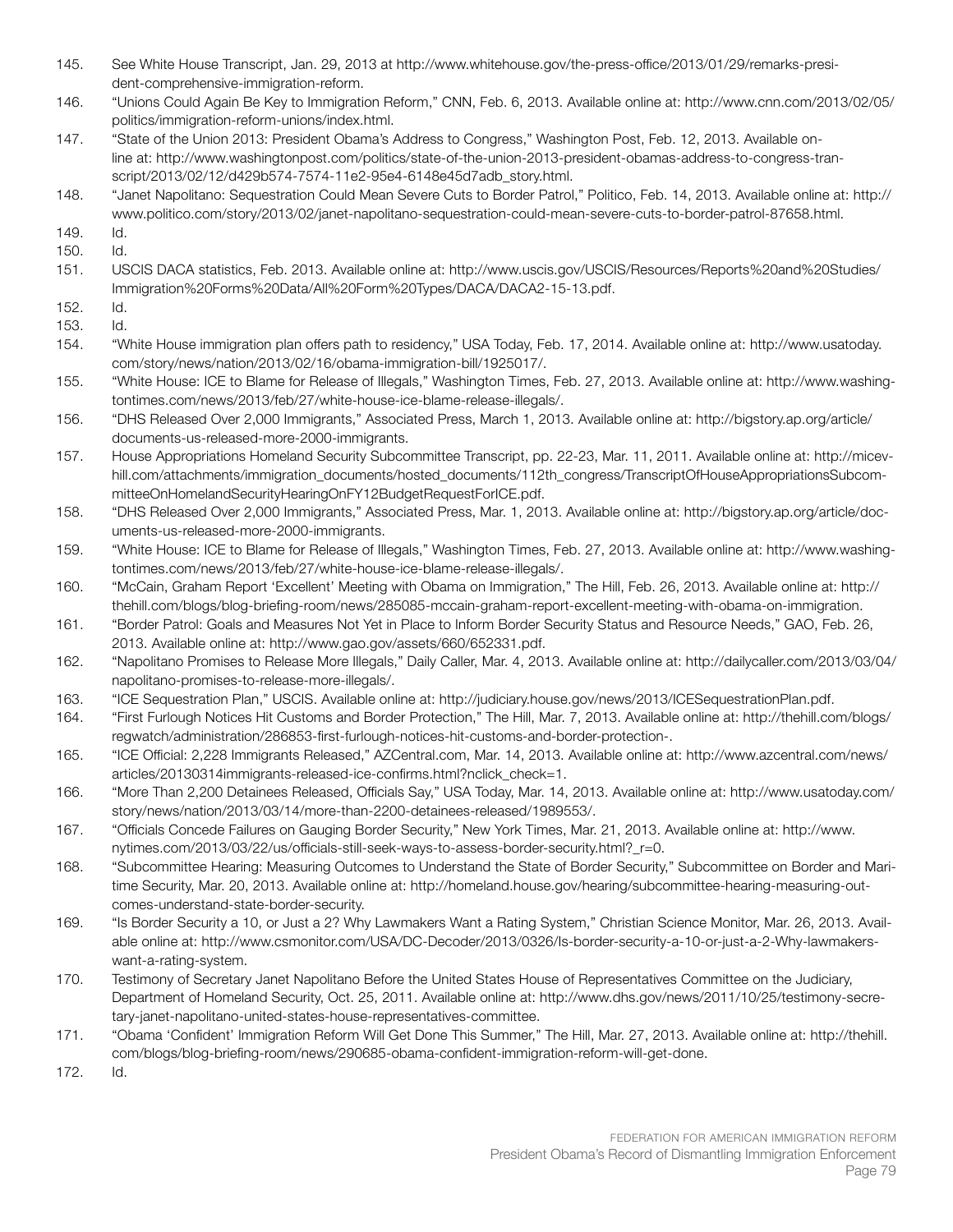145. See White House Transcript, Jan. 29, 2013 at http://www.whitehouse.gov/the-press-office/2013/01/29/remarks-president-comprehensive-immigration-reform.
146. "Unions Could Again Be Key to Immigration Reform," CNN, Feb. 6, 2013. Available online at: http://www.cnn.com/2013/02/05/politics/immigration-reform-unions/index.html.
147. "State of the Union 2013: President Obama's Address to Congress," Washington Post, Feb. 12, 2013. Available online at: http://www.washingtonpost.com/politics/state-of-the-union-2013-president-obamas-address-to-congress-transcript/2013/02/12/d429b574-7574-11e2-95e4-6148e45d7adb_story.html.
148. "Janet Napolitano: Sequestration Could Mean Severe Cuts to Border Patrol," Politico, Feb. 14, 2013. Available online at: http://www.politico.com/story/2013/02/janet-napolitano-sequestration-could-mean-severe-cuts-to-border-patrol-87658.html.
149. Id.
150. Id.
151. USCIS DACA statistics, Feb. 2013. Available online at: http://www.uscis.gov/USCIS/Resources/Reports%20and%20Studies/Immigration%20Forms%20Data/All%20Form%20Types/DACA/DACA2-15-13.pdf.
152. Id.
153. Id.
154. "White House immigration plan offers path to residency," USA Today, Feb. 17, 2014. Available online at: http://www.usatoday.com/story/news/nation/2013/02/16/obama-immigration-bill/1925017/.
155. "White House: ICE to Blame for Release of Illegals," Washington Times, Feb. 27, 2013. Available online at: http://www.washingtontimes.com/news/2013/feb/27/white-house-ice-blame-release-illegals/.
156. "DHS Released Over 2,000 Immigrants," Associated Press, March 1, 2013. Available online at: http://bigstory.ap.org/article/documents-us-released-more-2000-immigrants.
157. House Appropriations Homeland Security Subcommittee Transcript, pp. 22-23, Mar. 11, 2011. Available online at: http://micevhill.com/attachments/immigration_documents/hosted_documents/112th_congress/TranscriptOfHouseAppropriationsSubcommitteeOnHomelandSecurityHearingOnFY12BudgetRequestForICE.pdf.
158. "DHS Released Over 2,000 Immigrants," Associated Press, Mar. 1, 2013. Available online at: http://bigstory.ap.org/article/documents-us-released-more-2000-immigrants.
159. "White House: ICE to Blame for Release of Illegals," Washington Times, Feb. 27, 2013. Available online at: http://www.washingtontimes.com/news/2013/feb/27/white-house-ice-blame-release-illegals/.
160. "McCain, Graham Report 'Excellent' Meeting with Obama on Immigration," The Hill, Feb. 26, 2013. Available online at: http://thehill.com/blogs/blog-briefing-room/news/285085-mccain-graham-report-excellent-meeting-with-obama-on-immigration.
161. "Border Patrol: Goals and Measures Not Yet in Place to Inform Border Security Status and Resource Needs," GAO, Feb. 26, 2013. Available online at: http://www.gao.gov/assets/660/652331.pdf.
162. "Napolitano Promises to Release More Illegals," Daily Caller, Mar. 4, 2013. Available online at: http://dailycaller.com/2013/03/04/napolitano-promises-to-release-more-illegals/.
163. "ICE Sequestration Plan," USCIS. Available online at: http://judiciary.house.gov/news/2013/ICESequestrationPlan.pdf.
164. "First Furlough Notices Hit Customs and Border Protection," The Hill, Mar. 7, 2013. Available online at: http://thehill.com/blogs/regwatch/administration/286853-first-furlough-notices-hit-customs-and-border-protection-.
165. "ICE Official: 2,228 Immigrants Released," AZCentral.com, Mar. 14, 2013. Available online at: http://www.azcentral.com/news/articles/20130314immigrants-released-ice-confirms.html?nclick_check=1.
166. "More Than 2,200 Detainees Released, Officials Say," USA Today, Mar. 14, 2013. Available online at: http://www.usatoday.com/story/news/nation/2013/03/14/more-than-2200-detainees-released/1989553/.
167. "Officials Concede Failures on Gauging Border Security," New York Times, Mar. 21, 2013. Available online at: http://www.nytimes.com/2013/03/22/us/officials-still-seek-ways-to-assess-border-security.html?_r=0.
168. "Subcommittee Hearing: Measuring Outcomes to Understand the State of Border Security," Subcommittee on Border and Maritime Security, Mar. 20, 2013. Available online at: http://homeland.house.gov/hearing/subcommittee-hearing-measuring-outcomes-understand-state-border-security.
169. "Is Border Security a 10, or Just a 2? Why Lawmakers Want a Rating System," Christian Science Monitor, Mar. 26, 2013. Available online at: http://www.csmonitor.com/USA/DC-Decoder/2013/0326/Is-border-security-a-10-or-just-a-2-Why-lawmakers-want-a-rating-system.
170. Testimony of Secretary Janet Napolitano Before the United States House of Representatives Committee on the Judiciary, Department of Homeland Security, Oct. 25, 2011. Available online at: http://www.dhs.gov/news/2011/10/25/testimony-secretary-janet-napolitano-united-states-house-representatives-committee.
171. "Obama 'Confident' Immigration Reform Will Get Done This Summer," The Hill, Mar. 27, 2013. Available online at: http://thehill.com/blogs/blog-briefing-room/news/290685-obama-confident-immigration-reform-will-get-done.
172. Id.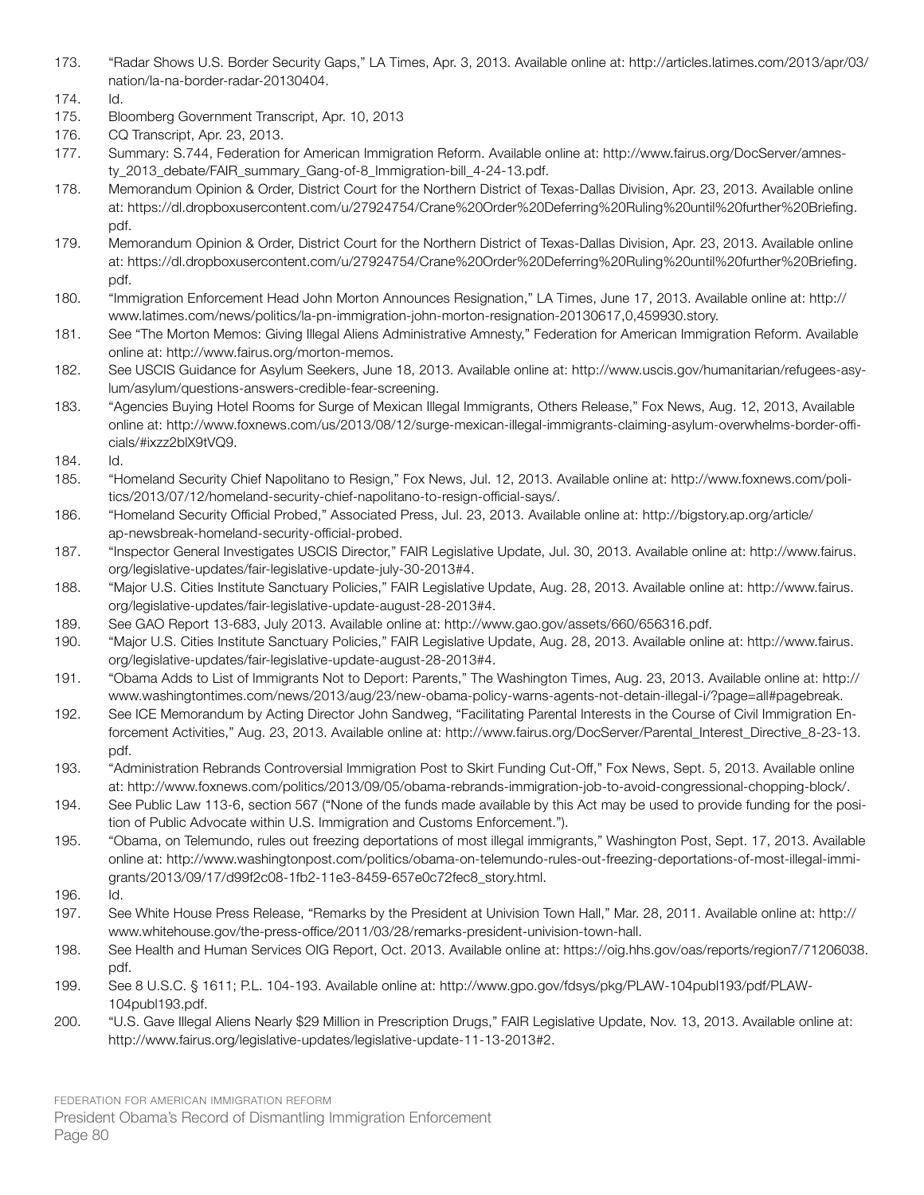173. "Radar Shows U.S. Border Security Gaps," LA Times, Apr. 3, 2013. Available online at: http://articles.latimes.com/2013/apr/03/nation/la-na-border-radar-20130404.
174. Id.
175. Bloomberg Government Transcript, Apr. 10, 2013
176. CQ Transcript, Apr. 23, 2013.
177. Summary: S.744, Federation for American Immigration Reform. Available online at: http://www.fairus.org/DocServer/amnesty_2013_debate/FAIR_summary_Gang-of-8_Immigration-bill_4-24-13.pdf.
178. Memorandum Opinion & Order, District Court for the Northern District of Texas-Dallas Division, Apr. 23, 2013. Available online at: https://dl.dropboxusercontent.com/u/27924754/Crane%20Order%20Deferring%20Ruling%20until%20further%20Briefing.pdf.
179. Memorandum Opinion & Order, District Court for the Northern District of Texas-Dallas Division, Apr. 23, 2013. Available online at: https://dl.dropboxusercontent.com/u/27924754/Crane%20Order%20Deferring%20Ruling%20until%20further%20Briefing.pdf.
180. "Immigration Enforcement Head John Morton Announces Resignation," LA Times, June 17, 2013. Available online at: http://www.latimes.com/news/politics/la-pn-immigration-john-morton-resignation-20130617,0,459930.story.
181. See "The Morton Memos: Giving Illegal Aliens Administrative Amnesty," Federation for American Immigration Reform. Available online at: http://www.fairus.org/morton-memos.
182. See USCIS Guidance for Asylum Seekers, June 18, 2013. Available online at: http://www.uscis.gov/humanitarian/refugees-asylum/asylum/questions-answers-credible-fear-screening.
183. "Agencies Buying Hotel Rooms for Surge of Mexican Illegal Immigrants, Others Release," Fox News, Aug. 12, 2013, Available online at: http://www.foxnews.com/us/2013/08/12/surge-mexican-illegal-immigrants-claiming-asylum-overwhelms-border-officials/#ixzz2blX9tVQ9.
184. Id.
185. "Homeland Security Chief Napolitano to Resign," Fox News, Jul. 12, 2013. Available online at: http://www.foxnews.com/politics/2013/07/12/homeland-security-chief-napolitano-to-resign-official-says/.
186. "Homeland Security Official Probed," Associated Press, Jul. 23, 2013. Available online at: http://bigstory.ap.org/article/ap-newsbreak-homeland-security-official-probed.
187. "Inspector General Investigates USCIS Director," FAIR Legislative Update, Jul. 30, 2013. Available online at: http://www.fairus.org/legislative-updates/fair-legislative-update-july-30-2013#4.
188. "Major U.S. Cities Institute Sanctuary Policies," FAIR Legislative Update, Aug. 28, 2013. Available online at: http://www.fairus.org/legislative-updates/fair-legislative-update-august-28-2013#4.
189. See GAO Report 13-683, July 2013. Available online at: http://www.gao.gov/assets/660/656316.pdf.
190. "Major U.S. Cities Institute Sanctuary Policies," FAIR Legislative Update, Aug. 28, 2013. Available online at: http://www.fairus.org/legislative-updates/fair-legislative-update-august-28-2013#4.
191. "Obama Adds to List of Immigrants Not to Deport: Parents," The Washington Times, Aug. 23, 2013. Available online at: http://www.washingtontimes.com/news/2013/aug/23/new-obama-policy-warns-agents-not-detain-illegal-i/?page=all#pagebreak.
192. See ICE Memorandum by Acting Director John Sandweg, "Facilitating Parental Interests in the Course of Civil Immigration Enforcement Activities," Aug. 23, 2013. Available online at: http://www.fairus.org/DocServer/Parental_Interest_Directive_8-23-13.pdf.
193. "Administration Rebrands Controversial Immigration Post to Skirt Funding Cut-Off," Fox News, Sept. 5, 2013. Available online at: http://www.foxnews.com/politics/2013/09/05/obama-rebrands-immigration-job-to-avoid-congressional-chopping-block/.
194. See Public Law 113-6, section 567 ("None of the funds made available by this Act may be used to provide funding for the position of Public Advocate within U.S. Immigration and Customs Enforcement.").
195. "Obama, on Telemundo, rules out freezing deportations of most illegal immigrants," Washington Post, Sept. 17, 2013. Available online at: http://www.washingtonpost.com/politics/obama-on-telemundo-rules-out-freezing-deportations-of-most-illegal-immigrants/2013/09/17/d99f2c08-1fb2-11e3-8459-657e0c72fec8_story.html.
196. Id.
197. See White House Press Release, "Remarks by the President at Univision Town Hall," Mar. 28, 2011. Available online at: http://www.whitehouse.gov/the-press-office/2011/03/28/remarks-president-univision-town-hall.
198. See Health and Human Services OIG Report, Oct. 2013. Available online at: https://oig.hhs.gov/oas/reports/region7/71206038.pdf.
199. See 8 U.S.C. § 1611; P.L. 104-193. Available online at: http://www.gpo.gov/fdsys/pkg/PLAW-104publ193/pdf/PLAW-104publ193.pdf.
200. "U.S. Gave Illegal Aliens Nearly $29 Million in Prescription Drugs," FAIR Legislative Update, Nov. 13, 2013. Available online at: http://www.fairus.org/legislative-updates/legislative-update-11-13-2013#2.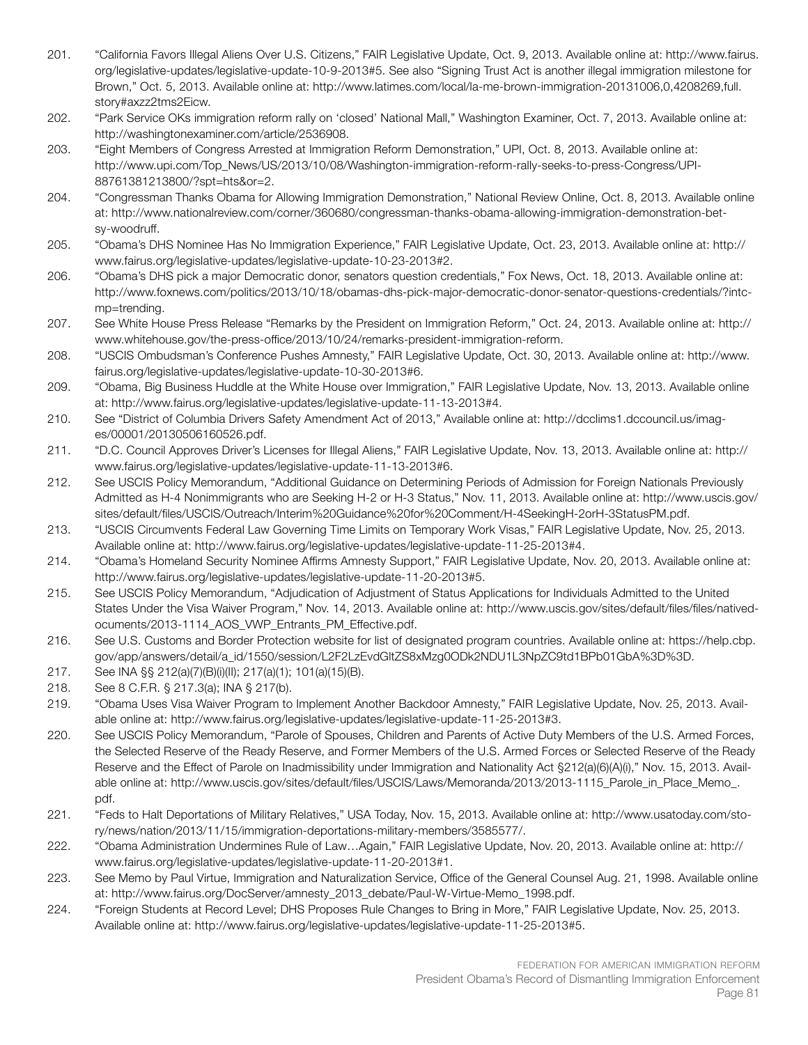201. "California Favors Illegal Aliens Over U.S. Citizens," FAIR Legislative Update, Oct. 9, 2013. Available online at: http://www.fairus.org/legislative-updates/legislative-update-10-9-2013#5. See also "Signing Trust Act is another illegal immigration milestone for Brown," Oct. 5, 2013. Available online at: http://www.latimes.com/local/la-me-brown-immigration-20131006,0,4208269,full.story#axzz2tms2Eicw.
202. "Park Service OKs immigration reform rally on 'closed' National Mall," Washington Examiner, Oct. 7, 2013. Available online at: http://washingtonexaminer.com/article/2536908.
203. "Eight Members of Congress Arrested at Immigration Reform Demonstration," UPI, Oct. 8, 2013. Available online at: http://www.upi.com/Top_News/US/2013/10/08/Washington-immigration-reform-rally-seeks-to-press-Congress/UPI-88761381213800/?spt=hts&or=2.
204. "Congressman Thanks Obama for Allowing Immigration Demonstration," National Review Online, Oct. 8, 2013. Available online at: http://www.nationalreview.com/corner/360680/congressman-thanks-obama-allowing-immigration-demonstration-betsy-woodruff.
205. "Obama's DHS Nominee Has No Immigration Experience," FAIR Legislative Update, Oct. 23, 2013. Available online at: http://www.fairus.org/legislative-updates/legislative-update-10-23-2013#2.
206. "Obama's DHS pick a major Democratic donor, senators question credentials," Fox News, Oct. 18, 2013. Available online at: http://www.foxnews.com/politics/2013/10/18/obamas-dhs-pick-major-democratic-donor-senator-questions-credentials/?intcmp=trending.
207. See White House Press Release "Remarks by the President on Immigration Reform," Oct. 24, 2013. Available online at: http://www.whitehouse.gov/the-press-office/2013/10/24/remarks-president-immigration-reform.
208. "USCIS Ombudsman's Conference Pushes Amnesty," FAIR Legislative Update, Oct. 30, 2013. Available online at: http://www.fairus.org/legislative-updates/legislative-update-10-30-2013#6.
209. "Obama, Big Business Huddle at the White House over Immigration," FAIR Legislative Update, Nov. 13, 2013. Available online at: http://www.fairus.org/legislative-updates/legislative-update-11-13-2013#4.
210. See "District of Columbia Drivers Safety Amendment Act of 2013," Available online at: http://dcclims1.dccouncil.us/images/00001/20130506160526.pdf.
211. "D.C. Council Approves Driver's Licenses for Illegal Aliens," FAIR Legislative Update, Nov. 13, 2013. Available online at: http://www.fairus.org/legislative-updates/legislative-update-11-13-2013#6.
212. See USCIS Policy Memorandum, "Additional Guidance on Determining Periods of Admission for Foreign Nationals Previously Admitted as H-4 Nonimmigrants who are Seeking H-2 or H-3 Status," Nov. 11, 2013. Available online at: http://www.uscis.gov/sites/default/files/USCIS/Outreach/Interim%20Guidance%20for%20Comment/H-4SeekingH-2orH-3StatusPM.pdf.
213. "USCIS Circumvents Federal Law Governing Time Limits on Temporary Work Visas," FAIR Legislative Update, Nov. 25, 2013. Available online at: http://www.fairus.org/legislative-updates/legislative-update-11-25-2013#4.
214. "Obama's Homeland Security Nominee Affirms Amnesty Support," FAIR Legislative Update, Nov. 20, 2013. Available online at: http://www.fairus.org/legislative-updates/legislative-update-11-20-2013#5.
215. See USCIS Policy Memorandum, "Adjudication of Adjustment of Status Applications for Individuals Admitted to the United States Under the Visa Waiver Program," Nov. 14, 2013. Available online at: http://www.uscis.gov/sites/default/files/files/nativedocuments/2013-1114_AOS_VWP_Entrants_PM_Effective.pdf.
216. See U.S. Customs and Border Protection website for list of designated program countries. Available online at: https://help.cbp.gov/app/answers/detail/a_id/1550/session/L2F2LzEvdGltZS8xMzg0ODk2NDU1L3NpZC9td1BPb01GbA%3D%3D.
217. See INA §§ 212(a)(7)(B)(i)(II); 217(a)(1); 101(a)(15)(B).
218. See 8 C.F.R. § 217.3(a); INA § 217(b).
219. "Obama Uses Visa Waiver Program to Implement Another Backdoor Amnesty," FAIR Legislative Update, Nov. 25, 2013. Available online at: http://www.fairus.org/legislative-updates/legislative-update-11-25-2013#3.
220. See USCIS Policy Memorandum, "Parole of Spouses, Children and Parents of Active Duty Members of the U.S. Armed Forces, the Selected Reserve of the Ready Reserve, and Former Members of the U.S. Armed Forces or Selected Reserve of the Ready Reserve and the Effect of Parole on Inadmissibility under Immigration and Nationality Act §212(a)(6)(A)(i)," Nov. 15, 2013. Available online at: http://www.uscis.gov/sites/default/files/USCIS/Laws/Memoranda/2013/2013-1115_Parole_in_Place_Memo_.pdf.
221. "Feds to Halt Deportations of Military Relatives," USA Today, Nov. 15, 2013. Available online at: http://www.usatoday.com/story/news/nation/2013/11/15/immigration-deportations-military-members/3585577/.
222. "Obama Administration Undermines Rule of Law…Again," FAIR Legislative Update, Nov. 20, 2013. Available online at: http://www.fairus.org/legislative-updates/legislative-update-11-20-2013#1.
223. See Memo by Paul Virtue, Immigration and Naturalization Service, Office of the General Counsel Aug. 21, 1998. Available online at: http://www.fairus.org/DocServer/amnesty_2013_debate/Paul-W-Virtue-Memo_1998.pdf.
224. "Foreign Students at Record Level; DHS Proposes Rule Changes to Bring in More," FAIR Legislative Update, Nov. 25, 2013. Available online at: http://www.fairus.org/legislative-updates/legislative-update-11-25-2013#5.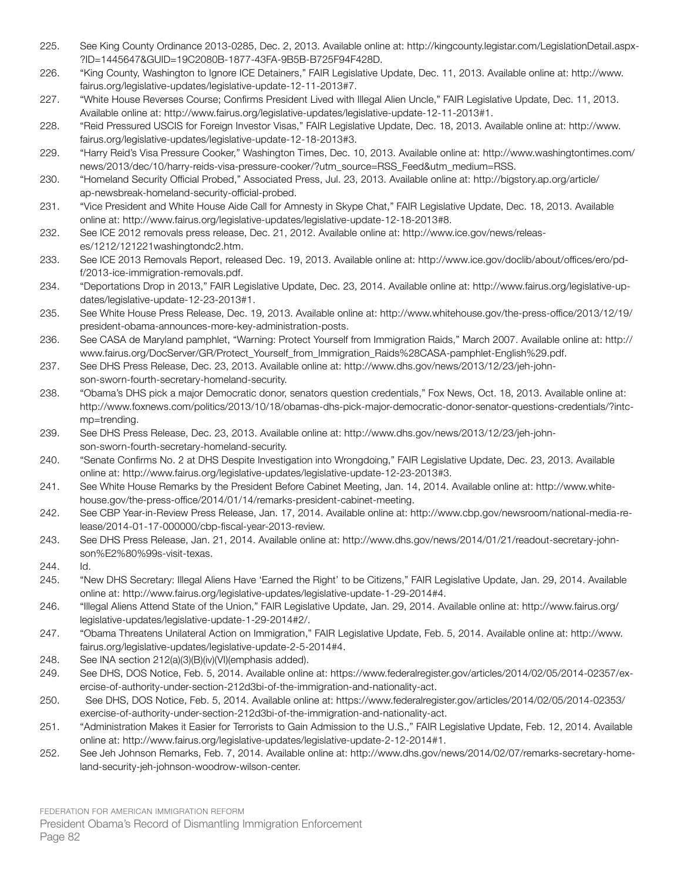225. See King County Ordinance 2013-0285, Dec. 2, 2013. Available online at: http://kingcounty.legistar.com/LegislationDetail.aspx?ID=1445647&GUID=19C2080B-1877-43FA-9B5B-B725F94F428D.
226. "King County, Washington to Ignore ICE Detainers," FAIR Legislative Update, Dec. 11, 2013. Available online at: http://www.fairus.org/legislative-updates/legislative-update-12-11-2013#7.
227. "White House Reverses Course; Confirms President Lived with Illegal Alien Uncle," FAIR Legislative Update, Dec. 11, 2013. Available online at: http://www.fairus.org/legislative-updates/legislative-update-12-11-2013#1.
228. "Reid Pressured USCIS for Foreign Investor Visas," FAIR Legislative Update, Dec. 18, 2013. Available online at: http://www.fairus.org/legislative-updates/legislative-update-12-18-2013#3.
229. "Harry Reid's Visa Pressure Cooker," Washington Times, Dec. 10, 2013. Available online at: http://www.washingtontimes.com/news/2013/dec/10/harry-reids-visa-pressure-cooker/?utm_source=RSS_Feed&utm_medium=RSS.
230. "Homeland Security Official Probed," Associated Press, Jul. 23, 2013. Available online at: http://bigstory.ap.org/article/ap-newsbreak-homeland-security-official-probed.
231. "Vice President and White House Aide Call for Amnesty in Skype Chat," FAIR Legislative Update, Dec. 18, 2013. Available online at: http://www.fairus.org/legislative-updates/legislative-update-12-18-2013#8.
232. See ICE 2012 removals press release, Dec. 21, 2012. Available online at: http://www.ice.gov/news/releases/1212/121221washingtondc2.htm.
233. See ICE 2013 Removals Report, released Dec. 19, 2013. Available online at: http://www.ice.gov/doclib/about/offices/ero/pdf/2013-ice-immigration-removals.pdf.
234. "Deportations Drop in 2013," FAIR Legislative Update, Dec. 23, 2014. Available online at: http://www.fairus.org/legislative-updates/legislative-update-12-23-2013#1.
235. See White House Press Release, Dec. 19, 2013. Available online at: http://www.whitehouse.gov/the-press-office/2013/12/19/president-obama-announces-more-key-administration-posts.
236. See CASA de Maryland pamphlet, "Warning: Protect Yourself from Immigration Raids," March 2007. Available online at: http://www.fairus.org/DocServer/GR/Protect_Yourself_from_Immigration_Raids%28CASA-pamphlet-English%29.pdf.
237. See DHS Press Release, Dec. 23, 2013. Available online at: http://www.dhs.gov/news/2013/12/23/jeh-johnson-sworn-fourth-secretary-homeland-security.
238. "Obama's DHS pick a major Democratic donor, senators question credentials," Fox News, Oct. 18, 2013. Available online at: http://www.foxnews.com/politics/2013/10/18/obamas-dhs-pick-major-democratic-donor-senator-questions-credentials/?intcmp=trending.
239. See DHS Press Release, Dec. 23, 2013. Available online at: http://www.dhs.gov/news/2013/12/23/jeh-johnson-sworn-fourth-secretary-homeland-security.
240. "Senate Confirms No. 2 at DHS Despite Investigation into Wrongdoing," FAIR Legislative Update, Dec. 23, 2013. Available online at: http://www.fairus.org/legislative-updates/legislative-update-12-23-2013#3.
241. See White House Remarks by the President Before Cabinet Meeting, Jan. 14, 2014. Available online at: http://www.whitehouse.gov/the-press-office/2014/01/14/remarks-president-cabinet-meeting.
242. See CBP Year-in-Review Press Release, Jan. 17, 2014. Available online at: http://www.cbp.gov/newsroom/national-media-release/2014-01-17-000000/cbp-fiscal-year-2013-review.
243. See DHS Press Release, Jan. 21, 2014. Available online at: http://www.dhs.gov/news/2014/01/21/readout-secretary-johnson%E2%80%99s-visit-texas.
244. Id.
245. "New DHS Secretary: Illegal Aliens Have 'Earned the Right' to be Citizens," FAIR Legislative Update, Jan. 29, 2014. Available online at: http://www.fairus.org/legislative-updates/legislative-update-1-29-2014#4.
246. "Illegal Aliens Attend State of the Union," FAIR Legislative Update, Jan. 29, 2014. Available online at: http://www.fairus.org/legislative-updates/legislative-update-1-29-2014#2/.
247. "Obama Threatens Unilateral Action on Immigration," FAIR Legislative Update, Feb. 5, 2014. Available online at: http://www.fairus.org/legislative-updates/legislative-update-2-5-2014#4.
248. See INA section 212(a)(3)(B)(iv)(VI)(emphasis added).
249. See DHS, DOS Notice, Feb. 5, 2014. Available online at: https://www.federalregister.gov/articles/2014/02/05/2014-02357/exercise-of-authority-under-section-212d3bi-of-the-immigration-and-nationality-act.
250. See DHS, DOS Notice, Feb. 5, 2014. Available online at: https://www.federalregister.gov/articles/2014/02/05/2014-02353/exercise-of-authority-under-section-212d3bi-of-the-immigration-and-nationality-act.
251. "Administration Makes it Easier for Terrorists to Gain Admission to the U.S.," FAIR Legislative Update, Feb. 12, 2014. Available online at: http://www.fairus.org/legislative-updates/legislative-update-2-12-2014#1.
252. See Jeh Johnson Remarks, Feb. 7, 2014. Available online at: http://www.dhs.gov/news/2014/02/07/remarks-secretary-homeland-security-jeh-johnson-woodrow-wilson-center.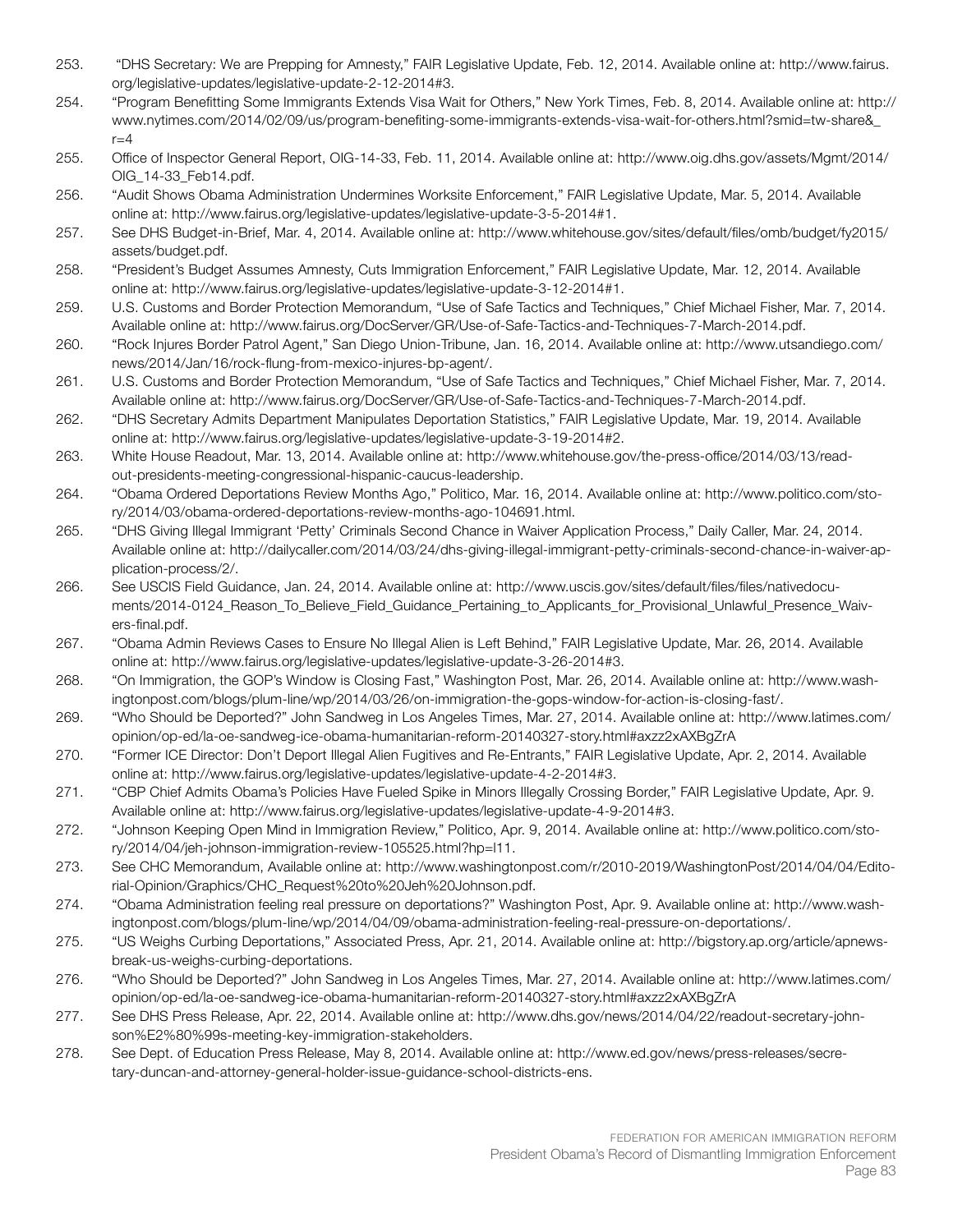253. "DHS Secretary: We are Prepping for Amnesty," FAIR Legislative Update, Feb. 12, 2014. Available online at: http://www.fairus.org/legislative-updates/legislative-update-2-12-2014#3.
254. "Program Benefitting Some Immigrants Extends Visa Wait for Others," New York Times, Feb. 8, 2014. Available online at: http://www.nytimes.com/2014/02/09/us/program-benefiting-some-immigrants-extends-visa-wait-for-others.html?smid=tw-share&_r=4
255. Office of Inspector General Report, OIG-14-33, Feb. 11, 2014. Available online at: http://www.oig.dhs.gov/assets/Mgmt/2014/OIG_14-33_Feb14.pdf.
256. "Audit Shows Obama Administration Undermines Worksite Enforcement," FAIR Legislative Update, Mar. 5, 2014. Available online at: http://www.fairus.org/legislative-updates/legislative-update-3-5-2014#1.
257. See DHS Budget-in-Brief, Mar. 4, 2014. Available online at: http://www.whitehouse.gov/sites/default/files/omb/budget/fy2015/assets/budget.pdf.
258. "President's Budget Assumes Amnesty, Cuts Immigration Enforcement," FAIR Legislative Update, Mar. 12, 2014. Available online at: http://www.fairus.org/legislative-updates/legislative-update-3-12-2014#1.
259. U.S. Customs and Border Protection Memorandum, "Use of Safe Tactics and Techniques," Chief Michael Fisher, Mar. 7, 2014. Available online at: http://www.fairus.org/DocServer/GR/Use-of-Safe-Tactics-and-Techniques-7-March-2014.pdf.
260. "Rock Injures Border Patrol Agent," San Diego Union-Tribune, Jan. 16, 2014. Available online at: http://www.utsandiego.com/news/2014/Jan/16/rock-flung-from-mexico-injures-bp-agent/.
261. U.S. Customs and Border Protection Memorandum, "Use of Safe Tactics and Techniques," Chief Michael Fisher, Mar. 7, 2014. Available online at: http://www.fairus.org/DocServer/GR/Use-of-Safe-Tactics-and-Techniques-7-March-2014.pdf.
262. "DHS Secretary Admits Department Manipulates Deportation Statistics," FAIR Legislative Update, Mar. 19, 2014. Available online at: http://www.fairus.org/legislative-updates/legislative-update-3-19-2014#2.
263. White House Readout, Mar. 13, 2014. Available online at: http://www.whitehouse.gov/the-press-office/2014/03/13/read-out-presidents-meeting-congressional-hispanic-caucus-leadership.
264. "Obama Ordered Deportations Review Months Ago," Politico, Mar. 16, 2014. Available online at: http://www.politico.com/story/2014/03/obama-ordered-deportations-review-months-ago-104691.html.
265. "DHS Giving Illegal Immigrant 'Petty' Criminals Second Chance in Waiver Application Process," Daily Caller, Mar. 24, 2014. Available online at: http://dailycaller.com/2014/03/24/dhs-giving-illegal-immigrant-petty-criminals-second-chance-in-waiver-application-process/2/.
266. See USCIS Field Guidance, Jan. 24, 2014. Available online at: http://www.uscis.gov/sites/default/files/files/nativedocuments/2014-0124_Reason_To_Believe_Field_Guidance_Pertaining_to_Applicants_for_Provisional_Unlawful_Presence_Waivers-final.pdf.
267. "Obama Admin Reviews Cases to Ensure No Illegal Alien is Left Behind," FAIR Legislative Update, Mar. 26, 2014. Available online at: http://www.fairus.org/legislative-updates/legislative-update-3-26-2014#3.
268. "On Immigration, the GOP's Window is Closing Fast," Washington Post, Mar. 26, 2014. Available online at: http://www.washingtonpost.com/blogs/plum-line/wp/2014/03/26/on-immigration-the-gops-window-for-action-is-closing-fast/.
269. "Who Should be Deported?" John Sandweg in Los Angeles Times, Mar. 27, 2014. Available online at: http://www.latimes.com/opinion/op-ed/la-oe-sandweg-ice-obama-humanitarian-reform-20140327-story.html#axzz2xAXBgZrA
270. "Former ICE Director: Don't Deport Illegal Alien Fugitives and Re-Entrants," FAIR Legislative Update, Apr. 2, 2014. Available online at: http://www.fairus.org/legislative-updates/legislative-update-4-2-2014#3.
271. "CBP Chief Admits Obama's Policies Have Fueled Spike in Minors Illegally Crossing Border," FAIR Legislative Update, Apr. 9. Available online at: http://www.fairus.org/legislative-updates/legislative-update-4-9-2014#3.
272. "Johnson Keeping Open Mind in Immigration Review," Politico, Apr. 9, 2014. Available online at: http://www.politico.com/story/2014/04/jeh-johnson-immigration-review-105525.html?hp=l11.
273. See CHC Memorandum, Available online at: http://www.washingtonpost.com/r/2010-2019/WashingtonPost/2014/04/04/Editorial-Opinion/Graphics/CHC_Request%20to%20Jeh%20Johnson.pdf.
274. "Obama Administration feeling real pressure on deportations?" Washington Post, Apr. 9. Available online at: http://www.washingtonpost.com/blogs/plum-line/wp/2014/04/09/obama-administration-feeling-real-pressure-on-deportations/.
275. "US Weighs Curbing Deportations," Associated Press, Apr. 21, 2014. Available online at: http://bigstory.ap.org/article/apnewsbreak-us-weighs-curbing-deportations.
276. "Who Should be Deported?" John Sandweg in Los Angeles Times, Mar. 27, 2014. Available online at: http://www.latimes.com/opinion/op-ed/la-oe-sandweg-ice-obama-humanitarian-reform-20140327-story.html#axzz2xAXBgZrA
277. See DHS Press Release, Apr. 22, 2014. Available online at: http://www.dhs.gov/news/2014/04/22/readout-secretary-johnson%E2%80%99s-meeting-key-immigration-stakeholders.
278. See Dept. of Education Press Release, May 8, 2014. Available online at: http://www.ed.gov/news/press-releases/secretary-duncan-and-attorney-general-holder-issue-guidance-school-districts-ens.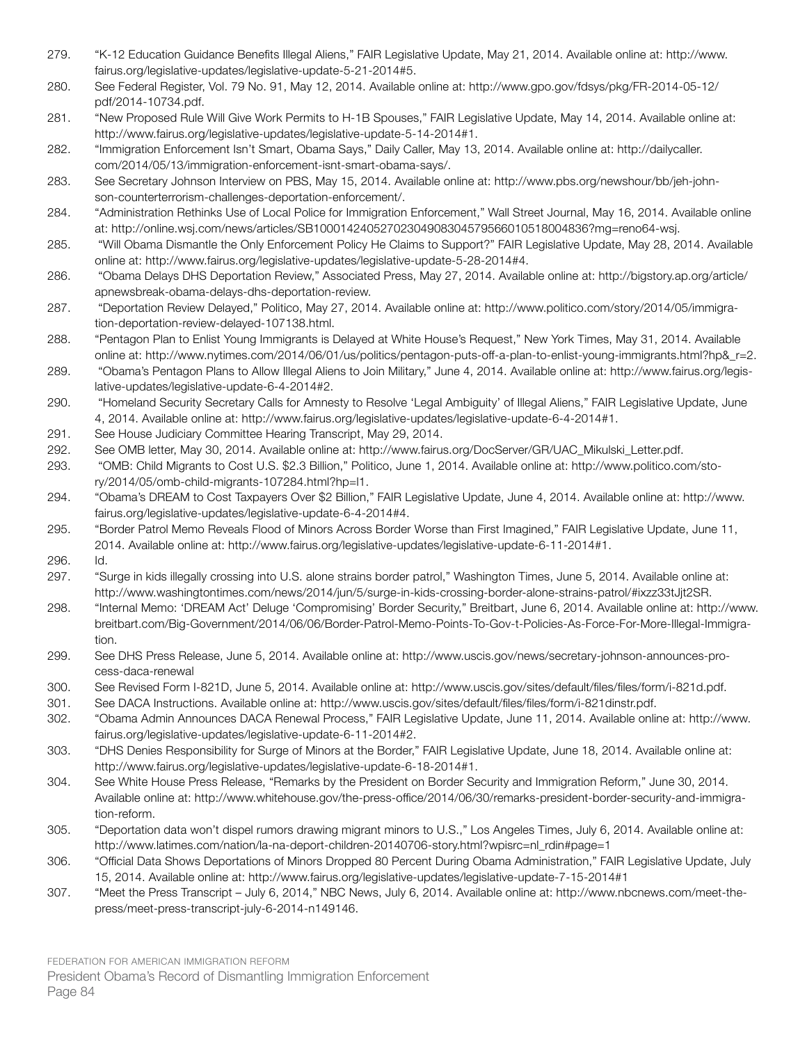279. "K-12 Education Guidance Benefits Illegal Aliens," FAIR Legislative Update, May 21, 2014. Available online at: http://www.fairus.org/legislative-updates/legislative-update-5-21-2014#5.
280. See Federal Register, Vol. 79 No. 91, May 12, 2014. Available online at: http://www.gpo.gov/fdsys/pkg/FR-2014-05-12/pdf/2014-10734.pdf.
281. "New Proposed Rule Will Give Work Permits to H-1B Spouses," FAIR Legislative Update, May 14, 2014. Available online at: http://www.fairus.org/legislative-updates/legislative-update-5-14-2014#1.
282. "Immigration Enforcement Isn't Smart, Obama Says," Daily Caller, May 13, 2014. Available online at: http://dailycaller.com/2014/05/13/immigration-enforcement-isnt-smart-obama-says/.
283. See Secretary Johnson Interview on PBS, May 15, 2014. Available online at: http://www.pbs.org/newshour/bb/jeh-johnson-counterterrorism-challenges-deportation-enforcement/.
284. "Administration Rethinks Use of Local Police for Immigration Enforcement," Wall Street Journal, May 16, 2014. Available online at: http://online.wsj.com/news/articles/SB10001424052702304908304579566010518004836?mg=reno64-wsj.
285. "Will Obama Dismantle the Only Enforcement Policy He Claims to Support?" FAIR Legislative Update, May 28, 2014. Available online at: http://www.fairus.org/legislative-updates/legislative-update-5-28-2014#4.
286. "Obama Delays DHS Deportation Review," Associated Press, May 27, 2014. Available online at: http://bigstory.ap.org/article/apnewsbreak-obama-delays-dhs-deportation-review.
287. "Deportation Review Delayed," Politico, May 27, 2014. Available online at: http://www.politico.com/story/2014/05/immigration-deportation-review-delayed-107138.html.
288. "Pentagon Plan to Enlist Young Immigrants is Delayed at White House's Request," New York Times, May 31, 2014. Available online at: http://www.nytimes.com/2014/06/01/us/politics/pentagon-puts-off-a-plan-to-enlist-young-immigrants.html?hp&_r=2.
289. "Obama's Pentagon Plans to Allow Illegal Aliens to Join Military," June 4, 2014. Available online at: http://www.fairus.org/legislative-updates/legislative-update-6-4-2014#2.
290. "Homeland Security Secretary Calls for Amnesty to Resolve 'Legal Ambiguity' of Illegal Aliens," FAIR Legislative Update, June 4, 2014. Available online at: http://www.fairus.org/legislative-updates/legislative-update-6-4-2014#1.
291. See House Judiciary Committee Hearing Transcript, May 29, 2014.
292. See OMB letter, May 30, 2014. Available online at: http://www.fairus.org/DocServer/GR/UAC_Mikulski_Letter.pdf.
293. "OMB: Child Migrants to Cost U.S. $2.3 Billion," Politico, June 1, 2014. Available online at: http://www.politico.com/story/2014/05/omb-child-migrants-107284.html?hp=l1.
294. "Obama's DREAM to Cost Taxpayers Over $2 Billion," FAIR Legislative Update, June 4, 2014. Available online at: http://www.fairus.org/legislative-updates/legislative-update-6-4-2014#4.
295. "Border Patrol Memo Reveals Flood of Minors Across Border Worse than First Imagined," FAIR Legislative Update, June 11, 2014. Available online at: http://www.fairus.org/legislative-updates/legislative-update-6-11-2014#1.
296. Id.
297. "Surge in kids illegally crossing into U.S. alone strains border patrol," Washington Times, June 5, 2014. Available online at: http://www.washingtontimes.com/news/2014/jun/5/surge-in-kids-crossing-border-alone-strains-patrol/#ixzz33tJjt2SR.
298. "Internal Memo: 'DREAM Act' Deluge 'Compromising' Border Security," Breitbart, June 6, 2014. Available online at: http://www.breitbart.com/Big-Government/2014/06/06/Border-Patrol-Memo-Points-To-Gov-t-Policies-As-Force-For-More-Illegal-Immigration.
299. See DHS Press Release, June 5, 2014. Available online at: http://www.uscis.gov/news/secretary-johnson-announces-process-daca-renewal
300. See Revised Form I-821D, June 5, 2014. Available online at: http://www.uscis.gov/sites/default/files/files/form/i-821d.pdf.
301. See DACA Instructions. Available online at: http://www.uscis.gov/sites/default/files/files/form/i-821dinstr.pdf.
302. "Obama Admin Announces DACA Renewal Process," FAIR Legislative Update, June 11, 2014. Available online at: http://www.fairus.org/legislative-updates/legislative-update-6-11-2014#2.
303. "DHS Denies Responsibility for Surge of Minors at the Border," FAIR Legislative Update, June 18, 2014. Available online at: http://www.fairus.org/legislative-updates/legislative-update-6-18-2014#1.
304. See White House Press Release, "Remarks by the President on Border Security and Immigration Reform," June 30, 2014. Available online at: http://www.whitehouse.gov/the-press-office/2014/06/30/remarks-president-border-security-and-immigration-reform.
305. "Deportation data won't dispel rumors drawing migrant minors to U.S.," Los Angeles Times, July 6, 2014. Available online at: http://www.latimes.com/nation/la-na-deport-children-20140706-story.html?wpisrc=nl_rdin#page=1
306. "Official Data Shows Deportations of Minors Dropped 80 Percent During Obama Administration," FAIR Legislative Update, July 15, 2014. Available online at: http://www.fairus.org/legislative-updates/legislative-update-7-15-2014#1
307. "Meet the Press Transcript – July 6, 2014," NBC News, July 6, 2014. Available online at: http://www.nbcnews.com/meet-the-press/meet-press-transcript-july-6-2014-n149146.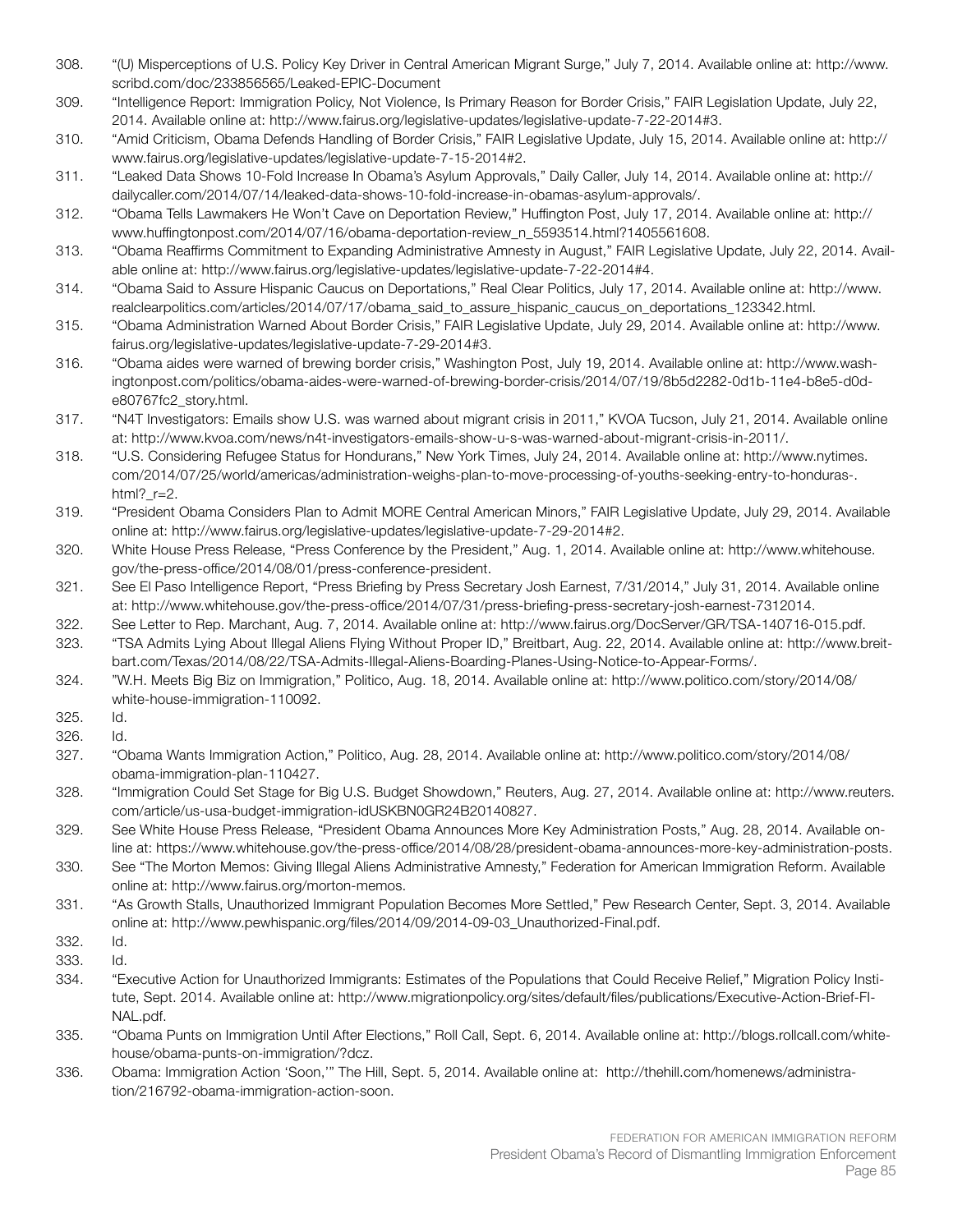308. "(U) Misperceptions of U.S. Policy Key Driver in Central American Migrant Surge," July 7, 2014. Available online at: http://www.scribd.com/doc/233856565/Leaked-EPIC-Document
309. "Intelligence Report: Immigration Policy, Not Violence, Is Primary Reason for Border Crisis," FAIR Legislation Update, July 22, 2014. Available online at: http://www.fairus.org/legislative-updates/legislative-update-7-22-2014#3.
310. "Amid Criticism, Obama Defends Handling of Border Crisis," FAIR Legislative Update, July 15, 2014. Available online at: http://www.fairus.org/legislative-updates/legislative-update-7-15-2014#2.
311. "Leaked Data Shows 10-Fold Increase In Obama's Asylum Approvals," Daily Caller, July 14, 2014. Available online at: http://dailycaller.com/2014/07/14/leaked-data-shows-10-fold-increase-in-obamas-asylum-approvals/.
312. "Obama Tells Lawmakers He Won't Cave on Deportation Review," Huffington Post, July 17, 2014. Available online at: http://www.huffingtonpost.com/2014/07/16/obama-deportation-review_n_5593514.html?1405561608.
313. "Obama Reaffirms Commitment to Expanding Administrative Amnesty in August," FAIR Legislative Update, July 22, 2014. Available online at: http://www.fairus.org/legislative-updates/legislative-update-7-22-2014#4.
314. "Obama Said to Assure Hispanic Caucus on Deportations," Real Clear Politics, July 17, 2014. Available online at: http://www.realclearpolitics.com/articles/2014/07/17/obama_said_to_assure_hispanic_caucus_on_deportations_123342.html.
315. "Obama Administration Warned About Border Crisis," FAIR Legislative Update, July 29, 2014. Available online at: http://www.fairus.org/legislative-updates/legislative-update-7-29-2014#3.
316. "Obama aides were warned of brewing border crisis," Washington Post, July 19, 2014. Available online at: http://www.washingtonpost.com/politics/obama-aides-were-warned-of-brewing-border-crisis/2014/07/19/8b5d2282-0d1b-11e4-b8e5-d0de80767fc2_story.html.
317. "N4T Investigators: Emails show U.S. was warned about migrant crisis in 2011," KVOA Tucson, July 21, 2014. Available online at: http://www.kvoa.com/news/n4t-investigators-emails-show-u-s-was-warned-about-migrant-crisis-in-2011/.
318. "U.S. Considering Refugee Status for Hondurans," New York Times, July 24, 2014. Available online at: http://www.nytimes.com/2014/07/25/world/americas/administration-weighs-plan-to-move-processing-of-youths-seeking-entry-to-honduras-.html?_r=2.
319. "President Obama Considers Plan to Admit MORE Central American Minors," FAIR Legislative Update, July 29, 2014. Available online at: http://www.fairus.org/legislative-updates/legislative-update-7-29-2014#2.
320. White House Press Release, "Press Conference by the President," Aug. 1, 2014. Available online at: http://www.whitehouse.gov/the-press-office/2014/08/01/press-conference-president.
321. See El Paso Intelligence Report, "Press Briefing by Press Secretary Josh Earnest, 7/31/2014," July 31, 2014. Available online at: http://www.whitehouse.gov/the-press-office/2014/07/31/press-briefing-press-secretary-josh-earnest-7312014.
322. See Letter to Rep. Marchant, Aug. 7, 2014. Available online at: http://www.fairus.org/DocServer/GR/TSA-140716-015.pdf.
323. "TSA Admits Lying About Illegal Aliens Flying Without Proper ID," Breitbart, Aug. 22, 2014. Available online at: http://www.breitbart.com/Texas/2014/08/22/TSA-Admits-Illegal-Aliens-Boarding-Planes-Using-Notice-to-Appear-Forms/.
324. "W.H. Meets Big Biz on Immigration," Politico, Aug. 18, 2014. Available online at: http://www.politico.com/story/2014/08/white-house-immigration-110092.
325. Id.
326. Id.
327. "Obama Wants Immigration Action," Politico, Aug. 28, 2014. Available online at: http://www.politico.com/story/2014/08/obama-immigration-plan-110427.
328. "Immigration Could Set Stage for Big U.S. Budget Showdown," Reuters, Aug. 27, 2014. Available online at: http://www.reuters.com/article/us-usa-budget-immigration-idUSKBN0GR24B20140827.
329. See White House Press Release, "President Obama Announces More Key Administration Posts," Aug. 28, 2014. Available online at: https://www.whitehouse.gov/the-press-office/2014/08/28/president-obama-announces-more-key-administration-posts.
330. See "The Morton Memos: Giving Illegal Aliens Administrative Amnesty," Federation for American Immigration Reform. Available online at: http://www.fairus.org/morton-memos.
331. "As Growth Stalls, Unauthorized Immigrant Population Becomes More Settled," Pew Research Center, Sept. 3, 2014. Available online at: http://www.pewhispanic.org/files/2014/09/2014-09-03_Unauthorized-Final.pdf.
332. Id.
333. Id.
334. "Executive Action for Unauthorized Immigrants: Estimates of the Populations that Could Receive Relief," Migration Policy Institute, Sept. 2014. Available online at: http://www.migrationpolicy.org/sites/default/files/publications/Executive-Action-Brief-FINAL.pdf.
335. "Obama Punts on Immigration Until After Elections," Roll Call, Sept. 6, 2014. Available online at: http://blogs.rollcall.com/white-house/obama-punts-on-immigration/?dcz.
336. Obama: Immigration Action 'Soon,'" The Hill, Sept. 5, 2014. Available online at: http://thehill.com/homenews/administration/216792-obama-immigration-action-soon.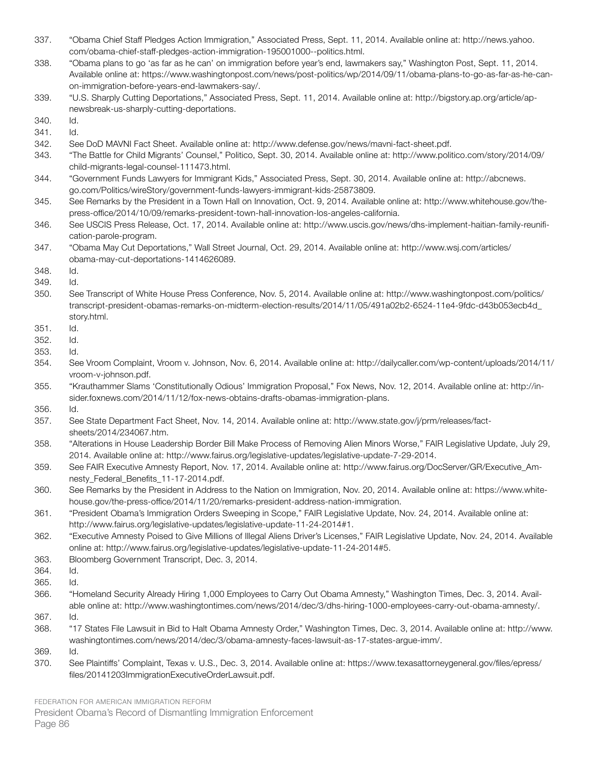337. "Obama Chief Staff Pledges Action Immigration," Associated Press, Sept. 11, 2014. Available online at: http://news.yahoo.com/obama-chief-staff-pledges-action-immigration-195001000--politics.html.
338. "Obama plans to go 'as far as he can' on immigration before year's end, lawmakers say," Washington Post, Sept. 11, 2014. Available online at: https://www.washingtonpost.com/news/post-politics/wp/2014/09/11/obama-plans-to-go-as-far-as-he-can-on-immigration-before-years-end-lawmakers-say/.
339. "U.S. Sharply Cutting Deportations," Associated Press, Sept. 11, 2014. Available online at: http://bigstory.ap.org/article/ap-newsbreak-us-sharply-cutting-deportations.
340. Id.
341. Id.
342. See DoD MAVNI Fact Sheet. Available online at: http://www.defense.gov/news/mavni-fact-sheet.pdf.
343. "The Battle for Child Migrants' Counsel," Politico, Sept. 30, 2014. Available online at: http://www.politico.com/story/2014/09/child-migrants-legal-counsel-111473.html.
344. "Government Funds Lawyers for Immigrant Kids," Associated Press, Sept. 30, 2014. Available online at: http://abcnews.go.com/Politics/wireStory/government-funds-lawyers-immigrant-kids-25873809.
345. See Remarks by the President in a Town Hall on Innovation, Oct. 9, 2014. Available online at: http://www.whitehouse.gov/the-press-office/2014/10/09/remarks-president-town-hall-innovation-los-angeles-california.
346. See USCIS Press Release, Oct. 17, 2014. Available online at: http://www.uscis.gov/news/dhs-implement-haitian-family-reunification-parole-program.
347. "Obama May Cut Deportations," Wall Street Journal, Oct. 29, 2014. Available online at: http://www.wsj.com/articles/obama-may-cut-deportations-1414626089.
348. Id.
349. Id.
350. See Transcript of White House Press Conference, Nov. 5, 2014. Available online at: http://www.washingtonpost.com/politics/transcript-president-obamas-remarks-on-midterm-election-results/2014/11/05/491a02b2-6524-11e4-9fdc-d43b053ecb4d_story.html.
351. Id.
352. Id.
353. Id.
354. See Vroom Complaint, Vroom v. Johnson, Nov. 6, 2014. Available online at: http://dailycaller.com/wp-content/uploads/2014/11/vroom-v-johnson.pdf.
355. "Krauthammer Slams 'Constitutionally Odious' Immigration Proposal," Fox News, Nov. 12, 2014. Available online at: http://insider.foxnews.com/2014/11/12/fox-news-obtains-drafts-obamas-immigration-plans.
356. Id.
357. See State Department Fact Sheet, Nov. 14, 2014. Available online at: http://www.state.gov/j/prm/releases/factsheets/2014/234067.htm.
358. "Alterations in House Leadership Border Bill Make Process of Removing Alien Minors Worse," FAIR Legislative Update, July 29, 2014. Available online at: http://www.fairus.org/legislative-updates/legislative-update-7-29-2014.
359. See FAIR Executive Amnesty Report, Nov. 17, 2014. Available online at: http://www.fairus.org/DocServer/GR/Executive_Amnesty_Federal_Benefits_11-17-2014.pdf.
360. See Remarks by the President in Address to the Nation on Immigration, Nov. 20, 2014. Available online at: https://www.whitehouse.gov/the-press-office/2014/11/20/remarks-president-address-nation-immigration.
361. "President Obama's Immigration Orders Sweeping in Scope," FAIR Legislative Update, Nov. 24, 2014. Available online at: http://www.fairus.org/legislative-updates/legislative-update-11-24-2014#1.
362. "Executive Amnesty Poised to Give Millions of Illegal Aliens Driver's Licenses," FAIR Legislative Update, Nov. 24, 2014. Available online at: http://www.fairus.org/legislative-updates/legislative-update-11-24-2014#5.
363. Bloomberg Government Transcript, Dec. 3, 2014.
364. Id.
365. Id.
366. "Homeland Security Already Hiring 1,000 Employees to Carry Out Obama Amnesty," Washington Times, Dec. 3, 2014. Available online at: http://www.washingtontimes.com/news/2014/dec/3/dhs-hiring-1000-employees-carry-out-obama-amnesty/.
367. Id.
368. "17 States File Lawsuit in Bid to Halt Obama Amnesty Order," Washington Times, Dec. 3, 2014. Available online at: http://www.washingtontimes.com/news/2014/dec/3/obama-amnesty-faces-lawsuit-as-17-states-argue-imm/.
369. Id.
370. See Plaintiffs' Complaint, Texas v. U.S., Dec. 3, 2014. Available online at: https://www.texasattorneygeneral.gov/files/epress/files/20141203ImmigrationExecutiveOrderLawsuit.pdf.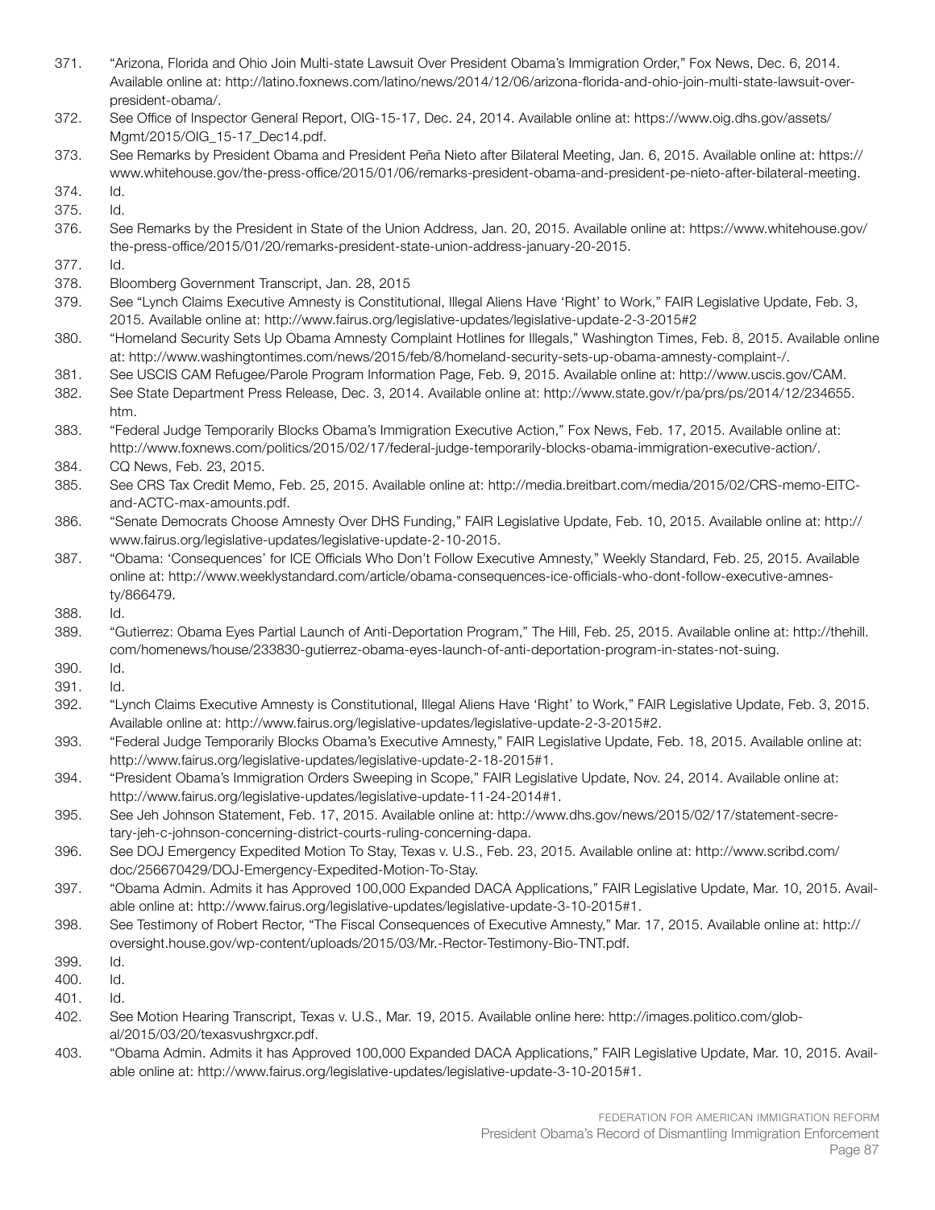371. "Arizona, Florida and Ohio Join Multi-state Lawsuit Over President Obama's Immigration Order," Fox News, Dec. 6, 2014. Available online at: http://latino.foxnews.com/latino/news/2014/12/06/arizona-florida-and-ohio-join-multi-state-lawsuit-over-president-obama/.
372. See Office of Inspector General Report, OIG-15-17, Dec. 24, 2014. Available online at: https://www.oig.dhs.gov/assets/Mgmt/2015/OIG_15-17_Dec14.pdf.
373. See Remarks by President Obama and President Peña Nieto after Bilateral Meeting, Jan. 6, 2015. Available online at: https://www.whitehouse.gov/the-press-office/2015/01/06/remarks-president-obama-and-president-pe-nieto-after-bilateral-meeting.
374. Id.
375. Id.
376. See Remarks by the President in State of the Union Address, Jan. 20, 2015. Available online at: https://www.whitehouse.gov/the-press-office/2015/01/20/remarks-president-state-union-address-january-20-2015.
377. Id.
378. Bloomberg Government Transcript, Jan. 28, 2015
379. See "Lynch Claims Executive Amnesty is Constitutional, Illegal Aliens Have 'Right' to Work," FAIR Legislative Update, Feb. 3, 2015. Available online at: http://www.fairus.org/legislative-updates/legislative-update-2-3-2015#2
380. "Homeland Security Sets Up Obama Amnesty Complaint Hotlines for Illegals," Washington Times, Feb. 8, 2015. Available online at: http://www.washingtontimes.com/news/2015/feb/8/homeland-security-sets-up-obama-amnesty-complaint-/.
381. See USCIS CAM Refugee/Parole Program Information Page, Feb. 9, 2015. Available online at: http://www.uscis.gov/CAM.
382. See State Department Press Release, Dec. 3, 2014. Available online at: http://www.state.gov/r/pa/prs/ps/2014/12/234655.htm.
383. "Federal Judge Temporarily Blocks Obama's Immigration Executive Action," Fox News, Feb. 17, 2015. Available online at: http://www.foxnews.com/politics/2015/02/17/federal-judge-temporarily-blocks-obama-immigration-executive-action/.
384. CQ News, Feb. 23, 2015.
385. See CRS Tax Credit Memo, Feb. 25, 2015. Available online at: http://media.breitbart.com/media/2015/02/CRS-memo-EITC-and-ACTC-max-amounts.pdf.
386. "Senate Democrats Choose Amnesty Over DHS Funding," FAIR Legislative Update, Feb. 10, 2015. Available online at: http://www.fairus.org/legislative-updates/legislative-update-2-10-2015.
387. "Obama: 'Consequences' for ICE Officials Who Don't Follow Executive Amnesty," Weekly Standard, Feb. 25, 2015. Available online at: http://www.weeklystandard.com/article/obama-consequences-ice-officials-who-dont-follow-executive-amnesty/866479.
388. Id.
389. "Gutierrez: Obama Eyes Partial Launch of Anti-Deportation Program," The Hill, Feb. 25, 2015. Available online at: http://thehill.com/homenews/house/233830-gutierrez-obama-eyes-launch-of-anti-deportation-program-in-states-not-suing.
390. Id.
391. Id.
392. "Lynch Claims Executive Amnesty is Constitutional, Illegal Aliens Have 'Right' to Work," FAIR Legislative Update, Feb. 3, 2015. Available online at: http://www.fairus.org/legislative-updates/legislative-update-2-3-2015#2.
393. "Federal Judge Temporarily Blocks Obama's Executive Amnesty," FAIR Legislative Update, Feb. 18, 2015. Available online at: http://www.fairus.org/legislative-updates/legislative-update-2-18-2015#1.
394. "President Obama's Immigration Orders Sweeping in Scope," FAIR Legislative Update, Nov. 24, 2014. Available online at: http://www.fairus.org/legislative-updates/legislative-update-11-24-2014#1.
395. See Jeh Johnson Statement, Feb. 17, 2015. Available online at: http://www.dhs.gov/news/2015/02/17/statement-secretary-jeh-c-johnson-concerning-district-courts-ruling-concerning-dapa.
396. See DOJ Emergency Expedited Motion To Stay, Texas v. U.S., Feb. 23, 2015. Available online at: http://www.scribd.com/doc/256670429/DOJ-Emergency-Expedited-Motion-To-Stay.
397. "Obama Admin. Admits it has Approved 100,000 Expanded DACA Applications," FAIR Legislative Update, Mar. 10, 2015. Available online at: http://www.fairus.org/legislative-updates/legislative-update-3-10-2015#1.
398. See Testimony of Robert Rector, "The Fiscal Consequences of Executive Amnesty," Mar. 17, 2015. Available online at: http://oversight.house.gov/wp-content/uploads/2015/03/Mr.-Rector-Testimony-Bio-TNT.pdf.
399. Id.
400. Id.
401. Id.
402. See Motion Hearing Transcript, Texas v. U.S., Mar. 19, 2015. Available online here: http://images.politico.com/global/2015/03/20/texasvushrgxcr.pdf.
403. "Obama Admin. Admits it has Approved 100,000 Expanded DACA Applications," FAIR Legislative Update, Mar. 10, 2015. Available online at: http://www.fairus.org/legislative-updates/legislative-update-3-10-2015#1.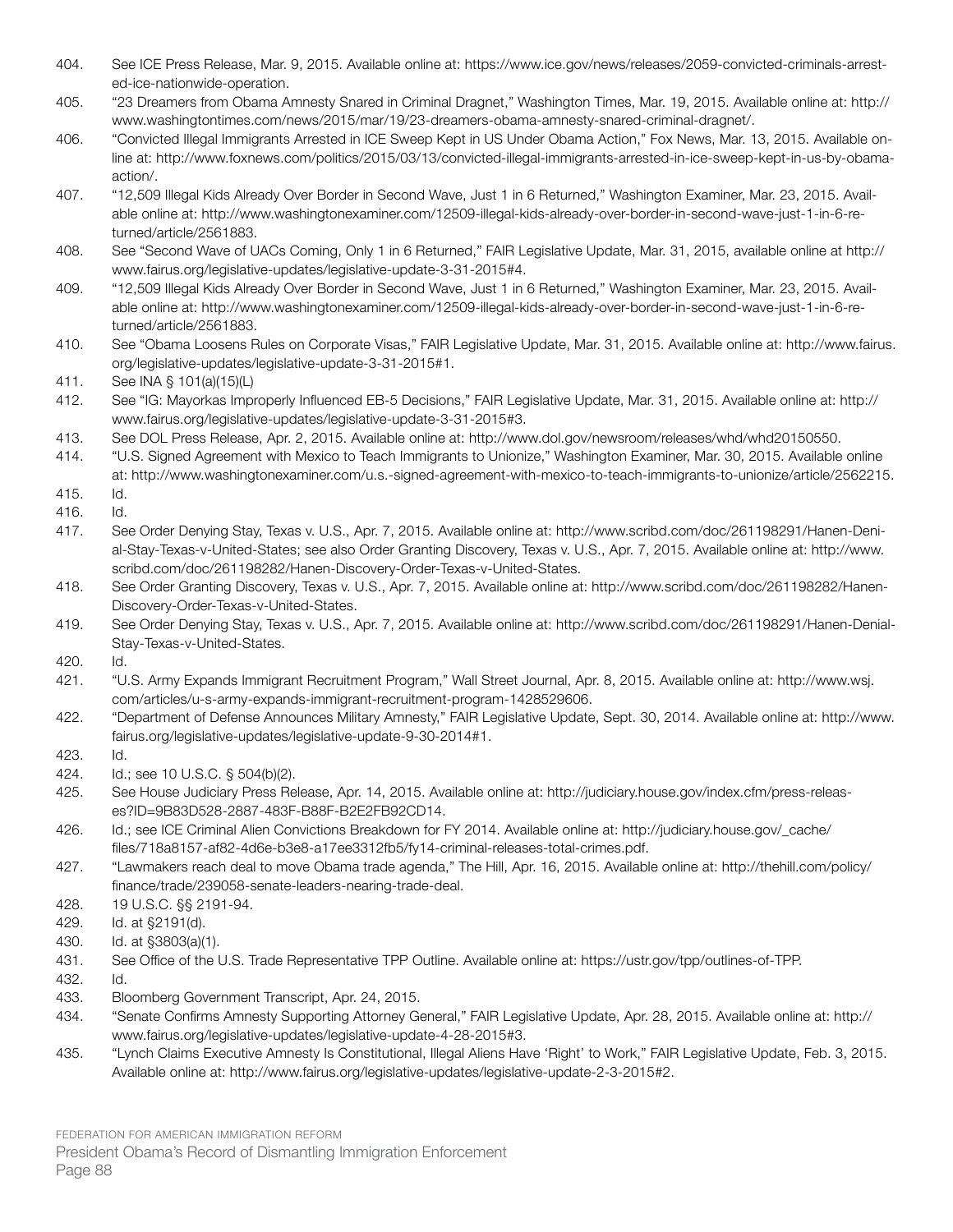404. See ICE Press Release, Mar. 9, 2015. Available online at: https://www.ice.gov/news/releases/2059-convicted-criminals-arrested-ice-nationwide-operation.
405. "23 Dreamers from Obama Amnesty Snared in Criminal Dragnet," Washington Times, Mar. 19, 2015. Available online at: http://www.washingtontimes.com/news/2015/mar/19/23-dreamers-obama-amnesty-snared-criminal-dragnet/.
406. "Convicted Illegal Immigrants Arrested in ICE Sweep Kept in US Under Obama Action," Fox News, Mar. 13, 2015. Available online at: http://www.foxnews.com/politics/2015/03/13/convicted-illegal-immigrants-arrested-in-ice-sweep-kept-in-us-by-obama-action/.
407. "12,509 Illegal Kids Already Over Border in Second Wave, Just 1 in 6 Returned," Washington Examiner, Mar. 23, 2015. Available online at: http://www.washingtonexaminer.com/12509-illegal-kids-already-over-border-in-second-wave-just-1-in-6-returned/article/2561883.
408. See "Second Wave of UACs Coming, Only 1 in 6 Returned," FAIR Legislative Update, Mar. 31, 2015, available online at http://www.fairus.org/legislative-updates/legislative-update-3-31-2015#4.
409. "12,509 Illegal Kids Already Over Border in Second Wave, Just 1 in 6 Returned," Washington Examiner, Mar. 23, 2015. Available online at: http://www.washingtonexaminer.com/12509-illegal-kids-already-over-border-in-second-wave-just-1-in-6-returned/article/2561883.
410. See "Obama Loosens Rules on Corporate Visas," FAIR Legislative Update, Mar. 31, 2015. Available online at: http://www.fairus.org/legislative-updates/legislative-update-3-31-2015#1.
411. See INA § 101(a)(15)(L)
412. See "IG: Mayorkas Improperly Influenced EB-5 Decisions," FAIR Legislative Update, Mar. 31, 2015. Available online at: http://www.fairus.org/legislative-updates/legislative-update-3-31-2015#3.
413. See DOL Press Release, Apr. 2, 2015. Available online at: http://www.dol.gov/newsroom/releases/whd/whd20150550.
414. "U.S. Signed Agreement with Mexico to Teach Immigrants to Unionize," Washington Examiner, Mar. 30, 2015. Available online at: http://www.washingtonexaminer.com/u.s.-signed-agreement-with-mexico-to-teach-immigrants-to-unionize/article/2562215.
415. Id.
416. Id.
417. See Order Denying Stay, Texas v. U.S., Apr. 7, 2015. Available online at: http://www.scribd.com/doc/261198291/Hanen-Denial-Stay-Texas-v-United-States; see also Order Granting Discovery, Texas v. U.S., Apr. 7, 2015. Available online at: http://www.scribd.com/doc/261198282/Hanen-Discovery-Order-Texas-v-United-States.
418. See Order Granting Discovery, Texas v. U.S., Apr. 7, 2015. Available online at: http://www.scribd.com/doc/261198282/Hanen-Discovery-Order-Texas-v-United-States.
419. See Order Denying Stay, Texas v. U.S., Apr. 7, 2015. Available online at: http://www.scribd.com/doc/261198291/Hanen-Denial-Stay-Texas-v-United-States.
420. Id.
421. "U.S. Army Expands Immigrant Recruitment Program," Wall Street Journal, Apr. 8, 2015. Available online at: http://www.wsj.com/articles/u-s-army-expands-immigrant-recruitment-program-1428529606.
422. "Department of Defense Announces Military Amnesty," FAIR Legislative Update, Sept. 30, 2014. Available online at: http://www.fairus.org/legislative-updates/legislative-update-9-30-2014#1.
423. Id.
424. Id.; see 10 U.S.C. § 504(b)(2).
425. See House Judiciary Press Release, Apr. 14, 2015. Available online at: http://judiciary.house.gov/index.cfm/press-releases?ID=9B83D528-2887-483F-B88F-B2E2FB92CD14.
426. Id.; see ICE Criminal Alien Convictions Breakdown for FY 2014. Available online at: http://judiciary.house.gov/_cache/files/718a8157-af82-4d6e-b3e8-a17ee3312fb5/fy14-criminal-releases-total-crimes.pdf.
427. "Lawmakers reach deal to move Obama trade agenda," The Hill, Apr. 16, 2015. Available online at: http://thehill.com/policy/finance/trade/239058-senate-leaders-nearing-trade-deal.
428. 19 U.S.C. §§ 2191-94.
429. Id. at §2191(d).
430. Id. at §3803(a)(1).
431. See Office of the U.S. Trade Representative TPP Outline. Available online at: https://ustr.gov/tpp/outlines-of-TPP.
432. Id.
433. Bloomberg Government Transcript, Apr. 24, 2015.
434. "Senate Confirms Amnesty Supporting Attorney General," FAIR Legislative Update, Apr. 28, 2015. Available online at: http://www.fairus.org/legislative-updates/legislative-update-4-28-2015#3.
435. "Lynch Claims Executive Amnesty Is Constitutional, Illegal Aliens Have 'Right' to Work," FAIR Legislative Update, Feb. 3, 2015. Available online at: http://www.fairus.org/legislative-updates/legislative-update-2-3-2015#2.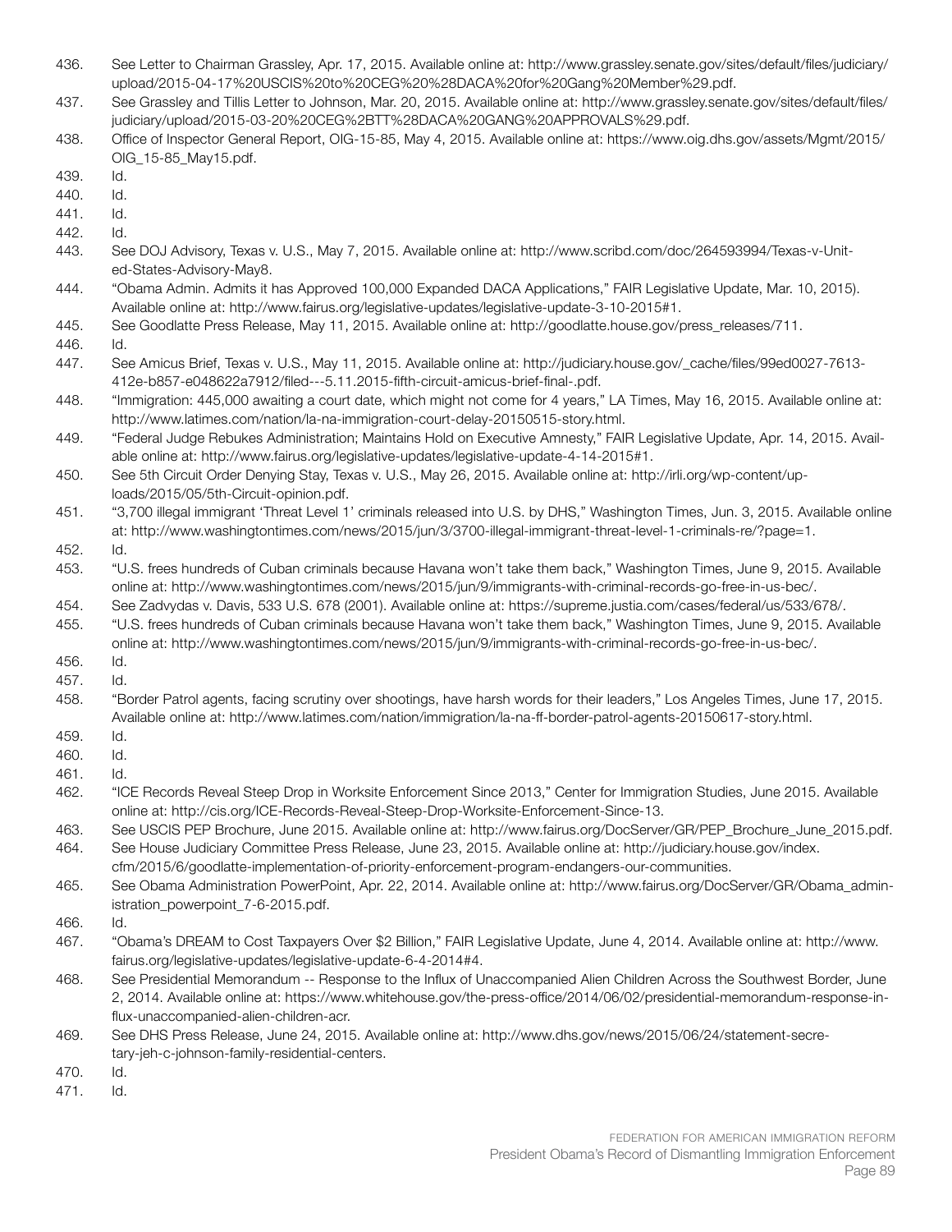436. See Letter to Chairman Grassley, Apr. 17, 2015. Available online at: http://www.grassley.senate.gov/sites/default/files/judiciary/upload/2015-04-17%20USCIS%20to%20CEG%20%28DACA%20for%20Gang%20Member%29.pdf.
437. See Grassley and Tillis Letter to Johnson, Mar. 20, 2015. Available online at: http://www.grassley.senate.gov/sites/default/files/judiciary/upload/2015-03-20%20CEG%2BTT%28DACA%20GANG%20APPROVALS%29.pdf.
438. Office of Inspector General Report, OIG-15-85, May 4, 2015. Available online at: https://www.oig.dhs.gov/assets/Mgmt/2015/OIG_15-85_May15.pdf.
439. Id.
440. Id.
441. Id.
442. Id.
443. See DOJ Advisory, Texas v. U.S., May 7, 2015. Available online at: http://www.scribd.com/doc/264593994/Texas-v-United-States-Advisory-May8.
444. "Obama Admin. Admits it has Approved 100,000 Expanded DACA Applications," FAIR Legislative Update, Mar. 10, 2015). Available online at: http://www.fairus.org/legislative-updates/legislative-update-3-10-2015#1.
445. See Goodlatte Press Release, May 11, 2015. Available online at: http://goodlatte.house.gov/press_releases/711.
446. Id.
447. See Amicus Brief, Texas v. U.S., May 11, 2015. Available online at: http://judiciary.house.gov/_cache/files/99ed0027-7613-412e-b857-e048622a7912/filed---5.11.2015-fifth-circuit-amicus-brief-final-.pdf.
448. "Immigration: 445,000 awaiting a court date, which might not come for 4 years," LA Times, May 16, 2015. Available online at: http://www.latimes.com/nation/la-na-immigration-court-delay-20150515-story.html.
449. "Federal Judge Rebukes Administration; Maintains Hold on Executive Amnesty," FAIR Legislative Update, Apr. 14, 2015. Available online at: http://www.fairus.org/legislative-updates/legislative-update-4-14-2015#1.
450. See 5th Circuit Order Denying Stay, Texas v. U.S., May 26, 2015. Available online at: http://irli.org/wp-content/uploads/2015/05/5th-Circuit-opinion.pdf.
451. "3,700 illegal immigrant 'Threat Level 1' criminals released into U.S. by DHS," Washington Times, Jun. 3, 2015. Available online at: http://www.washingtontimes.com/news/2015/jun/3/3700-illegal-immigrant-threat-level-1-criminals-re/?page=1.
452. Id.
453. "U.S. frees hundreds of Cuban criminals because Havana won't take them back," Washington Times, June 9, 2015. Available online at: http://www.washingtontimes.com/news/2015/jun/9/immigrants-with-criminal-records-go-free-in-us-bec/.
454. See Zadvydas v. Davis, 533 U.S. 678 (2001). Available online at: https://supreme.justia.com/cases/federal/us/533/678/.
455. "U.S. frees hundreds of Cuban criminals because Havana won't take them back," Washington Times, June 9, 2015. Available online at: http://www.washingtontimes.com/news/2015/jun/9/immigrants-with-criminal-records-go-free-in-us-bec/.
456. Id.
457. Id.
458. "Border Patrol agents, facing scrutiny over shootings, have harsh words for their leaders," Los Angeles Times, June 17, 2015. Available online at: http://www.latimes.com/nation/immigration/la-na-ff-border-patrol-agents-20150617-story.html.
459. Id.
460. Id.
461. Id.
462. "ICE Records Reveal Steep Drop in Worksite Enforcement Since 2013," Center for Immigration Studies, June 2015. Available online at: http://cis.org/ICE-Records-Reveal-Steep-Drop-Worksite-Enforcement-Since-13.
463. See USCIS PEP Brochure, June 2015. Available online at: http://www.fairus.org/DocServer/GR/PEP_Brochure_June_2015.pdf.
464. See House Judiciary Committee Press Release, June 23, 2015. Available online at: http://judiciary.house.gov/index.cfm/2015/6/goodlatte-implementation-of-priority-enforcement-program-endangers-our-communities.
465. See Obama Administration PowerPoint, Apr. 22, 2014. Available online at: http://www.fairus.org/DocServer/GR/Obama_administration_powerpoint_7-6-2015.pdf.
466. Id.
467. "Obama's DREAM to Cost Taxpayers Over $2 Billion," FAIR Legislative Update, June 4, 2014. Available online at: http://www.fairus.org/legislative-updates/legislative-update-6-4-2014#4.
468. See Presidential Memorandum -- Response to the Influx of Unaccompanied Alien Children Across the Southwest Border, June 2, 2014. Available online at: https://www.whitehouse.gov/the-press-office/2014/06/02/presidential-memorandum-response-influx-unaccompanied-alien-children-acr.
469. See DHS Press Release, June 24, 2015. Available online at: http://www.dhs.gov/news/2015/06/24/statement-secretary-jeh-c-johnson-family-residential-centers.
470. Id.
471. Id.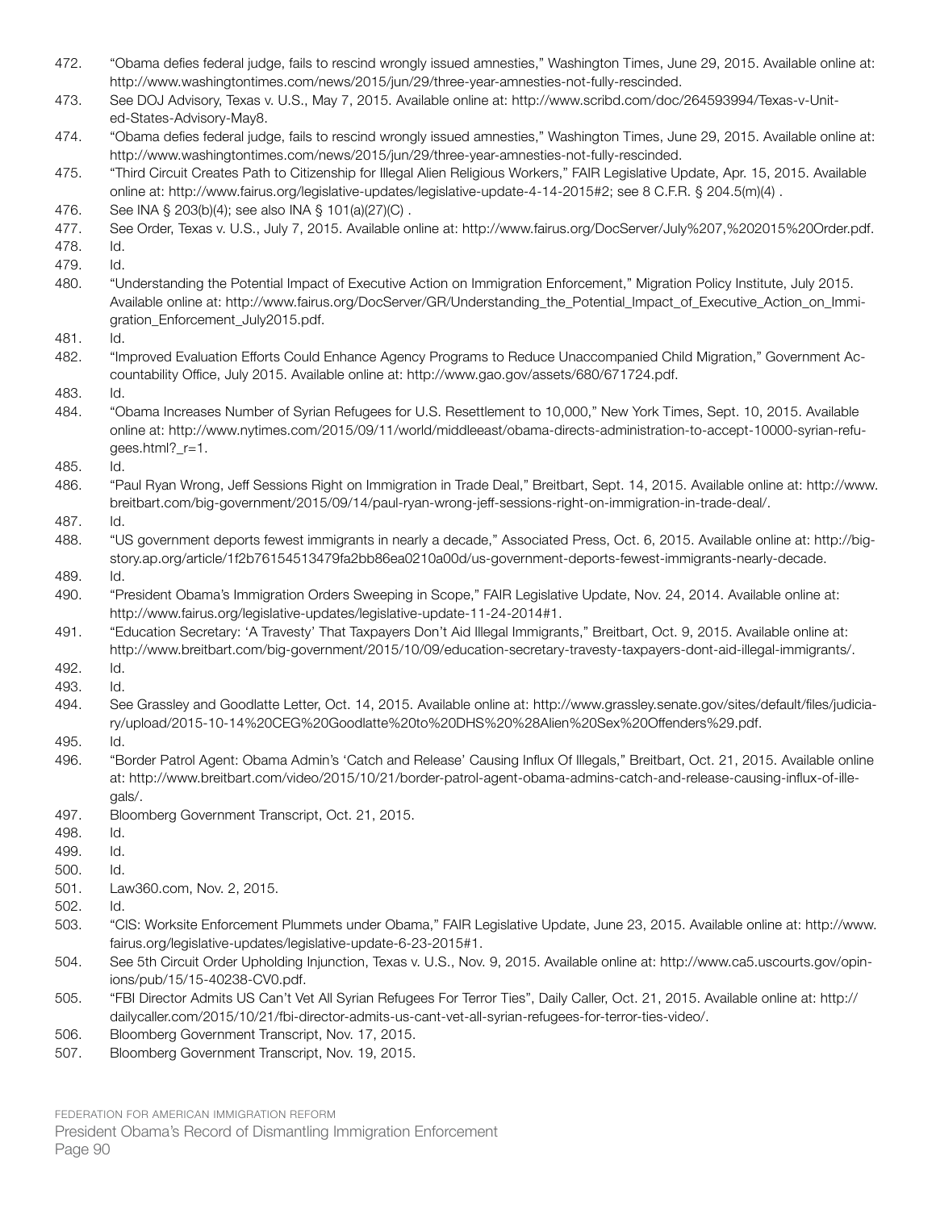472. "Obama defies federal judge, fails to rescind wrongly issued amnesties," Washington Times, June 29, 2015. Available online at: http://www.washingtontimes.com/news/2015/jun/29/three-year-amnesties-not-fully-rescinded.
473. See DOJ Advisory, Texas v. U.S., May 7, 2015. Available online at: http://www.scribd.com/doc/264593994/Texas-v-United-States-Advisory-May8.
474. "Obama defies federal judge, fails to rescind wrongly issued amnesties," Washington Times, June 29, 2015. Available online at: http://www.washingtontimes.com/news/2015/jun/29/three-year-amnesties-not-fully-rescinded.
475. "Third Circuit Creates Path to Citizenship for Illegal Alien Religious Workers," FAIR Legislative Update, Apr. 15, 2015. Available online at: http://www.fairus.org/legislative-updates/legislative-update-4-14-2015#2; see 8 C.F.R. § 204.5(m)(4) .
476. See INA § 203(b)(4); see also INA § 101(a)(27)(C) .
477. See Order, Texas v. U.S., July 7, 2015. Available online at: http://www.fairus.org/DocServer/July%207,%202015%20Order.pdf.
478. Id.
479. Id.
480. "Understanding the Potential Impact of Executive Action on Immigration Enforcement," Migration Policy Institute, July 2015. Available online at: http://www.fairus.org/DocServer/GR/Understanding_the_Potential_Impact_of_Executive_Action_on_Immigration_Enforcement_July2015.pdf.
481. Id.
482. "Improved Evaluation Efforts Could Enhance Agency Programs to Reduce Unaccompanied Child Migration," Government Accountability Office, July 2015. Available online at: http://www.gao.gov/assets/680/671724.pdf.
483. Id.
484. "Obama Increases Number of Syrian Refugees for U.S. Resettlement to 10,000," New York Times, Sept. 10, 2015. Available online at: http://www.nytimes.com/2015/09/11/world/middleeast/obama-directs-administration-to-accept-10000-syrian-refugees.html?_r=1.
485. Id.
486. "Paul Ryan Wrong, Jeff Sessions Right on Immigration in Trade Deal," Breitbart, Sept. 14, 2015. Available online at: http://www.breitbart.com/big-government/2015/09/14/paul-ryan-wrong-jeff-sessions-right-on-immigration-in-trade-deal/.
487. Id.
488. "US government deports fewest immigrants in nearly a decade," Associated Press, Oct. 6, 2015. Available online at: http://bigstory.ap.org/article/1f2b76154513479fa2bb86ea0210a00d/us-government-deports-fewest-immigrants-nearly-decade.
489. Id.
490. "President Obama's Immigration Orders Sweeping in Scope," FAIR Legislative Update, Nov. 24, 2014. Available online at: http://www.fairus.org/legislative-updates/legislative-update-11-24-2014#1.
491. "Education Secretary: 'A Travesty' That Taxpayers Don't Aid Illegal Immigrants," Breitbart, Oct. 9, 2015. Available online at: http://www.breitbart.com/big-government/2015/10/09/education-secretary-travesty-taxpayers-dont-aid-illegal-immigrants/.
492. Id.
493. Id.
494. See Grassley and Goodlatte Letter, Oct. 14, 2015. Available online at: http://www.grassley.senate.gov/sites/default/files/judiciary/upload/2015-10-14%20CEG%20Goodlatte%20to%20DHS%20%28Alien%20Sex%20Offenders%29.pdf.
495. Id.
496. "Border Patrol Agent: Obama Admin's 'Catch and Release' Causing Influx Of Illegals," Breitbart, Oct. 21, 2015. Available online at: http://www.breitbart.com/video/2015/10/21/border-patrol-agent-obama-admins-catch-and-release-causing-influx-of-illegals/.
497. Bloomberg Government Transcript, Oct. 21, 2015.
498. Id.
499. Id.
500. Id.
501. Law360.com, Nov. 2, 2015.
502. Id.
503. "CIS: Worksite Enforcement Plummets under Obama," FAIR Legislative Update, June 23, 2015. Available online at: http://www.fairus.org/legislative-updates/legislative-update-6-23-2015#1.
504. See 5th Circuit Order Upholding Injunction, Texas v. U.S., Nov. 9, 2015. Available online at: http://www.ca5.uscourts.gov/opinions/pub/15/15-40238-CV0.pdf.
505. "FBI Director Admits US Can't Vet All Syrian Refugees For Terror Ties", Daily Caller, Oct. 21, 2015. Available online at: http://dailycaller.com/2015/10/21/fbi-director-admits-us-cant-vet-all-syrian-refugees-for-terror-ties-video/.
506. Bloomberg Government Transcript, Nov. 17, 2015.
507. Bloomberg Government Transcript, Nov. 19, 2015.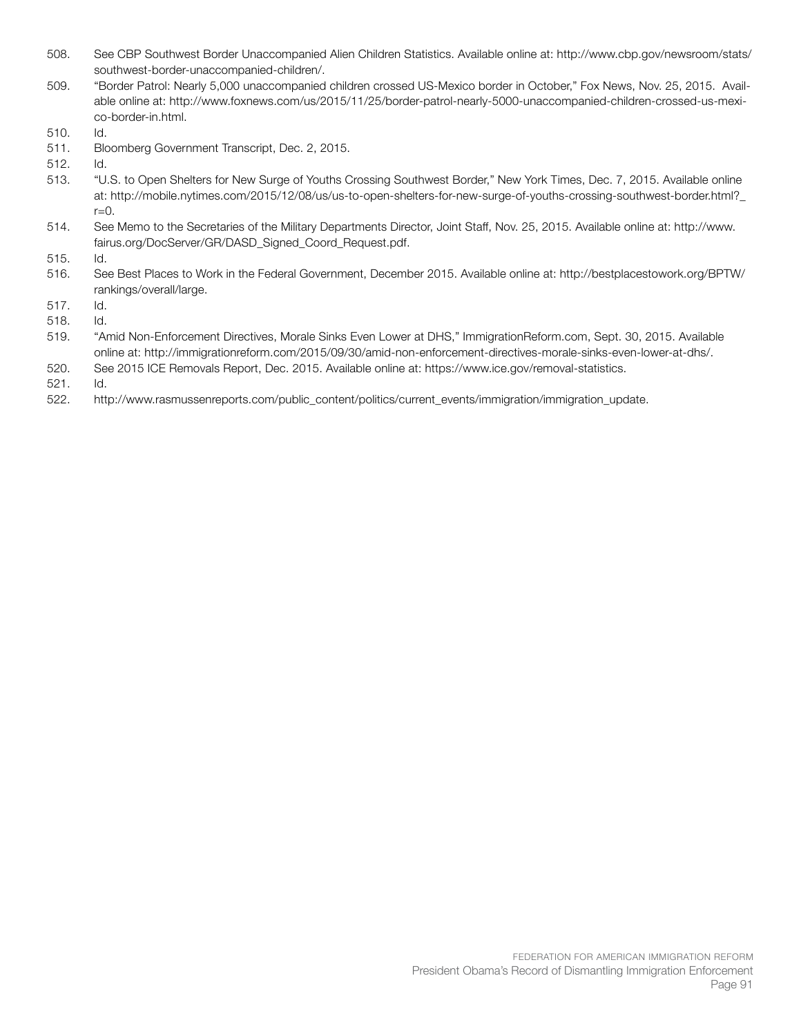508. See CBP Southwest Border Unaccompanied Alien Children Statistics. Available online at: http://www.cbp.gov/newsroom/stats/southwest-border-unaccompanied-children/.
509. "Border Patrol: Nearly 5,000 unaccompanied children crossed US-Mexico border in October," Fox News, Nov. 25, 2015. Available online at: http://www.foxnews.com/us/2015/11/25/border-patrol-nearly-5000-unaccompanied-children-crossed-us-mexico-border-in.html.
510. Id.
511. Bloomberg Government Transcript, Dec. 2, 2015.
512. Id.
513. "U.S. to Open Shelters for New Surge of Youths Crossing Southwest Border," New York Times, Dec. 7, 2015. Available online at: http://mobile.nytimes.com/2015/12/08/us/us-to-open-shelters-for-new-surge-of-youths-crossing-southwest-border.html?_r=0.
514. See Memo to the Secretaries of the Military Departments Director, Joint Staff, Nov. 25, 2015. Available online at: http://www.fairus.org/DocServer/GR/DASD_Signed_Coord_Request.pdf.
515. Id.
516. See Best Places to Work in the Federal Government, December 2015. Available online at: http://bestplacestowork.org/BPTW/rankings/overall/large.
517. Id.
518. Id.
519. "Amid Non-Enforcement Directives, Morale Sinks Even Lower at DHS," ImmigrationReform.com, Sept. 30, 2015. Available online at: http://immigrationreform.com/2015/09/30/amid-non-enforcement-directives-morale-sinks-even-lower-at-dhs/.
520. See 2015 ICE Removals Report, Dec. 2015. Available online at: https://www.ice.gov/removal-statistics.
521. Id.
522. http://www.rasmussenreports.com/public_content/politics/current_events/immigration/immigration_update.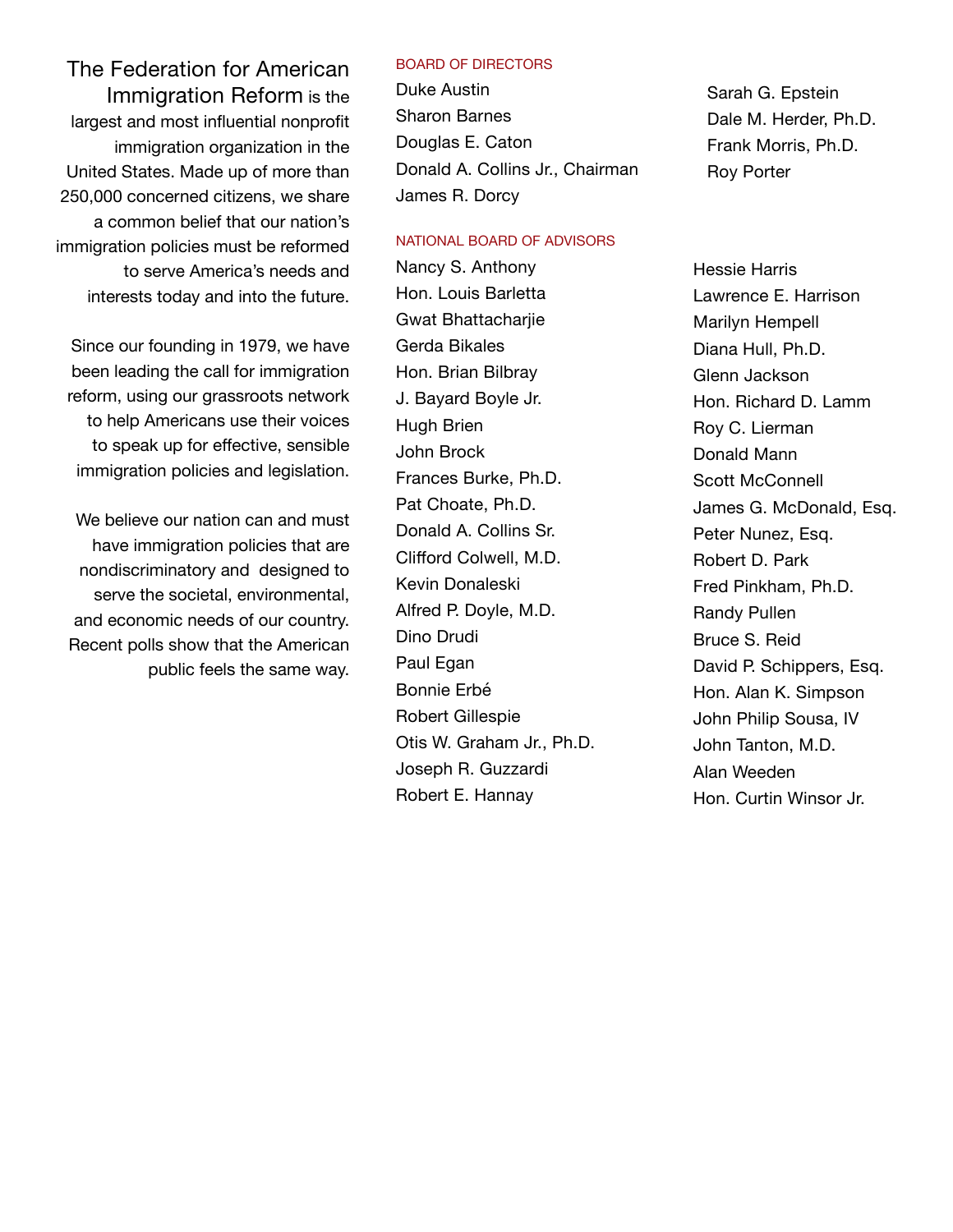**The Federation for American Immigration Reform** is the largest and most influential nonprofit immigration organization in the United States. Made up of more than 250,000 concerned citizens, we share a common belief that our nation's immigration policies must be reformed to serve America's needs and interests today and into the future.

Since our founding in 1979, we have been leading the call for immigration reform, using our grassroots network to help Americans use their voices to speak up for effective, sensible immigration policies and legislation.

We believe our nation can and must have immigration policies that are nondiscriminatory and designed to serve the societal, environmental, and economic needs of our country. Recent polls show that the American public feels the same way.

## BOARD OF DIRECTORS

Duke Austin
Sharon Barnes
Douglas E. Caton
Donald A. Collins Jr., Chairman
James R. Dorcy
Sarah G. Epstein
Dale M. Herder, Ph.D.
Frank Morris, Ph.D.
Roy Porter

## NATIONAL BOARD OF ADVISORS

Nancy S. Anthony
Hon. Louis Barletta
Gwat Bhattacharjie
Gerda Bikales
Hon. Brian Bilbray
J. Bayard Boyle Jr.
Hugh Brien
John Brock
Frances Burke, Ph.D.
Pat Choate, Ph.D.
Donald A. Collins Sr.
Clifford Colwell, M.D.
Kevin Donaleski
Alfred P. Doyle, M.D.
Dino Drudi
Paul Egan
Bonnie Erbé
Robert Gillespie
Otis W. Graham Jr., Ph.D.
Joseph R. Guzzardi
Robert E. Hannay
Hessie Harris
Lawrence E. Harrison
Marilyn Hempell
Diana Hull, Ph.D.
Glenn Jackson
Hon. Richard D. Lamm
Roy C. Lierman
Donald Mann
Scott McConnell
James G. McDonald, Esq.
Peter Nunez, Esq.
Robert D. Park
Fred Pinkham, Ph.D.
Randy Pullen
Bruce S. Reid
David P. Schippers, Esq.
Hon. Alan K. Simpson
John Philip Sousa, IV
John Tanton, M.D.
Alan Weeden
Hon. Curtin Winsor Jr.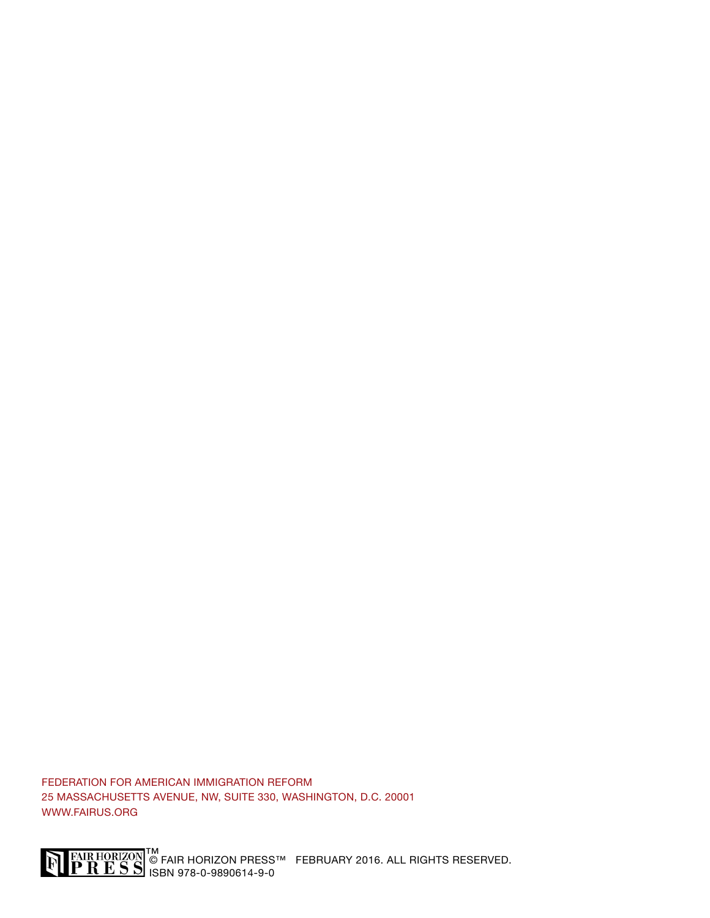FEDERATION FOR AMERICAN IMMIGRATION REFORM
25 MASSACHUSETTS AVENUE, NW, SUITE 330, WASHINGTON, D.C. 20001
WWW.FAIRUS.ORG

FAIR HORIZON PRESS™ © FAIR HORIZON PRESS™ FEBRUARY 2016. ALL RIGHTS RESERVED.
ISBN 978-0-9890614-9-0